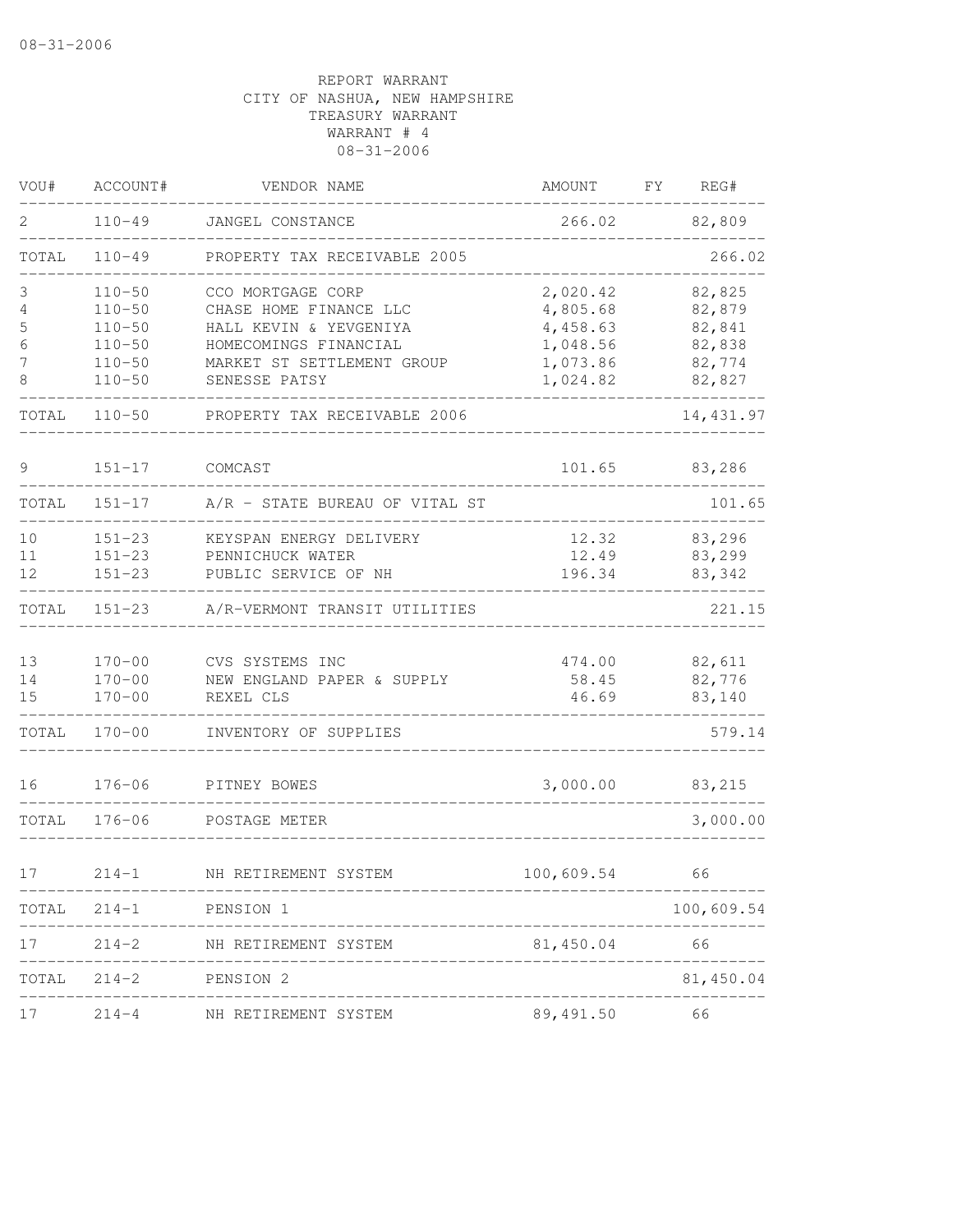REPORT WARRANT
CITY OF NASHUA, NEW HAMPSHIRE
TREASURY WARRANT
WARRANT # 4
08-31-2006

| VOU# | ACCOUNT# | VENDOR NAME | AMOUNT | FY | REG# |
|---|---|---|---|---|---|
| 2 | 110-49 | JANGEL CONSTANCE | 266.02 | | 82,809 |
| TOTAL | 110-49 | PROPERTY TAX RECEIVABLE 2005 | | | 266.02 |
| 3 | 110-50 | CCO MORTGAGE CORP | 2,020.42 | | 82,825 |
| 4 | 110-50 | CHASE HOME FINANCE LLC | 4,805.68 | | 82,879 |
| 5 | 110-50 | HALL KEVIN & YEVGENIYA | 4,458.63 | | 82,841 |
| 6 | 110-50 | HOMECOMINGS FINANCIAL | 1,048.56 | | 82,838 |
| 7 | 110-50 | MARKET ST SETTLEMENT GROUP | 1,073.86 | | 82,774 |
| 8 | 110-50 | SENESSE PATSY | 1,024.82 | | 82,827 |
| TOTAL | 110-50 | PROPERTY TAX RECEIVABLE 2006 | | | 14,431.97 |
| 9 | 151-17 | COMCAST | 101.65 | | 83,286 |
| TOTAL | 151-17 | A/R - STATE BUREAU OF VITAL ST | | | 101.65 |
| 10 | 151-23 | KEYSPAN ENERGY DELIVERY | 12.32 | | 83,296 |
| 11 | 151-23 | PENNICHUCK WATER | 12.49 | | 83,299 |
| 12 | 151-23 | PUBLIC SERVICE OF NH | 196.34 | | 83,342 |
| TOTAL | 151-23 | A/R-VERMONT TRANSIT UTILITIES | | | 221.15 |
| 13 | 170-00 | CVS SYSTEMS INC | 474.00 | | 82,611 |
| 14 | 170-00 | NEW ENGLAND PAPER & SUPPLY | 58.45 | | 82,776 |
| 15 | 170-00 | REXEL CLS | 46.69 | | 83,140 |
| TOTAL | 170-00 | INVENTORY OF SUPPLIES | | | 579.14 |
| 16 | 176-06 | PITNEY BOWES | 3,000.00 | | 83,215 |
| TOTAL | 176-06 | POSTAGE METER | | | 3,000.00 |
| 17 | 214-1 | NH RETIREMENT SYSTEM | 100,609.54 | | 66 |
| TOTAL | 214-1 | PENSION 1 | | | 100,609.54 |
| 17 | 214-2 | NH RETIREMENT SYSTEM | 81,450.04 | | 66 |
| TOTAL | 214-2 | PENSION 2 | | | 81,450.04 |
| 17 | 214-4 | NH RETIREMENT SYSTEM | 89,491.50 | | 66 |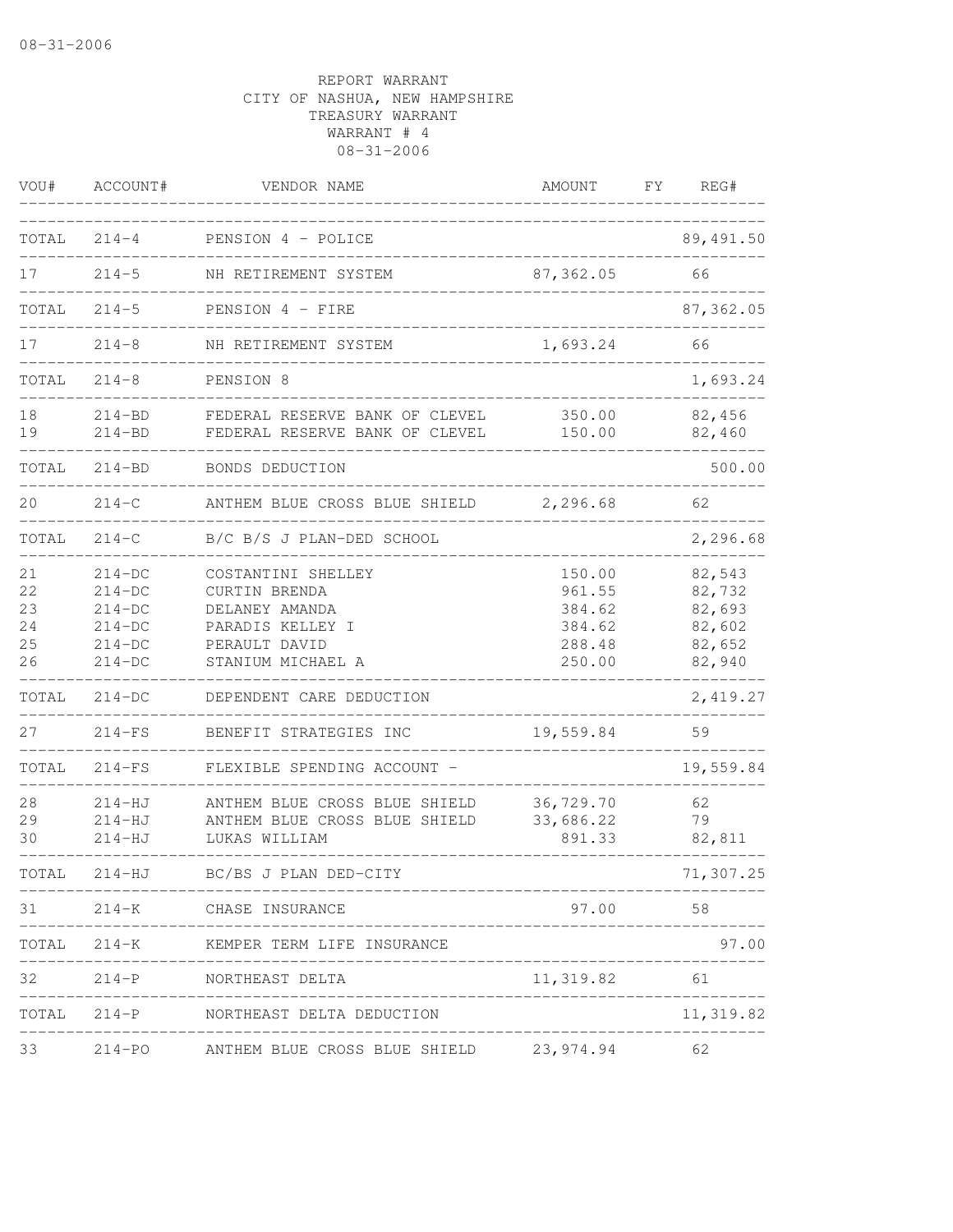REPORT WARRANT
CITY OF NASHUA, NEW HAMPSHIRE
TREASURY WARRANT
WARRANT # 4
08-31-2006

| VOU# | ACCOUNT# | VENDOR NAME | AMOUNT | FY | REG# |
|---|---|---|---|---|---|
| TOTAL | 214-4 | PENSION 4 - POLICE | | | 89,491.50 |
| 17 | 214-5 | NH RETIREMENT SYSTEM | 87,362.05 | | 66 |
| TOTAL | 214-5 | PENSION 4 - FIRE | | | 87,362.05 |
| 17 | 214-8 | NH RETIREMENT SYSTEM | 1,693.24 | | 66 |
| TOTAL | 214-8 | PENSION 8 | | | 1,693.24 |
| 18 | 214-BD | FEDERAL RESERVE BANK OF CLEVEL | 350.00 | | 82,456 |
| 19 | 214-BD | FEDERAL RESERVE BANK OF CLEVEL | 150.00 | | 82,460 |
| TOTAL | 214-BD | BONDS DEDUCTION | | | 500.00 |
| 20 | 214-C | ANTHEM BLUE CROSS BLUE SHIELD | 2,296.68 | | 62 |
| TOTAL | 214-C | B/C B/S J PLAN-DED SCHOOL | | | 2,296.68 |
| 21 | 214-DC | COSTANTINI SHELLEY | 150.00 | | 82,543 |
| 22 | 214-DC | CURTIN BRENDA | 961.55 | | 82,732 |
| 23 | 214-DC | DELANEY AMANDA | 384.62 | | 82,693 |
| 24 | 214-DC | PARADIS KELLEY I | 384.62 | | 82,602 |
| 25 | 214-DC | PERAULT DAVID | 288.48 | | 82,652 |
| 26 | 214-DC | STANIUM MICHAEL A | 250.00 | | 82,940 |
| TOTAL | 214-DC | DEPENDENT CARE DEDUCTION | | | 2,419.27 |
| 27 | 214-FS | BENEFIT STRATEGIES INC | 19,559.84 | | 59 |
| TOTAL | 214-FS | FLEXIBLE SPENDING ACCOUNT - | | | 19,559.84 |
| 28 | 214-HJ | ANTHEM BLUE CROSS BLUE SHIELD | 36,729.70 | | 62 |
| 29 | 214-HJ | ANTHEM BLUE CROSS BLUE SHIELD | 33,686.22 | | 79 |
| 30 | 214-HJ | LUKAS WILLIAM | 891.33 | | 82,811 |
| TOTAL | 214-HJ | BC/BS J PLAN DED-CITY | | | 71,307.25 |
| 31 | 214-K | CHASE INSURANCE | 97.00 | | 58 |
| TOTAL | 214-K | KEMPER TERM LIFE INSURANCE | | | 97.00 |
| 32 | 214-P | NORTHEAST DELTA | 11,319.82 | | 61 |
| TOTAL | 214-P | NORTHEAST DELTA DEDUCTION | | | 11,319.82 |
| 33 | 214-PO | ANTHEM BLUE CROSS BLUE SHIELD | 23,974.94 | | 62 |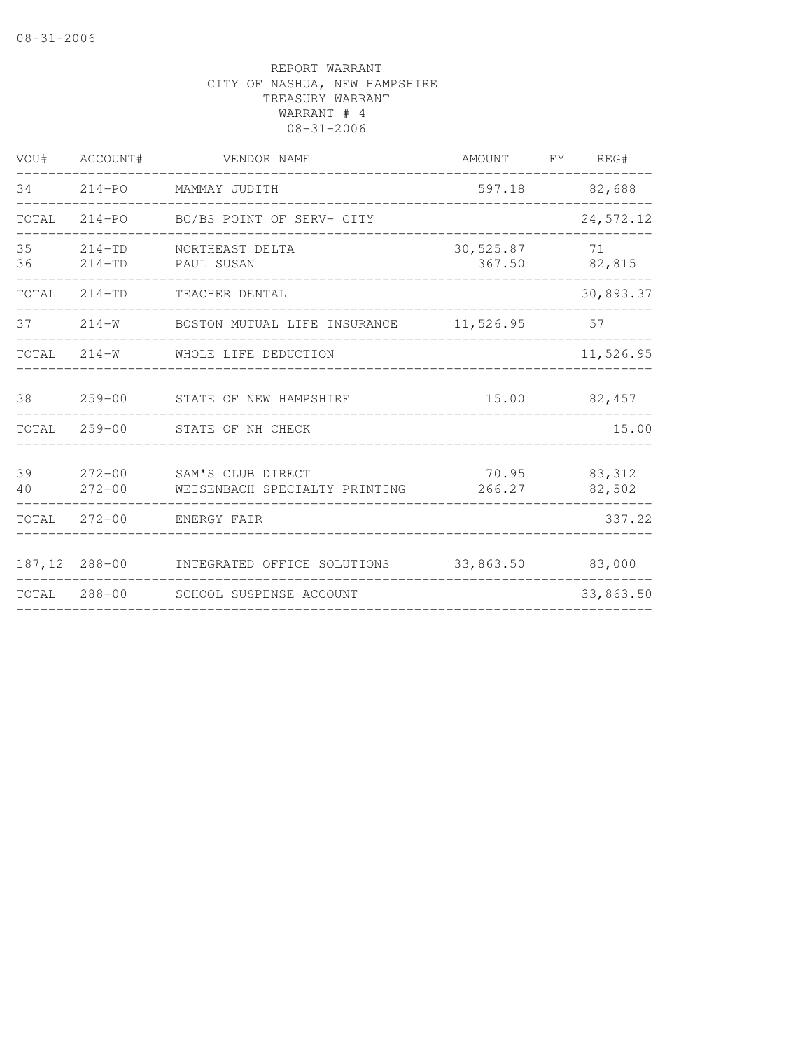REPORT WARRANT
CITY OF NASHUA, NEW HAMPSHIRE
TREASURY WARRANT
WARRANT # 4
08-31-2006

| VOU# | ACCOUNT# | VENDOR NAME | AMOUNT | FY | REG# |
|---|---|---|---|---|---|
| 34 | 214-PO | MAMMAY JUDITH | 597.18 | | 82,688 |
| TOTAL | 214-PO | BC/BS POINT OF SERV- CITY | | | 24,572.12 |
| 35 | 214-TD | NORTHEAST DELTA | 30,525.87 | | 71 |
| 36 | 214-TD | PAUL SUSAN | 367.50 | | 82,815 |
| TOTAL | 214-TD | TEACHER DENTAL | | | 30,893.37 |
| 37 | 214-W | BOSTON MUTUAL LIFE INSURANCE | 11,526.95 | | 57 |
| TOTAL | 214-W | WHOLE LIFE DEDUCTION | | | 11,526.95 |
| 38 | 259-00 | STATE OF NEW HAMPSHIRE | 15.00 | | 82,457 |
| TOTAL | 259-00 | STATE OF NH CHECK | | | 15.00 |
| 39 | 272-00 | SAM'S CLUB DIRECT | 70.95 | | 83,312 |
| 40 | 272-00 | WEISENBACH SPECIALTY PRINTING | 266.27 | | 82,502 |
| TOTAL | 272-00 | ENERGY FAIR | | | 337.22 |
| 187,12 | 288-00 | INTEGRATED OFFICE SOLUTIONS | 33,863.50 | | 83,000 |
| TOTAL | 288-00 | SCHOOL SUSPENSE ACCOUNT | | | 33,863.50 |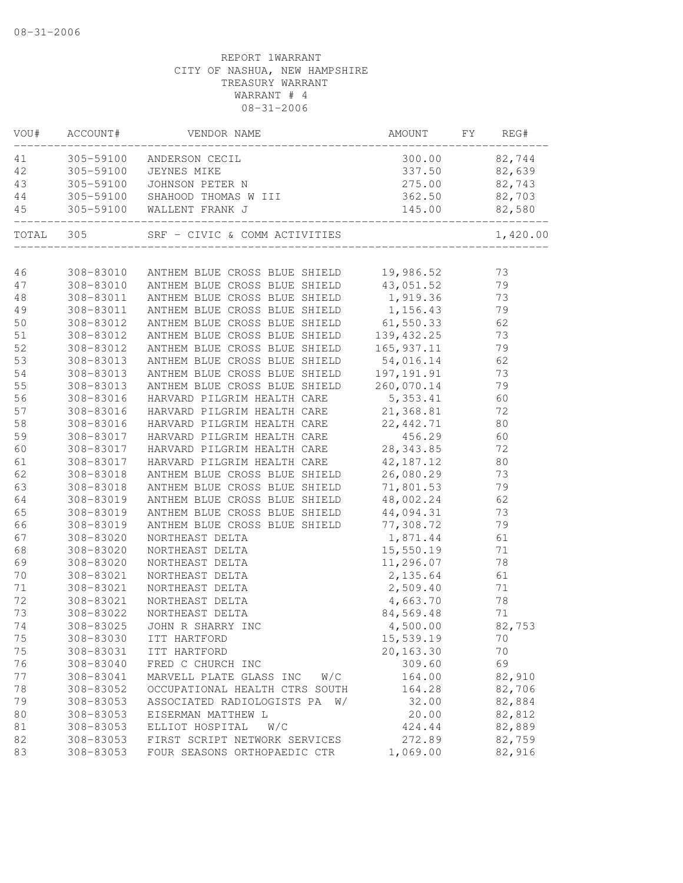REPORT 1WARRANT
CITY OF NASHUA, NEW HAMPSHIRE
TREASURY WARRANT
WARRANT # 4
08-31-2006

| VOU# | ACCOUNT# | VENDOR NAME | AMOUNT | FY | REG# |
|---|---|---|---|---|---|
| 41 | 305-59100 | ANDERSON CECIL | 300.00 | | 82,744 |
| 42 | 305-59100 | JEYNES MIKE | 337.50 | | 82,639 |
| 43 | 305-59100 | JOHNSON PETER N | 275.00 | | 82,743 |
| 44 | 305-59100 | SHAHOOD THOMAS W III | 362.50 | | 82,703 |
| 45 | 305-59100 | WALLENT FRANK J | 145.00 | | 82,580 |
| TOTAL | 305 | SRF - CIVIC & COMM ACTIVITIES | | | 1,420.00 |
| 46 | 308-83010 | ANTHEM BLUE CROSS BLUE SHIELD | 19,986.52 | | 73 |
| 47 | 308-83010 | ANTHEM BLUE CROSS BLUE SHIELD | 43,051.52 | | 79 |
| 48 | 308-83011 | ANTHEM BLUE CROSS BLUE SHIELD | 1,919.36 | | 73 |
| 49 | 308-83011 | ANTHEM BLUE CROSS BLUE SHIELD | 1,156.43 | | 79 |
| 50 | 308-83012 | ANTHEM BLUE CROSS BLUE SHIELD | 61,550.33 | | 62 |
| 51 | 308-83012 | ANTHEM BLUE CROSS BLUE SHIELD | 139,432.25 | | 73 |
| 52 | 308-83012 | ANTHEM BLUE CROSS BLUE SHIELD | 165,937.11 | | 79 |
| 53 | 308-83013 | ANTHEM BLUE CROSS BLUE SHIELD | 54,016.14 | | 62 |
| 54 | 308-83013 | ANTHEM BLUE CROSS BLUE SHIELD | 197,191.91 | | 73 |
| 55 | 308-83013 | ANTHEM BLUE CROSS BLUE SHIELD | 260,070.14 | | 79 |
| 56 | 308-83016 | HARVARD PILGRIM HEALTH CARE | 5,353.41 | | 60 |
| 57 | 308-83016 | HARVARD PILGRIM HEALTH CARE | 21,368.81 | | 72 |
| 58 | 308-83016 | HARVARD PILGRIM HEALTH CARE | 22,442.71 | | 80 |
| 59 | 308-83017 | HARVARD PILGRIM HEALTH CARE | 456.29 | | 60 |
| 60 | 308-83017 | HARVARD PILGRIM HEALTH CARE | 28,343.85 | | 72 |
| 61 | 308-83017 | HARVARD PILGRIM HEALTH CARE | 42,187.12 | | 80 |
| 62 | 308-83018 | ANTHEM BLUE CROSS BLUE SHIELD | 26,080.29 | | 73 |
| 63 | 308-83018 | ANTHEM BLUE CROSS BLUE SHIELD | 71,801.53 | | 79 |
| 64 | 308-83019 | ANTHEM BLUE CROSS BLUE SHIELD | 48,002.24 | | 62 |
| 65 | 308-83019 | ANTHEM BLUE CROSS BLUE SHIELD | 44,094.31 | | 73 |
| 66 | 308-83019 | ANTHEM BLUE CROSS BLUE SHIELD | 77,308.72 | | 79 |
| 67 | 308-83020 | NORTHEAST DELTA | 1,871.44 | | 61 |
| 68 | 308-83020 | NORTHEAST DELTA | 15,550.19 | | 71 |
| 69 | 308-83020 | NORTHEAST DELTA | 11,296.07 | | 78 |
| 70 | 308-83021 | NORTHEAST DELTA | 2,135.64 | | 61 |
| 71 | 308-83021 | NORTHEAST DELTA | 2,509.40 | | 71 |
| 72 | 308-83021 | NORTHEAST DELTA | 4,663.70 | | 78 |
| 73 | 308-83022 | NORTHEAST DELTA | 84,569.48 | | 71 |
| 74 | 308-83025 | JOHN R SHARRY INC | 4,500.00 | | 82,753 |
| 75 | 308-83030 | ITT HARTFORD | 15,539.19 | | 70 |
| 75 | 308-83031 | ITT HARTFORD | 20,163.30 | | 70 |
| 76 | 308-83040 | FRED C CHURCH INC | 309.60 | | 69 |
| 77 | 308-83041 | MARVELL PLATE GLASS INC W/C | 164.00 | | 82,910 |
| 78 | 308-83052 | OCCUPATIONAL HEALTH CTRS SOUTH | 164.28 | | 82,706 |
| 79 | 308-83053 | ASSOCIATED RADIOLOGISTS PA W/ | 32.00 | | 82,884 |
| 80 | 308-83053 | EISERMAN MATTHEW L | 20.00 | | 82,812 |
| 81 | 308-83053 | ELLIOT HOSPITAL W/C | 424.44 | | 82,889 |
| 82 | 308-83053 | FIRST SCRIPT NETWORK SERVICES | 272.89 | | 82,759 |
| 83 | 308-83053 | FOUR SEASONS ORTHOPAEDIC CTR | 1,069.00 | | 82,916 |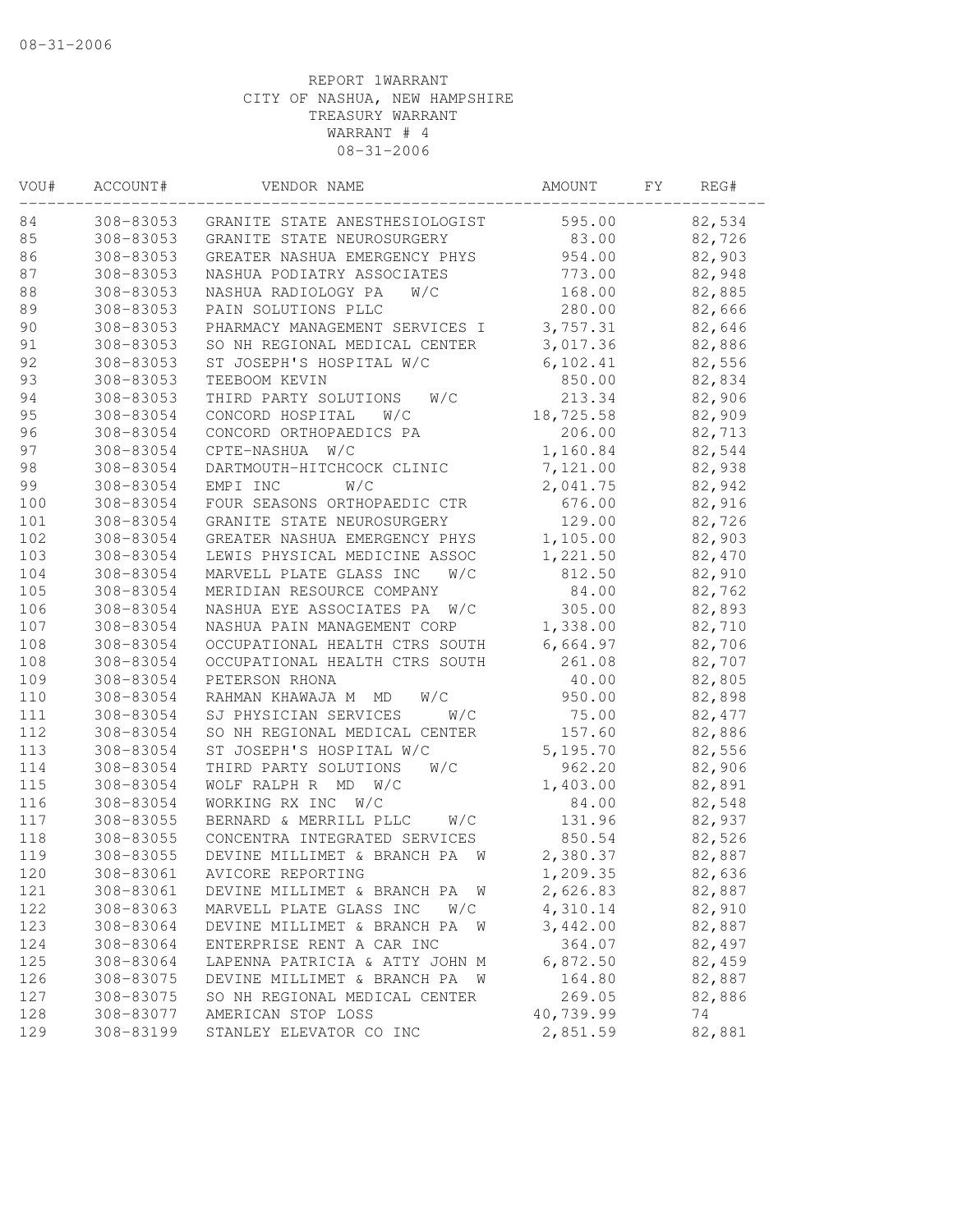08-31-2006

REPORT 1WARRANT
CITY OF NASHUA, NEW HAMPSHIRE
TREASURY WARRANT
WARRANT # 4
08-31-2006

| VOU# | ACCOUNT# | VENDOR NAME | AMOUNT | FY | REG# |
|---|---|---|---|---|---|
| 84 | 308-83053 | GRANITE STATE ANESTHESIOLOGIST | 595.00 | | 82,534 |
| 85 | 308-83053 | GRANITE STATE NEUROSURGERY | 83.00 | | 82,726 |
| 86 | 308-83053 | GREATER NASHUA EMERGENCY PHYS | 954.00 | | 82,903 |
| 87 | 308-83053 | NASHUA PODIATRY ASSOCIATES | 773.00 | | 82,948 |
| 88 | 308-83053 | NASHUA RADIOLOGY PA W/C | 168.00 | | 82,885 |
| 89 | 308-83053 | PAIN SOLUTIONS PLLC | 280.00 | | 82,666 |
| 90 | 308-83053 | PHARMACY MANAGEMENT SERVICES I | 3,757.31 | | 82,646 |
| 91 | 308-83053 | SO NH REGIONAL MEDICAL CENTER | 3,017.36 | | 82,886 |
| 92 | 308-83053 | ST JOSEPH'S HOSPITAL W/C | 6,102.41 | | 82,556 |
| 93 | 308-83053 | TEEBOOM KEVIN | 850.00 | | 82,834 |
| 94 | 308-83053 | THIRD PARTY SOLUTIONS W/C | 213.34 | | 82,906 |
| 95 | 308-83054 | CONCORD HOSPITAL W/C | 18,725.58 | | 82,909 |
| 96 | 308-83054 | CONCORD ORTHOPAEDICS PA | 206.00 | | 82,713 |
| 97 | 308-83054 | CPTE-NASHUA W/C | 1,160.84 | | 82,544 |
| 98 | 308-83054 | DARTMOUTH-HITCHCOCK CLINIC | 7,121.00 | | 82,938 |
| 99 | 308-83054 | EMPI INC W/C | 2,041.75 | | 82,942 |
| 100 | 308-83054 | FOUR SEASONS ORTHOPAEDIC CTR | 676.00 | | 82,916 |
| 101 | 308-83054 | GRANITE STATE NEUROSURGERY | 129.00 | | 82,726 |
| 102 | 308-83054 | GREATER NASHUA EMERGENCY PHYS | 1,105.00 | | 82,903 |
| 103 | 308-83054 | LEWIS PHYSICAL MEDICINE ASSOC | 1,221.50 | | 82,470 |
| 104 | 308-83054 | MARVELL PLATE GLASS INC W/C | 812.50 | | 82,910 |
| 105 | 308-83054 | MERIDIAN RESOURCE COMPANY | 84.00 | | 82,762 |
| 106 | 308-83054 | NASHUA EYE ASSOCIATES PA W/C | 305.00 | | 82,893 |
| 107 | 308-83054 | NASHUA PAIN MANAGEMENT CORP | 1,338.00 | | 82,710 |
| 108 | 308-83054 | OCCUPATIONAL HEALTH CTRS SOUTH | 6,664.97 | | 82,706 |
| 108 | 308-83054 | OCCUPATIONAL HEALTH CTRS SOUTH | 261.08 | | 82,707 |
| 109 | 308-83054 | PETERSON RHONA | 40.00 | | 82,805 |
| 110 | 308-83054 | RAHMAN KHAWAJA M MD W/C | 950.00 | | 82,898 |
| 111 | 308-83054 | SJ PHYSICIAN SERVICES W/C | 75.00 | | 82,477 |
| 112 | 308-83054 | SO NH REGIONAL MEDICAL CENTER | 157.60 | | 82,886 |
| 113 | 308-83054 | ST JOSEPH'S HOSPITAL W/C | 5,195.70 | | 82,556 |
| 114 | 308-83054 | THIRD PARTY SOLUTIONS W/C | 962.20 | | 82,906 |
| 115 | 308-83054 | WOLF RALPH R MD W/C | 1,403.00 | | 82,891 |
| 116 | 308-83054 | WORKING RX INC W/C | 84.00 | | 82,548 |
| 117 | 308-83055 | BERNARD & MERRILL PLLC W/C | 131.96 | | 82,937 |
| 118 | 308-83055 | CONCENTRA INTEGRATED SERVICES | 850.54 | | 82,526 |
| 119 | 308-83055 | DEVINE MILLIMET & BRANCH PA W | 2,380.37 | | 82,887 |
| 120 | 308-83061 | AVICORE REPORTING | 1,209.35 | | 82,636 |
| 121 | 308-83061 | DEVINE MILLIMET & BRANCH PA W | 2,626.83 | | 82,887 |
| 122 | 308-83063 | MARVELL PLATE GLASS INC W/C | 4,310.14 | | 82,910 |
| 123 | 308-83064 | DEVINE MILLIMET & BRANCH PA W | 3,442.00 | | 82,887 |
| 124 | 308-83064 | ENTERPRISE RENT A CAR INC | 364.07 | | 82,497 |
| 125 | 308-83064 | LAPENNA PATRICIA & ATTY JOHN M | 6,872.50 | | 82,459 |
| 126 | 308-83075 | DEVINE MILLIMET & BRANCH PA W | 164.80 | | 82,887 |
| 127 | 308-83075 | SO NH REGIONAL MEDICAL CENTER | 269.05 | | 82,886 |
| 128 | 308-83077 | AMERICAN STOP LOSS | 40,739.99 | | 74 |
| 129 | 308-83199 | STANLEY ELEVATOR CO INC | 2,851.59 | | 82,881 |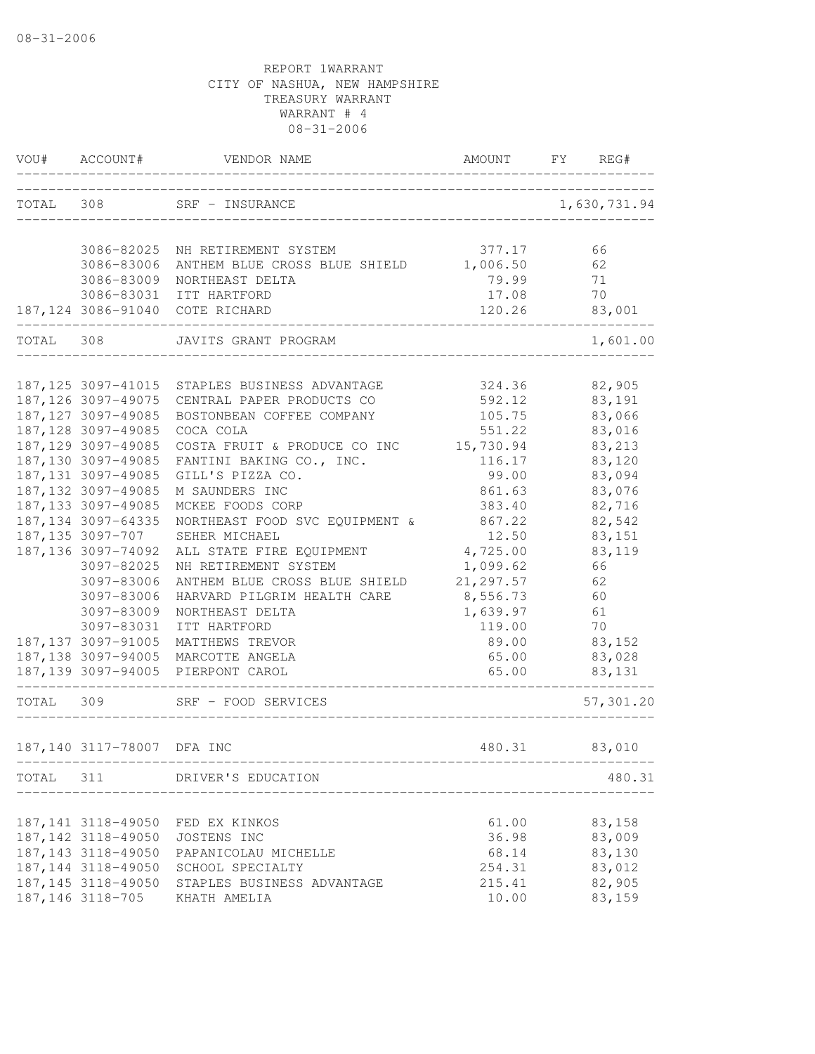08-31-2006

REPORT 1WARRANT
CITY OF NASHUA, NEW HAMPSHIRE
TREASURY WARRANT
WARRANT # 4
08-31-2006

| VOU# | ACCOUNT# | VENDOR NAME | AMOUNT | FY | REG# |
|---|---|---|---|---|---|
| TOTAL | 308 | SRF - INSURANCE | | | 1,630,731.94 |
| | 3086-82025 | NH RETIREMENT SYSTEM | 377.17 | | 66 |
| | 3086-83006 | ANTHEM BLUE CROSS BLUE SHIELD | 1,006.50 | | 62 |
| | 3086-83009 | NORTHEAST DELTA | 79.99 | | 71 |
| | 3086-83031 | ITT HARTFORD | 17.08 | | 70 |
| 187,124 | 3086-91040 | COTE RICHARD | 120.26 | | 83,001 |
| TOTAL | 308 | JAVITS GRANT PROGRAM | | | 1,601.00 |
| 187,125 | 3097-41015 | STAPLES BUSINESS ADVANTAGE | 324.36 | | 82,905 |
| 187,126 | 3097-49075 | CENTRAL PAPER PRODUCTS CO | 592.12 | | 83,191 |
| 187,127 | 3097-49085 | BOSTONBEAN COFFEE COMPANY | 105.75 | | 83,066 |
| 187,128 | 3097-49085 | COCA COLA | 551.22 | | 83,016 |
| 187,129 | 3097-49085 | COSTA FRUIT & PRODUCE CO INC | 15,730.94 | | 83,213 |
| 187,130 | 3097-49085 | FANTINI BAKING CO., INC. | 116.17 | | 83,120 |
| 187,131 | 3097-49085 | GILL'S PIZZA CO. | 99.00 | | 83,094 |
| 187,132 | 3097-49085 | M SAUNDERS INC | 861.63 | | 83,076 |
| 187,133 | 3097-49085 | MCKEE FOODS CORP | 383.40 | | 82,716 |
| 187,134 | 3097-64335 | NORTHEAST FOOD SVC EQUIPMENT & | 867.22 | | 82,542 |
| 187,135 | 3097-707 | SEHER MICHAEL | 12.50 | | 83,151 |
| 187,136 | 3097-74092 | ALL STATE FIRE EQUIPMENT | 4,725.00 | | 83,119 |
| | 3097-82025 | NH RETIREMENT SYSTEM | 1,099.62 | | 66 |
| | 3097-83006 | ANTHEM BLUE CROSS BLUE SHIELD | 21,297.57 | | 62 |
| | 3097-83006 | HARVARD PILGRIM HEALTH CARE | 8,556.73 | | 60 |
| | 3097-83009 | NORTHEAST DELTA | 1,639.97 | | 61 |
| | 3097-83031 | ITT HARTFORD | 119.00 | | 70 |
| 187,137 | 3097-91005 | MATTHEWS TREVOR | 89.00 | | 83,152 |
| 187,138 | 3097-94005 | MARCOTTE ANGELA | 65.00 | | 83,028 |
| 187,139 | 3097-94005 | PIERPONT CAROL | 65.00 | | 83,131 |
| TOTAL | 309 | SRF - FOOD SERVICES | | | 57,301.20 |
| 187,140 | 3117-78007 | DFA INC | 480.31 | | 83,010 |
| TOTAL | 311 | DRIVER'S EDUCATION | | | 480.31 |
| 187,141 | 3118-49050 | FED EX KINKOS | 61.00 | | 83,158 |
| 187,142 | 3118-49050 | JOSTENS INC | 36.98 | | 83,009 |
| 187,143 | 3118-49050 | PAPANICOLAU MICHELLE | 68.14 | | 83,130 |
| 187,144 | 3118-49050 | SCHOOL SPECIALTY | 254.31 | | 83,012 |
| 187,145 | 3118-49050 | STAPLES BUSINESS ADVANTAGE | 215.41 | | 82,905 |
| 187,146 | 3118-705 | KHATH AMELIA | 10.00 | | 83,159 |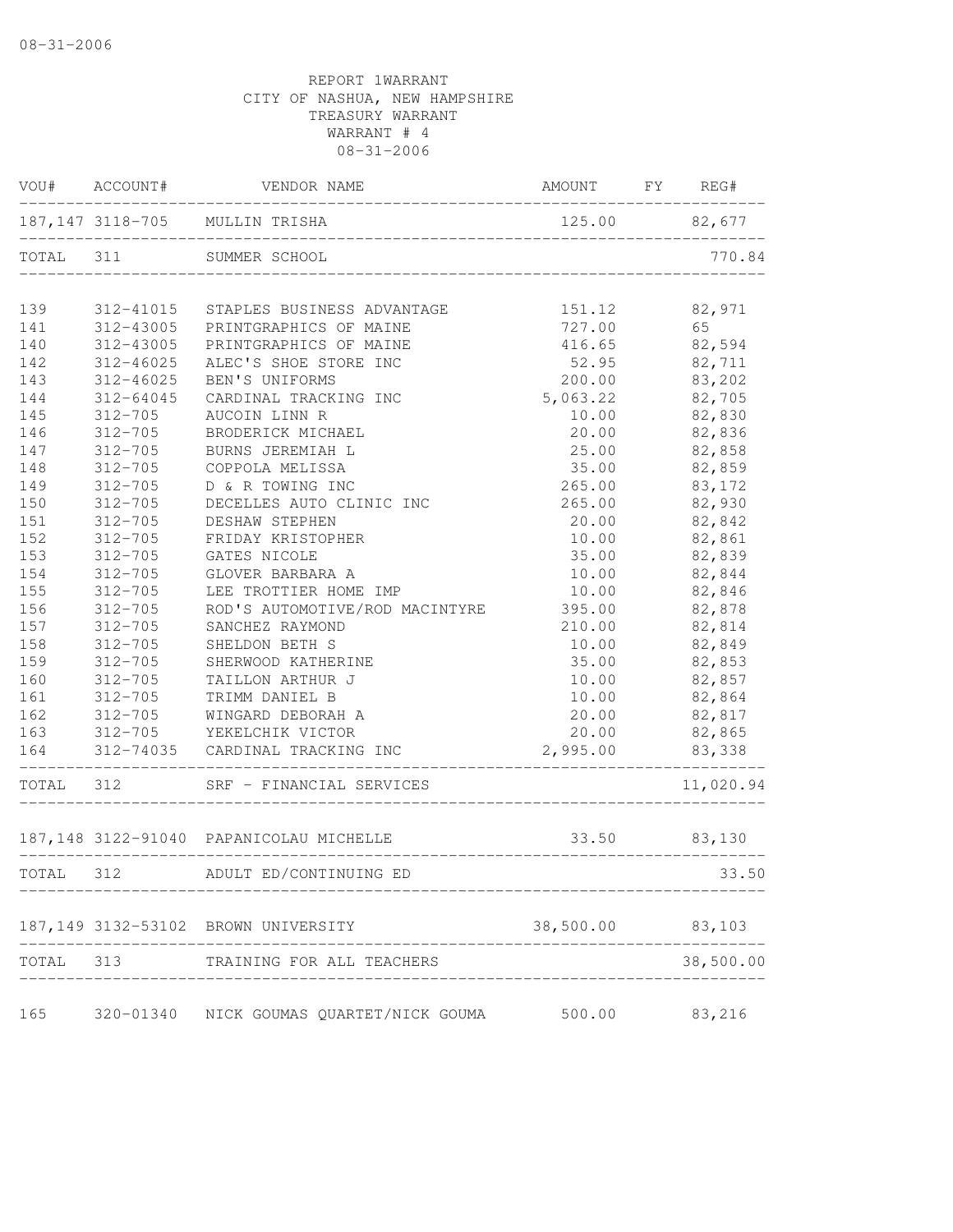08-31-2006

REPORT 1WARRANT
CITY OF NASHUA, NEW HAMPSHIRE
TREASURY WARRANT
WARRANT # 4
08-31-2006

| VOU# | ACCOUNT# | VENDOR NAME | AMOUNT | FY | REG# |
|---|---|---|---|---|---|
| 187,147 | 3118-705 | MULLIN TRISHA | 125.00 | | 82,677 |
| TOTAL | 311 | SUMMER SCHOOL | | | 770.84 |
| 139 | 312-41015 | STAPLES BUSINESS ADVANTAGE | 151.12 | | 82,971 |
| 141 | 312-43005 | PRINTGRAPHICS OF MAINE | 727.00 | | 65 |
| 140 | 312-43005 | PRINTGRAPHICS OF MAINE | 416.65 | | 82,594 |
| 142 | 312-46025 | ALEC'S SHOE STORE INC | 52.95 | | 82,711 |
| 143 | 312-46025 | BEN'S UNIFORMS | 200.00 | | 83,202 |
| 144 | 312-64045 | CARDINAL TRACKING INC | 5,063.22 | | 82,705 |
| 145 | 312-705 | AUCOIN LINN R | 10.00 | | 82,830 |
| 146 | 312-705 | BRODERICK MICHAEL | 20.00 | | 82,836 |
| 147 | 312-705 | BURNS JEREMIAH L | 25.00 | | 82,858 |
| 148 | 312-705 | COPPOLA MELISSA | 35.00 | | 82,859 |
| 149 | 312-705 | D & R TOWING INC | 265.00 | | 83,172 |
| 150 | 312-705 | DECELLES AUTO CLINIC INC | 265.00 | | 82,930 |
| 151 | 312-705 | DESHAW STEPHEN | 20.00 | | 82,842 |
| 152 | 312-705 | FRIDAY KRISTOPHER | 10.00 | | 82,861 |
| 153 | 312-705 | GATES NICOLE | 35.00 | | 82,839 |
| 154 | 312-705 | GLOVER BARBARA A | 10.00 | | 82,844 |
| 155 | 312-705 | LEE TROTTIER HOME IMP | 10.00 | | 82,846 |
| 156 | 312-705 | ROD'S AUTOMOTIVE/ROD MACINTYRE | 395.00 | | 82,878 |
| 157 | 312-705 | SANCHEZ RAYMOND | 210.00 | | 82,814 |
| 158 | 312-705 | SHELDON BETH S | 10.00 | | 82,849 |
| 159 | 312-705 | SHERWOOD KATHERINE | 35.00 | | 82,853 |
| 160 | 312-705 | TAILLON ARTHUR J | 10.00 | | 82,857 |
| 161 | 312-705 | TRIMM DANIEL B | 10.00 | | 82,864 |
| 162 | 312-705 | WINGARD DEBORAH A | 20.00 | | 82,817 |
| 163 | 312-705 | YEKELCHIK VICTOR | 20.00 | | 82,865 |
| 164 | 312-74035 | CARDINAL TRACKING INC | 2,995.00 | | 83,338 |
| TOTAL | 312 | SRF - FINANCIAL SERVICES | | | 11,020.94 |
| 187,148 | 3122-91040 | PAPANICOLAU MICHELLE | 33.50 | | 83,130 |
| TOTAL | 312 | ADULT ED/CONTINUING ED | | | 33.50 |
| 187,149 | 3132-53102 | BROWN UNIVERSITY | 38,500.00 | | 83,103 |
| TOTAL | 313 | TRAINING FOR ALL TEACHERS | | | 38,500.00 |
| 165 | 320-01340 | NICK GOUMAS QUARTET/NICK GOUMA | 500.00 | | 83,216 |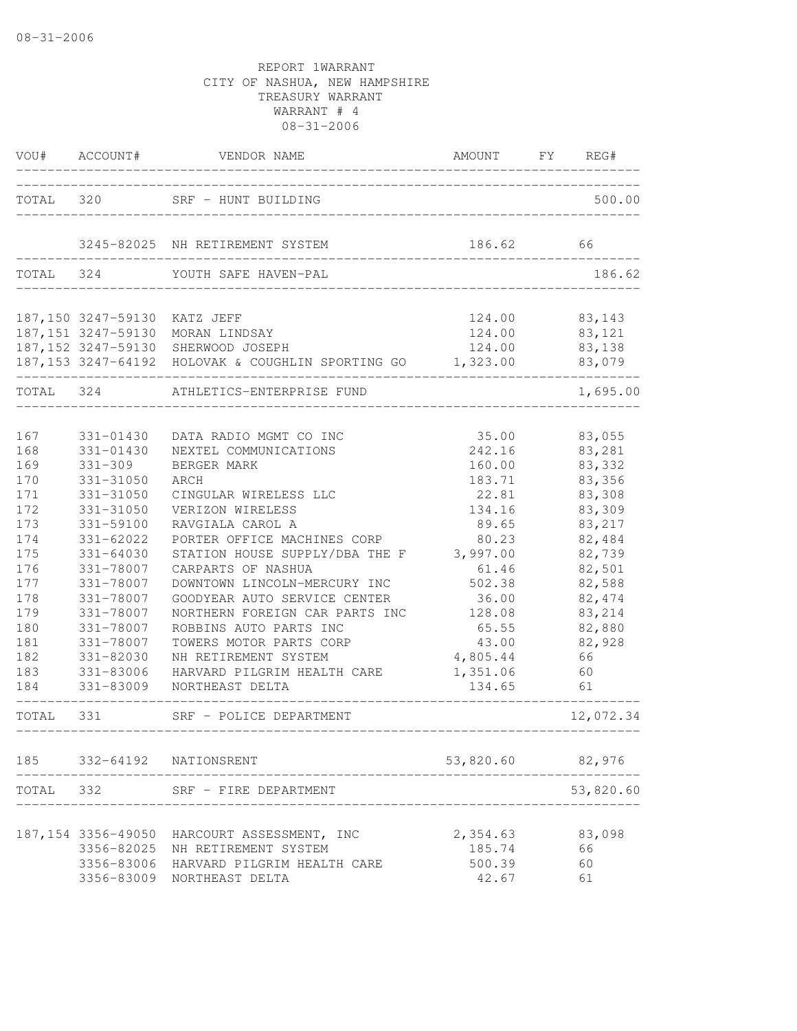08-31-2006

REPORT 1WARRANT
CITY OF NASHUA, NEW HAMPSHIRE
TREASURY WARRANT
WARRANT # 4
08-31-2006

| VOU# | ACCOUNT# | VENDOR NAME | AMOUNT | FY | REG# |
|---|---|---|---|---|---|
| TOTAL | 320 | SRF - HUNT BUILDING | | | 500.00 |
| | 3245-82025 | NH RETIREMENT SYSTEM | 186.62 | | 66 |
| TOTAL | 324 | YOUTH SAFE HAVEN-PAL | | | 186.62 |
| 187,150 | 3247-59130 | KATZ JEFF | 124.00 | | 83,143 |
| 187,151 | 3247-59130 | MORAN LINDSAY | 124.00 | | 83,121 |
| 187,152 | 3247-59130 | SHERWOOD JOSEPH | 124.00 | | 83,138 |
| 187,153 | 3247-64192 | HOLOVAK & COUGHLIN SPORTING GO | 1,323.00 | | 83,079 |
| TOTAL | 324 | ATHLETICS-ENTERPRISE FUND | | | 1,695.00 |
| 167 | 331-01430 | DATA RADIO MGMT CO INC | 35.00 | | 83,055 |
| 168 | 331-01430 | NEXTEL COMMUNICATIONS | 242.16 | | 83,281 |
| 169 | 331-309 | BERGER MARK | 160.00 | | 83,332 |
| 170 | 331-31050 | ARCH | 183.71 | | 83,356 |
| 171 | 331-31050 | CINGULAR WIRELESS LLC | 22.81 | | 83,308 |
| 172 | 331-31050 | VERIZON WIRELESS | 134.16 | | 83,309 |
| 173 | 331-59100 | RAVGIALA CAROL A | 89.65 | | 83,217 |
| 174 | 331-62022 | PORTER OFFICE MACHINES CORP | 80.23 | | 82,484 |
| 175 | 331-64030 | STATION HOUSE SUPPLY/DBA THE F | 3,997.00 | | 82,739 |
| 176 | 331-78007 | CARPARTS OF NASHUA | 61.46 | | 82,501 |
| 177 | 331-78007 | DOWNTOWN LINCOLN-MERCURY INC | 502.38 | | 82,588 |
| 178 | 331-78007 | GOODYEAR AUTO SERVICE CENTER | 36.00 | | 82,474 |
| 179 | 331-78007 | NORTHERN FOREIGN CAR PARTS INC | 128.08 | | 83,214 |
| 180 | 331-78007 | ROBBINS AUTO PARTS INC | 65.55 | | 82,880 |
| 181 | 331-78007 | TOWERS MOTOR PARTS CORP | 43.00 | | 82,928 |
| 182 | 331-82030 | NH RETIREMENT SYSTEM | 4,805.44 | | 66 |
| 183 | 331-83006 | HARVARD PILGRIM HEALTH CARE | 1,351.06 | | 60 |
| 184 | 331-83009 | NORTHEAST DELTA | 134.65 | | 61 |
| TOTAL | 331 | SRF - POLICE DEPARTMENT | | | 12,072.34 |
| 185 | 332-64192 | NATIONSRENT | 53,820.60 | | 82,976 |
| TOTAL | 332 | SRF - FIRE DEPARTMENT | | | 53,820.60 |
| 187,154 | 3356-49050 | HARCOURT ASSESSMENT, INC | 2,354.63 | | 83,098 |
| | 3356-82025 | NH RETIREMENT SYSTEM | 185.74 | | 66 |
| | 3356-83006 | HARVARD PILGRIM HEALTH CARE | 500.39 | | 60 |
| | 3356-83009 | NORTHEAST DELTA | 42.67 | | 61 |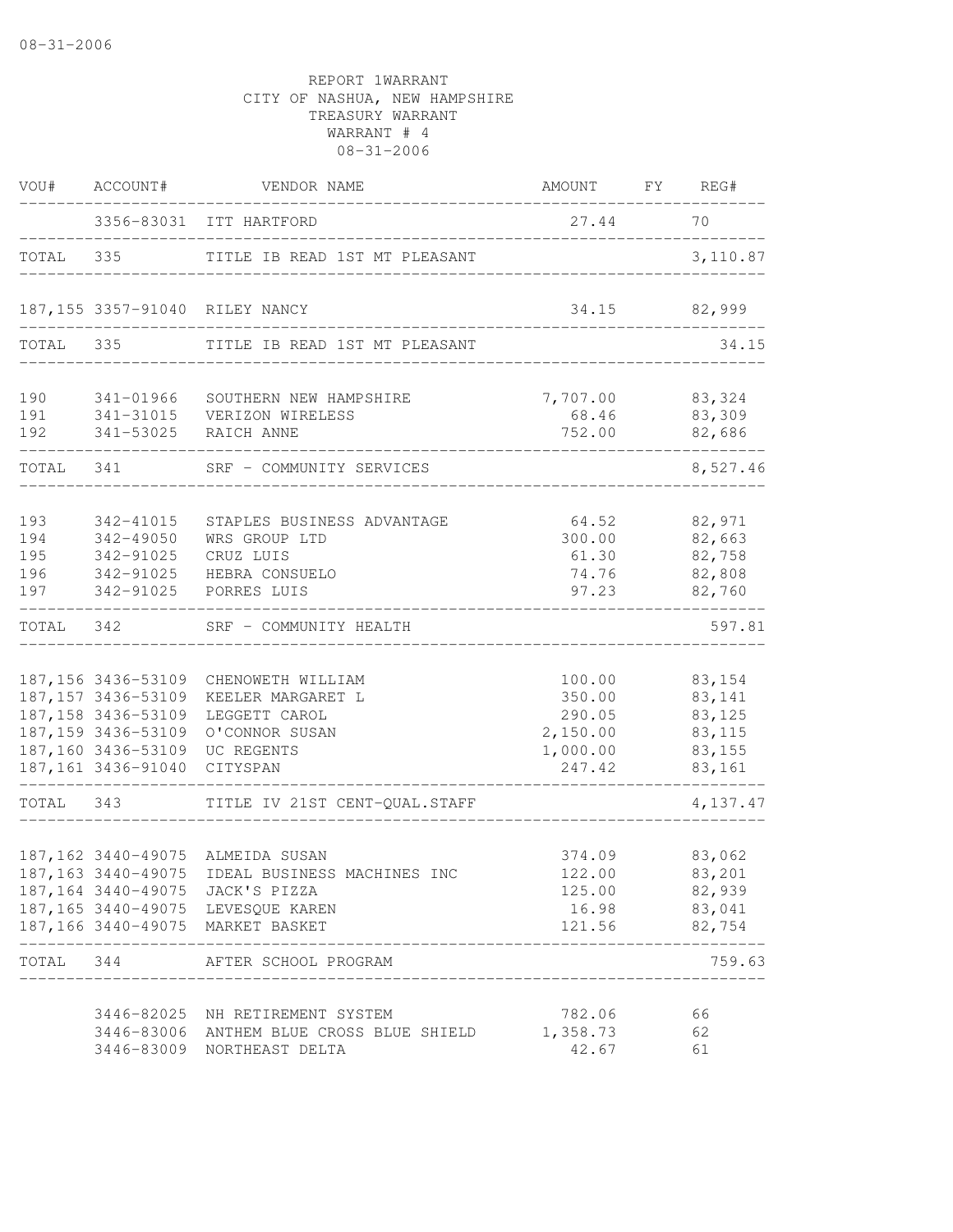08-31-2006

REPORT 1WARRANT
CITY OF NASHUA, NEW HAMPSHIRE
TREASURY WARRANT
WARRANT # 4
08-31-2006

| VOU# | ACCOUNT# | VENDOR NAME | AMOUNT | FY | REG# |
|---|---|---|---|---|---|
| | 3356-83031 | ITT HARTFORD | 27.44 | | 70 |
| TOTAL | 335 | TITLE IB READ 1ST MT PLEASANT | | | 3,110.87 |
| 187,155 | 3357-91040 | RILEY NANCY | 34.15 | | 82,999 |
| TOTAL | 335 | TITLE IB READ 1ST MT PLEASANT | | | 34.15 |
| 190 | 341-01966 | SOUTHERN NEW HAMPSHIRE | 7,707.00 | | 83,324 |
| 191 | 341-31015 | VERIZON WIRELESS | 68.46 | | 83,309 |
| 192 | 341-53025 | RAICH ANNE | 752.00 | | 82,686 |
| TOTAL | 341 | SRF - COMMUNITY SERVICES | | | 8,527.46 |
| 193 | 342-41015 | STAPLES BUSINESS ADVANTAGE | 64.52 | | 82,971 |
| 194 | 342-49050 | WRS GROUP LTD | 300.00 | | 82,663 |
| 195 | 342-91025 | CRUZ LUIS | 61.30 | | 82,758 |
| 196 | 342-91025 | HEBRA CONSUELO | 74.76 | | 82,808 |
| 197 | 342-91025 | PORRES LUIS | 97.23 | | 82,760 |
| TOTAL | 342 | SRF - COMMUNITY HEALTH | | | 597.81 |
| 187,156 | 3436-53109 | CHENOWETH WILLIAM | 100.00 | | 83,154 |
| 187,157 | 3436-53109 | KEELER MARGARET L | 350.00 | | 83,141 |
| 187,158 | 3436-53109 | LEGGETT CAROL | 290.05 | | 83,125 |
| 187,159 | 3436-53109 | O'CONNOR SUSAN | 2,150.00 | | 83,115 |
| 187,160 | 3436-53109 | UC REGENTS | 1,000.00 | | 83,155 |
| 187,161 | 3436-91040 | CITYSPAN | 247.42 | | 83,161 |
| TOTAL | 343 | TITLE IV 21ST CENT-QUAL.STAFF | | | 4,137.47 |
| 187,162 | 3440-49075 | ALMEIDA SUSAN | 374.09 | | 83,062 |
| 187,163 | 3440-49075 | IDEAL BUSINESS MACHINES INC | 122.00 | | 83,201 |
| 187,164 | 3440-49075 | JACK'S PIZZA | 125.00 | | 82,939 |
| 187,165 | 3440-49075 | LEVESQUE KAREN | 16.98 | | 83,041 |
| 187,166 | 3440-49075 | MARKET BASKET | 121.56 | | 82,754 |
| TOTAL | 344 | AFTER SCHOOL PROGRAM | | | 759.63 |
| | 3446-82025 | NH RETIREMENT SYSTEM | 782.06 | | 66 |
| | 3446-83006 | ANTHEM BLUE CROSS BLUE SHIELD | 1,358.73 | | 62 |
| | 3446-83009 | NORTHEAST DELTA | 42.67 | | 61 |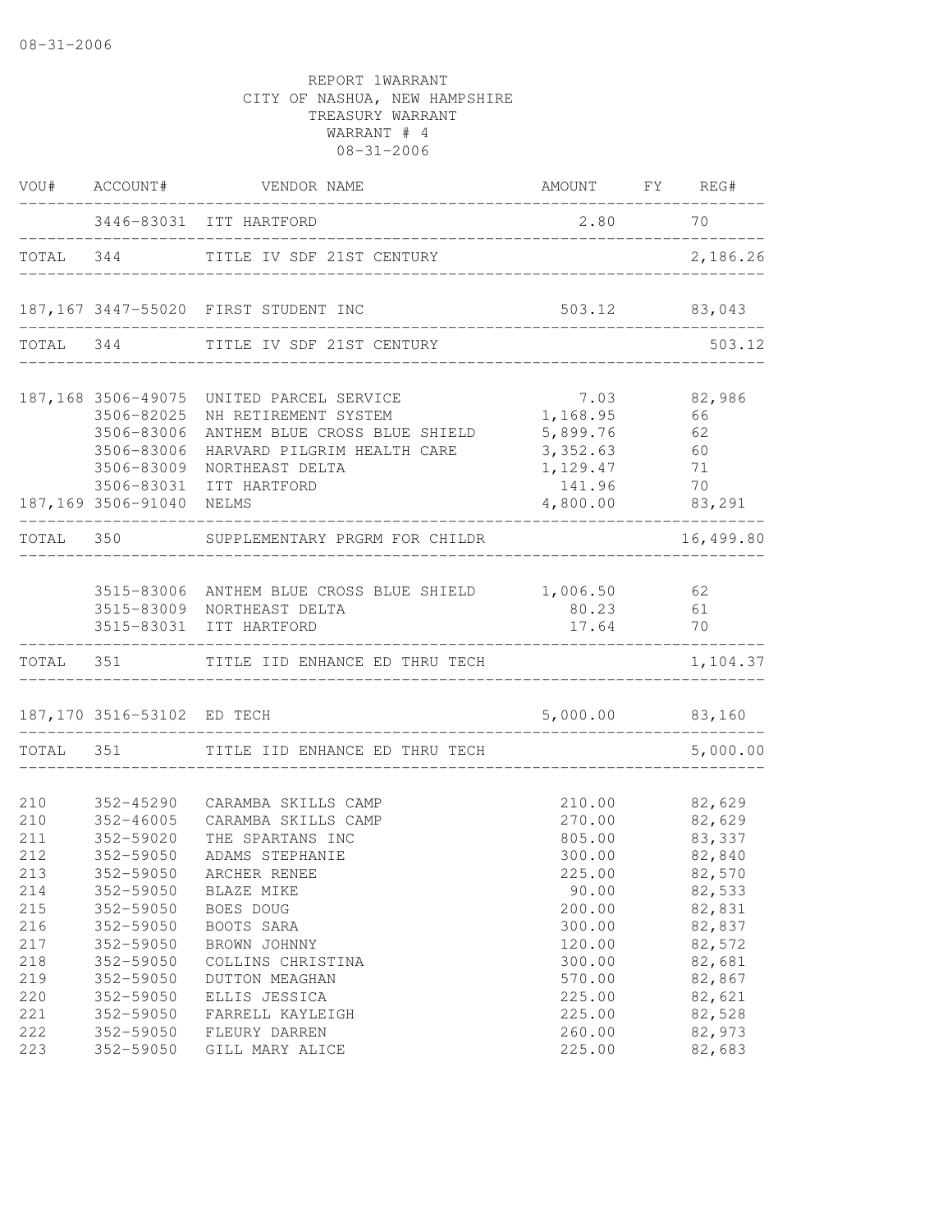08-31-2006

REPORT 1WARRANT
CITY OF NASHUA, NEW HAMPSHIRE
TREASURY WARRANT
WARRANT # 4
08-31-2006

| VOU# | ACCOUNT# | VENDOR NAME | AMOUNT | FY | REG# |
|---|---|---|---|---|---|
| | 3446-83031 | ITT HARTFORD | 2.80 | | 70 |
| TOTAL | 344 | TITLE IV SDF 21ST CENTURY | | | 2,186.26 |
| 187,167 | 3447-55020 | FIRST STUDENT INC | 503.12 | | 83,043 |
| TOTAL | 344 | TITLE IV SDF 21ST CENTURY | | | 503.12 |
| 187,168 | 3506-49075 | UNITED PARCEL SERVICE | 7.03 | | 82,986 |
| | 3506-82025 | NH RETIREMENT SYSTEM | 1,168.95 | | 66 |
| | 3506-83006 | ANTHEM BLUE CROSS BLUE SHIELD | 5,899.76 | | 62 |
| | 3506-83006 | HARVARD PILGRIM HEALTH CARE | 3,352.63 | | 60 |
| | 3506-83009 | NORTHEAST DELTA | 1,129.47 | | 71 |
| | 3506-83031 | ITT HARTFORD | 141.96 | | 70 |
| 187,169 | 3506-91040 | NELMS | 4,800.00 | | 83,291 |
| TOTAL | 350 | SUPPLEMENTARY PRGRM FOR CHILDR | | | 16,499.80 |
| | 3515-83006 | ANTHEM BLUE CROSS BLUE SHIELD | 1,006.50 | | 62 |
| | 3515-83009 | NORTHEAST DELTA | 80.23 | | 61 |
| | 3515-83031 | ITT HARTFORD | 17.64 | | 70 |
| TOTAL | 351 | TITLE IID ENHANCE ED THRU TECH | | | 1,104.37 |
| 187,170 | 3516-53102 | ED TECH | 5,000.00 | | 83,160 |
| TOTAL | 351 | TITLE IID ENHANCE ED THRU TECH | | | 5,000.00 |
| 210 | 352-45290 | CARAMBA SKILLS CAMP | 210.00 | | 82,629 |
| 210 | 352-46005 | CARAMBA SKILLS CAMP | 270.00 | | 82,629 |
| 211 | 352-59020 | THE SPARTANS INC | 805.00 | | 83,337 |
| 212 | 352-59050 | ADAMS STEPHANIE | 300.00 | | 82,840 |
| 213 | 352-59050 | ARCHER RENEE | 225.00 | | 82,570 |
| 214 | 352-59050 | BLAZE MIKE | 90.00 | | 82,533 |
| 215 | 352-59050 | BOES DOUG | 200.00 | | 82,831 |
| 216 | 352-59050 | BOOTS SARA | 300.00 | | 82,837 |
| 217 | 352-59050 | BROWN JOHNNY | 120.00 | | 82,572 |
| 218 | 352-59050 | COLLINS CHRISTINA | 300.00 | | 82,681 |
| 219 | 352-59050 | DUTTON MEAGHAN | 570.00 | | 82,867 |
| 220 | 352-59050 | ELLIS JESSICA | 225.00 | | 82,621 |
| 221 | 352-59050 | FARRELL KAYLEIGH | 225.00 | | 82,528 |
| 222 | 352-59050 | FLEURY DARREN | 260.00 | | 82,973 |
| 223 | 352-59050 | GILL MARY ALICE | 225.00 | | 82,683 |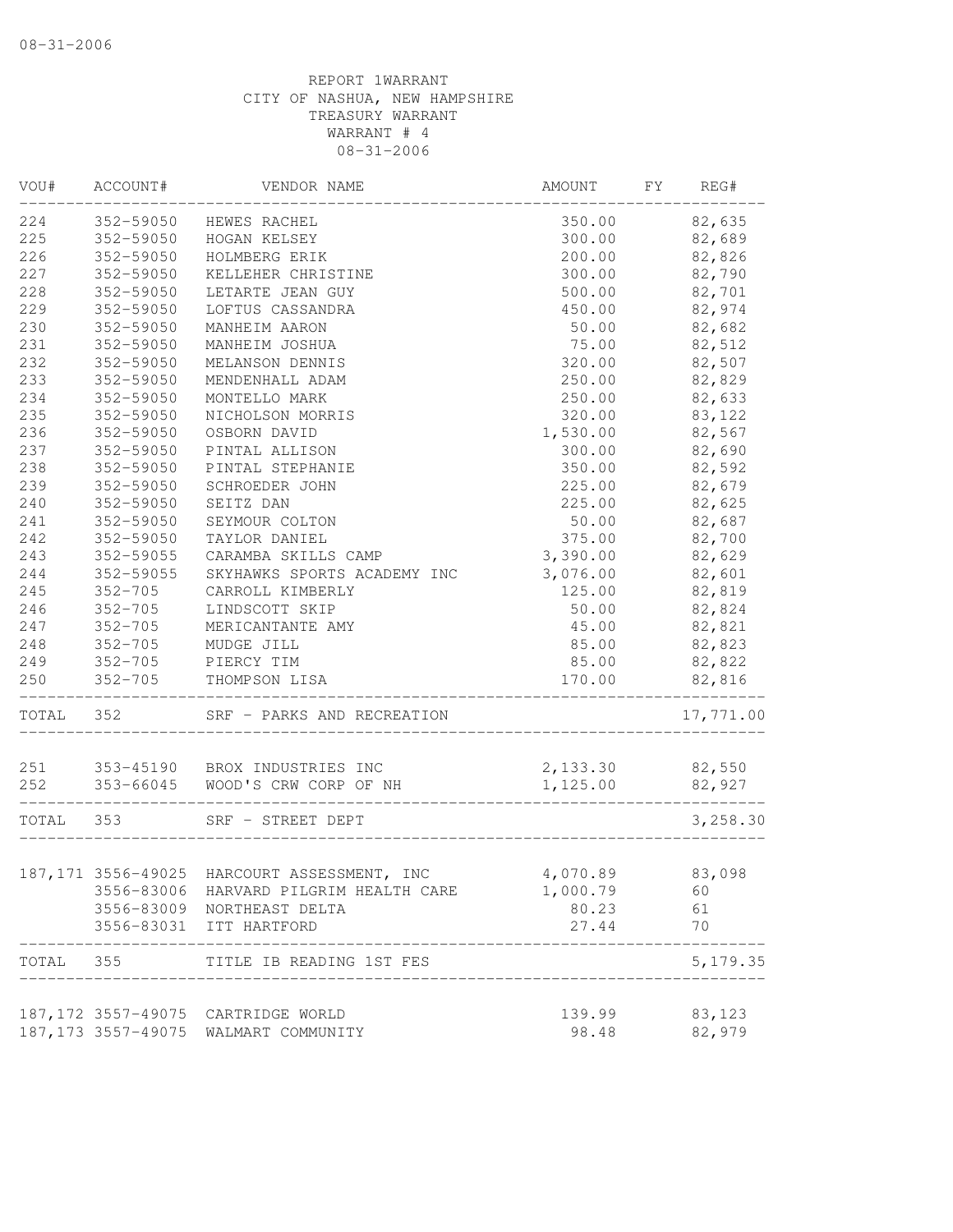08-31-2006

REPORT 1WARRANT
CITY OF NASHUA, NEW HAMPSHIRE
TREASURY WARRANT
WARRANT # 4
08-31-2006

| VOU# | ACCOUNT# | VENDOR NAME | AMOUNT | FY | REG# |
|---|---|---|---|---|---|
| 224 | 352-59050 | HEWES RACHEL | 350.00 | | 82,635 |
| 225 | 352-59050 | HOGAN KELSEY | 300.00 | | 82,689 |
| 226 | 352-59050 | HOLMBERG ERIK | 200.00 | | 82,826 |
| 227 | 352-59050 | KELLEHER CHRISTINE | 300.00 | | 82,790 |
| 228 | 352-59050 | LETARTE JEAN GUY | 500.00 | | 82,701 |
| 229 | 352-59050 | LOFTUS CASSANDRA | 450.00 | | 82,974 |
| 230 | 352-59050 | MANHEIM AARON | 50.00 | | 82,682 |
| 231 | 352-59050 | MANHEIM JOSHUA | 75.00 | | 82,512 |
| 232 | 352-59050 | MELANSON DENNIS | 320.00 | | 82,507 |
| 233 | 352-59050 | MENDENHALL ADAM | 250.00 | | 82,829 |
| 234 | 352-59050 | MONTELLO MARK | 250.00 | | 82,633 |
| 235 | 352-59050 | NICHOLSON MORRIS | 320.00 | | 83,122 |
| 236 | 352-59050 | OSBORN DAVID | 1,530.00 | | 82,567 |
| 237 | 352-59050 | PINTAL ALLISON | 300.00 | | 82,690 |
| 238 | 352-59050 | PINTAL STEPHANIE | 350.00 | | 82,592 |
| 239 | 352-59050 | SCHROEDER JOHN | 225.00 | | 82,679 |
| 240 | 352-59050 | SEITZ DAN | 225.00 | | 82,625 |
| 241 | 352-59050 | SEYMOUR COLTON | 50.00 | | 82,687 |
| 242 | 352-59050 | TAYLOR DANIEL | 375.00 | | 82,700 |
| 243 | 352-59055 | CARAMBA SKILLS CAMP | 3,390.00 | | 82,629 |
| 244 | 352-59055 | SKYHAWKS SPORTS ACADEMY INC | 3,076.00 | | 82,601 |
| 245 | 352-705 | CARROLL KIMBERLY | 125.00 | | 82,819 |
| 246 | 352-705 | LINDSCOTT SKIP | 50.00 | | 82,824 |
| 247 | 352-705 | MERICANTANTE AMY | 45.00 | | 82,821 |
| 248 | 352-705 | MUDGE JILL | 85.00 | | 82,823 |
| 249 | 352-705 | PIERCY TIM | 85.00 | | 82,822 |
| 250 | 352-705 | THOMPSON LISA | 170.00 | | 82,816 |
| TOTAL | 352 | SRF - PARKS AND RECREATION | | | 17,771.00 |
| 251 | 353-45190 | BROX INDUSTRIES INC | 2,133.30 | | 82,550 |
| 252 | 353-66045 | WOOD'S CRW CORP OF NH | 1,125.00 | | 82,927 |
| TOTAL | 353 | SRF - STREET DEPT | | | 3,258.30 |
| 187,171 | 3556-49025 | HARCOURT ASSESSMENT, INC | 4,070.89 | | 83,098 |
| | 3556-83006 | HARVARD PILGRIM HEALTH CARE | 1,000.79 | | 60 |
| | 3556-83009 | NORTHEAST DELTA | 80.23 | | 61 |
| | 3556-83031 | ITT HARTFORD | 27.44 | | 70 |
| TOTAL | 355 | TITLE IB READING 1ST FES | | | 5,179.35 |
| 187,172 | 3557-49075 | CARTRIDGE WORLD | 139.99 | | 83,123 |
| 187,173 | 3557-49075 | WALMART COMMUNITY | 98.48 | | 82,979 |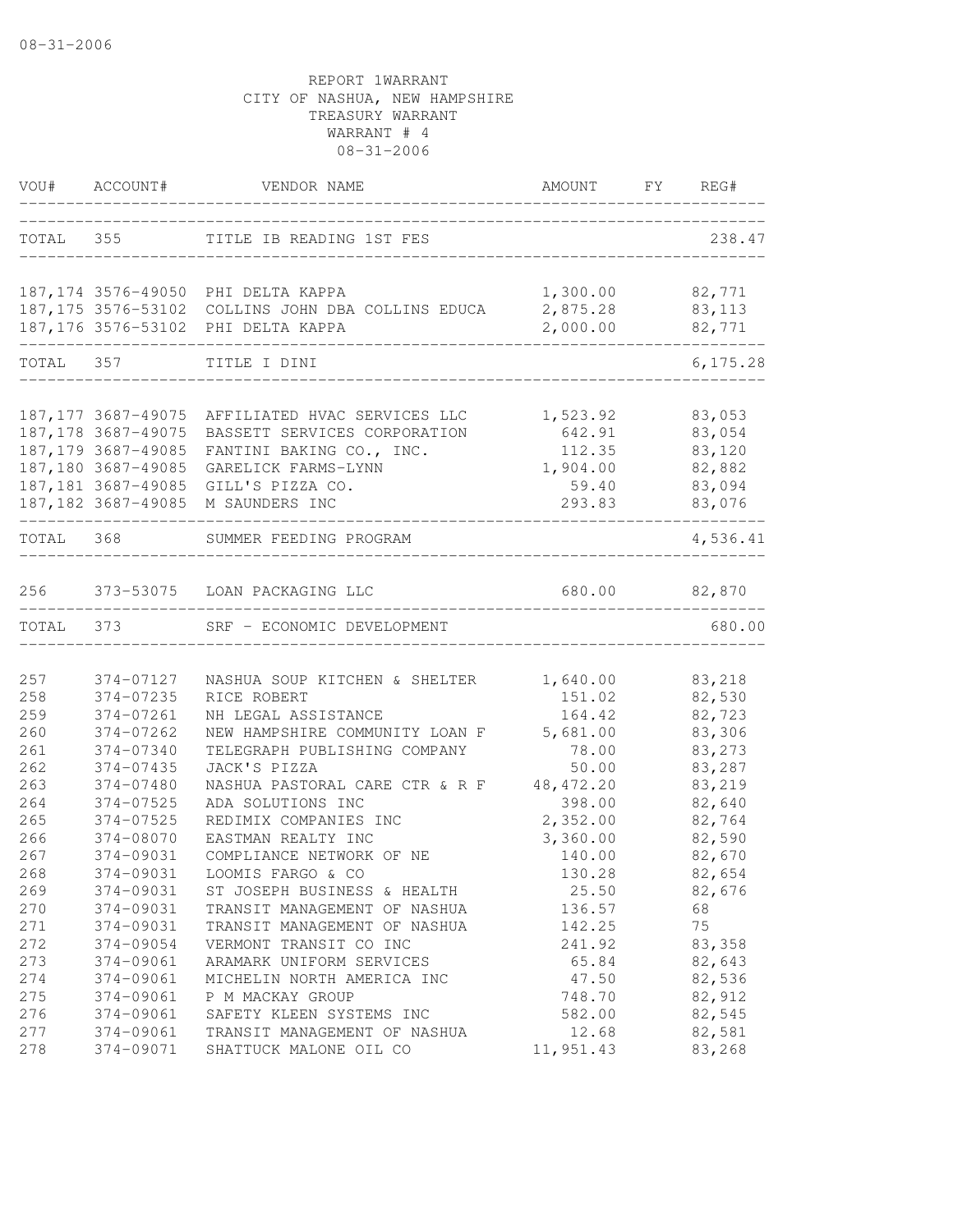REPORT 1WARRANT
CITY OF NASHUA, NEW HAMPSHIRE
TREASURY WARRANT
WARRANT # 4
08-31-2006

| VOU# | ACCOUNT# | VENDOR NAME | AMOUNT | FY | REG# |
|---|---|---|---|---|---|
| TOTAL | 355 | TITLE IB READING 1ST FES | | | 238.47 |
| 187,174 | 3576-49050 | PHI DELTA KAPPA | 1,300.00 | | 82,771 |
| 187,175 | 3576-53102 | COLLINS JOHN DBA COLLINS EDUCA | 2,875.28 | | 83,113 |
| 187,176 | 3576-53102 | PHI DELTA KAPPA | 2,000.00 | | 82,771 |
| TOTAL | 357 | TITLE I DINI | | | 6,175.28 |
| 187,177 | 3687-49075 | AFFILIATED HVAC SERVICES LLC | 1,523.92 | | 83,053 |
| 187,178 | 3687-49075 | BASSETT SERVICES CORPORATION | 642.91 | | 83,054 |
| 187,179 | 3687-49085 | FANTINI BAKING CO., INC. | 112.35 | | 83,120 |
| 187,180 | 3687-49085 | GARELICK FARMS-LYNN | 1,904.00 | | 82,882 |
| 187,181 | 3687-49085 | GILL'S PIZZA CO. | 59.40 | | 83,094 |
| 187,182 | 3687-49085 | M SAUNDERS INC | 293.83 | | 83,076 |
| TOTAL | 368 | SUMMER FEEDING PROGRAM | | | 4,536.41 |
| 256 | 373-53075 | LOAN PACKAGING LLC | 680.00 | | 82,870 |
| TOTAL | 373 | SRF - ECONOMIC DEVELOPMENT | | | 680.00 |
| 257 | 374-07127 | NASHUA SOUP KITCHEN & SHELTER | 1,640.00 | | 83,218 |
| 258 | 374-07235 | RICE ROBERT | 151.02 | | 82,530 |
| 259 | 374-07261 | NH LEGAL ASSISTANCE | 164.42 | | 82,723 |
| 260 | 374-07262 | NEW HAMPSHIRE COMMUNITY LOAN F | 5,681.00 | | 83,306 |
| 261 | 374-07340 | TELEGRAPH PUBLISHING COMPANY | 78.00 | | 83,273 |
| 262 | 374-07435 | JACK'S PIZZA | 50.00 | | 83,287 |
| 263 | 374-07480 | NASHUA PASTORAL CARE CTR & R F | 48,472.20 | | 83,219 |
| 264 | 374-07525 | ADA SOLUTIONS INC | 398.00 | | 82,640 |
| 265 | 374-07525 | REDIMIX COMPANIES INC | 2,352.00 | | 82,764 |
| 266 | 374-08070 | EASTMAN REALTY INC | 3,360.00 | | 82,590 |
| 267 | 374-09031 | COMPLIANCE NETWORK OF NE | 140.00 | | 82,670 |
| 268 | 374-09031 | LOOMIS FARGO & CO | 130.28 | | 82,654 |
| 269 | 374-09031 | ST JOSEPH BUSINESS & HEALTH | 25.50 | | 82,676 |
| 270 | 374-09031 | TRANSIT MANAGEMENT OF NASHUA | 136.57 | | 68 |
| 271 | 374-09031 | TRANSIT MANAGEMENT OF NASHUA | 142.25 | | 75 |
| 272 | 374-09054 | VERMONT TRANSIT CO INC | 241.92 | | 83,358 |
| 273 | 374-09061 | ARAMARK UNIFORM SERVICES | 65.84 | | 82,643 |
| 274 | 374-09061 | MICHELIN NORTH AMERICA INC | 47.50 | | 82,536 |
| 275 | 374-09061 | P M MACKAY GROUP | 748.70 | | 82,912 |
| 276 | 374-09061 | SAFETY KLEEN SYSTEMS INC | 582.00 | | 82,545 |
| 277 | 374-09061 | TRANSIT MANAGEMENT OF NASHUA | 12.68 | | 82,581 |
| 278 | 374-09071 | SHATTUCK MALONE OIL CO | 11,951.43 | | 83,268 |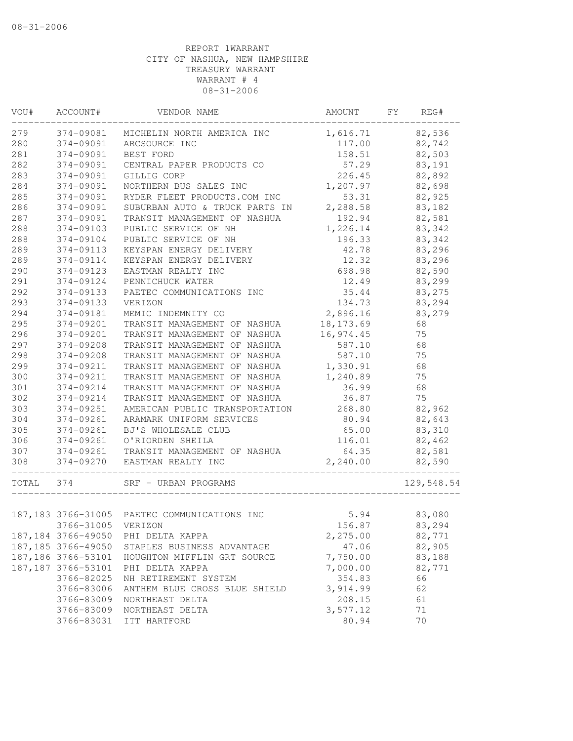REPORT 1WARRANT
CITY OF NASHUA, NEW HAMPSHIRE
TREASURY WARRANT
WARRANT # 4
08-31-2006

| VOU# | ACCOUNT# | VENDOR NAME | AMOUNT | FY | REG# |
|---|---|---|---|---|---|
| 279 | 374-09081 | MICHELIN NORTH AMERICA INC | 1,616.71 | | 82,536 |
| 280 | 374-09091 | ARCSOURCE INC | 117.00 | | 82,742 |
| 281 | 374-09091 | BEST FORD | 158.51 | | 82,503 |
| 282 | 374-09091 | CENTRAL PAPER PRODUCTS CO | 57.29 | | 83,191 |
| 283 | 374-09091 | GILLIG CORP | 226.45 | | 82,892 |
| 284 | 374-09091 | NORTHERN BUS SALES INC | 1,207.97 | | 82,698 |
| 285 | 374-09091 | RYDER FLEET PRODUCTS.COM INC | 53.31 | | 82,925 |
| 286 | 374-09091 | SUBURBAN AUTO & TRUCK PARTS IN | 2,288.58 | | 83,182 |
| 287 | 374-09091 | TRANSIT MANAGEMENT OF NASHUA | 192.94 | | 82,581 |
| 288 | 374-09103 | PUBLIC SERVICE OF NH | 1,226.14 | | 83,342 |
| 288 | 374-09104 | PUBLIC SERVICE OF NH | 196.33 | | 83,342 |
| 289 | 374-09113 | KEYSPAN ENERGY DELIVERY | 42.78 | | 83,296 |
| 289 | 374-09114 | KEYSPAN ENERGY DELIVERY | 12.32 | | 83,296 |
| 290 | 374-09123 | EASTMAN REALTY INC | 698.98 | | 82,590 |
| 291 | 374-09124 | PENNICHUCK WATER | 12.49 | | 83,299 |
| 292 | 374-09133 | PAETEC COMMUNICATIONS INC | 35.44 | | 83,275 |
| 293 | 374-09133 | VERIZON | 134.73 | | 83,294 |
| 294 | 374-09181 | MEMIC INDEMNITY CO | 2,896.16 | | 83,279 |
| 295 | 374-09201 | TRANSIT MANAGEMENT OF NASHUA | 18,173.69 | | 68 |
| 296 | 374-09201 | TRANSIT MANAGEMENT OF NASHUA | 16,974.45 | | 75 |
| 297 | 374-09208 | TRANSIT MANAGEMENT OF NASHUA | 587.10 | | 68 |
| 298 | 374-09208 | TRANSIT MANAGEMENT OF NASHUA | 587.10 | | 75 |
| 299 | 374-09211 | TRANSIT MANAGEMENT OF NASHUA | 1,330.91 | | 68 |
| 300 | 374-09211 | TRANSIT MANAGEMENT OF NASHUA | 1,240.89 | | 75 |
| 301 | 374-09214 | TRANSIT MANAGEMENT OF NASHUA | 36.99 | | 68 |
| 302 | 374-09214 | TRANSIT MANAGEMENT OF NASHUA | 36.87 | | 75 |
| 303 | 374-09251 | AMERICAN PUBLIC TRANSPORTATION | 268.80 | | 82,962 |
| 304 | 374-09261 | ARAMARK UNIFORM SERVICES | 80.94 | | 82,643 |
| 305 | 374-09261 | BJ'S WHOLESALE CLUB | 65.00 | | 83,310 |
| 306 | 374-09261 | O'RIORDEN SHEILA | 116.01 | | 82,462 |
| 307 | 374-09261 | TRANSIT MANAGEMENT OF NASHUA | 64.35 | | 82,581 |
| 308 | 374-09270 | EASTMAN REALTY INC | 2,240.00 | | 82,590 |
| TOTAL | 374 | SRF - URBAN PROGRAMS | | | 129,548.54 |
| 187,183 | 3766-31005 | PAETEC COMMUNICATIONS INC | 5.94 | | 83,080 |
| | 3766-31005 | VERIZON | 156.87 | | 83,294 |
| 187,184 | 3766-49050 | PHI DELTA KAPPA | 2,275.00 | | 82,771 |
| 187,185 | 3766-49050 | STAPLES BUSINESS ADVANTAGE | 47.06 | | 82,905 |
| 187,186 | 3766-53101 | HOUGHTON MIFFLIN GRT SOURCE | 7,750.00 | | 83,188 |
| 187,187 | 3766-53101 | PHI DELTA KAPPA | 7,000.00 | | 82,771 |
| | 3766-82025 | NH RETIREMENT SYSTEM | 354.83 | | 66 |
| | 3766-83006 | ANTHEM BLUE CROSS BLUE SHIELD | 3,914.99 | | 62 |
| | 3766-83009 | NORTHEAST DELTA | 208.15 | | 61 |
| | 3766-83009 | NORTHEAST DELTA | 3,577.12 | | 71 |
| | 3766-83031 | ITT HARTFORD | 80.94 | | 70 |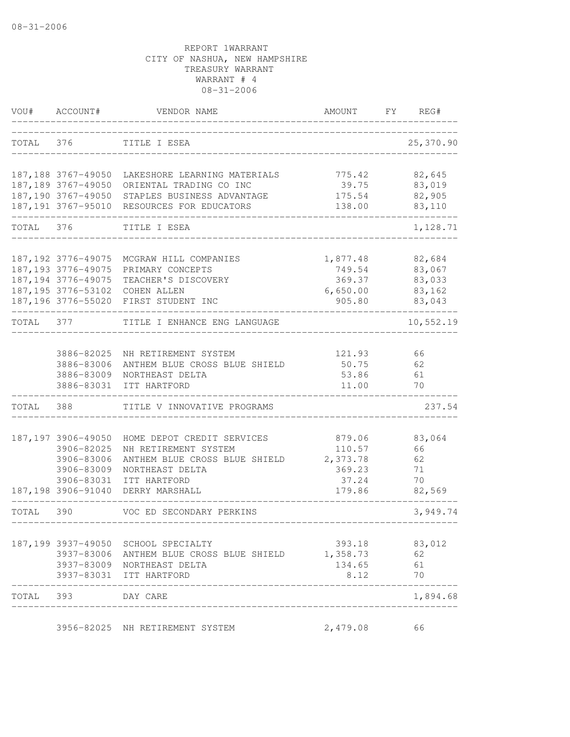08-31-2006

REPORT 1WARRANT
CITY OF NASHUA, NEW HAMPSHIRE
TREASURY WARRANT
WARRANT # 4
08-31-2006

| VOU# | ACCOUNT# | VENDOR NAME | AMOUNT | FY | REG# |
|---|---|---|---|---|---|
| TOTAL | 376 | TITLE I ESEA | | | 25,370.90 |
| 187,188 | 3767-49050 | LAKESHORE LEARNING MATERIALS | 775.42 | | 82,645 |
| 187,189 | 3767-49050 | ORIENTAL TRADING CO INC | 39.75 | | 83,019 |
| 187,190 | 3767-49050 | STAPLES BUSINESS ADVANTAGE | 175.54 | | 82,905 |
| 187,191 | 3767-95010 | RESOURCES FOR EDUCATORS | 138.00 | | 83,110 |
| TOTAL | 376 | TITLE I ESEA | | | 1,128.71 |
| 187,192 | 3776-49075 | MCGRAW HILL COMPANIES | 1,877.48 | | 82,684 |
| 187,193 | 3776-49075 | PRIMARY CONCEPTS | 749.54 | | 83,067 |
| 187,194 | 3776-49075 | TEACHER'S DISCOVERY | 369.37 | | 83,033 |
| 187,195 | 3776-53102 | COHEN ALLEN | 6,650.00 | | 83,162 |
| 187,196 | 3776-55020 | FIRST STUDENT INC | 905.80 | | 83,043 |
| TOTAL | 377 | TITLE I ENHANCE ENG LANGUAGE | | | 10,552.19 |
| | 3886-82025 | NH RETIREMENT SYSTEM | 121.93 | | 66 |
| | 3886-83006 | ANTHEM BLUE CROSS BLUE SHIELD | 50.75 | | 62 |
| | 3886-83009 | NORTHEAST DELTA | 53.86 | | 61 |
| | 3886-83031 | ITT HARTFORD | 11.00 | | 70 |
| TOTAL | 388 | TITLE V INNOVATIVE PROGRAMS | | | 237.54 |
| 187,197 | 3906-49050 | HOME DEPOT CREDIT SERVICES | 879.06 | | 83,064 |
| | 3906-82025 | NH RETIREMENT SYSTEM | 110.57 | | 66 |
| | 3906-83006 | ANTHEM BLUE CROSS BLUE SHIELD | 2,373.78 | | 62 |
| | 3906-83009 | NORTHEAST DELTA | 369.23 | | 71 |
| | 3906-83031 | ITT HARTFORD | 37.24 | | 70 |
| 187,198 | 3906-91040 | DERRY MARSHALL | 179.86 | | 82,569 |
| TOTAL | 390 | VOC ED SECONDARY PERKINS | | | 3,949.74 |
| 187,199 | 3937-49050 | SCHOOL SPECIALTY | 393.18 | | 83,012 |
| | 3937-83006 | ANTHEM BLUE CROSS BLUE SHIELD | 1,358.73 | | 62 |
| | 3937-83009 | NORTHEAST DELTA | 134.65 | | 61 |
| | 3937-83031 | ITT HARTFORD | 8.12 | | 70 |
| TOTAL | 393 | DAY CARE | | | 1,894.68 |
| | 3956-82025 | NH RETIREMENT SYSTEM | 2,479.08 | | 66 |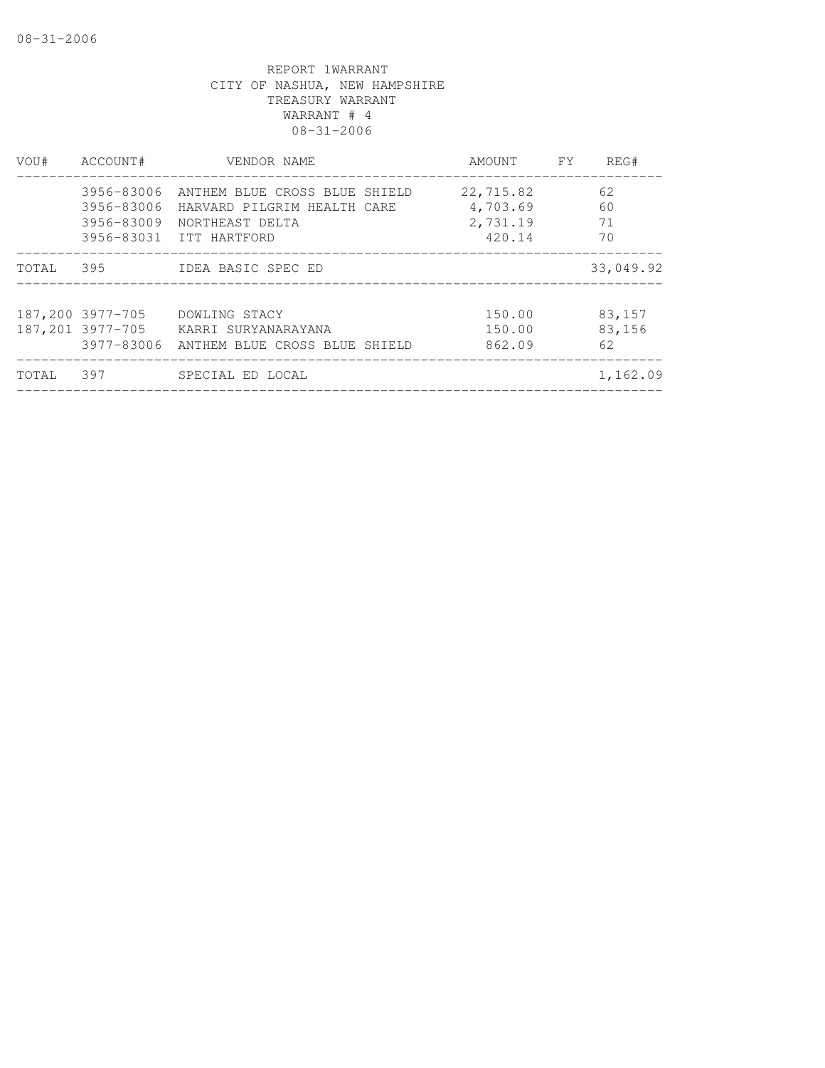REPORT 1WARRANT
CITY OF NASHUA, NEW HAMPSHIRE
TREASURY WARRANT
WARRANT # 4
08-31-2006

| VOU# | ACCOUNT# | VENDOR NAME | AMOUNT | FY | REG# |
|---|---|---|---|---|---|
| | 3956-83006 | ANTHEM BLUE CROSS BLUE SHIELD | 22,715.82 | | 62 |
| | 3956-83006 | HARVARD PILGRIM HEALTH CARE | 4,703.69 | | 60 |
| | 3956-83009 | NORTHEAST DELTA | 2,731.19 | | 71 |
| | 3956-83031 | ITT HARTFORD | 420.14 | | 70 |
| TOTAL | 395 | IDEA BASIC SPEC ED | | | 33,049.92 |
| 187,200 | 3977-705 | DOWLING STACY | 150.00 | | 83,157 |
| 187,201 | 3977-705 | KARRI SURYANARAYANA | 150.00 | | 83,156 |
| | 3977-83006 | ANTHEM BLUE CROSS BLUE SHIELD | 862.09 | | 62 |
| TOTAL | 397 | SPECIAL ED LOCAL | | | 1,162.09 |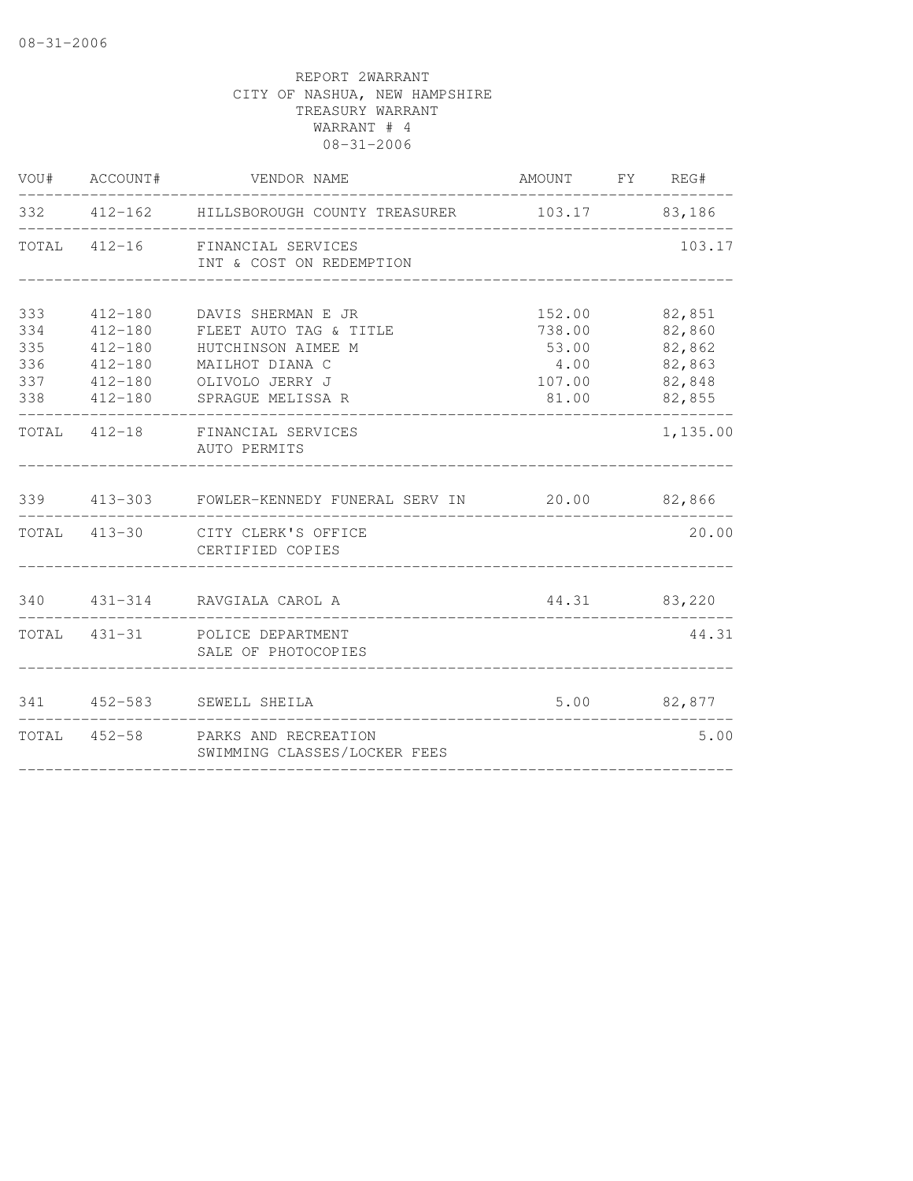REPORT 2WARRANT
CITY OF NASHUA, NEW HAMPSHIRE
TREASURY WARRANT
WARRANT # 4
08-31-2006

| VOU# | ACCOUNT# | VENDOR NAME | AMOUNT | FY | REG# |
|---|---|---|---|---|---|
| 332 | 412-162 | HILLSBOROUGH COUNTY TREASURER | 103.17 | | 83,186 |
| TOTAL | 412-16 | FINANCIAL SERVICES<br>INT & COST ON REDEMPTION | | | 103.17 |
| 333 | 412-180 | DAVIS SHERMAN E JR | 152.00 | | 82,851 |
| 334 | 412-180 | FLEET AUTO TAG & TITLE | 738.00 | | 82,860 |
| 335 | 412-180 | HUTCHINSON AIMEE M | 53.00 | | 82,862 |
| 336 | 412-180 | MAILHOT DIANA C | 4.00 | | 82,863 |
| 337 | 412-180 | OLIVOLO JERRY J | 107.00 | | 82,848 |
| 338 | 412-180 | SPRAGUE MELISSA R | 81.00 | | 82,855 |
| TOTAL | 412-18 | FINANCIAL SERVICES<br>AUTO PERMITS | | | 1,135.00 |
| 339 | 413-303 | FOWLER-KENNEDY FUNERAL SERV IN | 20.00 | | 82,866 |
| TOTAL | 413-30 | CITY CLERK'S OFFICE<br>CERTIFIED COPIES | | | 20.00 |
| 340 | 431-314 | RAVGIALA CAROL A | 44.31 | | 83,220 |
| TOTAL | 431-31 | POLICE DEPARTMENT<br>SALE OF PHOTOCOPIES | | | 44.31 |
| 341 | 452-583 | SEWELL SHEILA | 5.00 | | 82,877 |
| TOTAL | 452-58 | PARKS AND RECREATION<br>SWIMMING CLASSES/LOCKER FEES | | | 5.00 |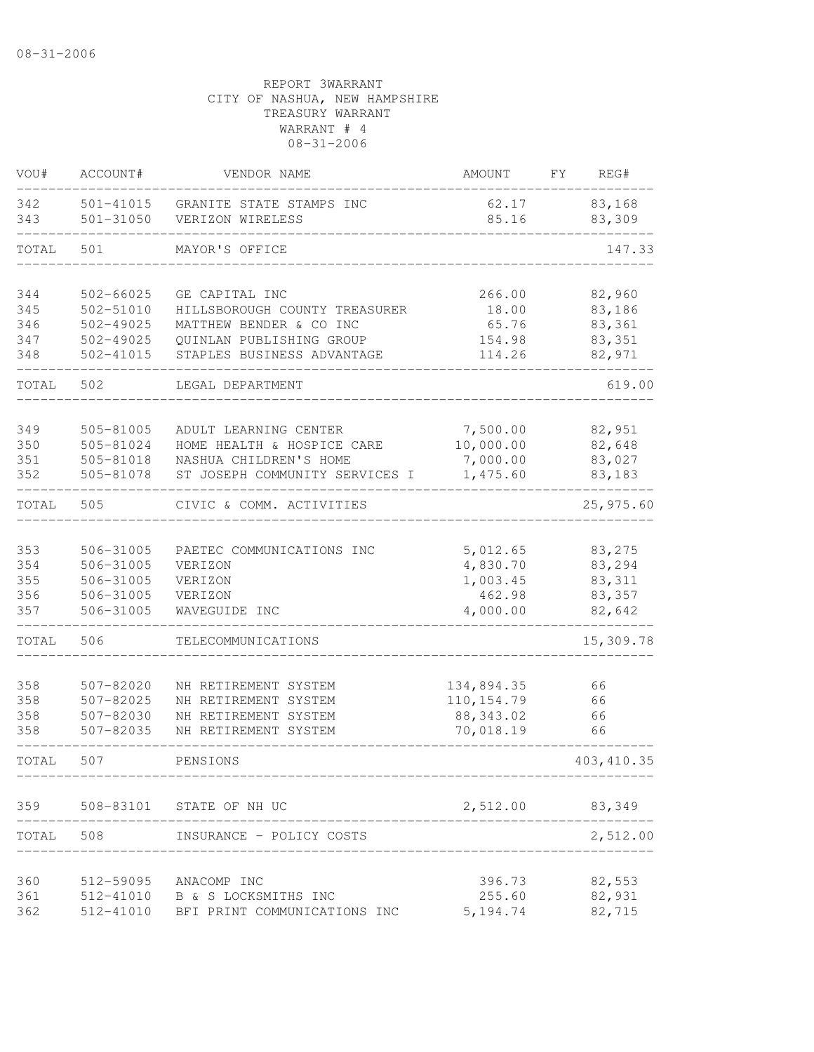08-31-2006

REPORT 3WARRANT
CITY OF NASHUA, NEW HAMPSHIRE
TREASURY WARRANT
WARRANT # 4
08-31-2006

| VOU# | ACCOUNT# | VENDOR NAME | AMOUNT | FY | REG# |
|---|---|---|---|---|---|
| 342 | 501-41015 | GRANITE STATE STAMPS INC | 62.17 | | 83,168 |
| 343 | 501-31050 | VERIZON WIRELESS | 85.16 | | 83,309 |
| TOTAL | 501 | MAYOR'S OFFICE | | | 147.33 |
| 344 | 502-66025 | GE CAPITAL INC | 266.00 | | 82,960 |
| 345 | 502-51010 | HILLSBOROUGH COUNTY TREASURER | 18.00 | | 83,186 |
| 346 | 502-49025 | MATTHEW BENDER & CO INC | 65.76 | | 83,361 |
| 347 | 502-49025 | QUINLAN PUBLISHING GROUP | 154.98 | | 83,351 |
| 348 | 502-41015 | STAPLES BUSINESS ADVANTAGE | 114.26 | | 82,971 |
| TOTAL | 502 | LEGAL DEPARTMENT | | | 619.00 |
| 349 | 505-81005 | ADULT LEARNING CENTER | 7,500.00 | | 82,951 |
| 350 | 505-81024 | HOME HEALTH & HOSPICE CARE | 10,000.00 | | 82,648 |
| 351 | 505-81018 | NASHUA CHILDREN'S HOME | 7,000.00 | | 83,027 |
| 352 | 505-81078 | ST JOSEPH COMMUNITY SERVICES I | 1,475.60 | | 83,183 |
| TOTAL | 505 | CIVIC & COMM. ACTIVITIES | | | 25,975.60 |
| 353 | 506-31005 | PAETEC COMMUNICATIONS INC | 5,012.65 | | 83,275 |
| 354 | 506-31005 | VERIZON | 4,830.70 | | 83,294 |
| 355 | 506-31005 | VERIZON | 1,003.45 | | 83,311 |
| 356 | 506-31005 | VERIZON | 462.98 | | 83,357 |
| 357 | 506-31005 | WAVEGUIDE INC | 4,000.00 | | 82,642 |
| TOTAL | 506 | TELECOMMUNICATIONS | | | 15,309.78 |
| 358 | 507-82020 | NH RETIREMENT SYSTEM | 134,894.35 | | 66 |
| 358 | 507-82025 | NH RETIREMENT SYSTEM | 110,154.79 | | 66 |
| 358 | 507-82030 | NH RETIREMENT SYSTEM | 88,343.02 | | 66 |
| 358 | 507-82035 | NH RETIREMENT SYSTEM | 70,018.19 | | 66 |
| TOTAL | 507 | PENSIONS | | | 403,410.35 |
| 359 | 508-83101 | STATE OF NH UC | 2,512.00 | | 83,349 |
| TOTAL | 508 | INSURANCE - POLICY COSTS | | | 2,512.00 |
| 360 | 512-59095 | ANACOMP INC | 396.73 | | 82,553 |
| 361 | 512-41010 | B & S LOCKSMITHS INC | 255.60 | | 82,931 |
| 362 | 512-41010 | BFI PRINT COMMUNICATIONS INC | 5,194.74 | | 82,715 |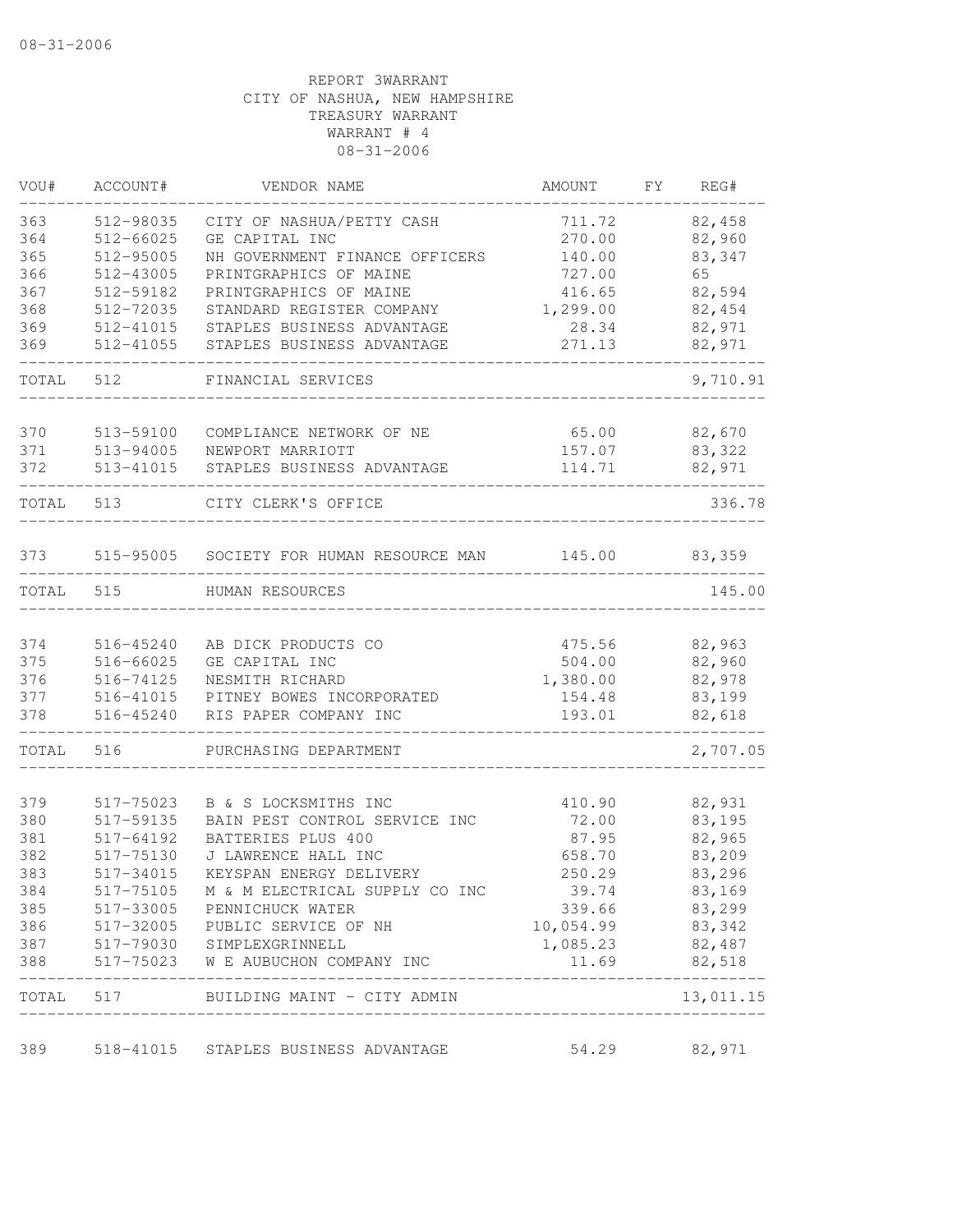REPORT 3WARRANT
CITY OF NASHUA, NEW HAMPSHIRE
TREASURY WARRANT
WARRANT # 4
08-31-2006

| VOU# | ACCOUNT# | VENDOR NAME | AMOUNT | FY | REG# |
|---|---|---|---|---|---|
| 363 | 512-98035 | CITY OF NASHUA/PETTY CASH | 711.72 | | 82,458 |
| 364 | 512-66025 | GE CAPITAL INC | 270.00 | | 82,960 |
| 365 | 512-95005 | NH GOVERNMENT FINANCE OFFICERS | 140.00 | | 83,347 |
| 366 | 512-43005 | PRINTGRAPHICS OF MAINE | 727.00 | | 65 |
| 367 | 512-59182 | PRINTGRAPHICS OF MAINE | 416.65 | | 82,594 |
| 368 | 512-72035 | STANDARD REGISTER COMPANY | 1,299.00 | | 82,454 |
| 369 | 512-41015 | STAPLES BUSINESS ADVANTAGE | 28.34 | | 82,971 |
| 369 | 512-41055 | STAPLES BUSINESS ADVANTAGE | 271.13 | | 82,971 |
| TOTAL | 512 | FINANCIAL SERVICES | | | 9,710.91 |
| 370 | 513-59100 | COMPLIANCE NETWORK OF NE | 65.00 | | 82,670 |
| 371 | 513-94005 | NEWPORT MARRIOTT | 157.07 | | 83,322 |
| 372 | 513-41015 | STAPLES BUSINESS ADVANTAGE | 114.71 | | 82,971 |
| TOTAL | 513 | CITY CLERK'S OFFICE | | | 336.78 |
| 373 | 515-95005 | SOCIETY FOR HUMAN RESOURCE MAN | 145.00 | | 83,359 |
| TOTAL | 515 | HUMAN RESOURCES | | | 145.00 |
| 374 | 516-45240 | AB DICK PRODUCTS CO | 475.56 | | 82,963 |
| 375 | 516-66025 | GE CAPITAL INC | 504.00 | | 82,960 |
| 376 | 516-74125 | NESMITH RICHARD | 1,380.00 | | 82,978 |
| 377 | 516-41015 | PITNEY BOWES INCORPORATED | 154.48 | | 83,199 |
| 378 | 516-45240 | RIS PAPER COMPANY INC | 193.01 | | 82,618 |
| TOTAL | 516 | PURCHASING DEPARTMENT | | | 2,707.05 |
| 379 | 517-75023 | B & S LOCKSMITHS INC | 410.90 | | 82,931 |
| 380 | 517-59135 | BAIN PEST CONTROL SERVICE INC | 72.00 | | 83,195 |
| 381 | 517-64192 | BATTERIES PLUS 400 | 87.95 | | 82,965 |
| 382 | 517-75130 | J LAWRENCE HALL INC | 658.70 | | 83,209 |
| 383 | 517-34015 | KEYSPAN ENERGY DELIVERY | 250.29 | | 83,296 |
| 384 | 517-75105 | M & M ELECTRICAL SUPPLY CO INC | 39.74 | | 83,169 |
| 385 | 517-33005 | PENNICHUCK WATER | 339.66 | | 83,299 |
| 386 | 517-32005 | PUBLIC SERVICE OF NH | 10,054.99 | | 83,342 |
| 387 | 517-79030 | SIMPLEXGRINNELL | 1,085.23 | | 82,487 |
| 388 | 517-75023 | W E AUBUCHON COMPANY INC | 11.69 | | 82,518 |
| TOTAL | 517 | BUILDING MAINT - CITY ADMIN | | | 13,011.15 |
| 389 | 518-41015 | STAPLES BUSINESS ADVANTAGE | 54.29 | | 82,971 |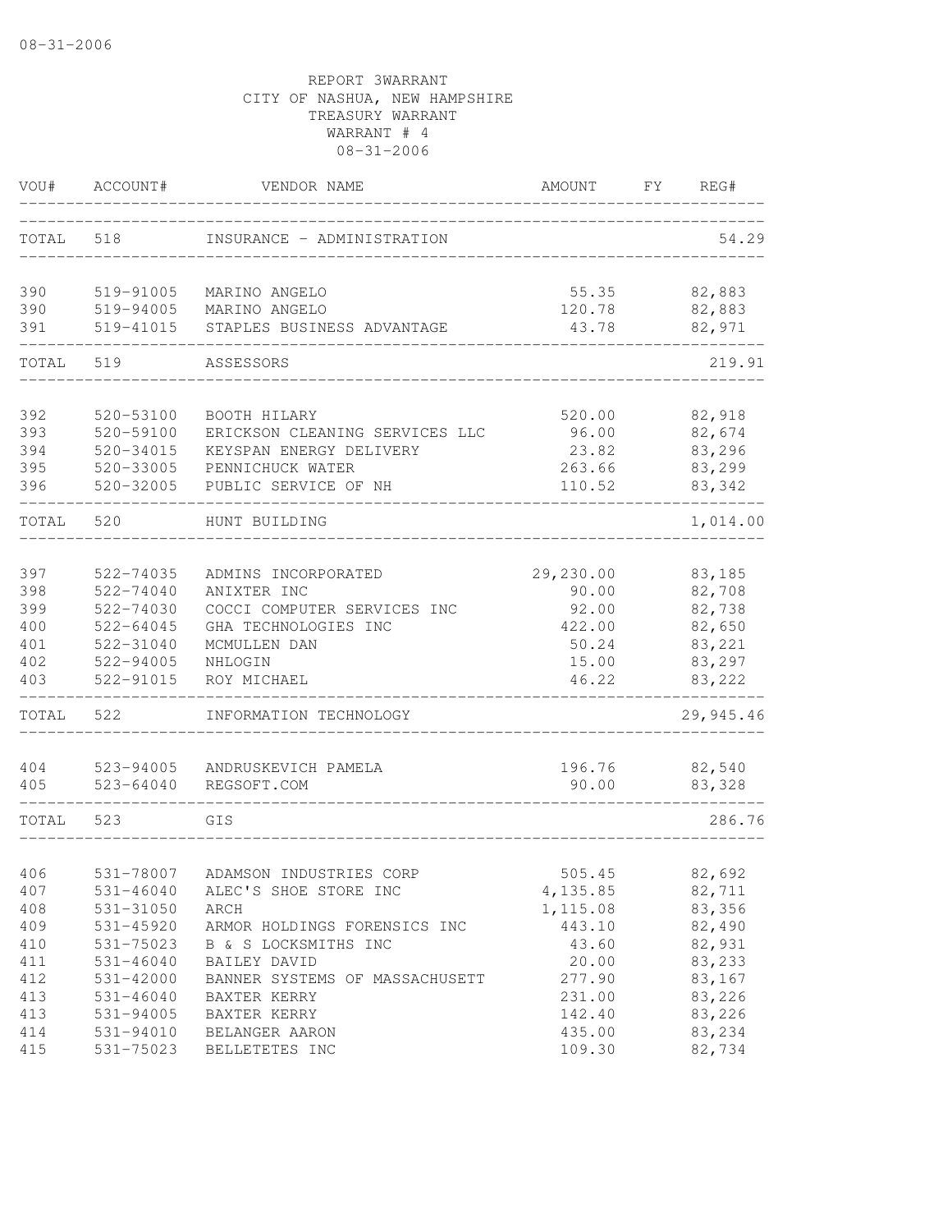REPORT 3WARRANT
CITY OF NASHUA, NEW HAMPSHIRE
TREASURY WARRANT
WARRANT # 4
08-31-2006

| VOU# | ACCOUNT# | VENDOR NAME | AMOUNT | FY | REG# |
|---|---|---|---|---|---|
| TOTAL | 518 | INSURANCE - ADMINISTRATION | | | 54.29 |
| 390 | 519-91005 | MARINO ANGELO | 55.35 | | 82,883 |
| 390 | 519-94005 | MARINO ANGELO | 120.78 | | 82,883 |
| 391 | 519-41015 | STAPLES BUSINESS ADVANTAGE | 43.78 | | 82,971 |
| TOTAL | 519 | ASSESSORS | | | 219.91 |
| 392 | 520-53100 | BOOTH HILARY | 520.00 | | 82,918 |
| 393 | 520-59100 | ERICKSON CLEANING SERVICES LLC | 96.00 | | 82,674 |
| 394 | 520-34015 | KEYSPAN ENERGY DELIVERY | 23.82 | | 83,296 |
| 395 | 520-33005 | PENNICHUCK WATER | 263.66 | | 83,299 |
| 396 | 520-32005 | PUBLIC SERVICE OF NH | 110.52 | | 83,342 |
| TOTAL | 520 | HUNT BUILDING | | | 1,014.00 |
| 397 | 522-74035 | ADMINS INCORPORATED | 29,230.00 | | 83,185 |
| 398 | 522-74040 | ANIXTER INC | 90.00 | | 82,708 |
| 399 | 522-74030 | COCCI COMPUTER SERVICES INC | 92.00 | | 82,738 |
| 400 | 522-64045 | GHA TECHNOLOGIES INC | 422.00 | | 82,650 |
| 401 | 522-31040 | MCMULLEN DAN | 50.24 | | 83,221 |
| 402 | 522-94005 | NHLOGIN | 15.00 | | 83,297 |
| 403 | 522-91015 | ROY MICHAEL | 46.22 | | 83,222 |
| TOTAL | 522 | INFORMATION TECHNOLOGY | | | 29,945.46 |
| 404 | 523-94005 | ANDRUSKEVICH PAMELA | 196.76 | | 82,540 |
| 405 | 523-64040 | REGSOFT.COM | 90.00 | | 83,328 |
| TOTAL | 523 | GIS | | | 286.76 |
| 406 | 531-78007 | ADAMSON INDUSTRIES CORP | 505.45 | | 82,692 |
| 407 | 531-46040 | ALEC'S SHOE STORE INC | 4,135.85 | | 82,711 |
| 408 | 531-31050 | ARCH | 1,115.08 | | 83,356 |
| 409 | 531-45920 | ARMOR HOLDINGS FORENSICS INC | 443.10 | | 82,490 |
| 410 | 531-75023 | B & S LOCKSMITHS INC | 43.60 | | 82,931 |
| 411 | 531-46040 | BAILEY DAVID | 20.00 | | 83,233 |
| 412 | 531-42000 | BANNER SYSTEMS OF MASSACHUSETT | 277.90 | | 83,167 |
| 413 | 531-46040 | BAXTER KERRY | 231.00 | | 83,226 |
| 413 | 531-94005 | BAXTER KERRY | 142.40 | | 83,226 |
| 414 | 531-94010 | BELANGER AARON | 435.00 | | 83,234 |
| 415 | 531-75023 | BELLETETES INC | 109.30 | | 82,734 |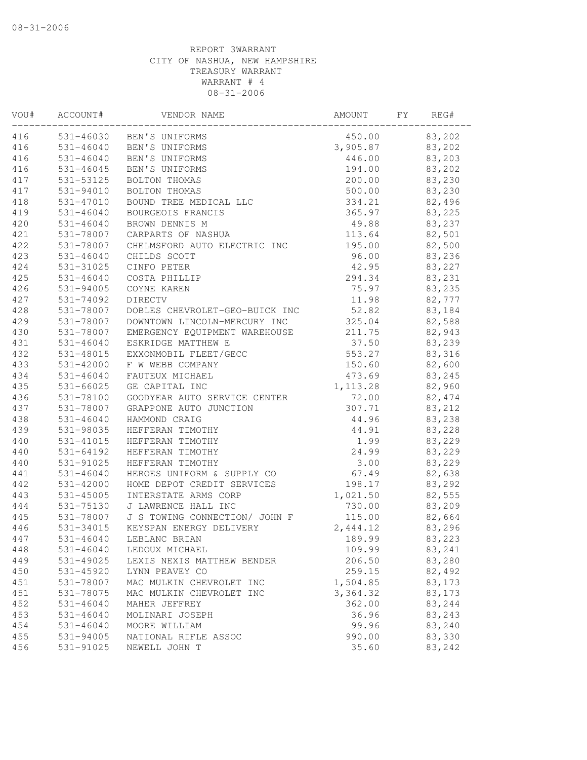REPORT 3WARRANT
CITY OF NASHUA, NEW HAMPSHIRE
TREASURY WARRANT
WARRANT # 4
08-31-2006

| VOU# | ACCOUNT# | VENDOR NAME | AMOUNT | FY | REG# |
|---|---|---|---|---|---|
| 416 | 531-46030 | BEN'S UNIFORMS | 450.00 | | 83,202 |
| 416 | 531-46040 | BEN'S UNIFORMS | 3,905.87 | | 83,202 |
| 416 | 531-46040 | BEN'S UNIFORMS | 446.00 | | 83,203 |
| 416 | 531-46045 | BEN'S UNIFORMS | 194.00 | | 83,202 |
| 417 | 531-53125 | BOLTON THOMAS | 200.00 | | 83,230 |
| 417 | 531-94010 | BOLTON THOMAS | 500.00 | | 83,230 |
| 418 | 531-47010 | BOUND TREE MEDICAL LLC | 334.21 | | 82,496 |
| 419 | 531-46040 | BOURGEOIS FRANCIS | 365.97 | | 83,225 |
| 420 | 531-46040 | BROWN DENNIS M | 49.88 | | 83,237 |
| 421 | 531-78007 | CARPARTS OF NASHUA | 113.64 | | 82,501 |
| 422 | 531-78007 | CHELMSFORD AUTO ELECTRIC INC | 195.00 | | 82,500 |
| 423 | 531-46040 | CHILDS SCOTT | 96.00 | | 83,236 |
| 424 | 531-31025 | CINFO PETER | 42.95 | | 83,227 |
| 425 | 531-46040 | COSTA PHILLIP | 294.34 | | 83,231 |
| 426 | 531-94005 | COYNE KAREN | 75.97 | | 83,235 |
| 427 | 531-74092 | DIRECTV | 11.98 | | 82,777 |
| 428 | 531-78007 | DOBLES CHEVROLET-GEO-BUICK INC | 52.82 | | 83,184 |
| 429 | 531-78007 | DOWNTOWN LINCOLN-MERCURY INC | 325.04 | | 82,588 |
| 430 | 531-78007 | EMERGENCY EQUIPMENT WAREHOUSE | 211.75 | | 82,943 |
| 431 | 531-46040 | ESKRIDGE MATTHEW E | 37.50 | | 83,239 |
| 432 | 531-48015 | EXXONMOBIL FLEET/GECC | 553.27 | | 83,316 |
| 433 | 531-42000 | F W WEBB COMPANY | 150.60 | | 82,600 |
| 434 | 531-46040 | FAUTEUX MICHAEL | 473.69 | | 83,245 |
| 435 | 531-66025 | GE CAPITAL INC | 1,113.28 | | 82,960 |
| 436 | 531-78100 | GOODYEAR AUTO SERVICE CENTER | 72.00 | | 82,474 |
| 437 | 531-78007 | GRAPPONE AUTO JUNCTION | 307.71 | | 83,212 |
| 438 | 531-46040 | HAMMOND CRAIG | 44.96 | | 83,238 |
| 439 | 531-98035 | HEFFERAN TIMOTHY | 44.91 | | 83,228 |
| 440 | 531-41015 | HEFFERAN TIMOTHY | 1.99 | | 83,229 |
| 440 | 531-64192 | HEFFERAN TIMOTHY | 24.99 | | 83,229 |
| 440 | 531-91025 | HEFFERAN TIMOTHY | 3.00 | | 83,229 |
| 441 | 531-46040 | HEROES UNIFORM & SUPPLY CO | 67.49 | | 82,638 |
| 442 | 531-42000 | HOME DEPOT CREDIT SERVICES | 198.17 | | 83,292 |
| 443 | 531-45005 | INTERSTATE ARMS CORP | 1,021.50 | | 82,555 |
| 444 | 531-75130 | J LAWRENCE HALL INC | 730.00 | | 83,209 |
| 445 | 531-78007 | J S TOWING CONNECTION/ JOHN F | 115.00 | | 82,664 |
| 446 | 531-34015 | KEYSPAN ENERGY DELIVERY | 2,444.12 | | 83,296 |
| 447 | 531-46040 | LEBLANC BRIAN | 189.99 | | 83,223 |
| 448 | 531-46040 | LEDOUX MICHAEL | 109.99 | | 83,241 |
| 449 | 531-49025 | LEXIS NEXIS MATTHEW BENDER | 206.50 | | 83,280 |
| 450 | 531-45920 | LYNN PEAVEY CO | 259.15 | | 82,492 |
| 451 | 531-78007 | MAC MULKIN CHEVROLET INC | 1,504.85 | | 83,173 |
| 451 | 531-78075 | MAC MULKIN CHEVROLET INC | 3,364.32 | | 83,173 |
| 452 | 531-46040 | MAHER JEFFREY | 362.00 | | 83,244 |
| 453 | 531-46040 | MOLINARI JOSEPH | 36.96 | | 83,243 |
| 454 | 531-46040 | MOORE WILLIAM | 99.96 | | 83,240 |
| 455 | 531-94005 | NATIONAL RIFLE ASSOC | 990.00 | | 83,330 |
| 456 | 531-91025 | NEWELL JOHN T | 35.60 | | 83,242 |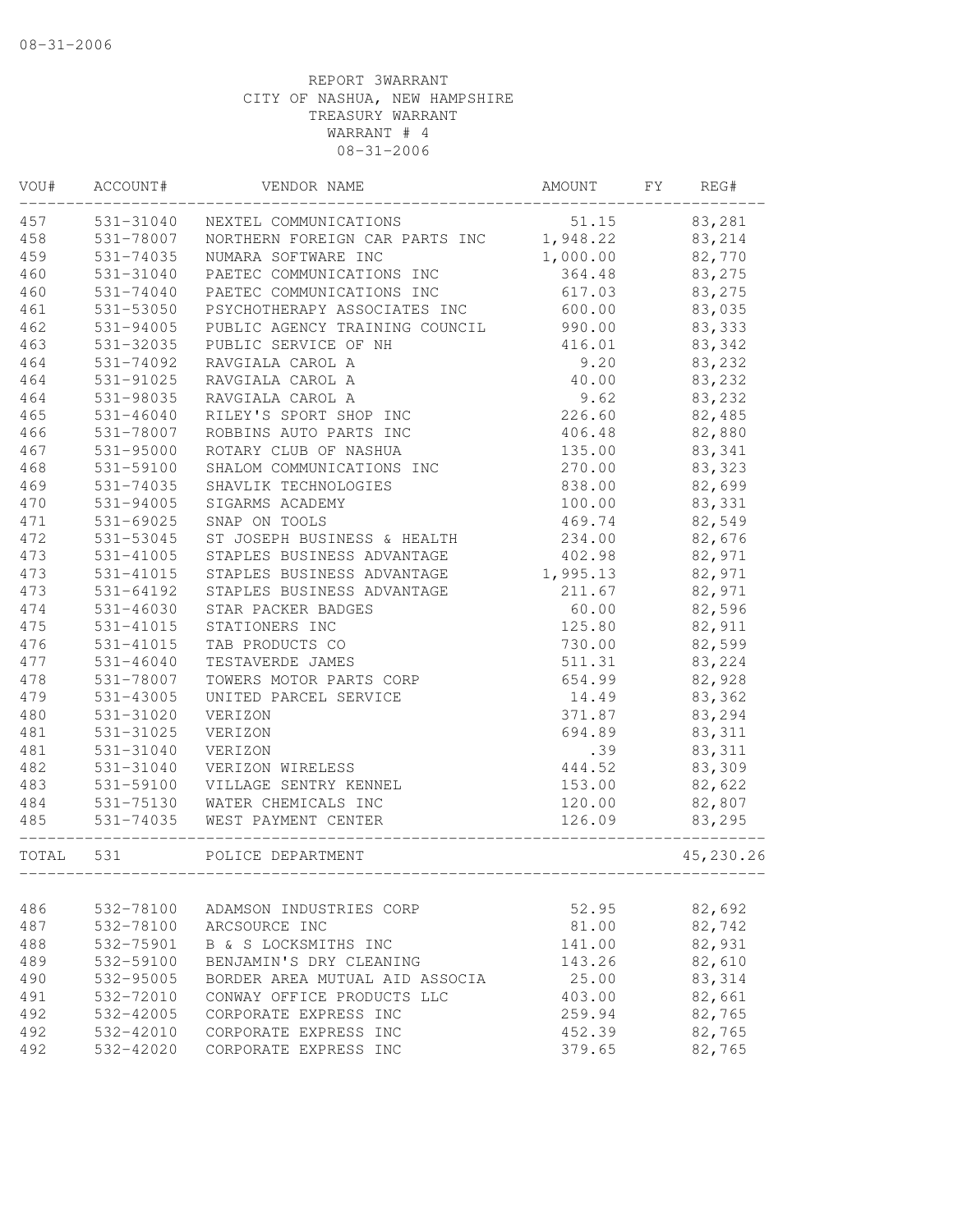08-31-2006

REPORT 3WARRANT
CITY OF NASHUA, NEW HAMPSHIRE
TREASURY WARRANT
WARRANT # 4
08-31-2006

| VOU# | ACCOUNT# | VENDOR NAME | AMOUNT | FY | REG# |
|---|---|---|---|---|---|
| 457 | 531-31040 | NEXTEL COMMUNICATIONS | 51.15 | | 83,281 |
| 458 | 531-78007 | NORTHERN FOREIGN CAR PARTS INC | 1,948.22 | | 83,214 |
| 459 | 531-74035 | NUMARA SOFTWARE INC | 1,000.00 | | 82,770 |
| 460 | 531-31040 | PAETEC COMMUNICATIONS INC | 364.48 | | 83,275 |
| 460 | 531-74040 | PAETEC COMMUNICATIONS INC | 617.03 | | 83,275 |
| 461 | 531-53050 | PSYCHOTHERAPY ASSOCIATES INC | 600.00 | | 83,035 |
| 462 | 531-94005 | PUBLIC AGENCY TRAINING COUNCIL | 990.00 | | 83,333 |
| 463 | 531-32035 | PUBLIC SERVICE OF NH | 416.01 | | 83,342 |
| 464 | 531-74092 | RAVGIALA CAROL A | 9.20 | | 83,232 |
| 464 | 531-91025 | RAVGIALA CAROL A | 40.00 | | 83,232 |
| 464 | 531-98035 | RAVGIALA CAROL A | 9.62 | | 83,232 |
| 465 | 531-46040 | RILEY'S SPORT SHOP INC | 226.60 | | 82,485 |
| 466 | 531-78007 | ROBBINS AUTO PARTS INC | 406.48 | | 82,880 |
| 467 | 531-95000 | ROTARY CLUB OF NASHUA | 135.00 | | 83,341 |
| 468 | 531-59100 | SHALOM COMMUNICATIONS INC | 270.00 | | 83,323 |
| 469 | 531-74035 | SHAVLIK TECHNOLOGIES | 838.00 | | 82,699 |
| 470 | 531-94005 | SIGARMS ACADEMY | 100.00 | | 83,331 |
| 471 | 531-69025 | SNAP ON TOOLS | 469.74 | | 82,549 |
| 472 | 531-53045 | ST JOSEPH BUSINESS & HEALTH | 234.00 | | 82,676 |
| 473 | 531-41005 | STAPLES BUSINESS ADVANTAGE | 402.98 | | 82,971 |
| 473 | 531-41015 | STAPLES BUSINESS ADVANTAGE | 1,995.13 | | 82,971 |
| 473 | 531-64192 | STAPLES BUSINESS ADVANTAGE | 211.67 | | 82,971 |
| 474 | 531-46030 | STAR PACKER BADGES | 60.00 | | 82,596 |
| 475 | 531-41015 | STATIONERS INC | 125.80 | | 82,911 |
| 476 | 531-41015 | TAB PRODUCTS CO | 730.00 | | 82,599 |
| 477 | 531-46040 | TESTAVERDE JAMES | 511.31 | | 83,224 |
| 478 | 531-78007 | TOWERS MOTOR PARTS CORP | 654.99 | | 82,928 |
| 479 | 531-43005 | UNITED PARCEL SERVICE | 14.49 | | 83,362 |
| 480 | 531-31020 | VERIZON | 371.87 | | 83,294 |
| 481 | 531-31025 | VERIZON | 694.89 | | 83,311 |
| 481 | 531-31040 | VERIZON | .39 | | 83,311 |
| 482 | 531-31040 | VERIZON WIRELESS | 444.52 | | 83,309 |
| 483 | 531-59100 | VILLAGE SENTRY KENNEL | 153.00 | | 82,622 |
| 484 | 531-75130 | WATER CHEMICALS INC | 120.00 | | 82,807 |
| 485 | 531-74035 | WEST PAYMENT CENTER | 126.09 | | 83,295 |
| TOTAL | 531 | POLICE DEPARTMENT | | | 45,230.26 |
| 486 | 532-78100 | ADAMSON INDUSTRIES CORP | 52.95 | | 82,692 |
| 487 | 532-78100 | ARCSOURCE INC | 81.00 | | 82,742 |
| 488 | 532-75901 | B & S LOCKSMITHS INC | 141.00 | | 82,931 |
| 489 | 532-59100 | BENJAMIN'S DRY CLEANING | 143.26 | | 82,610 |
| 490 | 532-95005 | BORDER AREA MUTUAL AID ASSOCIA | 25.00 | | 83,314 |
| 491 | 532-72010 | CONWAY OFFICE PRODUCTS LLC | 403.00 | | 82,661 |
| 492 | 532-42005 | CORPORATE EXPRESS INC | 259.94 | | 82,765 |
| 492 | 532-42010 | CORPORATE EXPRESS INC | 452.39 | | 82,765 |
| 492 | 532-42020 | CORPORATE EXPRESS INC | 379.65 | | 82,765 |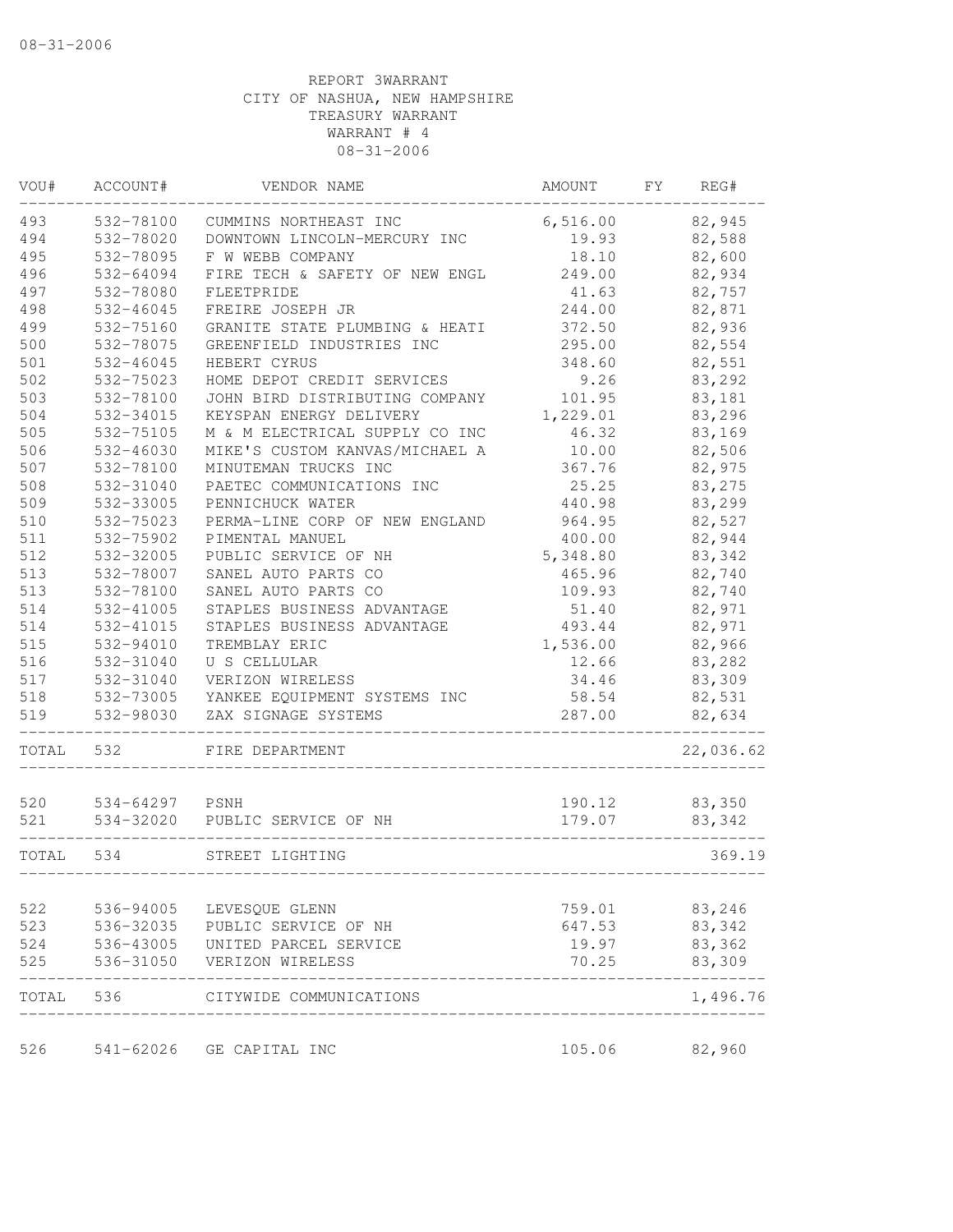08-31-2006

REPORT 3WARRANT
CITY OF NASHUA, NEW HAMPSHIRE
TREASURY WARRANT
WARRANT # 4
08-31-2006

| VOU# | ACCOUNT# | VENDOR NAME | AMOUNT | FY | REG# |
|---|---|---|---|---|---|
| 493 | 532-78100 | CUMMINS NORTHEAST INC | 6,516.00 | | 82,945 |
| 494 | 532-78020 | DOWNTOWN LINCOLN-MERCURY INC | 19.93 | | 82,588 |
| 495 | 532-78095 | F W WEBB COMPANY | 18.10 | | 82,600 |
| 496 | 532-64094 | FIRE TECH & SAFETY OF NEW ENGL | 249.00 | | 82,934 |
| 497 | 532-78080 | FLEETPRIDE | 41.63 | | 82,757 |
| 498 | 532-46045 | FREIRE JOSEPH JR | 244.00 | | 82,871 |
| 499 | 532-75160 | GRANITE STATE PLUMBING & HEATI | 372.50 | | 82,936 |
| 500 | 532-78075 | GREENFIELD INDUSTRIES INC | 295.00 | | 82,554 |
| 501 | 532-46045 | HEBERT CYRUS | 348.60 | | 82,551 |
| 502 | 532-75023 | HOME DEPOT CREDIT SERVICES | 9.26 | | 83,292 |
| 503 | 532-78100 | JOHN BIRD DISTRIBUTING COMPANY | 101.95 | | 83,181 |
| 504 | 532-34015 | KEYSPAN ENERGY DELIVERY | 1,229.01 | | 83,296 |
| 505 | 532-75105 | M & M ELECTRICAL SUPPLY CO INC | 46.32 | | 83,169 |
| 506 | 532-46030 | MIKE'S CUSTOM KANVAS/MICHAEL A | 10.00 | | 82,506 |
| 507 | 532-78100 | MINUTEMAN TRUCKS INC | 367.76 | | 82,975 |
| 508 | 532-31040 | PAETEC COMMUNICATIONS INC | 25.25 | | 83,275 |
| 509 | 532-33005 | PENNICHUCK WATER | 440.98 | | 83,299 |
| 510 | 532-75023 | PERMA-LINE CORP OF NEW ENGLAND | 964.95 | | 82,527 |
| 511 | 532-75902 | PIMENTAL MANUEL | 400.00 | | 82,944 |
| 512 | 532-32005 | PUBLIC SERVICE OF NH | 5,348.80 | | 83,342 |
| 513 | 532-78007 | SANEL AUTO PARTS CO | 465.96 | | 82,740 |
| 513 | 532-78100 | SANEL AUTO PARTS CO | 109.93 | | 82,740 |
| 514 | 532-41005 | STAPLES BUSINESS ADVANTAGE | 51.40 | | 82,971 |
| 514 | 532-41015 | STAPLES BUSINESS ADVANTAGE | 493.44 | | 82,971 |
| 515 | 532-94010 | TREMBLAY ERIC | 1,536.00 | | 82,966 |
| 516 | 532-31040 | U S CELLULAR | 12.66 | | 83,282 |
| 517 | 532-31040 | VERIZON WIRELESS | 34.46 | | 83,309 |
| 518 | 532-73005 | YANKEE EQUIPMENT SYSTEMS INC | 58.54 | | 82,531 |
| 519 | 532-98030 | ZAX SIGNAGE SYSTEMS | 287.00 | | 82,634 |
| TOTAL | 532 | FIRE DEPARTMENT | | | 22,036.62 |
| 520 | 534-64297 | PSNH | 190.12 | | 83,350 |
| 521 | 534-32020 | PUBLIC SERVICE OF NH | 179.07 | | 83,342 |
| TOTAL | 534 | STREET LIGHTING | | | 369.19 |
| 522 | 536-94005 | LEVESQUE GLENN | 759.01 | | 83,246 |
| 523 | 536-32035 | PUBLIC SERVICE OF NH | 647.53 | | 83,342 |
| 524 | 536-43005 | UNITED PARCEL SERVICE | 19.97 | | 83,362 |
| 525 | 536-31050 | VERIZON WIRELESS | 70.25 | | 83,309 |
| TOTAL | 536 | CITYWIDE COMMUNICATIONS | | | 1,496.76 |
| 526 | 541-62026 | GE CAPITAL INC | 105.06 | | 82,960 |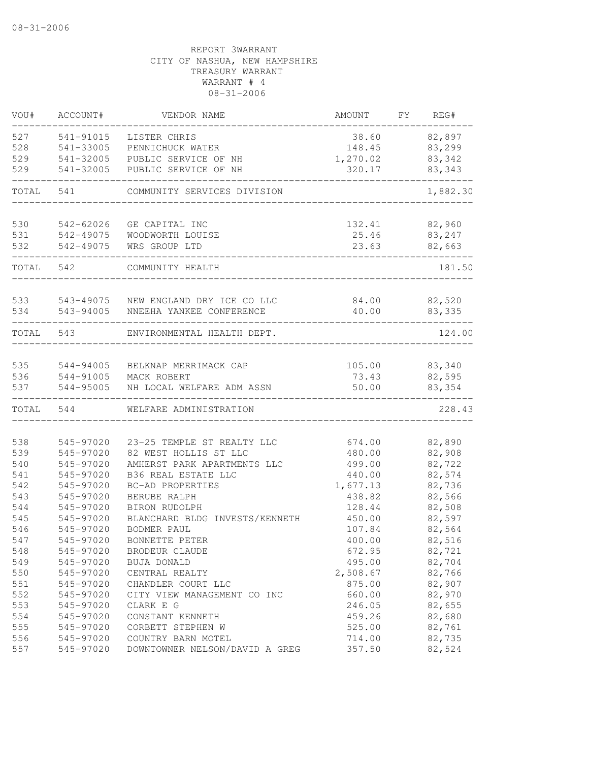REPORT 3WARRANT
CITY OF NASHUA, NEW HAMPSHIRE
TREASURY WARRANT
WARRANT # 4
08-31-2006

| VOU# | ACCOUNT# | VENDOR NAME | AMOUNT | FY | REG# |
|---|---|---|---|---|---|
| 527 | 541-91015 | LISTER CHRIS | 38.60 | | 82,897 |
| 528 | 541-33005 | PENNICHUCK WATER | 148.45 | | 83,299 |
| 529 | 541-32005 | PUBLIC SERVICE OF NH | 1,270.02 | | 83,342 |
| 529 | 541-32005 | PUBLIC SERVICE OF NH | 320.17 | | 83,343 |
| TOTAL | 541 | COMMUNITY SERVICES DIVISION | | | 1,882.30 |
| 530 | 542-62026 | GE CAPITAL INC | 132.41 | | 82,960 |
| 531 | 542-49075 | WOODWORTH LOUISE | 25.46 | | 83,247 |
| 532 | 542-49075 | WRS GROUP LTD | 23.63 | | 82,663 |
| TOTAL | 542 | COMMUNITY HEALTH | | | 181.50 |
| 533 | 543-49075 | NEW ENGLAND DRY ICE CO LLC | 84.00 | | 82,520 |
| 534 | 543-94005 | NNEEHA YANKEE CONFERENCE | 40.00 | | 83,335 |
| TOTAL | 543 | ENVIRONMENTAL HEALTH DEPT. | | | 124.00 |
| 535 | 544-94005 | BELKNAP MERRIMACK CAP | 105.00 | | 83,340 |
| 536 | 544-91005 | MACK ROBERT | 73.43 | | 82,595 |
| 537 | 544-95005 | NH LOCAL WELFARE ADM ASSN | 50.00 | | 83,354 |
| TOTAL | 544 | WELFARE ADMINISTRATION | | | 228.43 |
| 538 | 545-97020 | 23-25 TEMPLE ST REALTY LLC | 674.00 | | 82,890 |
| 539 | 545-97020 | 82 WEST HOLLIS ST LLC | 480.00 | | 82,908 |
| 540 | 545-97020 | AMHERST PARK APARTMENTS LLC | 499.00 | | 82,722 |
| 541 | 545-97020 | B36 REAL ESTATE LLC | 440.00 | | 82,574 |
| 542 | 545-97020 | BC-AD PROPERTIES | 1,677.13 | | 82,736 |
| 543 | 545-97020 | BERUBE RALPH | 438.82 | | 82,566 |
| 544 | 545-97020 | BIRON RUDOLPH | 128.44 | | 82,508 |
| 545 | 545-97020 | BLANCHARD BLDG INVESTS/KENNETH | 450.00 | | 82,597 |
| 546 | 545-97020 | BODMER PAUL | 107.84 | | 82,564 |
| 547 | 545-97020 | BONNETTE PETER | 400.00 | | 82,516 |
| 548 | 545-97020 | BRODEUR CLAUDE | 672.95 | | 82,721 |
| 549 | 545-97020 | BUJA DONALD | 495.00 | | 82,704 |
| 550 | 545-97020 | CENTRAL REALTY | 2,508.67 | | 82,766 |
| 551 | 545-97020 | CHANDLER COURT LLC | 875.00 | | 82,907 |
| 552 | 545-97020 | CITY VIEW MANAGEMENT CO INC | 660.00 | | 82,970 |
| 553 | 545-97020 | CLARK E G | 246.05 | | 82,655 |
| 554 | 545-97020 | CONSTANT KENNETH | 459.26 | | 82,680 |
| 555 | 545-97020 | CORBETT STEPHEN W | 525.00 | | 82,761 |
| 556 | 545-97020 | COUNTRY BARN MOTEL | 714.00 | | 82,735 |
| 557 | 545-97020 | DOWNTOWNER NELSON/DAVID A GREG | 357.50 | | 82,524 |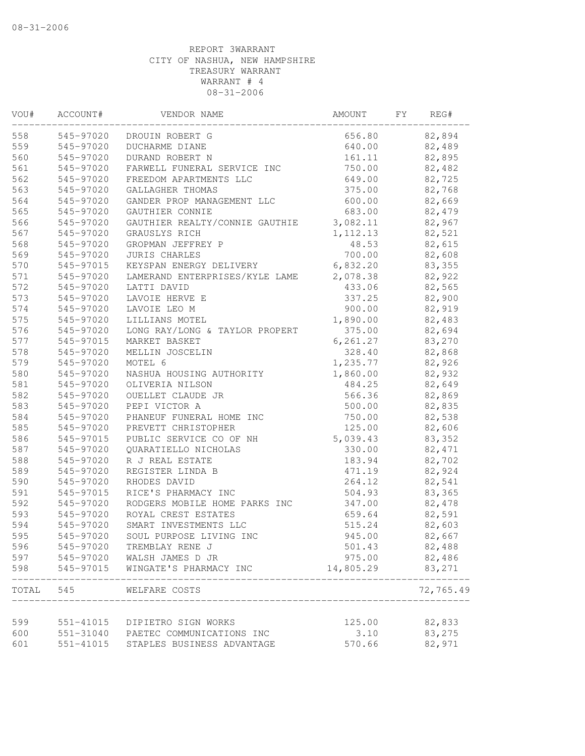REPORT 3WARRANT
CITY OF NASHUA, NEW HAMPSHIRE
TREASURY WARRANT
WARRANT # 4
08-31-2006

| VOU# | ACCOUNT# | VENDOR NAME | AMOUNT | FY | REG# |
|---|---|---|---|---|---|
| 558 | 545-97020 | DROUIN ROBERT G | 656.80 | | 82,894 |
| 559 | 545-97020 | DUCHARME DIANE | 640.00 | | 82,489 |
| 560 | 545-97020 | DURAND ROBERT N | 161.11 | | 82,895 |
| 561 | 545-97020 | FARWELL FUNERAL SERVICE INC | 750.00 | | 82,482 |
| 562 | 545-97020 | FREEDOM APARTMENTS LLC | 649.00 | | 82,725 |
| 563 | 545-97020 | GALLAGHER THOMAS | 375.00 | | 82,768 |
| 564 | 545-97020 | GANDER PROP MANAGEMENT LLC | 600.00 | | 82,669 |
| 565 | 545-97020 | GAUTHIER CONNIE | 683.00 | | 82,479 |
| 566 | 545-97020 | GAUTHIER REALTY/CONNIE GAUTHIE | 3,082.11 | | 82,967 |
| 567 | 545-97020 | GRAUSLYS RICH | 1,112.13 | | 82,521 |
| 568 | 545-97020 | GROPMAN JEFFREY P | 48.53 | | 82,615 |
| 569 | 545-97020 | JURIS CHARLES | 700.00 | | 82,608 |
| 570 | 545-97015 | KEYSPAN ENERGY DELIVERY | 6,832.20 | | 83,355 |
| 571 | 545-97020 | LAMERAND ENTERPRISES/KYLE LAME | 2,078.38 | | 82,922 |
| 572 | 545-97020 | LATTI DAVID | 433.06 | | 82,565 |
| 573 | 545-97020 | LAVOIE HERVE E | 337.25 | | 82,900 |
| 574 | 545-97020 | LAVOIE LEO M | 900.00 | | 82,919 |
| 575 | 545-97020 | LILLIANS MOTEL | 1,890.00 | | 82,483 |
| 576 | 545-97020 | LONG RAY/LONG & TAYLOR PROPERT | 375.00 | | 82,694 |
| 577 | 545-97015 | MARKET BASKET | 6,261.27 | | 83,270 |
| 578 | 545-97020 | MELLIN JOSCELIN | 328.40 | | 82,868 |
| 579 | 545-97020 | MOTEL 6 | 1,235.77 | | 82,926 |
| 580 | 545-97020 | NASHUA HOUSING AUTHORITY | 1,860.00 | | 82,932 |
| 581 | 545-97020 | OLIVERIA NILSON | 484.25 | | 82,649 |
| 582 | 545-97020 | OUELLET CLAUDE JR | 566.36 | | 82,869 |
| 583 | 545-97020 | PEPI VICTOR A | 500.00 | | 82,835 |
| 584 | 545-97020 | PHANEUF FUNERAL HOME INC | 750.00 | | 82,538 |
| 585 | 545-97020 | PREVETT CHRISTOPHER | 125.00 | | 82,606 |
| 586 | 545-97015 | PUBLIC SERVICE CO OF NH | 5,039.43 | | 83,352 |
| 587 | 545-97020 | QUARATIELLO NICHOLAS | 330.00 | | 82,471 |
| 588 | 545-97020 | R J REAL ESTATE | 183.94 | | 82,702 |
| 589 | 545-97020 | REGISTER LINDA B | 471.19 | | 82,924 |
| 590 | 545-97020 | RHODES DAVID | 264.12 | | 82,541 |
| 591 | 545-97015 | RICE'S PHARMACY INC | 504.93 | | 83,365 |
| 592 | 545-97020 | RODGERS MOBILE HOME PARKS INC | 347.00 | | 82,478 |
| 593 | 545-97020 | ROYAL CREST ESTATES | 659.64 | | 82,591 |
| 594 | 545-97020 | SMART INVESTMENTS LLC | 515.24 | | 82,603 |
| 595 | 545-97020 | SOUL PURPOSE LIVING INC | 945.00 | | 82,667 |
| 596 | 545-97020 | TREMBLAY RENE J | 501.43 | | 82,488 |
| 597 | 545-97020 | WALSH JAMES D JR | 975.00 | | 82,486 |
| 598 | 545-97015 | WINGATE'S PHARMACY INC | 14,805.29 | | 83,271 |
| TOTAL | 545 | WELFARE COSTS | | | 72,765.49 |
| 599 | 551-41015 | DIPIETRO SIGN WORKS | 125.00 | | 82,833 |
| 600 | 551-31040 | PAETEC COMMUNICATIONS INC | 3.10 | | 83,275 |
| 601 | 551-41015 | STAPLES BUSINESS ADVANTAGE | 570.66 | | 82,971 |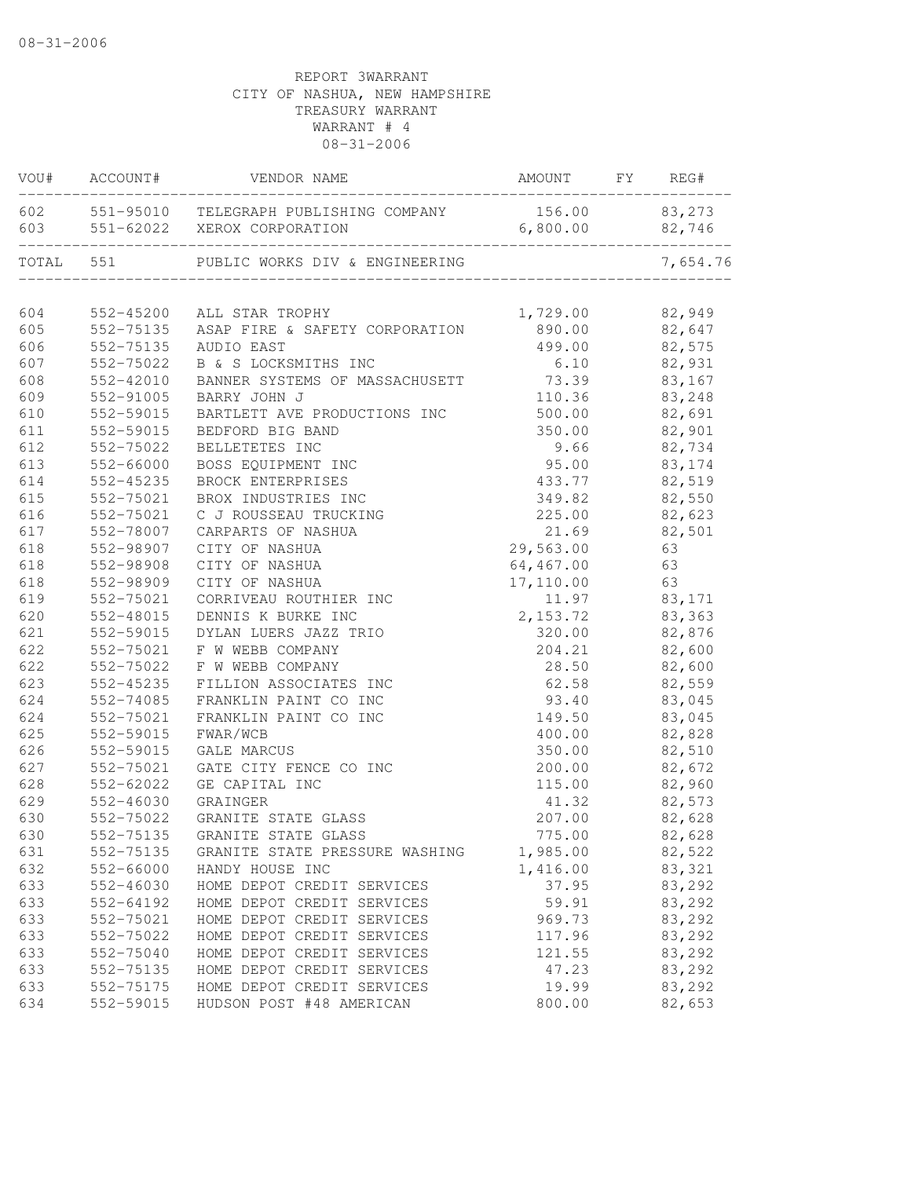REPORT 3WARRANT
CITY OF NASHUA, NEW HAMPSHIRE
TREASURY WARRANT
WARRANT # 4
08-31-2006

| VOU# | ACCOUNT# | VENDOR NAME | AMOUNT | FY | REG# |
|---|---|---|---|---|---|
| 602 | 551-95010 | TELEGRAPH PUBLISHING COMPANY | 156.00 | | 83,273 |
| 603 | 551-62022 | XEROX CORPORATION | 6,800.00 | | 82,746 |
| TOTAL | 551 | PUBLIC WORKS DIV & ENGINEERING | | | 7,654.76 |
| 604 | 552-45200 | ALL STAR TROPHY | 1,729.00 | | 82,949 |
| 605 | 552-75135 | ASAP FIRE & SAFETY CORPORATION | 890.00 | | 82,647 |
| 606 | 552-75135 | AUDIO EAST | 499.00 | | 82,575 |
| 607 | 552-75022 | B & S LOCKSMITHS INC | 6.10 | | 82,931 |
| 608 | 552-42010 | BANNER SYSTEMS OF MASSACHUSETT | 73.39 | | 83,167 |
| 609 | 552-91005 | BARRY JOHN J | 110.36 | | 83,248 |
| 610 | 552-59015 | BARTLETT AVE PRODUCTIONS INC | 500.00 | | 82,691 |
| 611 | 552-59015 | BEDFORD BIG BAND | 350.00 | | 82,901 |
| 612 | 552-75022 | BELLETETES INC | 9.66 | | 82,734 |
| 613 | 552-66000 | BOSS EQUIPMENT INC | 95.00 | | 83,174 |
| 614 | 552-45235 | BROCK ENTERPRISES | 433.77 | | 82,519 |
| 615 | 552-75021 | BROX INDUSTRIES INC | 349.82 | | 82,550 |
| 616 | 552-75021 | C J ROUSSEAU TRUCKING | 225.00 | | 82,623 |
| 617 | 552-78007 | CARPARTS OF NASHUA | 21.69 | | 82,501 |
| 618 | 552-98907 | CITY OF NASHUA | 29,563.00 | | 63 |
| 618 | 552-98908 | CITY OF NASHUA | 64,467.00 | | 63 |
| 618 | 552-98909 | CITY OF NASHUA | 17,110.00 | | 63 |
| 619 | 552-75021 | CORRIVEAU ROUTHIER INC | 11.97 | | 83,171 |
| 620 | 552-48015 | DENNIS K BURKE INC | 2,153.72 | | 83,363 |
| 621 | 552-59015 | DYLAN LUERS JAZZ TRIO | 320.00 | | 82,876 |
| 622 | 552-75021 | F W WEBB COMPANY | 204.21 | | 82,600 |
| 622 | 552-75022 | F W WEBB COMPANY | 28.50 | | 82,600 |
| 623 | 552-45235 | FILLION ASSOCIATES INC | 62.58 | | 82,559 |
| 624 | 552-74085 | FRANKLIN PAINT CO INC | 93.40 | | 83,045 |
| 624 | 552-75021 | FRANKLIN PAINT CO INC | 149.50 | | 83,045 |
| 625 | 552-59015 | FWAR/WCB | 400.00 | | 82,828 |
| 626 | 552-59015 | GALE MARCUS | 350.00 | | 82,510 |
| 627 | 552-75021 | GATE CITY FENCE CO INC | 200.00 | | 82,672 |
| 628 | 552-62022 | GE CAPITAL INC | 115.00 | | 82,960 |
| 629 | 552-46030 | GRAINGER | 41.32 | | 82,573 |
| 630 | 552-75022 | GRANITE STATE GLASS | 207.00 | | 82,628 |
| 630 | 552-75135 | GRANITE STATE GLASS | 775.00 | | 82,628 |
| 631 | 552-75135 | GRANITE STATE PRESSURE WASHING | 1,985.00 | | 82,522 |
| 632 | 552-66000 | HANDY HOUSE INC | 1,416.00 | | 83,321 |
| 633 | 552-46030 | HOME DEPOT CREDIT SERVICES | 37.95 | | 83,292 |
| 633 | 552-64192 | HOME DEPOT CREDIT SERVICES | 59.91 | | 83,292 |
| 633 | 552-75021 | HOME DEPOT CREDIT SERVICES | 969.73 | | 83,292 |
| 633 | 552-75022 | HOME DEPOT CREDIT SERVICES | 117.96 | | 83,292 |
| 633 | 552-75040 | HOME DEPOT CREDIT SERVICES | 121.55 | | 83,292 |
| 633 | 552-75135 | HOME DEPOT CREDIT SERVICES | 47.23 | | 83,292 |
| 633 | 552-75175 | HOME DEPOT CREDIT SERVICES | 19.99 | | 83,292 |
| 634 | 552-59015 | HUDSON POST #48 AMERICAN | 800.00 | | 82,653 |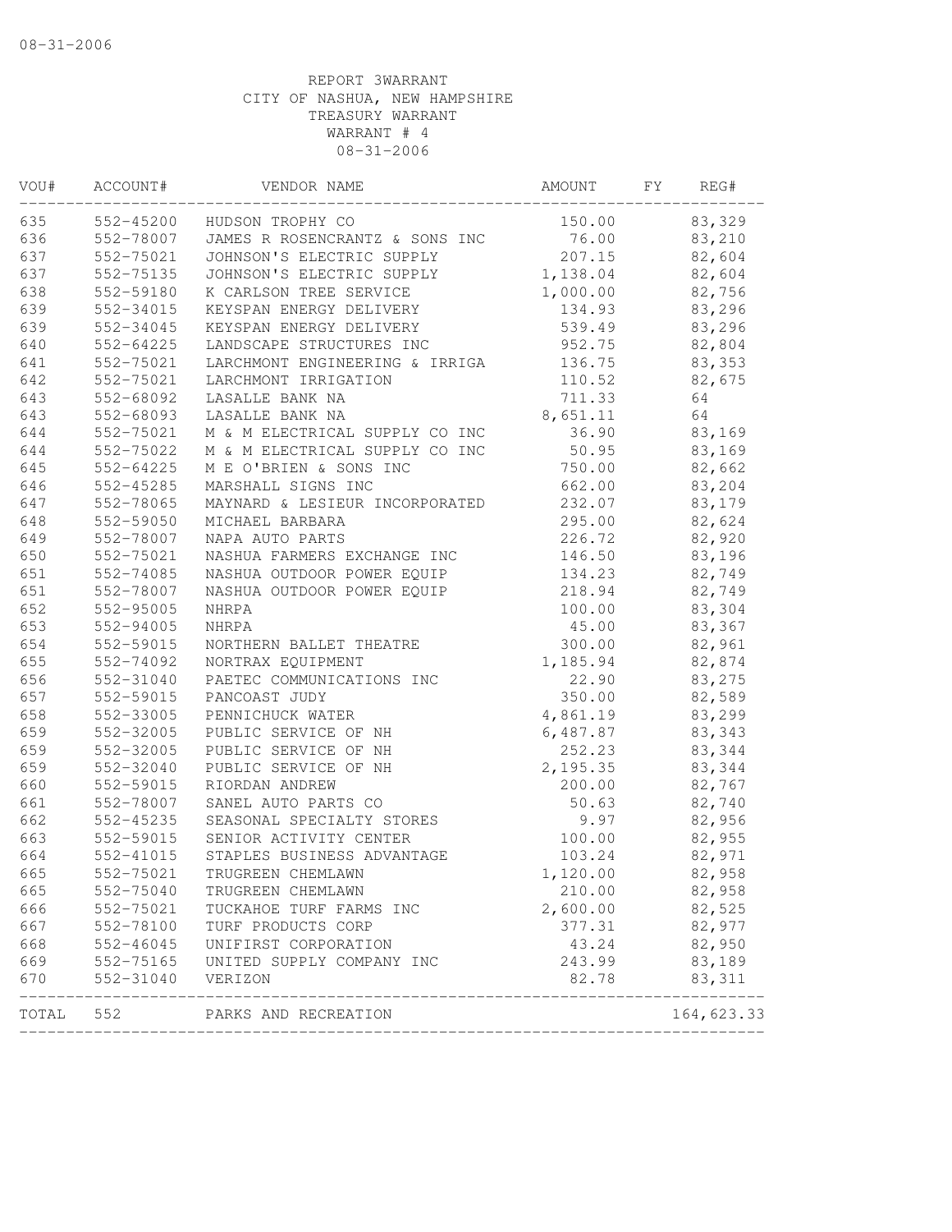08-31-2006

REPORT 3WARRANT
CITY OF NASHUA, NEW HAMPSHIRE
TREASURY WARRANT
WARRANT # 4
08-31-2006

| VOU# | ACCOUNT# | VENDOR NAME | AMOUNT | FY | REG# |
|---|---|---|---|---|---|
| 635 | 552-45200 | HUDSON TROPHY CO | 150.00 | | 83,329 |
| 636 | 552-78007 | JAMES R ROSENCRANTZ & SONS INC | 76.00 | | 83,210 |
| 637 | 552-75021 | JOHNSON'S ELECTRIC SUPPLY | 207.15 | | 82,604 |
| 637 | 552-75135 | JOHNSON'S ELECTRIC SUPPLY | 1,138.04 | | 82,604 |
| 638 | 552-59180 | K CARLSON TREE SERVICE | 1,000.00 | | 82,756 |
| 639 | 552-34015 | KEYSPAN ENERGY DELIVERY | 134.93 | | 83,296 |
| 639 | 552-34045 | KEYSPAN ENERGY DELIVERY | 539.49 | | 83,296 |
| 640 | 552-64225 | LANDSCAPE STRUCTURES INC | 952.75 | | 82,804 |
| 641 | 552-75021 | LARCHMONT ENGINEERING & IRRIGA | 136.75 | | 83,353 |
| 642 | 552-75021 | LARCHMONT IRRIGATION | 110.52 | | 82,675 |
| 643 | 552-68092 | LASALLE BANK NA | 711.33 | | 64 |
| 643 | 552-68093 | LASALLE BANK NA | 8,651.11 | | 64 |
| 644 | 552-75021 | M & M ELECTRICAL SUPPLY CO INC | 36.90 | | 83,169 |
| 644 | 552-75022 | M & M ELECTRICAL SUPPLY CO INC | 50.95 | | 83,169 |
| 645 | 552-64225 | M E O'BRIEN & SONS INC | 750.00 | | 82,662 |
| 646 | 552-45285 | MARSHALL SIGNS INC | 662.00 | | 83,204 |
| 647 | 552-78065 | MAYNARD & LESIEUR INCORPORATED | 232.07 | | 83,179 |
| 648 | 552-59050 | MICHAEL BARBARA | 295.00 | | 82,624 |
| 649 | 552-78007 | NAPA AUTO PARTS | 226.72 | | 82,920 |
| 650 | 552-75021 | NASHUA FARMERS EXCHANGE INC | 146.50 | | 83,196 |
| 651 | 552-74085 | NASHUA OUTDOOR POWER EQUIP | 134.23 | | 82,749 |
| 651 | 552-78007 | NASHUA OUTDOOR POWER EQUIP | 218.94 | | 82,749 |
| 652 | 552-95005 | NHRPA | 100.00 | | 83,304 |
| 653 | 552-94005 | NHRPA | 45.00 | | 83,367 |
| 654 | 552-59015 | NORTHERN BALLET THEATRE | 300.00 | | 82,961 |
| 655 | 552-74092 | NORTRAX EQUIPMENT | 1,185.94 | | 82,874 |
| 656 | 552-31040 | PAETEC COMMUNICATIONS INC | 22.90 | | 83,275 |
| 657 | 552-59015 | PANCOAST JUDY | 350.00 | | 82,589 |
| 658 | 552-33005 | PENNICHUCK WATER | 4,861.19 | | 83,299 |
| 659 | 552-32005 | PUBLIC SERVICE OF NH | 6,487.87 | | 83,343 |
| 659 | 552-32005 | PUBLIC SERVICE OF NH | 252.23 | | 83,344 |
| 659 | 552-32040 | PUBLIC SERVICE OF NH | 2,195.35 | | 83,344 |
| 660 | 552-59015 | RIORDAN ANDREW | 200.00 | | 82,767 |
| 661 | 552-78007 | SANEL AUTO PARTS CO | 50.63 | | 82,740 |
| 662 | 552-45235 | SEASONAL SPECIALTY STORES | 9.97 | | 82,956 |
| 663 | 552-59015 | SENIOR ACTIVITY CENTER | 100.00 | | 82,955 |
| 664 | 552-41015 | STAPLES BUSINESS ADVANTAGE | 103.24 | | 82,971 |
| 665 | 552-75021 | TRUGREEN CHEMLAWN | 1,120.00 | | 82,958 |
| 665 | 552-75040 | TRUGREEN CHEMLAWN | 210.00 | | 82,958 |
| 666 | 552-75021 | TUCKAHOE TURF FARMS INC | 2,600.00 | | 82,525 |
| 667 | 552-78100 | TURF PRODUCTS CORP | 377.31 | | 82,977 |
| 668 | 552-46045 | UNIFIRST CORPORATION | 43.24 | | 82,950 |
| 669 | 552-75165 | UNITED SUPPLY COMPANY INC | 243.99 | | 83,189 |
| 670 | 552-31040 | VERIZON | 82.78 | | 83,311 |
| TOTAL | 552 | PARKS AND RECREATION | | | 164,623.33 |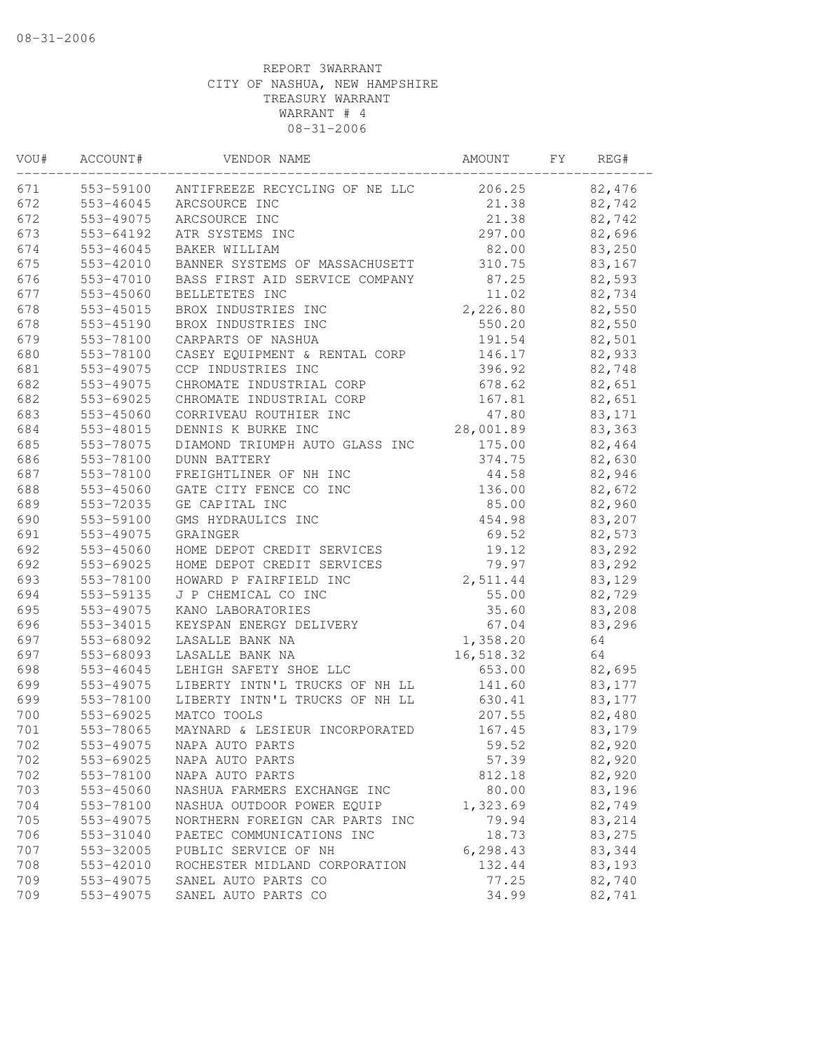08-31-2006

REPORT 3WARRANT
CITY OF NASHUA, NEW HAMPSHIRE
TREASURY WARRANT
WARRANT # 4
08-31-2006

| VOU# | ACCOUNT# | VENDOR NAME | AMOUNT | FY | REG# |
|---|---|---|---|---|---|
| 671 | 553-59100 | ANTIFREEZE RECYCLING OF NE LLC | 206.25 | | 82,476 |
| 672 | 553-46045 | ARCSOURCE INC | 21.38 | | 82,742 |
| 672 | 553-49075 | ARCSOURCE INC | 21.38 | | 82,742 |
| 673 | 553-64192 | ATR SYSTEMS INC | 297.00 | | 82,696 |
| 674 | 553-46045 | BAKER WILLIAM | 82.00 | | 83,250 |
| 675 | 553-42010 | BANNER SYSTEMS OF MASSACHUSETT | 310.75 | | 83,167 |
| 676 | 553-47010 | BASS FIRST AID SERVICE COMPANY | 87.25 | | 82,593 |
| 677 | 553-45060 | BELLETETES INC | 11.02 | | 82,734 |
| 678 | 553-45015 | BROX INDUSTRIES INC | 2,226.80 | | 82,550 |
| 678 | 553-45190 | BROX INDUSTRIES INC | 550.20 | | 82,550 |
| 679 | 553-78100 | CARPARTS OF NASHUA | 191.54 | | 82,501 |
| 680 | 553-78100 | CASEY EQUIPMENT & RENTAL CORP | 146.17 | | 82,933 |
| 681 | 553-49075 | CCP INDUSTRIES INC | 396.92 | | 82,748 |
| 682 | 553-49075 | CHROMATE INDUSTRIAL CORP | 678.62 | | 82,651 |
| 682 | 553-69025 | CHROMATE INDUSTRIAL CORP | 167.81 | | 82,651 |
| 683 | 553-45060 | CORRIVEAU ROUTHIER INC | 47.80 | | 83,171 |
| 684 | 553-48015 | DENNIS K BURKE INC | 28,001.89 | | 83,363 |
| 685 | 553-78075 | DIAMOND TRIUMPH AUTO GLASS INC | 175.00 | | 82,464 |
| 686 | 553-78100 | DUNN BATTERY | 374.75 | | 82,630 |
| 687 | 553-78100 | FREIGHTLINER OF NH INC | 44.58 | | 82,946 |
| 688 | 553-45060 | GATE CITY FENCE CO INC | 136.00 | | 82,672 |
| 689 | 553-72035 | GE CAPITAL INC | 85.00 | | 82,960 |
| 690 | 553-59100 | GMS HYDRAULICS INC | 454.98 | | 83,207 |
| 691 | 553-49075 | GRAINGER | 69.52 | | 82,573 |
| 692 | 553-45060 | HOME DEPOT CREDIT SERVICES | 19.12 | | 83,292 |
| 692 | 553-69025 | HOME DEPOT CREDIT SERVICES | 79.97 | | 83,292 |
| 693 | 553-78100 | HOWARD P FAIRFIELD INC | 2,511.44 | | 83,129 |
| 694 | 553-59135 | J P CHEMICAL CO INC | 55.00 | | 82,729 |
| 695 | 553-49075 | KANO LABORATORIES | 35.60 | | 83,208 |
| 696 | 553-34015 | KEYSPAN ENERGY DELIVERY | 67.04 | | 83,296 |
| 697 | 553-68092 | LASALLE BANK NA | 1,358.20 | | 64 |
| 697 | 553-68093 | LASALLE BANK NA | 16,518.32 | | 64 |
| 698 | 553-46045 | LEHIGH SAFETY SHOE LLC | 653.00 | | 82,695 |
| 699 | 553-49075 | LIBERTY INTN'L TRUCKS OF NH LL | 141.60 | | 83,177 |
| 699 | 553-78100 | LIBERTY INTN'L TRUCKS OF NH LL | 630.41 | | 83,177 |
| 700 | 553-69025 | MATCO TOOLS | 207.55 | | 82,480 |
| 701 | 553-78065 | MAYNARD & LESIEUR INCORPORATED | 167.45 | | 83,179 |
| 702 | 553-49075 | NAPA AUTO PARTS | 59.52 | | 82,920 |
| 702 | 553-69025 | NAPA AUTO PARTS | 57.39 | | 82,920 |
| 702 | 553-78100 | NAPA AUTO PARTS | 812.18 | | 82,920 |
| 703 | 553-45060 | NASHUA FARMERS EXCHANGE INC | 80.00 | | 83,196 |
| 704 | 553-78100 | NASHUA OUTDOOR POWER EQUIP | 1,323.69 | | 82,749 |
| 705 | 553-49075 | NORTHERN FOREIGN CAR PARTS INC | 79.94 | | 83,214 |
| 706 | 553-31040 | PAETEC COMMUNICATIONS INC | 18.73 | | 83,275 |
| 707 | 553-32005 | PUBLIC SERVICE OF NH | 6,298.43 | | 83,344 |
| 708 | 553-42010 | ROCHESTER MIDLAND CORPORATION | 132.44 | | 83,193 |
| 709 | 553-49075 | SANEL AUTO PARTS CO | 77.25 | | 82,740 |
| 709 | 553-49075 | SANEL AUTO PARTS CO | 34.99 | | 82,741 |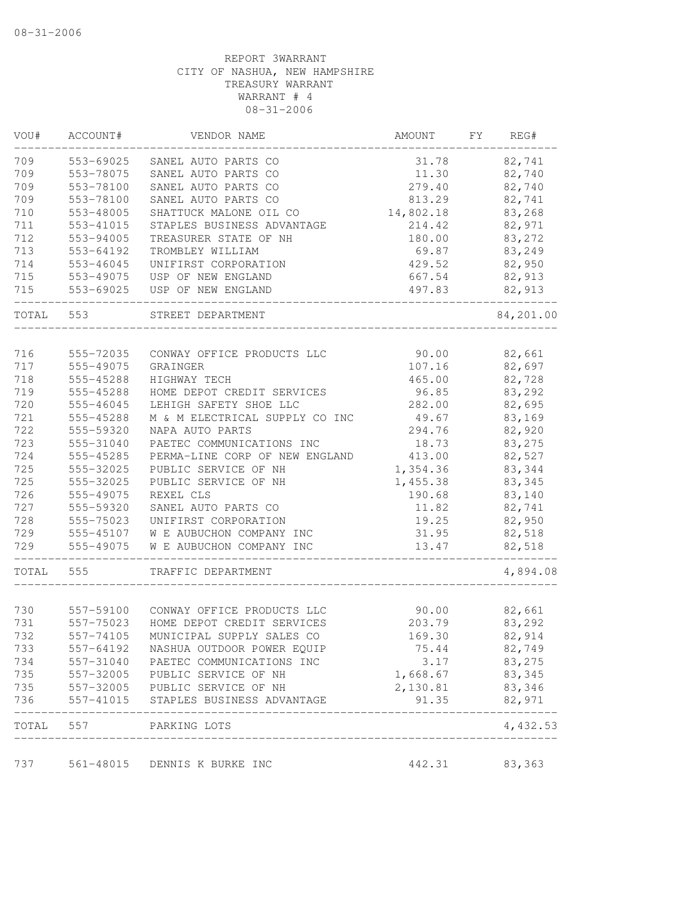REPORT 3WARRANT
CITY OF NASHUA, NEW HAMPSHIRE
TREASURY WARRANT
WARRANT # 4
08-31-2006

| VOU# | ACCOUNT# | VENDOR NAME | AMOUNT | FY | REG# |
|---|---|---|---|---|---|
| 709 | 553-69025 | SANEL AUTO PARTS CO | 31.78 | | 82,741 |
| 709 | 553-78075 | SANEL AUTO PARTS CO | 11.30 | | 82,740 |
| 709 | 553-78100 | SANEL AUTO PARTS CO | 279.40 | | 82,740 |
| 709 | 553-78100 | SANEL AUTO PARTS CO | 813.29 | | 82,741 |
| 710 | 553-48005 | SHATTUCK MALONE OIL CO | 14,802.18 | | 83,268 |
| 711 | 553-41015 | STAPLES BUSINESS ADVANTAGE | 214.42 | | 82,971 |
| 712 | 553-94005 | TREASURER STATE OF NH | 180.00 | | 83,272 |
| 713 | 553-64192 | TROMBLEY WILLIAM | 69.87 | | 83,249 |
| 714 | 553-46045 | UNIFIRST CORPORATION | 429.52 | | 82,950 |
| 715 | 553-49075 | USP OF NEW ENGLAND | 667.54 | | 82,913 |
| 715 | 553-69025 | USP OF NEW ENGLAND | 497.83 | | 82,913 |
| TOTAL | 553 | STREET DEPARTMENT | | | 84,201.00 |
| 716 | 555-72035 | CONWAY OFFICE PRODUCTS LLC | 90.00 | | 82,661 |
| 717 | 555-49075 | GRAINGER | 107.16 | | 82,697 |
| 718 | 555-45288 | HIGHWAY TECH | 465.00 | | 82,728 |
| 719 | 555-45288 | HOME DEPOT CREDIT SERVICES | 96.85 | | 83,292 |
| 720 | 555-46045 | LEHIGH SAFETY SHOE LLC | 282.00 | | 82,695 |
| 721 | 555-45288 | M & M ELECTRICAL SUPPLY CO INC | 49.67 | | 83,169 |
| 722 | 555-59320 | NAPA AUTO PARTS | 294.76 | | 82,920 |
| 723 | 555-31040 | PAETEC COMMUNICATIONS INC | 18.73 | | 83,275 |
| 724 | 555-45285 | PERMA-LINE CORP OF NEW ENGLAND | 413.00 | | 82,527 |
| 725 | 555-32025 | PUBLIC SERVICE OF NH | 1,354.36 | | 83,344 |
| 725 | 555-32025 | PUBLIC SERVICE OF NH | 1,455.38 | | 83,345 |
| 726 | 555-49075 | REXEL CLS | 190.68 | | 83,140 |
| 727 | 555-59320 | SANEL AUTO PARTS CO | 11.82 | | 82,741 |
| 728 | 555-75023 | UNIFIRST CORPORATION | 19.25 | | 82,950 |
| 729 | 555-45107 | W E AUBUCHON COMPANY INC | 31.95 | | 82,518 |
| 729 | 555-49075 | W E AUBUCHON COMPANY INC | 13.47 | | 82,518 |
| TOTAL | 555 | TRAFFIC DEPARTMENT | | | 4,894.08 |
| 730 | 557-59100 | CONWAY OFFICE PRODUCTS LLC | 90.00 | | 82,661 |
| 731 | 557-75023 | HOME DEPOT CREDIT SERVICES | 203.79 | | 83,292 |
| 732 | 557-74105 | MUNICIPAL SUPPLY SALES CO | 169.30 | | 82,914 |
| 733 | 557-64192 | NASHUA OUTDOOR POWER EQUIP | 75.44 | | 82,749 |
| 734 | 557-31040 | PAETEC COMMUNICATIONS INC | 3.17 | | 83,275 |
| 735 | 557-32005 | PUBLIC SERVICE OF NH | 1,668.67 | | 83,345 |
| 735 | 557-32005 | PUBLIC SERVICE OF NH | 2,130.81 | | 83,346 |
| 736 | 557-41015 | STAPLES BUSINESS ADVANTAGE | 91.35 | | 82,971 |
| TOTAL | 557 | PARKING LOTS | | | 4,432.53 |
| 737 | 561-48015 | DENNIS K BURKE INC | 442.31 | | 83,363 |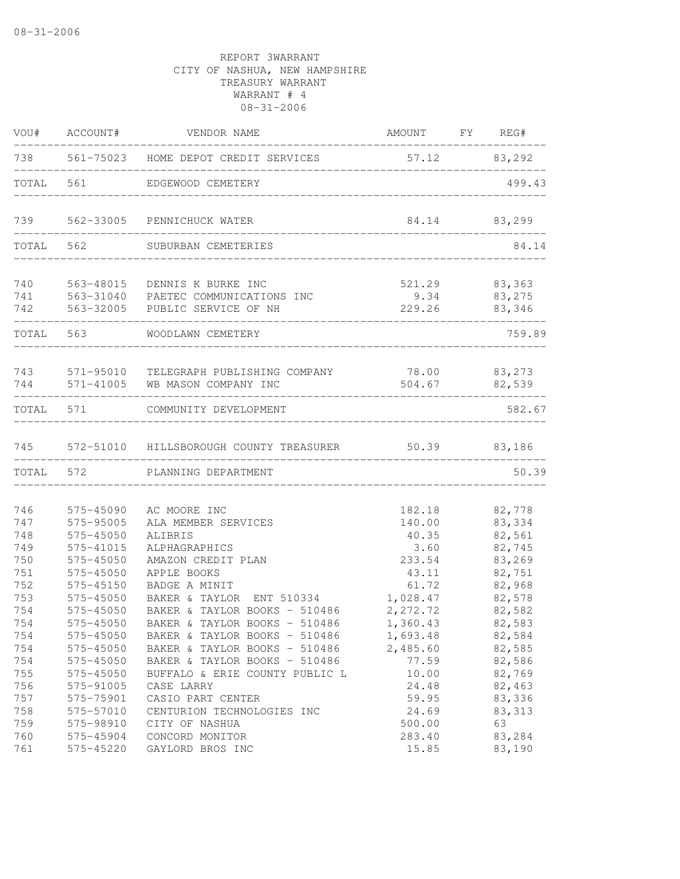08-31-2006

REPORT 3WARRANT
CITY OF NASHUA, NEW HAMPSHIRE
TREASURY WARRANT
WARRANT # 4
08-31-2006

| VOU# | ACCOUNT# | VENDOR NAME | AMOUNT | FY | REG# |
|---|---|---|---|---|---|
| 738 | 561-75023 | HOME DEPOT CREDIT SERVICES | 57.12 | | 83,292 |
| TOTAL | 561 | EDGEWOOD CEMETERY | | | 499.43 |
| 739 | 562-33005 | PENNICHUCK WATER | 84.14 | | 83,299 |
| TOTAL | 562 | SUBURBAN CEMETERIES | | | 84.14 |
| 740 | 563-48015 | DENNIS K BURKE INC | 521.29 | | 83,363 |
| 741 | 563-31040 | PAETEC COMMUNICATIONS INC | 9.34 | | 83,275 |
| 742 | 563-32005 | PUBLIC SERVICE OF NH | 229.26 | | 83,346 |
| TOTAL | 563 | WOODLAWN CEMETERY | | | 759.89 |
| 743 | 571-95010 | TELEGRAPH PUBLISHING COMPANY | 78.00 | | 83,273 |
| 744 | 571-41005 | WB MASON COMPANY INC | 504.67 | | 82,539 |
| TOTAL | 571 | COMMUNITY DEVELOPMENT | | | 582.67 |
| 745 | 572-51010 | HILLSBOROUGH COUNTY TREASURER | 50.39 | | 83,186 |
| TOTAL | 572 | PLANNING DEPARTMENT | | | 50.39 |
| 746 | 575-45090 | AC MOORE INC | 182.18 | | 82,778 |
| 747 | 575-95005 | ALA MEMBER SERVICES | 140.00 | | 83,334 |
| 748 | 575-45050 | ALIBRIS | 40.35 | | 82,561 |
| 749 | 575-41015 | ALPHAGRAPHICS | 3.60 | | 82,745 |
| 750 | 575-45050 | AMAZON CREDIT PLAN | 233.54 | | 83,269 |
| 751 | 575-45050 | APPLE BOOKS | 43.11 | | 82,751 |
| 752 | 575-45150 | BADGE A MINIT | 61.72 | | 82,968 |
| 753 | 575-45050 | BAKER & TAYLOR ENT 510334 | 1,028.47 | | 82,578 |
| 754 | 575-45050 | BAKER & TAYLOR BOOKS - 510486 | 2,272.72 | | 82,582 |
| 754 | 575-45050 | BAKER & TAYLOR BOOKS - 510486 | 1,360.43 | | 82,583 |
| 754 | 575-45050 | BAKER & TAYLOR BOOKS - 510486 | 1,693.48 | | 82,584 |
| 754 | 575-45050 | BAKER & TAYLOR BOOKS - 510486 | 2,485.60 | | 82,585 |
| 754 | 575-45050 | BAKER & TAYLOR BOOKS - 510486 | 77.59 | | 82,586 |
| 755 | 575-45050 | BUFFALO & ERIE COUNTY PUBLIC L | 10.00 | | 82,769 |
| 756 | 575-91005 | CASE LARRY | 24.48 | | 82,463 |
| 757 | 575-75901 | CASIO PART CENTER | 59.95 | | 83,336 |
| 758 | 575-57010 | CENTURION TECHNOLOGIES INC | 24.69 | | 83,313 |
| 759 | 575-98910 | CITY OF NASHUA | 500.00 | | 63 |
| 760 | 575-45904 | CONCORD MONITOR | 283.40 | | 83,284 |
| 761 | 575-45220 | GAYLORD BROS INC | 15.85 | | 83,190 |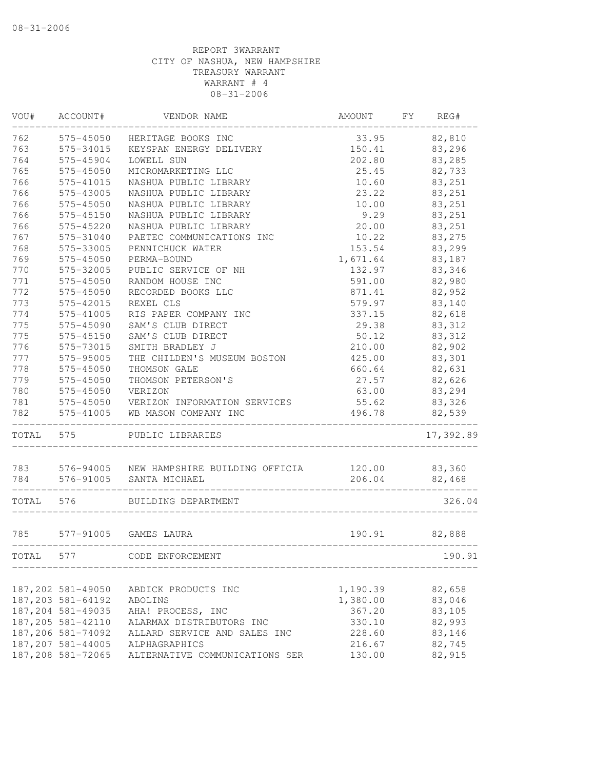REPORT 3WARRANT
CITY OF NASHUA, NEW HAMPSHIRE
TREASURY WARRANT
WARRANT # 4
08-31-2006

| VOU# | ACCOUNT# | VENDOR NAME | AMOUNT | FY | REG# |
|---|---|---|---|---|---|
| 762 | 575-45050 | HERITAGE BOOKS INC | 33.95 | | 82,810 |
| 763 | 575-34015 | KEYSPAN ENERGY DELIVERY | 150.41 | | 83,296 |
| 764 | 575-45904 | LOWELL SUN | 202.80 | | 83,285 |
| 765 | 575-45050 | MICROMARKETING LLC | 25.45 | | 82,733 |
| 766 | 575-41015 | NASHUA PUBLIC LIBRARY | 10.60 | | 83,251 |
| 766 | 575-43005 | NASHUA PUBLIC LIBRARY | 23.22 | | 83,251 |
| 766 | 575-45050 | NASHUA PUBLIC LIBRARY | 10.00 | | 83,251 |
| 766 | 575-45150 | NASHUA PUBLIC LIBRARY | 9.29 | | 83,251 |
| 766 | 575-45220 | NASHUA PUBLIC LIBRARY | 20.00 | | 83,251 |
| 767 | 575-31040 | PAETEC COMMUNICATIONS INC | 10.22 | | 83,275 |
| 768 | 575-33005 | PENNICHUCK WATER | 153.54 | | 83,299 |
| 769 | 575-45050 | PERMA-BOUND | 1,671.64 | | 83,187 |
| 770 | 575-32005 | PUBLIC SERVICE OF NH | 132.97 | | 83,346 |
| 771 | 575-45050 | RANDOM HOUSE INC | 591.00 | | 82,980 |
| 772 | 575-45050 | RECORDED BOOKS LLC | 871.41 | | 82,952 |
| 773 | 575-42015 | REXEL CLS | 579.97 | | 83,140 |
| 774 | 575-41005 | RIS PAPER COMPANY INC | 337.15 | | 82,618 |
| 775 | 575-45090 | SAM'S CLUB DIRECT | 29.38 | | 83,312 |
| 775 | 575-45150 | SAM'S CLUB DIRECT | 50.12 | | 83,312 |
| 776 | 575-73015 | SMITH BRADLEY J | 210.00 | | 82,902 |
| 777 | 575-95005 | THE CHILDEN'S MUSEUM BOSTON | 425.00 | | 83,301 |
| 778 | 575-45050 | THOMSON GALE | 660.64 | | 82,631 |
| 779 | 575-45050 | THOMSON PETERSON'S | 27.57 | | 82,626 |
| 780 | 575-45050 | VERIZON | 63.00 | | 83,294 |
| 781 | 575-45050 | VERIZON INFORMATION SERVICES | 55.62 | | 83,326 |
| 782 | 575-41005 | WB MASON COMPANY INC | 496.78 | | 82,539 |
| TOTAL | 575 | PUBLIC LIBRARIES | | | 17,392.89 |
| 783 | 576-94005 | NEW HAMPSHIRE BUILDING OFFICIA | 120.00 | | 83,360 |
| 784 | 576-91005 | SANTA MICHAEL | 206.04 | | 82,468 |
| TOTAL | 576 | BUILDING DEPARTMENT | | | 326.04 |
| 785 | 577-91005 | GAMES LAURA | 190.91 | | 82,888 |
| TOTAL | 577 | CODE ENFORCEMENT | | | 190.91 |
| 187,202 | 581-49050 | ABDICK PRODUCTS INC | 1,190.39 | | 82,658 |
| 187,203 | 581-64192 | ABOLINS | 1,380.00 | | 83,046 |
| 187,204 | 581-49035 | AHA! PROCESS, INC | 367.20 | | 83,105 |
| 187,205 | 581-42110 | ALARMAX DISTRIBUTORS INC | 330.10 | | 82,993 |
| 187,206 | 581-74092 | ALLARD SERVICE AND SALES INC | 228.60 | | 83,146 |
| 187,207 | 581-44005 | ALPHAGRAPHICS | 216.67 | | 82,745 |
| 187,208 | 581-72065 | ALTERNATIVE COMMUNICATIONS SER | 130.00 | | 82,915 |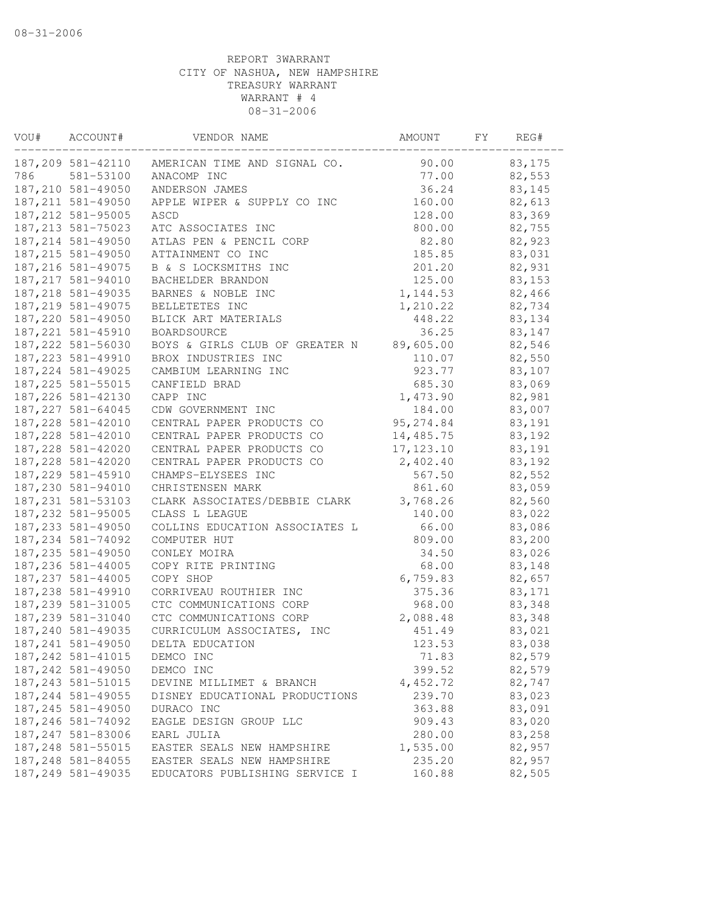08-31-2006

REPORT 3WARRANT
CITY OF NASHUA, NEW HAMPSHIRE
TREASURY WARRANT
WARRANT # 4
08-31-2006

| VOU# | ACCOUNT# | VENDOR NAME | AMOUNT | FY | REG# |
|---|---|---|---|---|---|
| 187,209 | 581-42110 | AMERICAN TIME AND SIGNAL CO. | 90.00 | | 83,175 |
| 786 | 581-53100 | ANACOMP INC | 77.00 | | 82,553 |
| 187,210 | 581-49050 | ANDERSON JAMES | 36.24 | | 83,145 |
| 187,211 | 581-49050 | APPLE WIPER & SUPPLY CO INC | 160.00 | | 82,613 |
| 187,212 | 581-95005 | ASCD | 128.00 | | 83,369 |
| 187,213 | 581-75023 | ATC ASSOCIATES INC | 800.00 | | 82,755 |
| 187,214 | 581-49050 | ATLAS PEN & PENCIL CORP | 82.80 | | 82,923 |
| 187,215 | 581-49050 | ATTAINMENT CO INC | 185.85 | | 83,031 |
| 187,216 | 581-49075 | B & S LOCKSMITHS INC | 201.20 | | 82,931 |
| 187,217 | 581-94010 | BACHELDER BRANDON | 125.00 | | 83,153 |
| 187,218 | 581-49035 | BARNES & NOBLE INC | 1,144.53 | | 82,466 |
| 187,219 | 581-49075 | BELLETETES INC | 1,210.22 | | 82,734 |
| 187,220 | 581-49050 | BLICK ART MATERIALS | 448.22 | | 83,134 |
| 187,221 | 581-45910 | BOARDSOURCE | 36.25 | | 83,147 |
| 187,222 | 581-56030 | BOYS & GIRLS CLUB OF GREATER N | 89,605.00 | | 82,546 |
| 187,223 | 581-49910 | BROX INDUSTRIES INC | 110.07 | | 82,550 |
| 187,224 | 581-49025 | CAMBIUM LEARNING INC | 923.77 | | 83,107 |
| 187,225 | 581-55015 | CANFIELD BRAD | 685.30 | | 83,069 |
| 187,226 | 581-42130 | CAPP INC | 1,473.90 | | 82,981 |
| 187,227 | 581-64045 | CDW GOVERNMENT INC | 184.00 | | 83,007 |
| 187,228 | 581-42010 | CENTRAL PAPER PRODUCTS CO | 95,274.84 | | 83,191 |
| 187,228 | 581-42010 | CENTRAL PAPER PRODUCTS CO | 14,485.75 | | 83,192 |
| 187,228 | 581-42020 | CENTRAL PAPER PRODUCTS CO | 17,123.10 | | 83,191 |
| 187,228 | 581-42020 | CENTRAL PAPER PRODUCTS CO | 2,402.40 | | 83,192 |
| 187,229 | 581-45910 | CHAMPS-ELYSEES INC | 567.50 | | 82,552 |
| 187,230 | 581-94010 | CHRISTENSEN MARK | 861.60 | | 83,059 |
| 187,231 | 581-53103 | CLARK ASSOCIATES/DEBBIE CLARK | 3,768.26 | | 82,560 |
| 187,232 | 581-95005 | CLASS L LEAGUE | 140.00 | | 83,022 |
| 187,233 | 581-49050 | COLLINS EDUCATION ASSOCIATES L | 66.00 | | 83,086 |
| 187,234 | 581-74092 | COMPUTER HUT | 809.00 | | 83,200 |
| 187,235 | 581-49050 | CONLEY MOIRA | 34.50 | | 83,026 |
| 187,236 | 581-44005 | COPY RITE PRINTING | 68.00 | | 83,148 |
| 187,237 | 581-44005 | COPY SHOP | 6,759.83 | | 82,657 |
| 187,238 | 581-49910 | CORRIVEAU ROUTHIER INC | 375.36 | | 83,171 |
| 187,239 | 581-31005 | CTC COMMUNICATIONS CORP | 968.00 | | 83,348 |
| 187,239 | 581-31040 | CTC COMMUNICATIONS CORP | 2,088.48 | | 83,348 |
| 187,240 | 581-49035 | CURRICULUM ASSOCIATES, INC | 451.49 | | 83,021 |
| 187,241 | 581-49050 | DELTA EDUCATION | 123.53 | | 83,038 |
| 187,242 | 581-41015 | DEMCO INC | 71.83 | | 82,579 |
| 187,242 | 581-49050 | DEMCO INC | 399.52 | | 82,579 |
| 187,243 | 581-51015 | DEVINE MILLIMET & BRANCH | 4,452.72 | | 82,747 |
| 187,244 | 581-49055 | DISNEY EDUCATIONAL PRODUCTIONS | 239.70 | | 83,023 |
| 187,245 | 581-49050 | DURACO INC | 363.88 | | 83,091 |
| 187,246 | 581-74092 | EAGLE DESIGN GROUP LLC | 909.43 | | 83,020 |
| 187,247 | 581-83006 | EARL JULIA | 280.00 | | 83,258 |
| 187,248 | 581-55015 | EASTER SEALS NEW HAMPSHIRE | 1,535.00 | | 82,957 |
| 187,248 | 581-84055 | EASTER SEALS NEW HAMPSHIRE | 235.20 | | 82,957 |
| 187,249 | 581-49035 | EDUCATORS PUBLISHING SERVICE I | 160.88 | | 82,505 |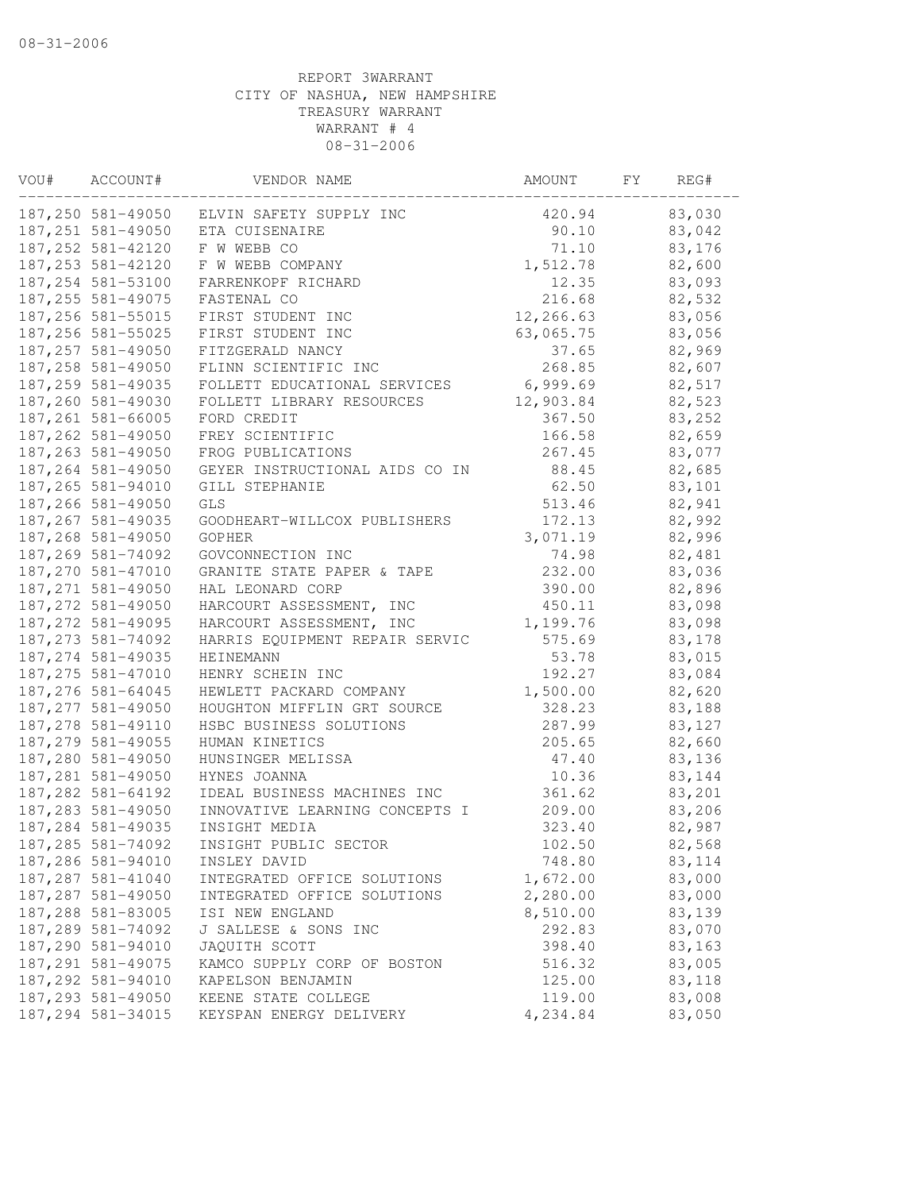REPORT 3WARRANT
CITY OF NASHUA, NEW HAMPSHIRE
TREASURY WARRANT
WARRANT # 4
08-31-2006

| VOU# | ACCOUNT# | VENDOR NAME | AMOUNT | FY | REG# |
|---|---|---|---|---|---|
| 187,250 | 581-49050 | ELVIN SAFETY SUPPLY INC | 420.94 | | 83,030 |
| 187,251 | 581-49050 | ETA CUISENAIRE | 90.10 | | 83,042 |
| 187,252 | 581-42120 | F W WEBB CO | 71.10 | | 83,176 |
| 187,253 | 581-42120 | F W WEBB COMPANY | 1,512.78 | | 82,600 |
| 187,254 | 581-53100 | FARRENKOPF RICHARD | 12.35 | | 83,093 |
| 187,255 | 581-49075 | FASTENAL CO | 216.68 | | 82,532 |
| 187,256 | 581-55015 | FIRST STUDENT INC | 12,266.63 | | 83,056 |
| 187,256 | 581-55025 | FIRST STUDENT INC | 63,065.75 | | 83,056 |
| 187,257 | 581-49050 | FITZGERALD NANCY | 37.65 | | 82,969 |
| 187,258 | 581-49050 | FLINN SCIENTIFIC INC | 268.85 | | 82,607 |
| 187,259 | 581-49035 | FOLLETT EDUCATIONAL SERVICES | 6,999.69 | | 82,517 |
| 187,260 | 581-49030 | FOLLETT LIBRARY RESOURCES | 12,903.84 | | 82,523 |
| 187,261 | 581-66005 | FORD CREDIT | 367.50 | | 83,252 |
| 187,262 | 581-49050 | FREY SCIENTIFIC | 166.58 | | 82,659 |
| 187,263 | 581-49050 | FROG PUBLICATIONS | 267.45 | | 83,077 |
| 187,264 | 581-49050 | GEYER INSTRUCTIONAL AIDS CO IN | 88.45 | | 82,685 |
| 187,265 | 581-94010 | GILL STEPHANIE | 62.50 | | 83,101 |
| 187,266 | 581-49050 | GLS | 513.46 | | 82,941 |
| 187,267 | 581-49035 | GOODHEART-WILLCOX PUBLISHERS | 172.13 | | 82,992 |
| 187,268 | 581-49050 | GOPHER | 3,071.19 | | 82,996 |
| 187,269 | 581-74092 | GOVCONNECTION INC | 74.98 | | 82,481 |
| 187,270 | 581-47010 | GRANITE STATE PAPER & TAPE | 232.00 | | 83,036 |
| 187,271 | 581-49050 | HAL LEONARD CORP | 390.00 | | 82,896 |
| 187,272 | 581-49050 | HARCOURT ASSESSMENT, INC | 450.11 | | 83,098 |
| 187,272 | 581-49095 | HARCOURT ASSESSMENT, INC | 1,199.76 | | 83,098 |
| 187,273 | 581-74092 | HARRIS EQUIPMENT REPAIR SERVIC | 575.69 | | 83,178 |
| 187,274 | 581-49035 | HEINEMANN | 53.78 | | 83,015 |
| 187,275 | 581-47010 | HENRY SCHEIN INC | 192.27 | | 83,084 |
| 187,276 | 581-64045 | HEWLETT PACKARD COMPANY | 1,500.00 | | 82,620 |
| 187,277 | 581-49050 | HOUGHTON MIFFLIN GRT SOURCE | 328.23 | | 83,188 |
| 187,278 | 581-49110 | HSBC BUSINESS SOLUTIONS | 287.99 | | 83,127 |
| 187,279 | 581-49055 | HUMAN KINETICS | 205.65 | | 82,660 |
| 187,280 | 581-49050 | HUNSINGER MELISSA | 47.40 | | 83,136 |
| 187,281 | 581-49050 | HYNES JOANNA | 10.36 | | 83,144 |
| 187,282 | 581-64192 | IDEAL BUSINESS MACHINES INC | 361.62 | | 83,201 |
| 187,283 | 581-49050 | INNOVATIVE LEARNING CONCEPTS I | 209.00 | | 83,206 |
| 187,284 | 581-49035 | INSIGHT MEDIA | 323.40 | | 82,987 |
| 187,285 | 581-74092 | INSIGHT PUBLIC SECTOR | 102.50 | | 82,568 |
| 187,286 | 581-94010 | INSLEY DAVID | 748.80 | | 83,114 |
| 187,287 | 581-41040 | INTEGRATED OFFICE SOLUTIONS | 1,672.00 | | 83,000 |
| 187,287 | 581-49050 | INTEGRATED OFFICE SOLUTIONS | 2,280.00 | | 83,000 |
| 187,288 | 581-83005 | ISI NEW ENGLAND | 8,510.00 | | 83,139 |
| 187,289 | 581-74092 | J SALLESE & SONS INC | 292.83 | | 83,070 |
| 187,290 | 581-94010 | JAQUITH SCOTT | 398.40 | | 83,163 |
| 187,291 | 581-49075 | KAMCO SUPPLY CORP OF BOSTON | 516.32 | | 83,005 |
| 187,292 | 581-94010 | KAPELSON BENJAMIN | 125.00 | | 83,118 |
| 187,293 | 581-49050 | KEENE STATE COLLEGE | 119.00 | | 83,008 |
| 187,294 | 581-34015 | KEYSPAN ENERGY DELIVERY | 4,234.84 | | 83,050 |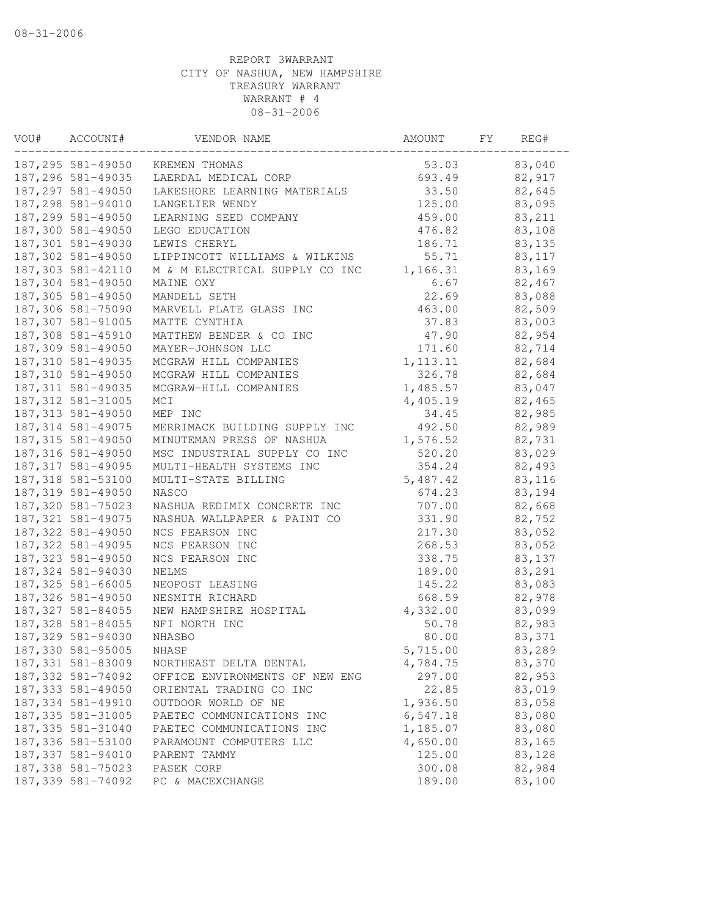REPORT 3WARRANT
CITY OF NASHUA, NEW HAMPSHIRE
TREASURY WARRANT
WARRANT # 4
08-31-2006

| VOU# | ACCOUNT# | VENDOR NAME | AMOUNT | FY | REG# |
|---|---|---|---|---|---|
| 187,295 | 581-49050 | KREMEN THOMAS | 53.03 | | 83,040 |
| 187,296 | 581-49035 | LAERDAL MEDICAL CORP | 693.49 | | 82,917 |
| 187,297 | 581-49050 | LAKESHORE LEARNING MATERIALS | 33.50 | | 82,645 |
| 187,298 | 581-94010 | LANGELIER WENDY | 125.00 | | 83,095 |
| 187,299 | 581-49050 | LEARNING SEED COMPANY | 459.00 | | 83,211 |
| 187,300 | 581-49050 | LEGO EDUCATION | 476.82 | | 83,108 |
| 187,301 | 581-49030 | LEWIS CHERYL | 186.71 | | 83,135 |
| 187,302 | 581-49050 | LIPPINCOTT WILLIAMS & WILKINS | 55.71 | | 83,117 |
| 187,303 | 581-42110 | M & M ELECTRICAL SUPPLY CO INC | 1,166.31 | | 83,169 |
| 187,304 | 581-49050 | MAINE OXY | 6.67 | | 82,467 |
| 187,305 | 581-49050 | MANDELL SETH | 22.69 | | 83,088 |
| 187,306 | 581-75090 | MARVELL PLATE GLASS INC | 463.00 | | 82,509 |
| 187,307 | 581-91005 | MATTE CYNTHIA | 37.83 | | 83,003 |
| 187,308 | 581-45910 | MATTHEW BENDER & CO INC | 47.90 | | 82,954 |
| 187,309 | 581-49050 | MAYER-JOHNSON LLC | 171.60 | | 82,714 |
| 187,310 | 581-49035 | MCGRAW HILL COMPANIES | 1,113.11 | | 82,684 |
| 187,310 | 581-49050 | MCGRAW HILL COMPANIES | 326.78 | | 82,684 |
| 187,311 | 581-49035 | MCGRAW-HILL COMPANIES | 1,485.57 | | 83,047 |
| 187,312 | 581-31005 | MCI | 4,405.19 | | 82,465 |
| 187,313 | 581-49050 | MEP INC | 34.45 | | 82,985 |
| 187,314 | 581-49075 | MERRIMACK BUILDING SUPPLY INC | 492.50 | | 82,989 |
| 187,315 | 581-49050 | MINUTEMAN PRESS OF NASHUA | 1,576.52 | | 82,731 |
| 187,316 | 581-49050 | MSC INDUSTRIAL SUPPLY CO INC | 520.20 | | 83,029 |
| 187,317 | 581-49095 | MULTI-HEALTH SYSTEMS INC | 354.24 | | 82,493 |
| 187,318 | 581-53100 | MULTI-STATE BILLING | 5,487.42 | | 83,116 |
| 187,319 | 581-49050 | NASCO | 674.23 | | 83,194 |
| 187,320 | 581-75023 | NASHUA REDIMIX CONCRETE INC | 707.00 | | 82,668 |
| 187,321 | 581-49075 | NASHUA WALLPAPER & PAINT CO | 331.90 | | 82,752 |
| 187,322 | 581-49050 | NCS PEARSON INC | 217.30 | | 83,052 |
| 187,322 | 581-49095 | NCS PEARSON INC | 268.53 | | 83,052 |
| 187,323 | 581-49050 | NCS PEARSON INC | 338.75 | | 83,137 |
| 187,324 | 581-94030 | NELMS | 189.00 | | 83,291 |
| 187,325 | 581-66005 | NEOPOST LEASING | 145.22 | | 83,083 |
| 187,326 | 581-49050 | NESMITH RICHARD | 668.59 | | 82,978 |
| 187,327 | 581-84055 | NEW HAMPSHIRE HOSPITAL | 4,332.00 | | 83,099 |
| 187,328 | 581-84055 | NFI NORTH INC | 50.78 | | 82,983 |
| 187,329 | 581-94030 | NHASBO | 80.00 | | 83,371 |
| 187,330 | 581-95005 | NHASP | 5,715.00 | | 83,289 |
| 187,331 | 581-83009 | NORTHEAST DELTA DENTAL | 4,784.75 | | 83,370 |
| 187,332 | 581-74092 | OFFICE ENVIRONMENTS OF NEW ENG | 297.00 | | 82,953 |
| 187,333 | 581-49050 | ORIENTAL TRADING CO INC | 22.85 | | 83,019 |
| 187,334 | 581-49910 | OUTDOOR WORLD OF NE | 1,936.50 | | 83,058 |
| 187,335 | 581-31005 | PAETEC COMMUNICATIONS INC | 6,547.18 | | 83,080 |
| 187,335 | 581-31040 | PAETEC COMMUNICATIONS INC | 1,185.07 | | 83,080 |
| 187,336 | 581-53100 | PARAMOUNT COMPUTERS LLC | 4,650.00 | | 83,165 |
| 187,337 | 581-94010 | PARENT TAMMY | 125.00 | | 83,128 |
| 187,338 | 581-75023 | PASEK CORP | 300.08 | | 82,984 |
| 187,339 | 581-74092 | PC & MACEXCHANGE | 189.00 | | 83,100 |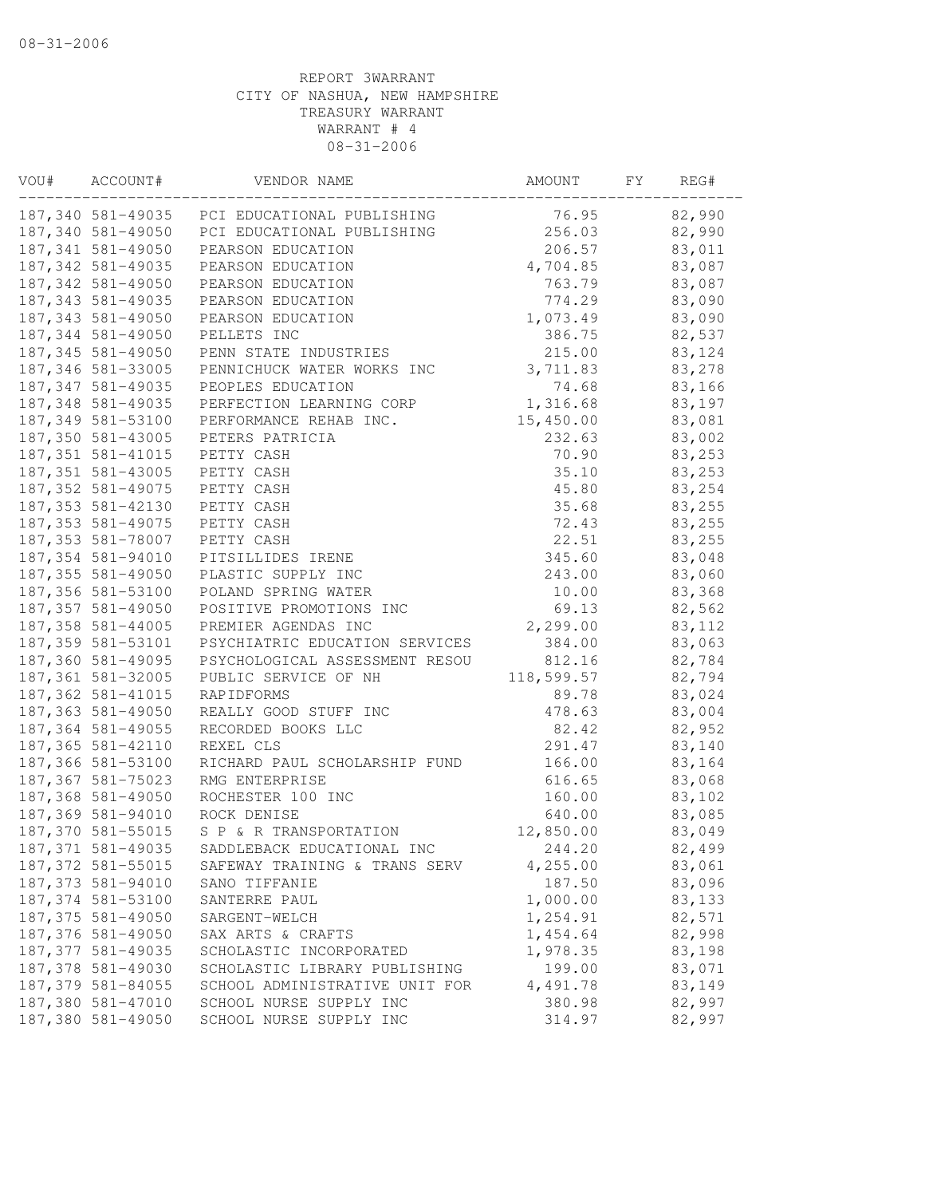08-31-2006

REPORT 3WARRANT
CITY OF NASHUA, NEW HAMPSHIRE
TREASURY WARRANT
WARRANT # 4
08-31-2006

| VOU# | ACCOUNT# | VENDOR NAME | AMOUNT | FY | REG# |
|---|---|---|---|---|---|
| 187,340 | 581-49035 | PCI EDUCATIONAL PUBLISHING | 76.95 | | 82,990 |
| 187,340 | 581-49050 | PCI EDUCATIONAL PUBLISHING | 256.03 | | 82,990 |
| 187,341 | 581-49050 | PEARSON EDUCATION | 206.57 | | 83,011 |
| 187,342 | 581-49035 | PEARSON EDUCATION | 4,704.85 | | 83,087 |
| 187,342 | 581-49050 | PEARSON EDUCATION | 763.79 | | 83,087 |
| 187,343 | 581-49035 | PEARSON EDUCATION | 774.29 | | 83,090 |
| 187,343 | 581-49050 | PEARSON EDUCATION | 1,073.49 | | 83,090 |
| 187,344 | 581-49050 | PELLETS INC | 386.75 | | 82,537 |
| 187,345 | 581-49050 | PENN STATE INDUSTRIES | 215.00 | | 83,124 |
| 187,346 | 581-33005 | PENNICHUCK WATER WORKS INC | 3,711.83 | | 83,278 |
| 187,347 | 581-49035 | PEOPLES EDUCATION | 74.68 | | 83,166 |
| 187,348 | 581-49035 | PERFECTION LEARNING CORP | 1,316.68 | | 83,197 |
| 187,349 | 581-53100 | PERFORMANCE REHAB INC. | 15,450.00 | | 83,081 |
| 187,350 | 581-43005 | PETERS PATRICIA | 232.63 | | 83,002 |
| 187,351 | 581-41015 | PETTY CASH | 70.90 | | 83,253 |
| 187,351 | 581-43005 | PETTY CASH | 35.10 | | 83,253 |
| 187,352 | 581-49075 | PETTY CASH | 45.80 | | 83,254 |
| 187,353 | 581-42130 | PETTY CASH | 35.68 | | 83,255 |
| 187,353 | 581-49075 | PETTY CASH | 72.43 | | 83,255 |
| 187,353 | 581-78007 | PETTY CASH | 22.51 | | 83,255 |
| 187,354 | 581-94010 | PITSILLIDES IRENE | 345.60 | | 83,048 |
| 187,355 | 581-49050 | PLASTIC SUPPLY INC | 243.00 | | 83,060 |
| 187,356 | 581-53100 | POLAND SPRING WATER | 10.00 | | 83,368 |
| 187,357 | 581-49050 | POSITIVE PROMOTIONS INC | 69.13 | | 82,562 |
| 187,358 | 581-44005 | PREMIER AGENDAS INC | 2,299.00 | | 83,112 |
| 187,359 | 581-53101 | PSYCHIATRIC EDUCATION SERVICES | 384.00 | | 83,063 |
| 187,360 | 581-49095 | PSYCHOLOGICAL ASSESSMENT RESOU | 812.16 | | 82,784 |
| 187,361 | 581-32005 | PUBLIC SERVICE OF NH | 118,599.57 | | 82,794 |
| 187,362 | 581-41015 | RAPIDFORMS | 89.78 | | 83,024 |
| 187,363 | 581-49050 | REALLY GOOD STUFF INC | 478.63 | | 83,004 |
| 187,364 | 581-49055 | RECORDED BOOKS LLC | 82.42 | | 82,952 |
| 187,365 | 581-42110 | REXEL CLS | 291.47 | | 83,140 |
| 187,366 | 581-53100 | RICHARD PAUL SCHOLARSHIP FUND | 166.00 | | 83,164 |
| 187,367 | 581-75023 | RMG ENTERPRISE | 616.65 | | 83,068 |
| 187,368 | 581-49050 | ROCHESTER 100 INC | 160.00 | | 83,102 |
| 187,369 | 581-94010 | ROCK DENISE | 640.00 | | 83,085 |
| 187,370 | 581-55015 | S P & R TRANSPORTATION | 12,850.00 | | 83,049 |
| 187,371 | 581-49035 | SADDLEBACK EDUCATIONAL INC | 244.20 | | 82,499 |
| 187,372 | 581-55015 | SAFEWAY TRAINING & TRANS SERV | 4,255.00 | | 83,061 |
| 187,373 | 581-94010 | SANO TIFFANIE | 187.50 | | 83,096 |
| 187,374 | 581-53100 | SANTERRE PAUL | 1,000.00 | | 83,133 |
| 187,375 | 581-49050 | SARGENT-WELCH | 1,254.91 | | 82,571 |
| 187,376 | 581-49050 | SAX ARTS & CRAFTS | 1,454.64 | | 82,998 |
| 187,377 | 581-49035 | SCHOLASTIC INCORPORATED | 1,978.35 | | 83,198 |
| 187,378 | 581-49030 | SCHOLASTIC LIBRARY PUBLISHING | 199.00 | | 83,071 |
| 187,379 | 581-84055 | SCHOOL ADMINISTRATIVE UNIT FOR | 4,491.78 | | 83,149 |
| 187,380 | 581-47010 | SCHOOL NURSE SUPPLY INC | 380.98 | | 82,997 |
| 187,380 | 581-49050 | SCHOOL NURSE SUPPLY INC | 314.97 | | 82,997 |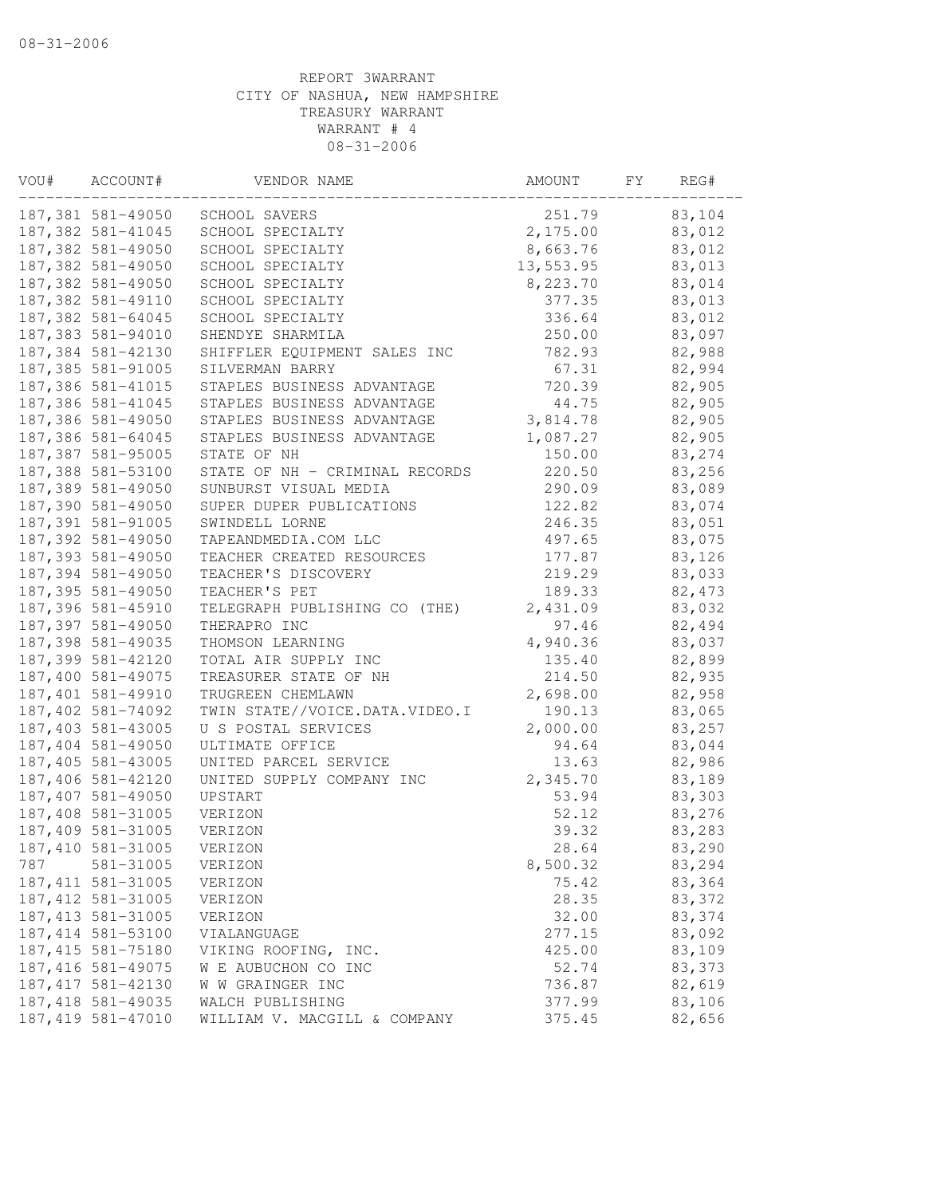08-31-2006

REPORT 3WARRANT
CITY OF NASHUA, NEW HAMPSHIRE
TREASURY WARRANT
WARRANT # 4
08-31-2006

| VOU# | ACCOUNT# | VENDOR NAME | AMOUNT | FY | REG# |
|---|---|---|---|---|---|
| 187,381 | 581-49050 | SCHOOL SAVERS | 251.79 | | 83,104 |
| 187,382 | 581-41045 | SCHOOL SPECIALTY | 2,175.00 | | 83,012 |
| 187,382 | 581-49050 | SCHOOL SPECIALTY | 8,663.76 | | 83,012 |
| 187,382 | 581-49050 | SCHOOL SPECIALTY | 13,553.95 | | 83,013 |
| 187,382 | 581-49050 | SCHOOL SPECIALTY | 8,223.70 | | 83,014 |
| 187,382 | 581-49110 | SCHOOL SPECIALTY | 377.35 | | 83,013 |
| 187,382 | 581-64045 | SCHOOL SPECIALTY | 336.64 | | 83,012 |
| 187,383 | 581-94010 | SHENDYE SHARMILA | 250.00 | | 83,097 |
| 187,384 | 581-42130 | SHIFFLER EQUIPMENT SALES INC | 782.93 | | 82,988 |
| 187,385 | 581-91005 | SILVERMAN BARRY | 67.31 | | 82,994 |
| 187,386 | 581-41015 | STAPLES BUSINESS ADVANTAGE | 720.39 | | 82,905 |
| 187,386 | 581-41045 | STAPLES BUSINESS ADVANTAGE | 44.75 | | 82,905 |
| 187,386 | 581-49050 | STAPLES BUSINESS ADVANTAGE | 3,814.78 | | 82,905 |
| 187,386 | 581-64045 | STAPLES BUSINESS ADVANTAGE | 1,087.27 | | 82,905 |
| 187,387 | 581-95005 | STATE OF NH | 150.00 | | 83,274 |
| 187,388 | 581-53100 | STATE OF NH - CRIMINAL RECORDS | 220.50 | | 83,256 |
| 187,389 | 581-49050 | SUNBURST VISUAL MEDIA | 290.09 | | 83,089 |
| 187,390 | 581-49050 | SUPER DUPER PUBLICATIONS | 122.82 | | 83,074 |
| 187,391 | 581-91005 | SWINDELL LORNE | 246.35 | | 83,051 |
| 187,392 | 581-49050 | TAPEANDMEDIA.COM LLC | 497.65 | | 83,075 |
| 187,393 | 581-49050 | TEACHER CREATED RESOURCES | 177.87 | | 83,126 |
| 187,394 | 581-49050 | TEACHER'S DISCOVERY | 219.29 | | 83,033 |
| 187,395 | 581-49050 | TEACHER'S PET | 189.33 | | 82,473 |
| 187,396 | 581-45910 | TELEGRAPH PUBLISHING CO (THE) | 2,431.09 | | 83,032 |
| 187,397 | 581-49050 | THERAPRO INC | 97.46 | | 82,494 |
| 187,398 | 581-49035 | THOMSON LEARNING | 4,940.36 | | 83,037 |
| 187,399 | 581-42120 | TOTAL AIR SUPPLY INC | 135.40 | | 82,899 |
| 187,400 | 581-49075 | TREASURER STATE OF NH | 214.50 | | 82,935 |
| 187,401 | 581-49910 | TRUGREEN CHEMLAWN | 2,698.00 | | 82,958 |
| 187,402 | 581-74092 | TWIN STATE//VOICE.DATA.VIDEO.I | 190.13 | | 83,065 |
| 187,403 | 581-43005 | U S POSTAL SERVICES | 2,000.00 | | 83,257 |
| 187,404 | 581-49050 | ULTIMATE OFFICE | 94.64 | | 83,044 |
| 187,405 | 581-43005 | UNITED PARCEL SERVICE | 13.63 | | 82,986 |
| 187,406 | 581-42120 | UNITED SUPPLY COMPANY INC | 2,345.70 | | 83,189 |
| 187,407 | 581-49050 | UPSTART | 53.94 | | 83,303 |
| 187,408 | 581-31005 | VERIZON | 52.12 | | 83,276 |
| 187,409 | 581-31005 | VERIZON | 39.32 | | 83,283 |
| 187,410 | 581-31005 | VERIZON | 28.64 | | 83,290 |
| 787 | 581-31005 | VERIZON | 8,500.32 | | 83,294 |
| 187,411 | 581-31005 | VERIZON | 75.42 | | 83,364 |
| 187,412 | 581-31005 | VERIZON | 28.35 | | 83,372 |
| 187,413 | 581-31005 | VERIZON | 32.00 | | 83,374 |
| 187,414 | 581-53100 | VIALANGUAGE | 277.15 | | 83,092 |
| 187,415 | 581-75180 | VIKING ROOFING, INC. | 425.00 | | 83,109 |
| 187,416 | 581-49075 | W E AUBUCHON CO INC | 52.74 | | 83,373 |
| 187,417 | 581-42130 | W W GRAINGER INC | 736.87 | | 82,619 |
| 187,418 | 581-49035 | WALCH PUBLISHING | 377.99 | | 83,106 |
| 187,419 | 581-47010 | WILLIAM V. MACGILL & COMPANY | 375.45 | | 82,656 |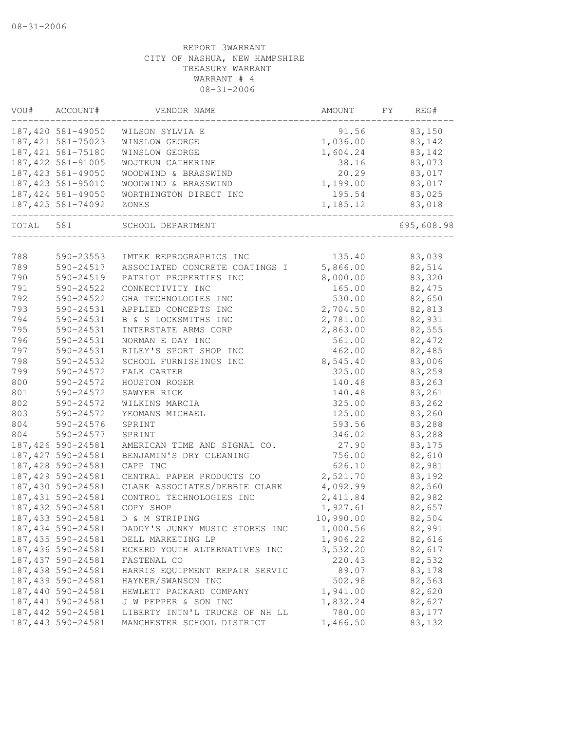08-31-2006

REPORT 3WARRANT
CITY OF NASHUA, NEW HAMPSHIRE
TREASURY WARRANT
WARRANT # 4
08-31-2006

| VOU# | ACCOUNT# | VENDOR NAME | AMOUNT | FY | REG# |
|---|---|---|---|---|---|
| 187,420 | 581-49050 | WILSON SYLVIA E | 91.56 | | 83,150 |
| 187,421 | 581-75023 | WINSLOW GEORGE | 1,036.00 | | 83,142 |
| 187,421 | 581-75180 | WINSLOW GEORGE | 1,604.24 | | 83,142 |
| 187,422 | 581-91005 | WOJTKUN CATHERINE | 38.16 | | 83,073 |
| 187,423 | 581-49050 | WOODWIND & BRASSWIND | 20.29 | | 83,017 |
| 187,423 | 581-95010 | WOODWIND & BRASSWIND | 1,199.00 | | 83,017 |
| 187,424 | 581-49050 | WORTHINGTON DIRECT INC | 195.54 | | 83,025 |
| 187,425 | 581-74092 | ZONES | 1,185.12 | | 83,018 |
| TOTAL | 581 | SCHOOL DEPARTMENT | | | 695,608.98 |
| 788 | 590-23553 | IMTEK REPROGRAPHICS INC | 135.40 | | 83,039 |
| 789 | 590-24517 | ASSOCIATED CONCRETE COATINGS I | 5,866.00 | | 82,514 |
| 790 | 590-24519 | PATRIOT PROPERTIES INC | 8,000.00 | | 83,320 |
| 791 | 590-24522 | CONNECTIVITY INC | 165.00 | | 82,475 |
| 792 | 590-24522 | GHA TECHNOLOGIES INC | 530.00 | | 82,650 |
| 793 | 590-24531 | APPLIED CONCEPTS INC | 2,704.50 | | 82,813 |
| 794 | 590-24531 | B & S LOCKSMITHS INC | 2,781.00 | | 82,931 |
| 795 | 590-24531 | INTERSTATE ARMS CORP | 2,863.00 | | 82,555 |
| 796 | 590-24531 | NORMAN E DAY INC | 561.00 | | 82,472 |
| 797 | 590-24531 | RILEY'S SPORT SHOP INC | 462.00 | | 82,485 |
| 798 | 590-24532 | SCHOOL FURNISHINGS INC | 8,545.40 | | 83,006 |
| 799 | 590-24572 | FALK CARTER | 325.00 | | 83,259 |
| 800 | 590-24572 | HOUSTON ROGER | 140.48 | | 83,263 |
| 801 | 590-24572 | SAWYER RICK | 140.48 | | 83,261 |
| 802 | 590-24572 | WILKINS MARCIA | 325.00 | | 83,262 |
| 803 | 590-24572 | YEOMANS MICHAEL | 125.00 | | 83,260 |
| 804 | 590-24576 | SPRINT | 593.56 | | 83,288 |
| 804 | 590-24577 | SPRINT | 346.02 | | 83,288 |
| 187,426 | 590-24581 | AMERICAN TIME AND SIGNAL CO. | 27.90 | | 83,175 |
| 187,427 | 590-24581 | BENJAMIN'S DRY CLEANING | 756.00 | | 82,610 |
| 187,428 | 590-24581 | CAPP INC | 626.10 | | 82,981 |
| 187,429 | 590-24581 | CENTRAL PAPER PRODUCTS CO | 2,521.70 | | 83,192 |
| 187,430 | 590-24581 | CLARK ASSOCIATES/DEBBIE CLARK | 4,092.99 | | 82,560 |
| 187,431 | 590-24581 | CONTROL TECHNOLOGIES INC | 2,411.84 | | 82,982 |
| 187,432 | 590-24581 | COPY SHOP | 1,927.61 | | 82,657 |
| 187,433 | 590-24581 | D & M STRIPING | 10,990.00 | | 82,504 |
| 187,434 | 590-24581 | DADDY'S JUNKY MUSIC STORES INC | 1,000.56 | | 82,991 |
| 187,435 | 590-24581 | DELL MARKETING LP | 1,906.22 | | 82,616 |
| 187,436 | 590-24581 | ECKERD YOUTH ALTERNATIVES INC | 3,532.20 | | 82,617 |
| 187,437 | 590-24581 | FASTENAL CO | 220.43 | | 82,532 |
| 187,438 | 590-24581 | HARRIS EQUIPMENT REPAIR SERVIC | 89.07 | | 83,178 |
| 187,439 | 590-24581 | HAYNER/SWANSON INC | 502.98 | | 82,563 |
| 187,440 | 590-24581 | HEWLETT PACKARD COMPANY | 1,941.00 | | 82,620 |
| 187,441 | 590-24581 | J W PEPPER & SON INC | 1,832.24 | | 82,627 |
| 187,442 | 590-24581 | LIBERTY INTN'L TRUCKS OF NH LL | 780.00 | | 83,177 |
| 187,443 | 590-24581 | MANCHESTER SCHOOL DISTRICT | 1,466.50 | | 83,132 |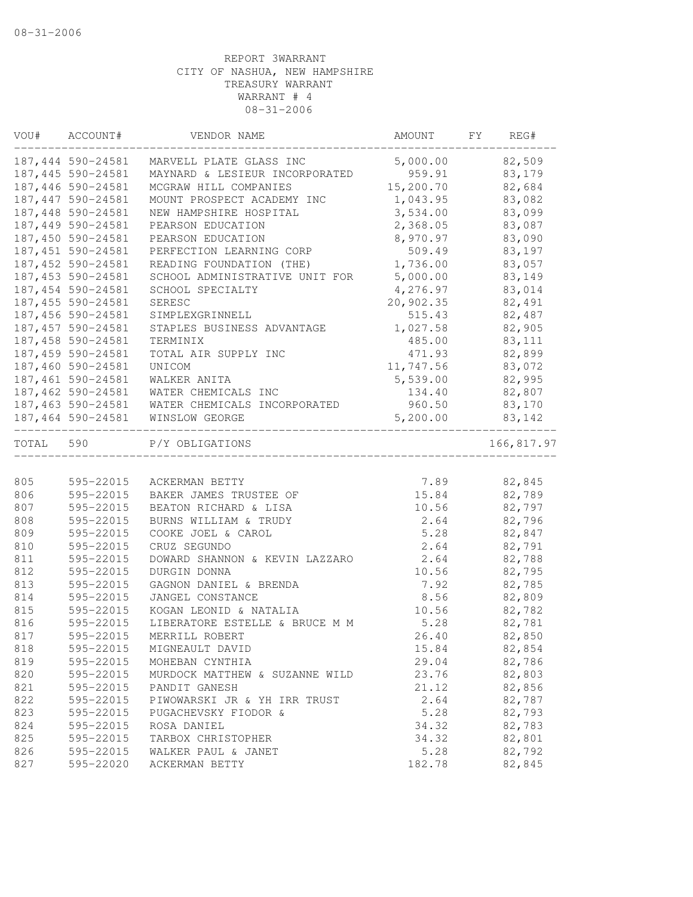08-31-2006

REPORT 3WARRANT
CITY OF NASHUA, NEW HAMPSHIRE
TREASURY WARRANT
WARRANT # 4
08-31-2006

| VOU# | ACCOUNT# | VENDOR NAME | AMOUNT | FY | REG# |
|---|---|---|---|---|---|
| 187,444 | 590-24581 | MARVELL PLATE GLASS INC | 5,000.00 | | 82,509 |
| 187,445 | 590-24581 | MAYNARD & LESIEUR INCORPORATED | 959.91 | | 83,179 |
| 187,446 | 590-24581 | MCGRAW HILL COMPANIES | 15,200.70 | | 82,684 |
| 187,447 | 590-24581 | MOUNT PROSPECT ACADEMY INC | 1,043.95 | | 83,082 |
| 187,448 | 590-24581 | NEW HAMPSHIRE HOSPITAL | 3,534.00 | | 83,099 |
| 187,449 | 590-24581 | PEARSON EDUCATION | 2,368.05 | | 83,087 |
| 187,450 | 590-24581 | PEARSON EDUCATION | 8,970.97 | | 83,090 |
| 187,451 | 590-24581 | PERFECTION LEARNING CORP | 509.49 | | 83,197 |
| 187,452 | 590-24581 | READING FOUNDATION (THE) | 1,736.00 | | 83,057 |
| 187,453 | 590-24581 | SCHOOL ADMINISTRATIVE UNIT FOR | 5,000.00 | | 83,149 |
| 187,454 | 590-24581 | SCHOOL SPECIALTY | 4,276.97 | | 83,014 |
| 187,455 | 590-24581 | SERESC | 20,902.35 | | 82,491 |
| 187,456 | 590-24581 | SIMPLEXGRINNELL | 515.43 | | 82,487 |
| 187,457 | 590-24581 | STAPLES BUSINESS ADVANTAGE | 1,027.58 | | 82,905 |
| 187,458 | 590-24581 | TERMINIX | 485.00 | | 83,111 |
| 187,459 | 590-24581 | TOTAL AIR SUPPLY INC | 471.93 | | 82,899 |
| 187,460 | 590-24581 | UNICOM | 11,747.56 | | 83,072 |
| 187,461 | 590-24581 | WALKER ANITA | 5,539.00 | | 82,995 |
| 187,462 | 590-24581 | WATER CHEMICALS INC | 134.40 | | 82,807 |
| 187,463 | 590-24581 | WATER CHEMICALS INCORPORATED | 960.50 | | 83,170 |
| 187,464 | 590-24581 | WINSLOW GEORGE | 5,200.00 | | 83,142 |
| TOTAL | 590 | P/Y OBLIGATIONS | | | 166,817.97 |
| 805 | 595-22015 | ACKERMAN BETTY | 7.89 | | 82,845 |
| 806 | 595-22015 | BAKER JAMES TRUSTEE OF | 15.84 | | 82,789 |
| 807 | 595-22015 | BEATON RICHARD & LISA | 10.56 | | 82,797 |
| 808 | 595-22015 | BURNS WILLIAM & TRUDY | 2.64 | | 82,796 |
| 809 | 595-22015 | COOKE JOEL & CAROL | 5.28 | | 82,847 |
| 810 | 595-22015 | CRUZ SEGUNDO | 2.64 | | 82,791 |
| 811 | 595-22015 | DOWARD SHANNON & KEVIN LAZZARO | 2.64 | | 82,788 |
| 812 | 595-22015 | DURGIN DONNA | 10.56 | | 82,795 |
| 813 | 595-22015 | GAGNON DANIEL & BRENDA | 7.92 | | 82,785 |
| 814 | 595-22015 | JANGEL CONSTANCE | 8.56 | | 82,809 |
| 815 | 595-22015 | KOGAN LEONID & NATALIA | 10.56 | | 82,782 |
| 816 | 595-22015 | LIBERATORE ESTELLE & BRUCE M M | 5.28 | | 82,781 |
| 817 | 595-22015 | MERRILL ROBERT | 26.40 | | 82,850 |
| 818 | 595-22015 | MIGNEAULT DAVID | 15.84 | | 82,854 |
| 819 | 595-22015 | MOHEBAN CYNTHIA | 29.04 | | 82,786 |
| 820 | 595-22015 | MURDOCK MATTHEW & SUZANNE WILD | 23.76 | | 82,803 |
| 821 | 595-22015 | PANDIT GANESH | 21.12 | | 82,856 |
| 822 | 595-22015 | PIWOWARSKI JR & YH IRR TRUST | 2.64 | | 82,787 |
| 823 | 595-22015 | PUGACHEVSKY FIODOR & | 5.28 | | 82,793 |
| 824 | 595-22015 | ROSA DANIEL | 34.32 | | 82,783 |
| 825 | 595-22015 | TARBOX CHRISTOPHER | 34.32 | | 82,801 |
| 826 | 595-22015 | WALKER PAUL & JANET | 5.28 | | 82,792 |
| 827 | 595-22020 | ACKERMAN BETTY | 182.78 | | 82,845 |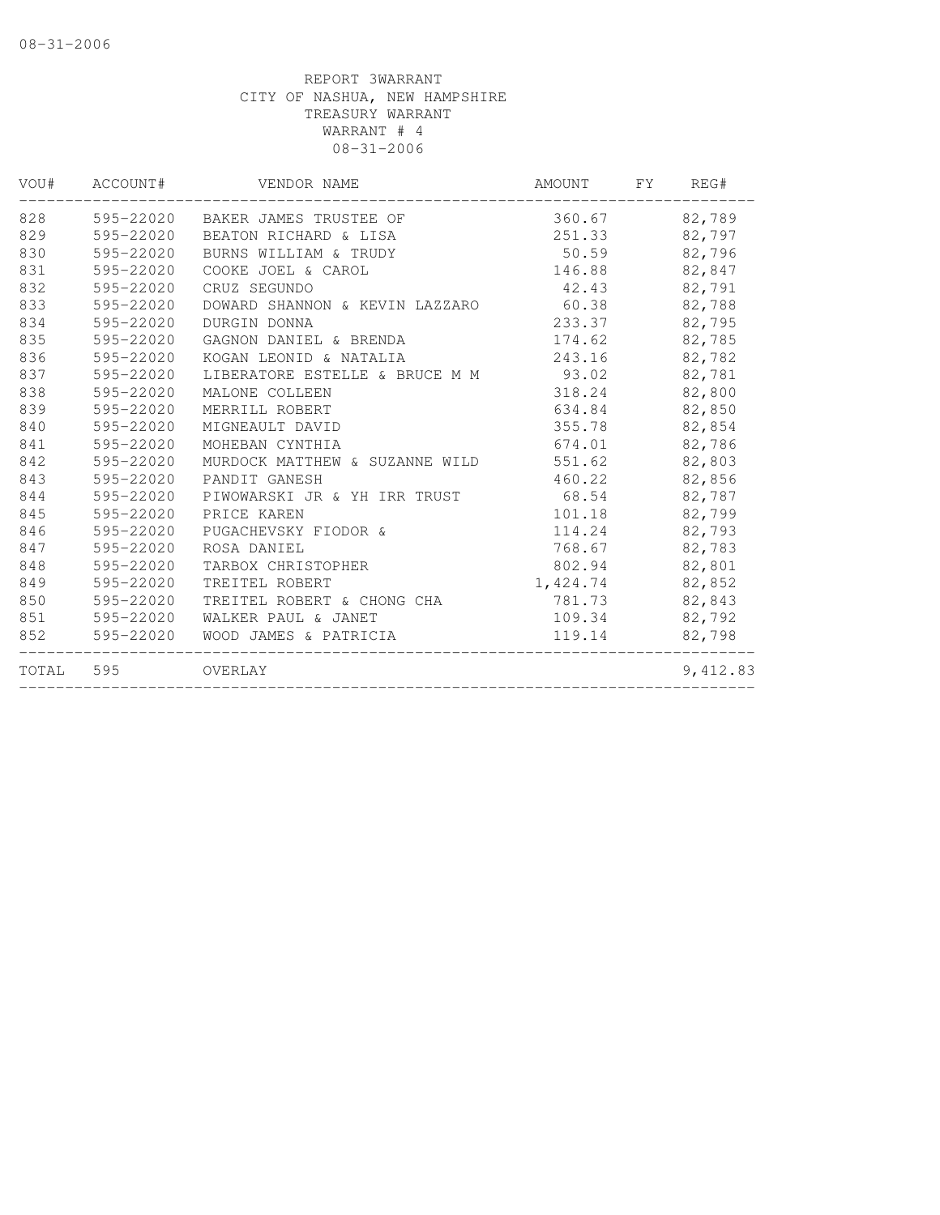REPORT 3WARRANT
CITY OF NASHUA, NEW HAMPSHIRE
TREASURY WARRANT
WARRANT # 4
08-31-2006

| VOU# | ACCOUNT# | VENDOR NAME | AMOUNT | FY | REG# |
|---|---|---|---|---|---|
| 828 | 595-22020 | BAKER JAMES TRUSTEE OF | 360.67 | | 82,789 |
| 829 | 595-22020 | BEATON RICHARD & LISA | 251.33 | | 82,797 |
| 830 | 595-22020 | BURNS WILLIAM & TRUDY | 50.59 | | 82,796 |
| 831 | 595-22020 | COOKE JOEL & CAROL | 146.88 | | 82,847 |
| 832 | 595-22020 | CRUZ SEGUNDO | 42.43 | | 82,791 |
| 833 | 595-22020 | DOWARD SHANNON & KEVIN LAZZARO | 60.38 | | 82,788 |
| 834 | 595-22020 | DURGIN DONNA | 233.37 | | 82,795 |
| 835 | 595-22020 | GAGNON DANIEL & BRENDA | 174.62 | | 82,785 |
| 836 | 595-22020 | KOGAN LEONID & NATALIA | 243.16 | | 82,782 |
| 837 | 595-22020 | LIBERATORE ESTELLE & BRUCE M M | 93.02 | | 82,781 |
| 838 | 595-22020 | MALONE COLLEEN | 318.24 | | 82,800 |
| 839 | 595-22020 | MERRILL ROBERT | 634.84 | | 82,850 |
| 840 | 595-22020 | MIGNEAULT DAVID | 355.78 | | 82,854 |
| 841 | 595-22020 | MOHEBAN CYNTHIA | 674.01 | | 82,786 |
| 842 | 595-22020 | MURDOCK MATTHEW & SUZANNE WILD | 551.62 | | 82,803 |
| 843 | 595-22020 | PANDIT GANESH | 460.22 | | 82,856 |
| 844 | 595-22020 | PIWOWARSKI JR & YH IRR TRUST | 68.54 | | 82,787 |
| 845 | 595-22020 | PRICE KAREN | 101.18 | | 82,799 |
| 846 | 595-22020 | PUGACHEVSKY FIODOR & | 114.24 | | 82,793 |
| 847 | 595-22020 | ROSA DANIEL | 768.67 | | 82,783 |
| 848 | 595-22020 | TARBOX CHRISTOPHER | 802.94 | | 82,801 |
| 849 | 595-22020 | TREITEL ROBERT | 1,424.74 | | 82,852 |
| 850 | 595-22020 | TREITEL ROBERT & CHONG CHA | 781.73 | | 82,843 |
| 851 | 595-22020 | WALKER PAUL & JANET | 109.34 | | 82,792 |
| 852 | 595-22020 | WOOD JAMES & PATRICIA | 119.14 | | 82,798 |
| TOTAL | 595 | OVERLAY | | | 9,412.83 |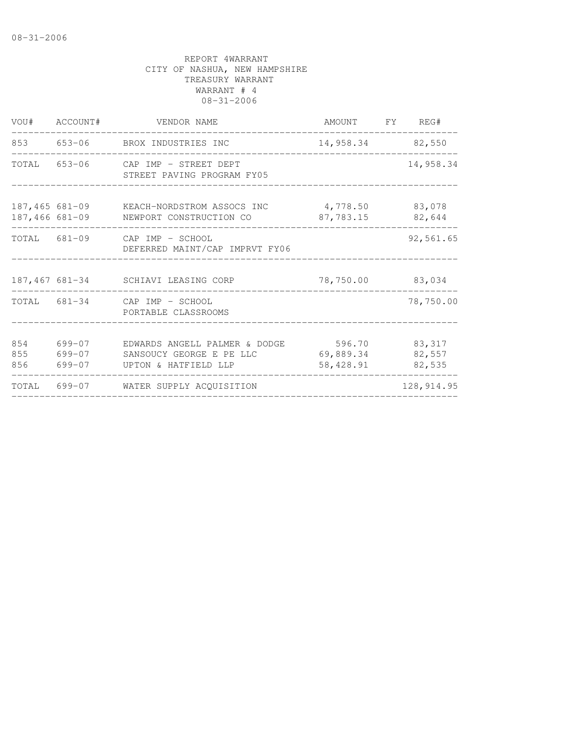08-31-2006

REPORT 4WARRANT
CITY OF NASHUA, NEW HAMPSHIRE
TREASURY WARRANT
WARRANT # 4
08-31-2006

| VOU# | ACCOUNT# | VENDOR NAME | AMOUNT | FY | REG# |
|---|---|---|---|---|---|
| 853 | 653-06 | BROX INDUSTRIES INC | 14,958.34 | | 82,550 |
| TOTAL | 653-06 | CAP IMP - STREET DEPT<br>STREET PAVING PROGRAM FY05 | | | 14,958.34 |
| 187,465 | 681-09 | KEACH-NORDSTROM ASSOCS INC | 4,778.50 | | 83,078 |
| 187,466 | 681-09 | NEWPORT CONSTRUCTION CO | 87,783.15 | | 82,644 |
| TOTAL | 681-09 | CAP IMP - SCHOOL<br>DEFERRED MAINT/CAP IMPRVT FY06 | | | 92,561.65 |
| 187,467 | 681-34 | SCHIAVI LEASING CORP | 78,750.00 | | 83,034 |
| TOTAL | 681-34 | CAP IMP - SCHOOL<br>PORTABLE CLASSROOMS | | | 78,750.00 |
| 854 | 699-07 | EDWARDS ANGELL PALMER & DODGE | 596.70 | | 83,317 |
| 855 | 699-07 | SANSOUCY GEORGE E PE LLC | 69,889.34 | | 82,557 |
| 856 | 699-07 | UPTON & HATFIELD LLP | 58,428.91 | | 82,535 |
| TOTAL | 699-07 | WATER SUPPLY ACQUISITION | | | 128,914.95 |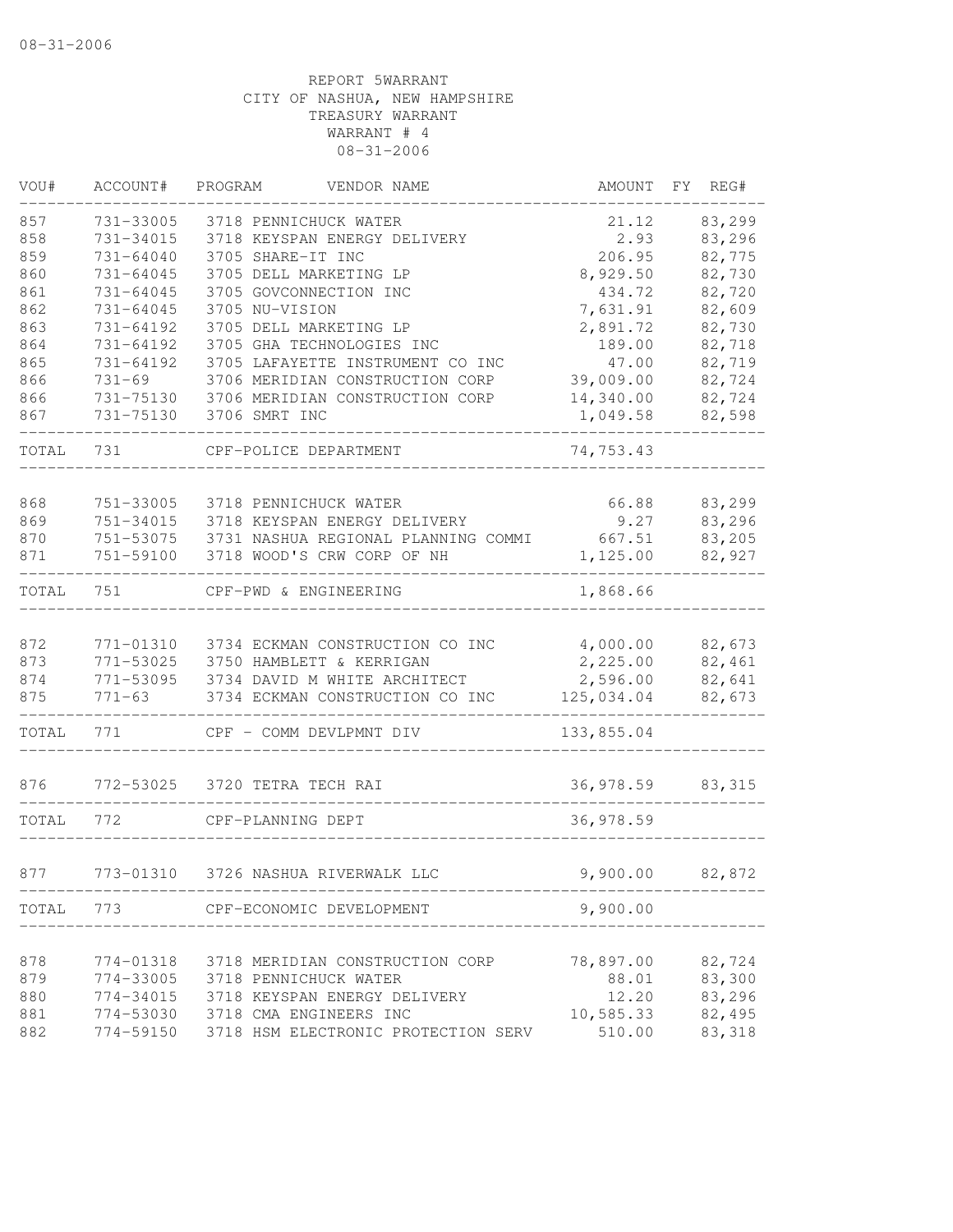08-31-2006

REPORT 5WARRANT
CITY OF NASHUA, NEW HAMPSHIRE
TREASURY WARRANT
WARRANT # 4
08-31-2006

| VOU# | ACCOUNT# | PROGRAM | VENDOR NAME | AMOUNT | FY | REG# |
|---|---|---|---|---|---|---|
| 857 | 731-33005 | 3718 | PENNICHUCK WATER | 21.12 | | 83,299 |
| 858 | 731-34015 | 3718 | KEYSPAN ENERGY DELIVERY | 2.93 | | 83,296 |
| 859 | 731-64040 | 3705 | SHARE-IT INC | 206.95 | | 82,775 |
| 860 | 731-64045 | 3705 | DELL MARKETING LP | 8,929.50 | | 82,730 |
| 861 | 731-64045 | 3705 | GOVCONNECTION INC | 434.72 | | 82,720 |
| 862 | 731-64045 | 3705 | NU-VISION | 7,631.91 | | 82,609 |
| 863 | 731-64192 | 3705 | DELL MARKETING LP | 2,891.72 | | 82,730 |
| 864 | 731-64192 | 3705 | GHA TECHNOLOGIES INC | 189.00 | | 82,718 |
| 865 | 731-64192 | 3705 | LAFAYETTE INSTRUMENT CO INC | 47.00 | | 82,719 |
| 866 | 731-69 | 3706 | MERIDIAN CONSTRUCTION CORP | 39,009.00 | | 82,724 |
| 866 | 731-75130 | 3706 | MERIDIAN CONSTRUCTION CORP | 14,340.00 | | 82,724 |
| 867 | 731-75130 | 3706 | SMRT INC | 1,049.58 | | 82,598 |
| TOTAL | 731 | | CPF-POLICE DEPARTMENT | 74,753.43 | | |
| 868 | 751-33005 | 3718 | PENNICHUCK WATER | 66.88 | | 83,299 |
| 869 | 751-34015 | 3718 | KEYSPAN ENERGY DELIVERY | 9.27 | | 83,296 |
| 870 | 751-53075 | 3731 | NASHUA REGIONAL PLANNING COMMI | 667.51 | | 83,205 |
| 871 | 751-59100 | 3718 | WOOD'S CRW CORP OF NH | 1,125.00 | | 82,927 |
| TOTAL | 751 | | CPF-PWD & ENGINEERING | 1,868.66 | | |
| 872 | 771-01310 | 3734 | ECKMAN CONSTRUCTION CO INC | 4,000.00 | | 82,673 |
| 873 | 771-53025 | 3750 | HAMBLETT & KERRIGAN | 2,225.00 | | 82,461 |
| 874 | 771-53095 | 3734 | DAVID M WHITE ARCHITECT | 2,596.00 | | 82,641 |
| 875 | 771-63 | 3734 | ECKMAN CONSTRUCTION CO INC | 125,034.04 | | 82,673 |
| TOTAL | 771 | | CPF - COMM DEVLPMNT DIV | 133,855.04 | | |
| 876 | 772-53025 | 3720 | TETRA TECH RAI | 36,978.59 | | 83,315 |
| TOTAL | 772 | | CPF-PLANNING DEPT | 36,978.59 | | |
| 877 | 773-01310 | 3726 | NASHUA RIVERWALK LLC | 9,900.00 | | 82,872 |
| TOTAL | 773 | | CPF-ECONOMIC DEVELOPMENT | 9,900.00 | | |
| 878 | 774-01318 | 3718 | MERIDIAN CONSTRUCTION CORP | 78,897.00 | | 82,724 |
| 879 | 774-33005 | 3718 | PENNICHUCK WATER | 88.01 | | 83,300 |
| 880 | 774-34015 | 3718 | KEYSPAN ENERGY DELIVERY | 12.20 | | 83,296 |
| 881 | 774-53030 | 3718 | CMA ENGINEERS INC | 10,585.33 | | 82,495 |
| 882 | 774-59150 | 3718 | HSM ELECTRONIC PROTECTION SERV | 510.00 | | 83,318 |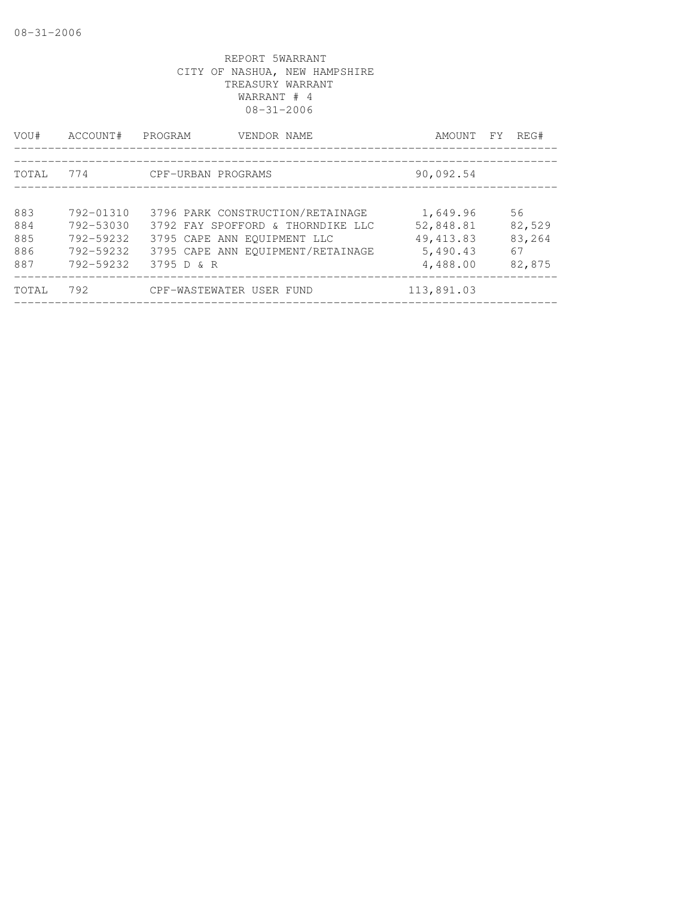REPORT 5WARRANT
CITY OF NASHUA, NEW HAMPSHIRE
TREASURY WARRANT
WARRANT # 4
08-31-2006

| VOU# | ACCOUNT# | PROGRAM | VENDOR NAME | AMOUNT | FY | REG# |
|---|---|---|---|---|---|---|
| TOTAL | 774 | CPF-URBAN PROGRAMS | | 90,092.54 | | |
| 883 | 792-01310 | 3796 | PARK CONSTRUCTION/RETAINAGE | 1,649.96 | | 56 |
| 884 | 792-53030 | 3792 | FAY SPOFFORD & THORNDIKE LLC | 52,848.81 | | 82,529 |
| 885 | 792-59232 | 3795 | CAPE ANN EQUIPMENT LLC | 49,413.83 | | 83,264 |
| 886 | 792-59232 | 3795 | CAPE ANN EQUIPMENT/RETAINAGE | 5,490.43 | | 67 |
| 887 | 792-59232 | 3795 | D & R | 4,488.00 | | 82,875 |
| TOTAL | 792 | CPF-WASTEWATER USER FUND | | 113,891.03 | | |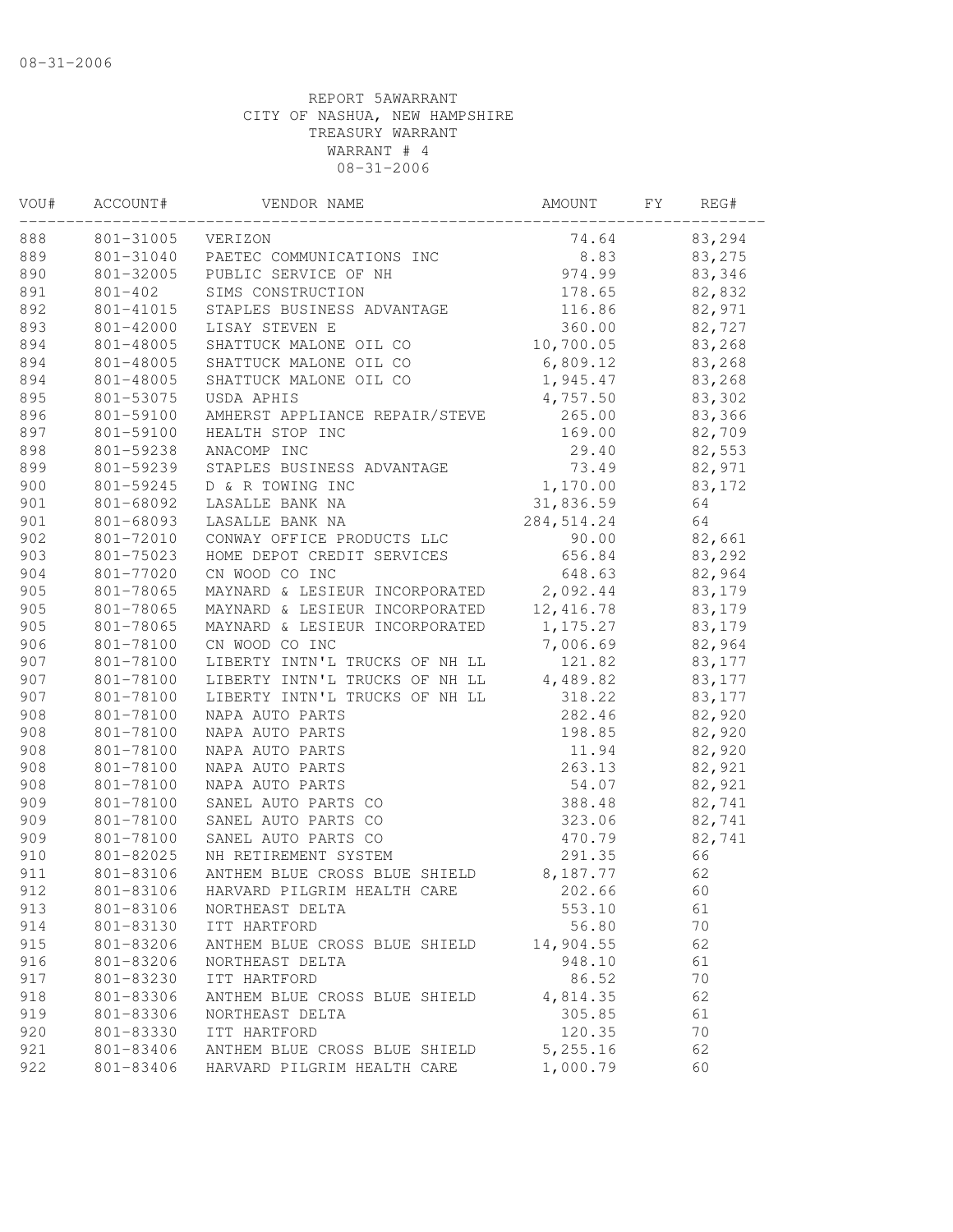08-31-2006

REPORT 5AWARRANT
CITY OF NASHUA, NEW HAMPSHIRE
TREASURY WARRANT
WARRANT # 4
08-31-2006

| VOU# | ACCOUNT# | VENDOR NAME | AMOUNT | FY | REG# |
|---|---|---|---|---|---|
| 888 | 801-31005 | VERIZON | 74.64 | | 83,294 |
| 889 | 801-31040 | PAETEC COMMUNICATIONS INC | 8.83 | | 83,275 |
| 890 | 801-32005 | PUBLIC SERVICE OF NH | 974.99 | | 83,346 |
| 891 | 801-402 | SIMS CONSTRUCTION | 178.65 | | 82,832 |
| 892 | 801-41015 | STAPLES BUSINESS ADVANTAGE | 116.86 | | 82,971 |
| 893 | 801-42000 | LISAY STEVEN E | 360.00 | | 82,727 |
| 894 | 801-48005 | SHATTUCK MALONE OIL CO | 10,700.05 | | 83,268 |
| 894 | 801-48005 | SHATTUCK MALONE OIL CO | 6,809.12 | | 83,268 |
| 894 | 801-48005 | SHATTUCK MALONE OIL CO | 1,945.47 | | 83,268 |
| 895 | 801-53075 | USDA APHIS | 4,757.50 | | 83,302 |
| 896 | 801-59100 | AMHERST APPLIANCE REPAIR/STEVE | 265.00 | | 83,366 |
| 897 | 801-59100 | HEALTH STOP INC | 169.00 | | 82,709 |
| 898 | 801-59238 | ANACOMP INC | 29.40 | | 82,553 |
| 899 | 801-59239 | STAPLES BUSINESS ADVANTAGE | 73.49 | | 82,971 |
| 900 | 801-59245 | D & R TOWING INC | 1,170.00 | | 83,172 |
| 901 | 801-68092 | LASALLE BANK NA | 31,836.59 | | 64 |
| 901 | 801-68093 | LASALLE BANK NA | 284,514.24 | | 64 |
| 902 | 801-72010 | CONWAY OFFICE PRODUCTS LLC | 90.00 | | 82,661 |
| 903 | 801-75023 | HOME DEPOT CREDIT SERVICES | 656.84 | | 83,292 |
| 904 | 801-77020 | CN WOOD CO INC | 648.63 | | 82,964 |
| 905 | 801-78065 | MAYNARD & LESIEUR INCORPORATED | 2,092.44 | | 83,179 |
| 905 | 801-78065 | MAYNARD & LESIEUR INCORPORATED | 12,416.78 | | 83,179 |
| 905 | 801-78065 | MAYNARD & LESIEUR INCORPORATED | 1,175.27 | | 83,179 |
| 906 | 801-78100 | CN WOOD CO INC | 7,006.69 | | 82,964 |
| 907 | 801-78100 | LIBERTY INTN'L TRUCKS OF NH LL | 121.82 | | 83,177 |
| 907 | 801-78100 | LIBERTY INTN'L TRUCKS OF NH LL | 4,489.82 | | 83,177 |
| 907 | 801-78100 | LIBERTY INTN'L TRUCKS OF NH LL | 318.22 | | 83,177 |
| 908 | 801-78100 | NAPA AUTO PARTS | 282.46 | | 82,920 |
| 908 | 801-78100 | NAPA AUTO PARTS | 198.85 | | 82,920 |
| 908 | 801-78100 | NAPA AUTO PARTS | 11.94 | | 82,920 |
| 908 | 801-78100 | NAPA AUTO PARTS | 263.13 | | 82,921 |
| 908 | 801-78100 | NAPA AUTO PARTS | 54.07 | | 82,921 |
| 909 | 801-78100 | SANEL AUTO PARTS CO | 388.48 | | 82,741 |
| 909 | 801-78100 | SANEL AUTO PARTS CO | 323.06 | | 82,741 |
| 909 | 801-78100 | SANEL AUTO PARTS CO | 470.79 | | 82,741 |
| 910 | 801-82025 | NH RETIREMENT SYSTEM | 291.35 | | 66 |
| 911 | 801-83106 | ANTHEM BLUE CROSS BLUE SHIELD | 8,187.77 | | 62 |
| 912 | 801-83106 | HARVARD PILGRIM HEALTH CARE | 202.66 | | 60 |
| 913 | 801-83106 | NORTHEAST DELTA | 553.10 | | 61 |
| 914 | 801-83130 | ITT HARTFORD | 56.80 | | 70 |
| 915 | 801-83206 | ANTHEM BLUE CROSS BLUE SHIELD | 14,904.55 | | 62 |
| 916 | 801-83206 | NORTHEAST DELTA | 948.10 | | 61 |
| 917 | 801-83230 | ITT HARTFORD | 86.52 | | 70 |
| 918 | 801-83306 | ANTHEM BLUE CROSS BLUE SHIELD | 4,814.35 | | 62 |
| 919 | 801-83306 | NORTHEAST DELTA | 305.85 | | 61 |
| 920 | 801-83330 | ITT HARTFORD | 120.35 | | 70 |
| 921 | 801-83406 | ANTHEM BLUE CROSS BLUE SHIELD | 5,255.16 | | 62 |
| 922 | 801-83406 | HARVARD PILGRIM HEALTH CARE | 1,000.79 | | 60 |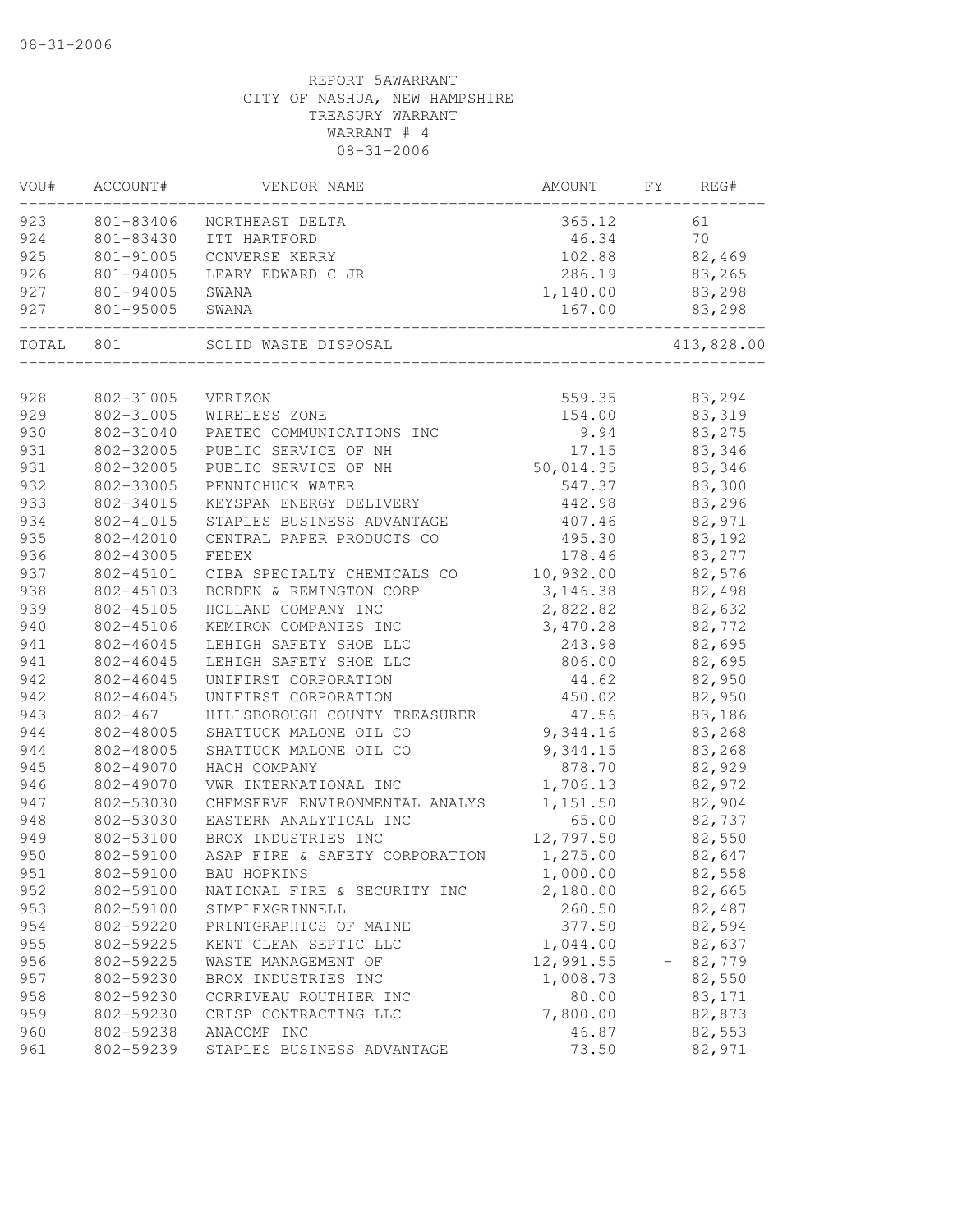08-31-2006

REPORT 5AWARRANT
CITY OF NASHUA, NEW HAMPSHIRE
TREASURY WARRANT
WARRANT # 4
08-31-2006

| VOU# | ACCOUNT# | VENDOR NAME | AMOUNT | FY | REG# |
|---|---|---|---|---|---|
| 923 | 801-83406 | NORTHEAST DELTA | 365.12 | | 61 |
| 924 | 801-83430 | ITT HARTFORD | 46.34 | | 70 |
| 925 | 801-91005 | CONVERSE KERRY | 102.88 | | 82,469 |
| 926 | 801-94005 | LEARY EDWARD C JR | 286.19 | | 83,265 |
| 927 | 801-94005 | SWANA | 1,140.00 | | 83,298 |
| 927 | 801-95005 | SWANA | 167.00 | | 83,298 |
| TOTAL | 801 | SOLID WASTE DISPOSAL | | | 413,828.00 |
| 928 | 802-31005 | VERIZON | 559.35 | | 83,294 |
| 929 | 802-31005 | WIRELESS ZONE | 154.00 | | 83,319 |
| 930 | 802-31040 | PAETEC COMMUNICATIONS INC | 9.94 | | 83,275 |
| 931 | 802-32005 | PUBLIC SERVICE OF NH | 17.15 | | 83,346 |
| 931 | 802-32005 | PUBLIC SERVICE OF NH | 50,014.35 | | 83,346 |
| 932 | 802-33005 | PENNICHUCK WATER | 547.37 | | 83,300 |
| 933 | 802-34015 | KEYSPAN ENERGY DELIVERY | 442.98 | | 83,296 |
| 934 | 802-41015 | STAPLES BUSINESS ADVANTAGE | 407.46 | | 82,971 |
| 935 | 802-42010 | CENTRAL PAPER PRODUCTS CO | 495.30 | | 83,192 |
| 936 | 802-43005 | FEDEX | 178.46 | | 83,277 |
| 937 | 802-45101 | CIBA SPECIALTY CHEMICALS CO | 10,932.00 | | 82,576 |
| 938 | 802-45103 | BORDEN & REMINGTON CORP | 3,146.38 | | 82,498 |
| 939 | 802-45105 | HOLLAND COMPANY INC | 2,822.82 | | 82,632 |
| 940 | 802-45106 | KEMIRON COMPANIES INC | 3,470.28 | | 82,772 |
| 941 | 802-46045 | LEHIGH SAFETY SHOE LLC | 243.98 | | 82,695 |
| 941 | 802-46045 | LEHIGH SAFETY SHOE LLC | 806.00 | | 82,695 |
| 942 | 802-46045 | UNIFIRST CORPORATION | 44.62 | | 82,950 |
| 942 | 802-46045 | UNIFIRST CORPORATION | 450.02 | | 82,950 |
| 943 | 802-467 | HILLSBOROUGH COUNTY TREASURER | 47.56 | | 83,186 |
| 944 | 802-48005 | SHATTUCK MALONE OIL CO | 9,344.16 | | 83,268 |
| 944 | 802-48005 | SHATTUCK MALONE OIL CO | 9,344.15 | | 83,268 |
| 945 | 802-49070 | HACH COMPANY | 878.70 | | 82,929 |
| 946 | 802-49070 | VWR INTERNATIONAL INC | 1,706.13 | | 82,972 |
| 947 | 802-53030 | CHEMSERVE ENVIRONMENTAL ANALYS | 1,151.50 | | 82,904 |
| 948 | 802-53030 | EASTERN ANALYTICAL INC | 65.00 | | 82,737 |
| 949 | 802-53100 | BROX INDUSTRIES INC | 12,797.50 | | 82,550 |
| 950 | 802-59100 | ASAP FIRE & SAFETY CORPORATION | 1,275.00 | | 82,647 |
| 951 | 802-59100 | BAU HOPKINS | 1,000.00 | | 82,558 |
| 952 | 802-59100 | NATIONAL FIRE & SECURITY INC | 2,180.00 | | 82,665 |
| 953 | 802-59100 | SIMPLEXGRINNELL | 260.50 | | 82,487 |
| 954 | 802-59220 | PRINTGRAPHICS OF MAINE | 377.50 | | 82,594 |
| 955 | 802-59225 | KENT CLEAN SEPTIC LLC | 1,044.00 | | 82,637 |
| 956 | 802-59225 | WASTE MANAGEMENT OF | 12,991.55 | - | 82,779 |
| 957 | 802-59230 | BROX INDUSTRIES INC | 1,008.73 | | 82,550 |
| 958 | 802-59230 | CORRIVEAU ROUTHIER INC | 80.00 | | 83,171 |
| 959 | 802-59230 | CRISP CONTRACTING LLC | 7,800.00 | | 82,873 |
| 960 | 802-59238 | ANACOMP INC | 46.87 | | 82,553 |
| 961 | 802-59239 | STAPLES BUSINESS ADVANTAGE | 73.50 | | 82,971 |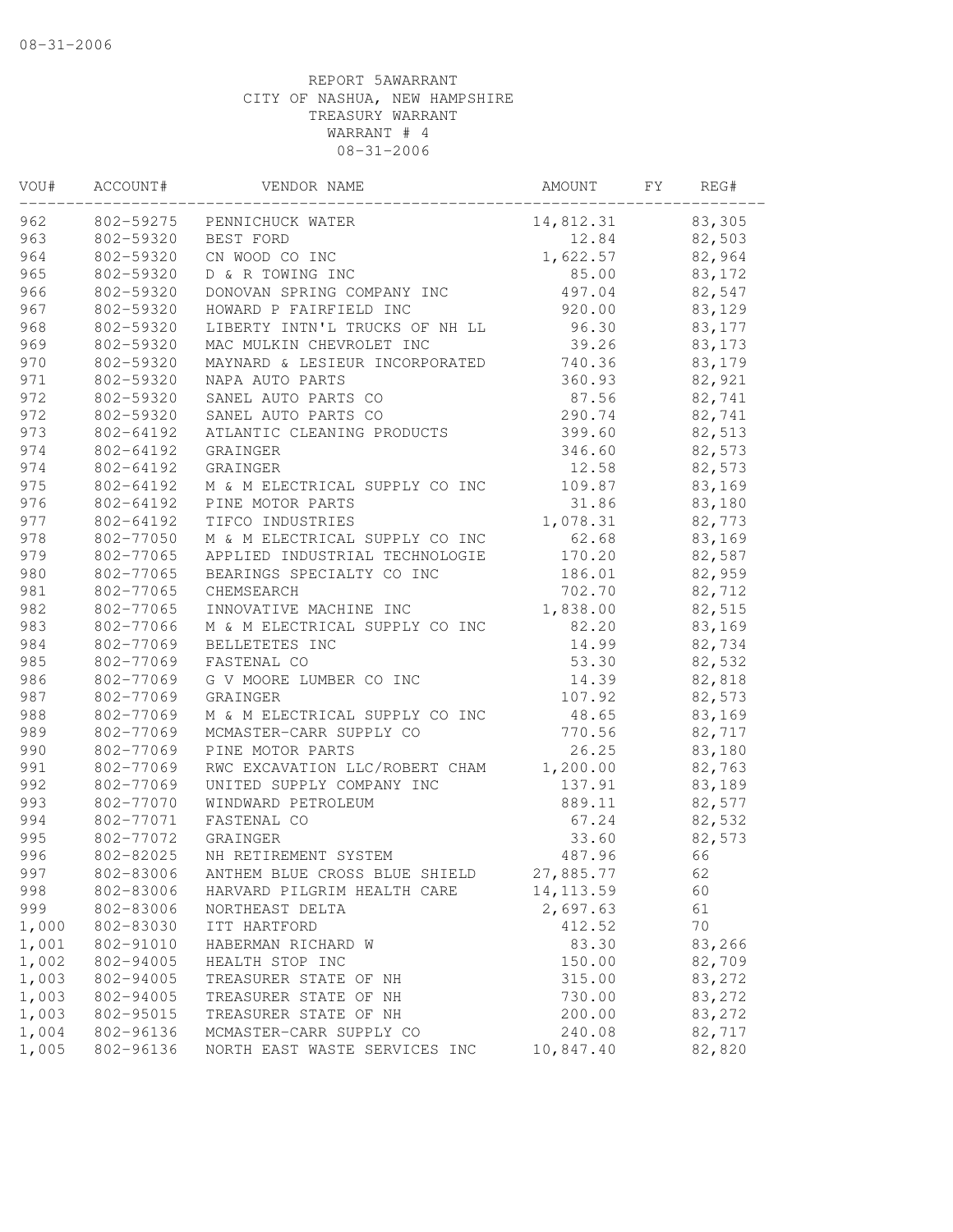REPORT 5AWARRANT
CITY OF NASHUA, NEW HAMPSHIRE
TREASURY WARRANT
WARRANT # 4
08-31-2006

| VOU# | ACCOUNT# | VENDOR NAME | AMOUNT | FY | REG# |
|---|---|---|---|---|---|
| 962 | 802-59275 | PENNICHUCK WATER | 14,812.31 | | 83,305 |
| 963 | 802-59320 | BEST FORD | 12.84 | | 82,503 |
| 964 | 802-59320 | CN WOOD CO INC | 1,622.57 | | 82,964 |
| 965 | 802-59320 | D & R TOWING INC | 85.00 | | 83,172 |
| 966 | 802-59320 | DONOVAN SPRING COMPANY INC | 497.04 | | 82,547 |
| 967 | 802-59320 | HOWARD P FAIRFIELD INC | 920.00 | | 83,129 |
| 968 | 802-59320 | LIBERTY INTN'L TRUCKS OF NH LL | 96.30 | | 83,177 |
| 969 | 802-59320 | MAC MULKIN CHEVROLET INC | 39.26 | | 83,173 |
| 970 | 802-59320 | MAYNARD & LESIEUR INCORPORATED | 740.36 | | 83,179 |
| 971 | 802-59320 | NAPA AUTO PARTS | 360.93 | | 82,921 |
| 972 | 802-59320 | SANEL AUTO PARTS CO | 87.56 | | 82,741 |
| 972 | 802-59320 | SANEL AUTO PARTS CO | 290.74 | | 82,741 |
| 973 | 802-64192 | ATLANTIC CLEANING PRODUCTS | 399.60 | | 82,513 |
| 974 | 802-64192 | GRAINGER | 346.60 | | 82,573 |
| 974 | 802-64192 | GRAINGER | 12.58 | | 82,573 |
| 975 | 802-64192 | M & M ELECTRICAL SUPPLY CO INC | 109.87 | | 83,169 |
| 976 | 802-64192 | PINE MOTOR PARTS | 31.86 | | 83,180 |
| 977 | 802-64192 | TIFCO INDUSTRIES | 1,078.31 | | 82,773 |
| 978 | 802-77050 | M & M ELECTRICAL SUPPLY CO INC | 62.68 | | 83,169 |
| 979 | 802-77065 | APPLIED INDUSTRIAL TECHNOLOGIE | 170.20 | | 82,587 |
| 980 | 802-77065 | BEARINGS SPECIALTY CO INC | 186.01 | | 82,959 |
| 981 | 802-77065 | CHEMSEARCH | 702.70 | | 82,712 |
| 982 | 802-77065 | INNOVATIVE MACHINE INC | 1,838.00 | | 82,515 |
| 983 | 802-77066 | M & M ELECTRICAL SUPPLY CO INC | 82.20 | | 83,169 |
| 984 | 802-77069 | BELLETETES INC | 14.99 | | 82,734 |
| 985 | 802-77069 | FASTENAL CO | 53.30 | | 82,532 |
| 986 | 802-77069 | G V MOORE LUMBER CO INC | 14.39 | | 82,818 |
| 987 | 802-77069 | GRAINGER | 107.92 | | 82,573 |
| 988 | 802-77069 | M & M ELECTRICAL SUPPLY CO INC | 48.65 | | 83,169 |
| 989 | 802-77069 | MCMASTER-CARR SUPPLY CO | 770.56 | | 82,717 |
| 990 | 802-77069 | PINE MOTOR PARTS | 26.25 | | 83,180 |
| 991 | 802-77069 | RWC EXCAVATION LLC/ROBERT CHAM | 1,200.00 | | 82,763 |
| 992 | 802-77069 | UNITED SUPPLY COMPANY INC | 137.91 | | 83,189 |
| 993 | 802-77070 | WINDWARD PETROLEUM | 889.11 | | 82,577 |
| 994 | 802-77071 | FASTENAL CO | 67.24 | | 82,532 |
| 995 | 802-77072 | GRAINGER | 33.60 | | 82,573 |
| 996 | 802-82025 | NH RETIREMENT SYSTEM | 487.96 | | 66 |
| 997 | 802-83006 | ANTHEM BLUE CROSS BLUE SHIELD | 27,885.77 | | 62 |
| 998 | 802-83006 | HARVARD PILGRIM HEALTH CARE | 14,113.59 | | 60 |
| 999 | 802-83006 | NORTHEAST DELTA | 2,697.63 | | 61 |
| 1,000 | 802-83030 | ITT HARTFORD | 412.52 | | 70 |
| 1,001 | 802-91010 | HABERMAN RICHARD W | 83.30 | | 83,266 |
| 1,002 | 802-94005 | HEALTH STOP INC | 150.00 | | 82,709 |
| 1,003 | 802-94005 | TREASURER STATE OF NH | 315.00 | | 83,272 |
| 1,003 | 802-94005 | TREASURER STATE OF NH | 730.00 | | 83,272 |
| 1,003 | 802-95015 | TREASURER STATE OF NH | 200.00 | | 83,272 |
| 1,004 | 802-96136 | MCMASTER-CARR SUPPLY CO | 240.08 | | 82,717 |
| 1,005 | 802-96136 | NORTH EAST WASTE SERVICES INC | 10,847.40 | | 82,820 |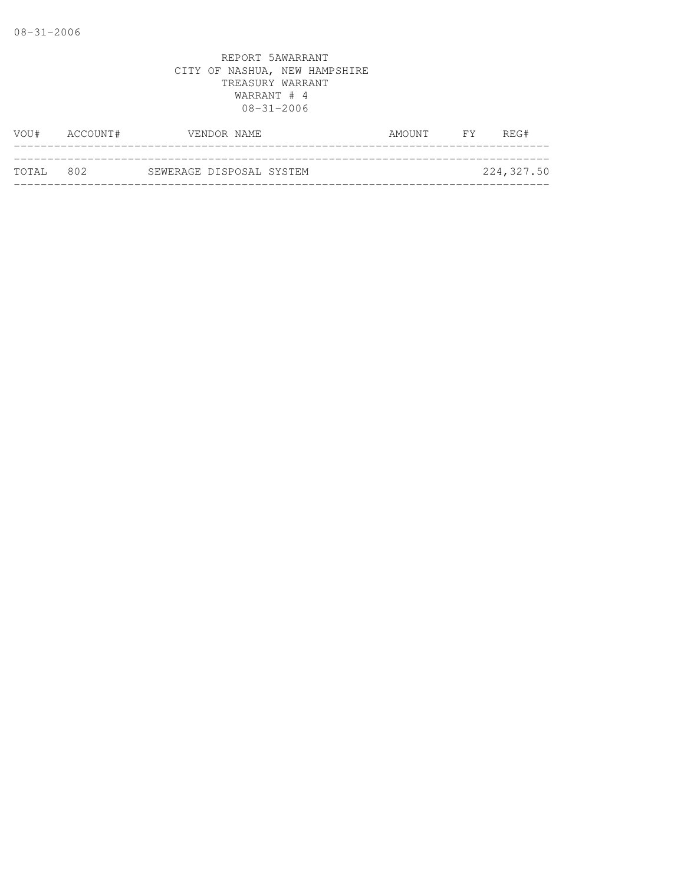REPORT 5AWARRANT
CITY OF NASHUA, NEW HAMPSHIRE
TREASURY WARRANT
WARRANT # 4
08-31-2006

| VOU# | ACCOUNT# | VENDOR NAME | AMOUNT | FY | REG# |
|---|---|---|---|---|---|
| TOTAL | 802 | SEWERAGE DISPOSAL SYSTEM | | | 224,327.50 |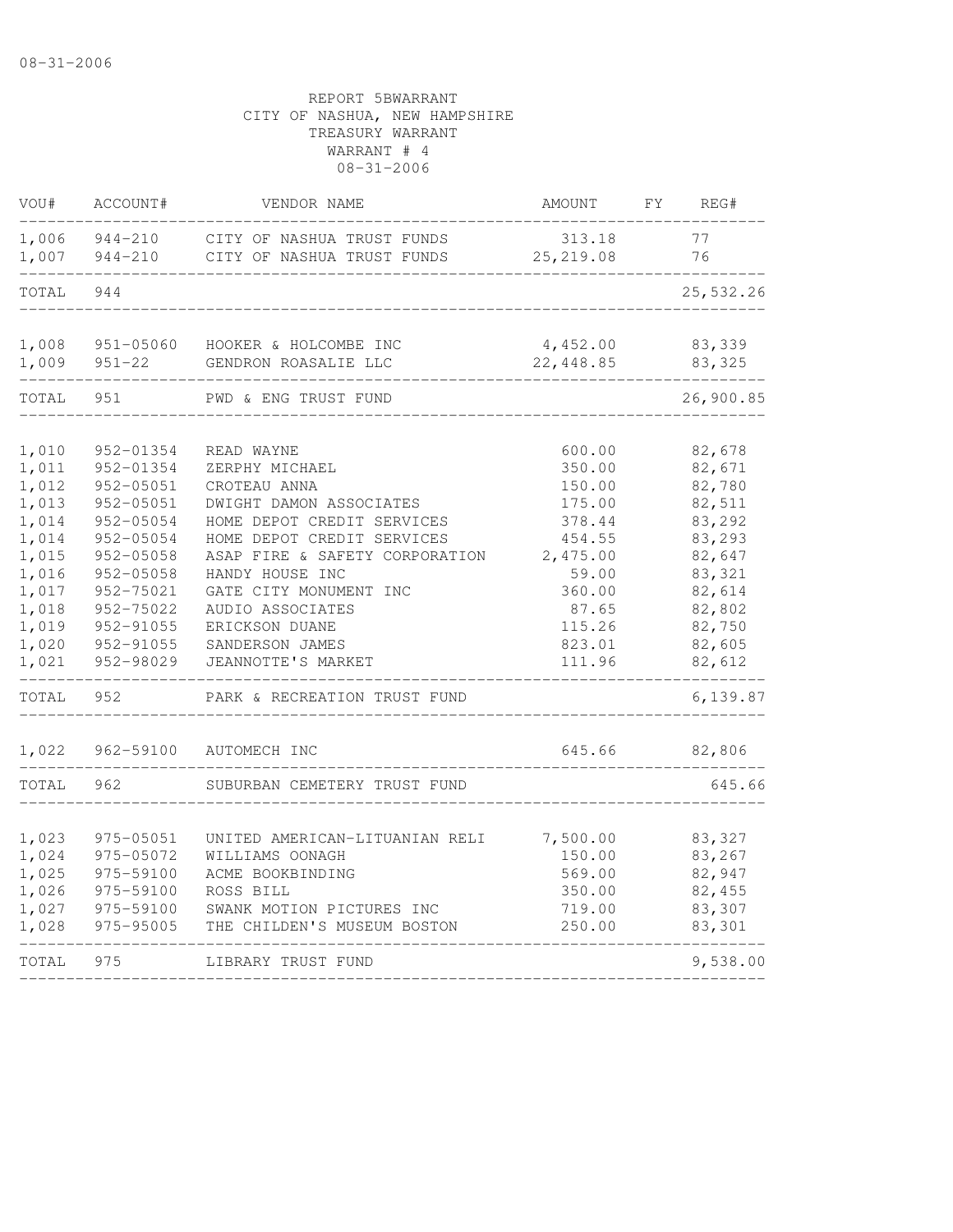08-31-2006

REPORT 5BWARRANT
CITY OF NASHUA, NEW HAMPSHIRE
TREASURY WARRANT
WARRANT # 4
08-31-2006

| VOU# | ACCOUNT# | VENDOR NAME | AMOUNT | FY | REG# |
|---|---|---|---|---|---|
| 1,006 | 944-210 | CITY OF NASHUA TRUST FUNDS | 313.18 | | 77 |
| 1,007 | 944-210 | CITY OF NASHUA TRUST FUNDS | 25,219.08 | | 76 |
| TOTAL | 944 | | | | 25,532.26 |
| 1,008 | 951-05060 | HOOKER & HOLCOMBE INC | 4,452.00 | | 83,339 |
| 1,009 | 951-22 | GENDRON ROASALIE LLC | 22,448.85 | | 83,325 |
| TOTAL | 951 | PWD & ENG TRUST FUND | | | 26,900.85 |
| 1,010 | 952-01354 | READ WAYNE | 600.00 | | 82,678 |
| 1,011 | 952-01354 | ZERPHY MICHAEL | 350.00 | | 82,671 |
| 1,012 | 952-05051 | CROTEAU ANNA | 150.00 | | 82,780 |
| 1,013 | 952-05051 | DWIGHT DAMON ASSOCIATES | 175.00 | | 82,511 |
| 1,014 | 952-05054 | HOME DEPOT CREDIT SERVICES | 378.44 | | 83,292 |
| 1,014 | 952-05054 | HOME DEPOT CREDIT SERVICES | 454.55 | | 83,293 |
| 1,015 | 952-05058 | ASAP FIRE & SAFETY CORPORATION | 2,475.00 | | 82,647 |
| 1,016 | 952-05058 | HANDY HOUSE INC | 59.00 | | 83,321 |
| 1,017 | 952-75021 | GATE CITY MONUMENT INC | 360.00 | | 82,614 |
| 1,018 | 952-75022 | AUDIO ASSOCIATES | 87.65 | | 82,802 |
| 1,019 | 952-91055 | ERICKSON DUANE | 115.26 | | 82,750 |
| 1,020 | 952-91055 | SANDERSON JAMES | 823.01 | | 82,605 |
| 1,021 | 952-98029 | JEANNOTTE'S MARKET | 111.96 | | 82,612 |
| TOTAL | 952 | PARK & RECREATION TRUST FUND | | | 6,139.87 |
| 1,022 | 962-59100 | AUTOMECH INC | 645.66 | | 82,806 |
| TOTAL | 962 | SUBURBAN CEMETERY TRUST FUND | | | 645.66 |
| 1,023 | 975-05051 | UNITED AMERICAN-LITUANIAN RELI | 7,500.00 | | 83,327 |
| 1,024 | 975-05072 | WILLIAMS OONAGH | 150.00 | | 83,267 |
| 1,025 | 975-59100 | ACME BOOKBINDING | 569.00 | | 82,947 |
| 1,026 | 975-59100 | ROSS BILL | 350.00 | | 82,455 |
| 1,027 | 975-59100 | SWANK MOTION PICTURES INC | 719.00 | | 83,307 |
| 1,028 | 975-95005 | THE CHILDEN'S MUSEUM BOSTON | 250.00 | | 83,301 |
| TOTAL | 975 | LIBRARY TRUST FUND | | | 9,538.00 |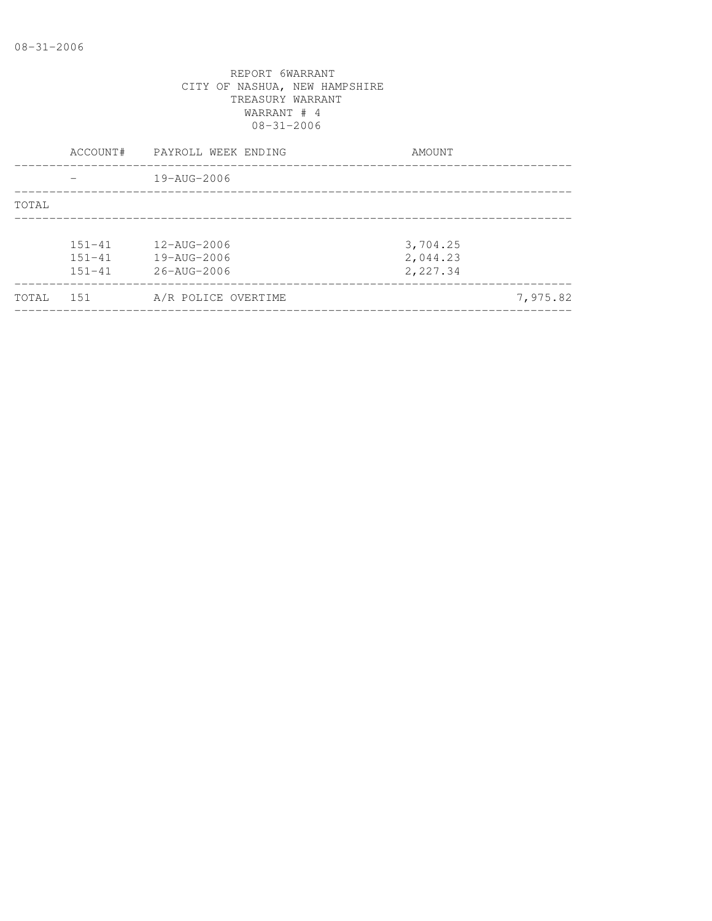08-31-2006

REPORT 6WARRANT
CITY OF NASHUA, NEW HAMPSHIRE
TREASURY WARRANT
WARRANT # 4
08-31-2006

| | ACCOUNT# | PAYROLL WEEK ENDING | AMOUNT | |
|---|---|---|---|---|
| | - | 19-AUG-2006 | | |
| TOTAL | | | | |
| | 151-41 | 12-AUG-2006 | 3,704.25 | |
| | 151-41 | 19-AUG-2006 | 2,044.23 | |
| | 151-41 | 26-AUG-2006 | 2,227.34 | |
| TOTAL | 151 | A/R POLICE OVERTIME | | 7,975.82 |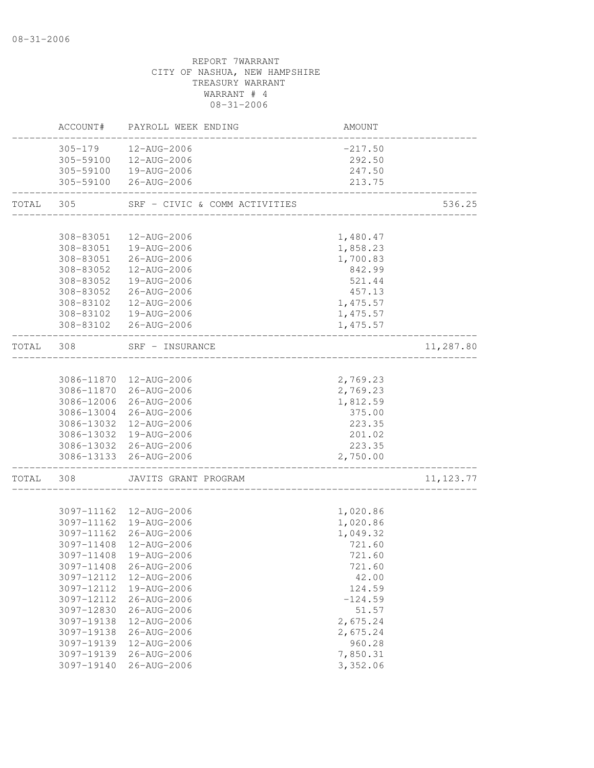08-31-2006

REPORT 7WARRANT
CITY OF NASHUA, NEW HAMPSHIRE
TREASURY WARRANT
WARRANT # 4
08-31-2006

| | ACCOUNT# | PAYROLL WEEK ENDING | AMOUNT | |
|---|---|---|---|---|
| | 305-179 | 12-AUG-2006 | -217.50 | |
| | 305-59100 | 12-AUG-2006 | 292.50 | |
| | 305-59100 | 19-AUG-2006 | 247.50 | |
| | 305-59100 | 26-AUG-2006 | 213.75 | |
| TOTAL | 305 | SRF - CIVIC & COMM ACTIVITIES | | 536.25 |
| | 308-83051 | 12-AUG-2006 | 1,480.47 | |
| | 308-83051 | 19-AUG-2006 | 1,858.23 | |
| | 308-83051 | 26-AUG-2006 | 1,700.83 | |
| | 308-83052 | 12-AUG-2006 | 842.99 | |
| | 308-83052 | 19-AUG-2006 | 521.44 | |
| | 308-83052 | 26-AUG-2006 | 457.13 | |
| | 308-83102 | 12-AUG-2006 | 1,475.57 | |
| | 308-83102 | 19-AUG-2006 | 1,475.57 | |
| | 308-83102 | 26-AUG-2006 | 1,475.57 | |
| TOTAL | 308 | SRF - INSURANCE | | 11,287.80 |
| | 3086-11870 | 12-AUG-2006 | 2,769.23 | |
| | 3086-11870 | 26-AUG-2006 | 2,769.23 | |
| | 3086-12006 | 26-AUG-2006 | 1,812.59 | |
| | 3086-13004 | 26-AUG-2006 | 375.00 | |
| | 3086-13032 | 12-AUG-2006 | 223.35 | |
| | 3086-13032 | 19-AUG-2006 | 201.02 | |
| | 3086-13032 | 26-AUG-2006 | 223.35 | |
| | 3086-13133 | 26-AUG-2006 | 2,750.00 | |
| TOTAL | 308 | JAVITS GRANT PROGRAM | | 11,123.77 |
| | 3097-11162 | 12-AUG-2006 | 1,020.86 | |
| | 3097-11162 | 19-AUG-2006 | 1,020.86 | |
| | 3097-11162 | 26-AUG-2006 | 1,049.32 | |
| | 3097-11408 | 12-AUG-2006 | 721.60 | |
| | 3097-11408 | 19-AUG-2006 | 721.60 | |
| | 3097-11408 | 26-AUG-2006 | 721.60 | |
| | 3097-12112 | 12-AUG-2006 | 42.00 | |
| | 3097-12112 | 19-AUG-2006 | 124.59 | |
| | 3097-12112 | 26-AUG-2006 | -124.59 | |
| | 3097-12830 | 26-AUG-2006 | 51.57 | |
| | 3097-19138 | 12-AUG-2006 | 2,675.24 | |
| | 3097-19138 | 26-AUG-2006 | 2,675.24 | |
| | 3097-19139 | 12-AUG-2006 | 960.28 | |
| | 3097-19139 | 26-AUG-2006 | 7,850.31 | |
| | 3097-19140 | 26-AUG-2006 | 3,352.06 | |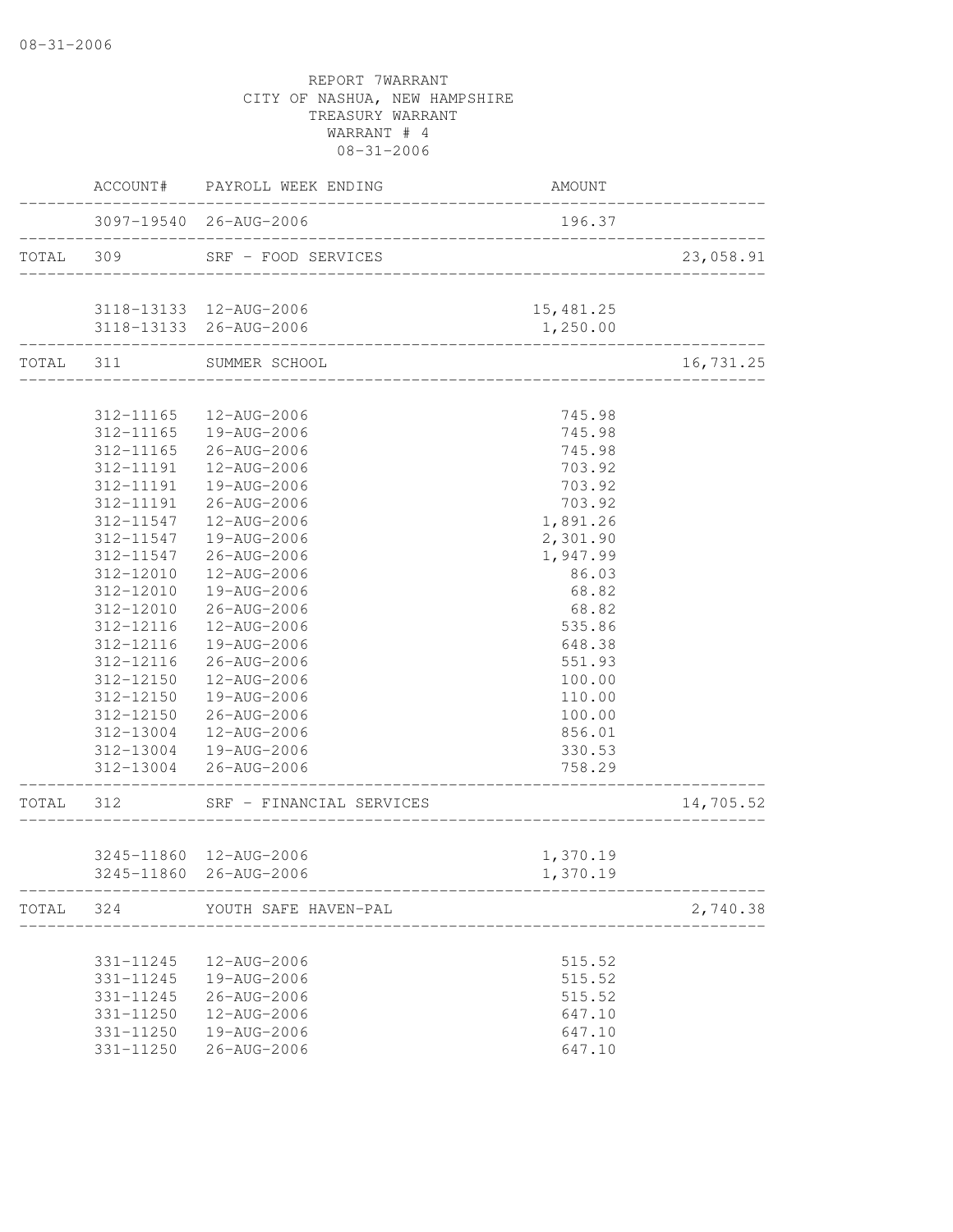REPORT 7WARRANT
CITY OF NASHUA, NEW HAMPSHIRE
TREASURY WARRANT
WARRANT # 4
08-31-2006

| | ACCOUNT# | PAYROLL WEEK ENDING | AMOUNT | |
|---|---|---|---|---|
| | 3097-19540 | 26-AUG-2006 | 196.37 | |
| TOTAL | 309 | SRF - FOOD SERVICES | | 23,058.91 |
| | 3118-13133 | 12-AUG-2006 | 15,481.25 | |
| | 3118-13133 | 26-AUG-2006 | 1,250.00 | |
| TOTAL | 311 | SUMMER SCHOOL | | 16,731.25 |
| | 312-11165 | 12-AUG-2006 | 745.98 | |
| | 312-11165 | 19-AUG-2006 | 745.98 | |
| | 312-11165 | 26-AUG-2006 | 745.98 | |
| | 312-11191 | 12-AUG-2006 | 703.92 | |
| | 312-11191 | 19-AUG-2006 | 703.92 | |
| | 312-11191 | 26-AUG-2006 | 703.92 | |
| | 312-11547 | 12-AUG-2006 | 1,891.26 | |
| | 312-11547 | 19-AUG-2006 | 2,301.90 | |
| | 312-11547 | 26-AUG-2006 | 1,947.99 | |
| | 312-12010 | 12-AUG-2006 | 86.03 | |
| | 312-12010 | 19-AUG-2006 | 68.82 | |
| | 312-12010 | 26-AUG-2006 | 68.82 | |
| | 312-12116 | 12-AUG-2006 | 535.86 | |
| | 312-12116 | 19-AUG-2006 | 648.38 | |
| | 312-12116 | 26-AUG-2006 | 551.93 | |
| | 312-12150 | 12-AUG-2006 | 100.00 | |
| | 312-12150 | 19-AUG-2006 | 110.00 | |
| | 312-12150 | 26-AUG-2006 | 100.00 | |
| | 312-13004 | 12-AUG-2006 | 856.01 | |
| | 312-13004 | 19-AUG-2006 | 330.53 | |
| | 312-13004 | 26-AUG-2006 | 758.29 | |
| TOTAL | 312 | SRF - FINANCIAL SERVICES | | 14,705.52 |
| | 3245-11860 | 12-AUG-2006 | 1,370.19 | |
| | 3245-11860 | 26-AUG-2006 | 1,370.19 | |
| TOTAL | 324 | YOUTH SAFE HAVEN-PAL | | 2,740.38 |
| | 331-11245 | 12-AUG-2006 | 515.52 | |
| | 331-11245 | 19-AUG-2006 | 515.52 | |
| | 331-11245 | 26-AUG-2006 | 515.52 | |
| | 331-11250 | 12-AUG-2006 | 647.10 | |
| | 331-11250 | 19-AUG-2006 | 647.10 | |
| | 331-11250 | 26-AUG-2006 | 647.10 | |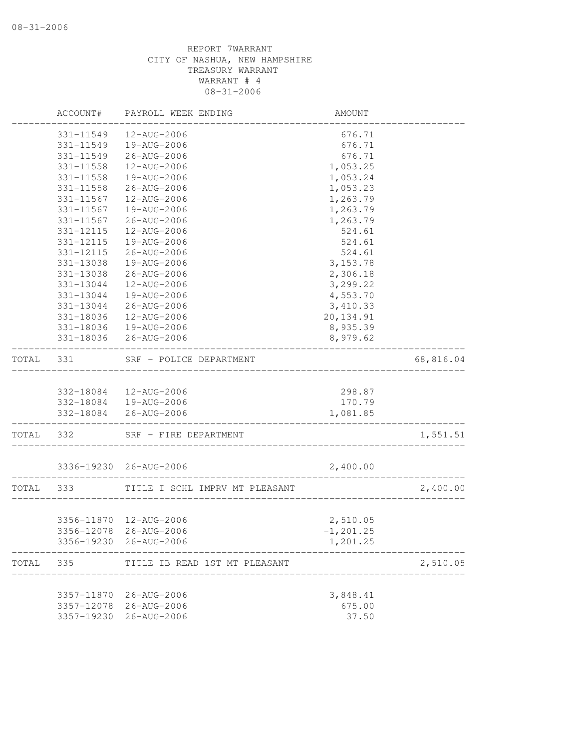08-31-2006

REPORT 7WARRANT
CITY OF NASHUA, NEW HAMPSHIRE
TREASURY WARRANT
WARRANT # 4
08-31-2006

| | ACCOUNT# | PAYROLL WEEK ENDING | AMOUNT | |
|---|---|---|---|---|
| | 331-11549 | 12-AUG-2006 | 676.71 | |
| | 331-11549 | 19-AUG-2006 | 676.71 | |
| | 331-11549 | 26-AUG-2006 | 676.71 | |
| | 331-11558 | 12-AUG-2006 | 1,053.25 | |
| | 331-11558 | 19-AUG-2006 | 1,053.24 | |
| | 331-11558 | 26-AUG-2006 | 1,053.23 | |
| | 331-11567 | 12-AUG-2006 | 1,263.79 | |
| | 331-11567 | 19-AUG-2006 | 1,263.79 | |
| | 331-11567 | 26-AUG-2006 | 1,263.79 | |
| | 331-12115 | 12-AUG-2006 | 524.61 | |
| | 331-12115 | 19-AUG-2006 | 524.61 | |
| | 331-12115 | 26-AUG-2006 | 524.61 | |
| | 331-13038 | 19-AUG-2006 | 3,153.78 | |
| | 331-13038 | 26-AUG-2006 | 2,306.18 | |
| | 331-13044 | 12-AUG-2006 | 3,299.22 | |
| | 331-13044 | 19-AUG-2006 | 4,553.70 | |
| | 331-13044 | 26-AUG-2006 | 3,410.33 | |
| | 331-18036 | 12-AUG-2006 | 20,134.91 | |
| | 331-18036 | 19-AUG-2006 | 8,935.39 | |
| | 331-18036 | 26-AUG-2006 | 8,979.62 | |
| TOTAL | 331 | SRF - POLICE DEPARTMENT | | 68,816.04 |
| | 332-18084 | 12-AUG-2006 | 298.87 | |
| | 332-18084 | 19-AUG-2006 | 170.79 | |
| | 332-18084 | 26-AUG-2006 | 1,081.85 | |
| TOTAL | 332 | SRF - FIRE DEPARTMENT | | 1,551.51 |
| | 3336-19230 | 26-AUG-2006 | 2,400.00 | |
| TOTAL | 333 | TITLE I SCHL IMPRV MT PLEASANT | | 2,400.00 |
| | 3356-11870 | 12-AUG-2006 | 2,510.05 | |
| | 3356-12078 | 26-AUG-2006 | -1,201.25 | |
| | 3356-19230 | 26-AUG-2006 | 1,201.25 | |
| TOTAL | 335 | TITLE IB READ 1ST MT PLEASANT | | 2,510.05 |
| | 3357-11870 | 26-AUG-2006 | 3,848.41 | |
| | 3357-12078 | 26-AUG-2006 | 675.00 | |
| | 3357-19230 | 26-AUG-2006 | 37.50 | |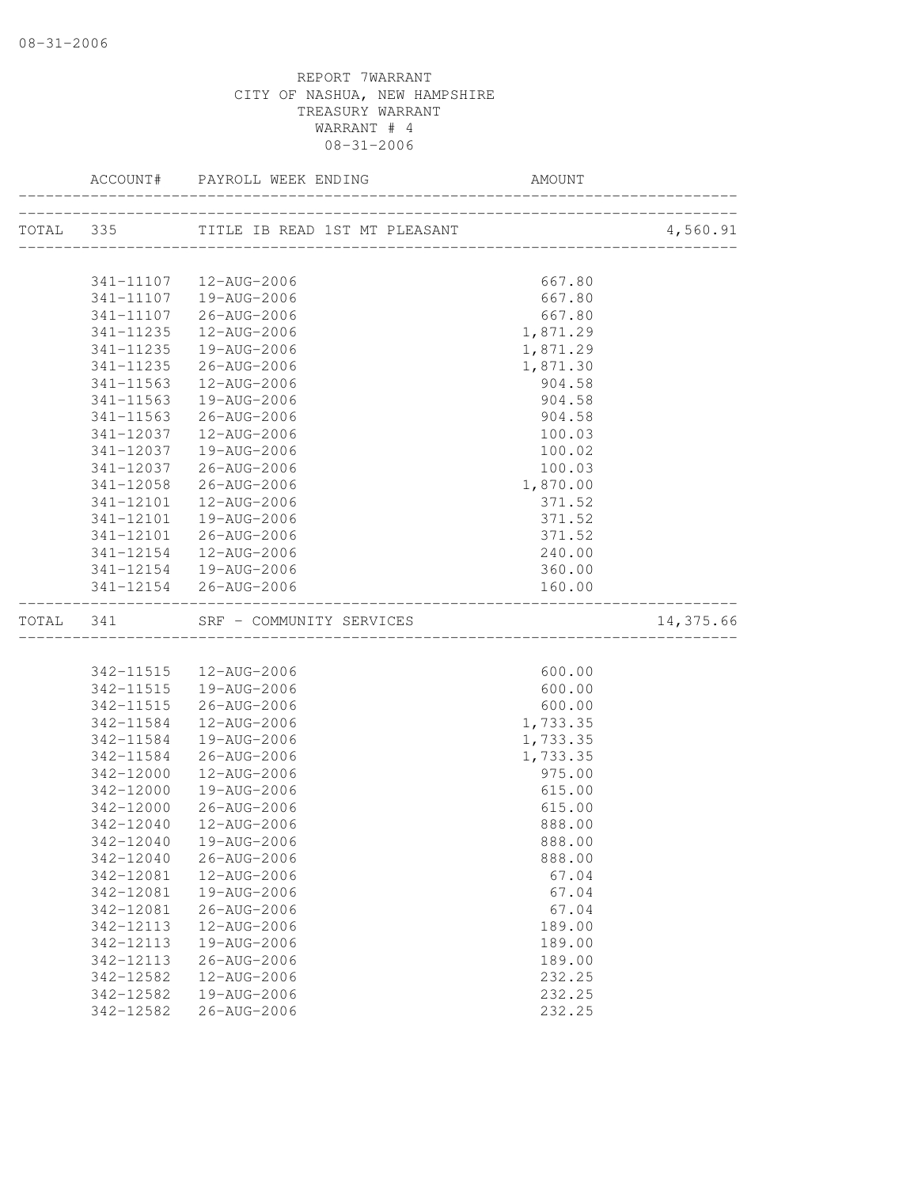REPORT 7WARRANT
CITY OF NASHUA, NEW HAMPSHIRE
TREASURY WARRANT
WARRANT # 4
08-31-2006

| ACCOUNT# | PAYROLL WEEK ENDING | AMOUNT | |
|---|---|---|---|
| TOTAL 335 | TITLE IB READ 1ST MT PLEASANT | | 4,560.91 |
| 341-11107 | 12-AUG-2006 | 667.80 | |
| 341-11107 | 19-AUG-2006 | 667.80 | |
| 341-11107 | 26-AUG-2006 | 667.80 | |
| 341-11235 | 12-AUG-2006 | 1,871.29 | |
| 341-11235 | 19-AUG-2006 | 1,871.29 | |
| 341-11235 | 26-AUG-2006 | 1,871.30 | |
| 341-11563 | 12-AUG-2006 | 904.58 | |
| 341-11563 | 19-AUG-2006 | 904.58 | |
| 341-11563 | 26-AUG-2006 | 904.58 | |
| 341-12037 | 12-AUG-2006 | 100.03 | |
| 341-12037 | 19-AUG-2006 | 100.02 | |
| 341-12037 | 26-AUG-2006 | 100.03 | |
| 341-12058 | 26-AUG-2006 | 1,870.00 | |
| 341-12101 | 12-AUG-2006 | 371.52 | |
| 341-12101 | 19-AUG-2006 | 371.52 | |
| 341-12101 | 26-AUG-2006 | 371.52 | |
| 341-12154 | 12-AUG-2006 | 240.00 | |
| 341-12154 | 19-AUG-2006 | 360.00 | |
| 341-12154 | 26-AUG-2006 | 160.00 | |
| TOTAL 341 | SRF - COMMUNITY SERVICES | | 14,375.66 |
| 342-11515 | 12-AUG-2006 | 600.00 | |
| 342-11515 | 19-AUG-2006 | 600.00 | |
| 342-11515 | 26-AUG-2006 | 600.00 | |
| 342-11584 | 12-AUG-2006 | 1,733.35 | |
| 342-11584 | 19-AUG-2006 | 1,733.35 | |
| 342-11584 | 26-AUG-2006 | 1,733.35 | |
| 342-12000 | 12-AUG-2006 | 975.00 | |
| 342-12000 | 19-AUG-2006 | 615.00 | |
| 342-12000 | 26-AUG-2006 | 615.00 | |
| 342-12040 | 12-AUG-2006 | 888.00 | |
| 342-12040 | 19-AUG-2006 | 888.00 | |
| 342-12040 | 26-AUG-2006 | 888.00 | |
| 342-12081 | 12-AUG-2006 | 67.04 | |
| 342-12081 | 19-AUG-2006 | 67.04 | |
| 342-12081 | 26-AUG-2006 | 67.04 | |
| 342-12113 | 12-AUG-2006 | 189.00 | |
| 342-12113 | 19-AUG-2006 | 189.00 | |
| 342-12113 | 26-AUG-2006 | 189.00 | |
| 342-12582 | 12-AUG-2006 | 232.25 | |
| 342-12582 | 19-AUG-2006 | 232.25 | |
| 342-12582 | 26-AUG-2006 | 232.25 | |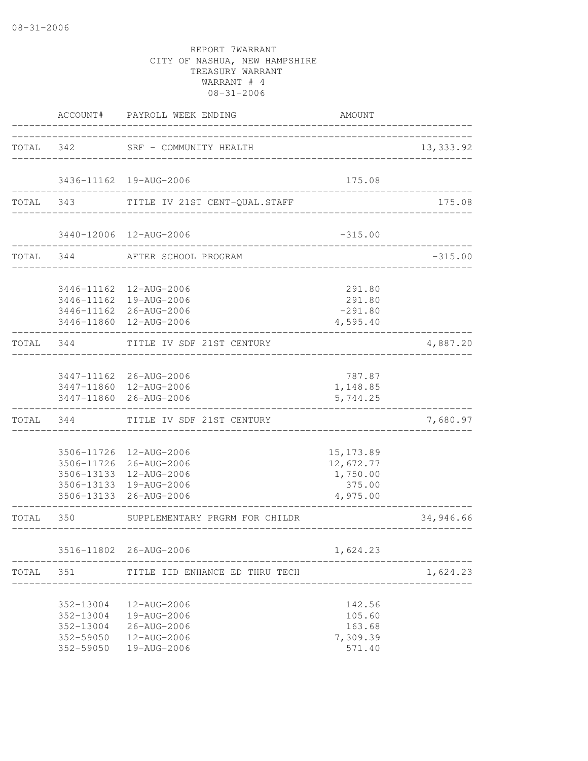08-31-2006

REPORT 7WARRANT
CITY OF NASHUA, NEW HAMPSHIRE
TREASURY WARRANT
WARRANT # 4
08-31-2006

| | ACCOUNT# | PAYROLL WEEK ENDING | AMOUNT | |
|---|---|---|---|---|
| TOTAL | 342 | SRF - COMMUNITY HEALTH | | 13,333.92 |
| | 3436-11162 | 19-AUG-2006 | 175.08 | |
| TOTAL | 343 | TITLE IV 21ST CENT-QUAL.STAFF | | 175.08 |
| | 3440-12006 | 12-AUG-2006 | -315.00 | |
| TOTAL | 344 | AFTER SCHOOL PROGRAM | | -315.00 |
| | 3446-11162 | 12-AUG-2006 | 291.80 | |
| | 3446-11162 | 19-AUG-2006 | 291.80 | |
| | 3446-11162 | 26-AUG-2006 | -291.80 | |
| | 3446-11860 | 12-AUG-2006 | 4,595.40 | |
| TOTAL | 344 | TITLE IV SDF 21ST CENTURY | | 4,887.20 |
| | 3447-11162 | 26-AUG-2006 | 787.87 | |
| | 3447-11860 | 12-AUG-2006 | 1,148.85 | |
| | 3447-11860 | 26-AUG-2006 | 5,744.25 | |
| TOTAL | 344 | TITLE IV SDF 21ST CENTURY | | 7,680.97 |
| | 3506-11726 | 12-AUG-2006 | 15,173.89 | |
| | 3506-11726 | 26-AUG-2006 | 12,672.77 | |
| | 3506-13133 | 12-AUG-2006 | 1,750.00 | |
| | 3506-13133 | 19-AUG-2006 | 375.00 | |
| | 3506-13133 | 26-AUG-2006 | 4,975.00 | |
| TOTAL | 350 | SUPPLEMENTARY PRGRM FOR CHILDR | | 34,946.66 |
| | 3516-11802 | 26-AUG-2006 | 1,624.23 | |
| TOTAL | 351 | TITLE IID ENHANCE ED THRU TECH | | 1,624.23 |
| | 352-13004 | 12-AUG-2006 | 142.56 | |
| | 352-13004 | 19-AUG-2006 | 105.60 | |
| | 352-13004 | 26-AUG-2006 | 163.68 | |
| | 352-59050 | 12-AUG-2006 | 7,309.39 | |
| | 352-59050 | 19-AUG-2006 | 571.40 | |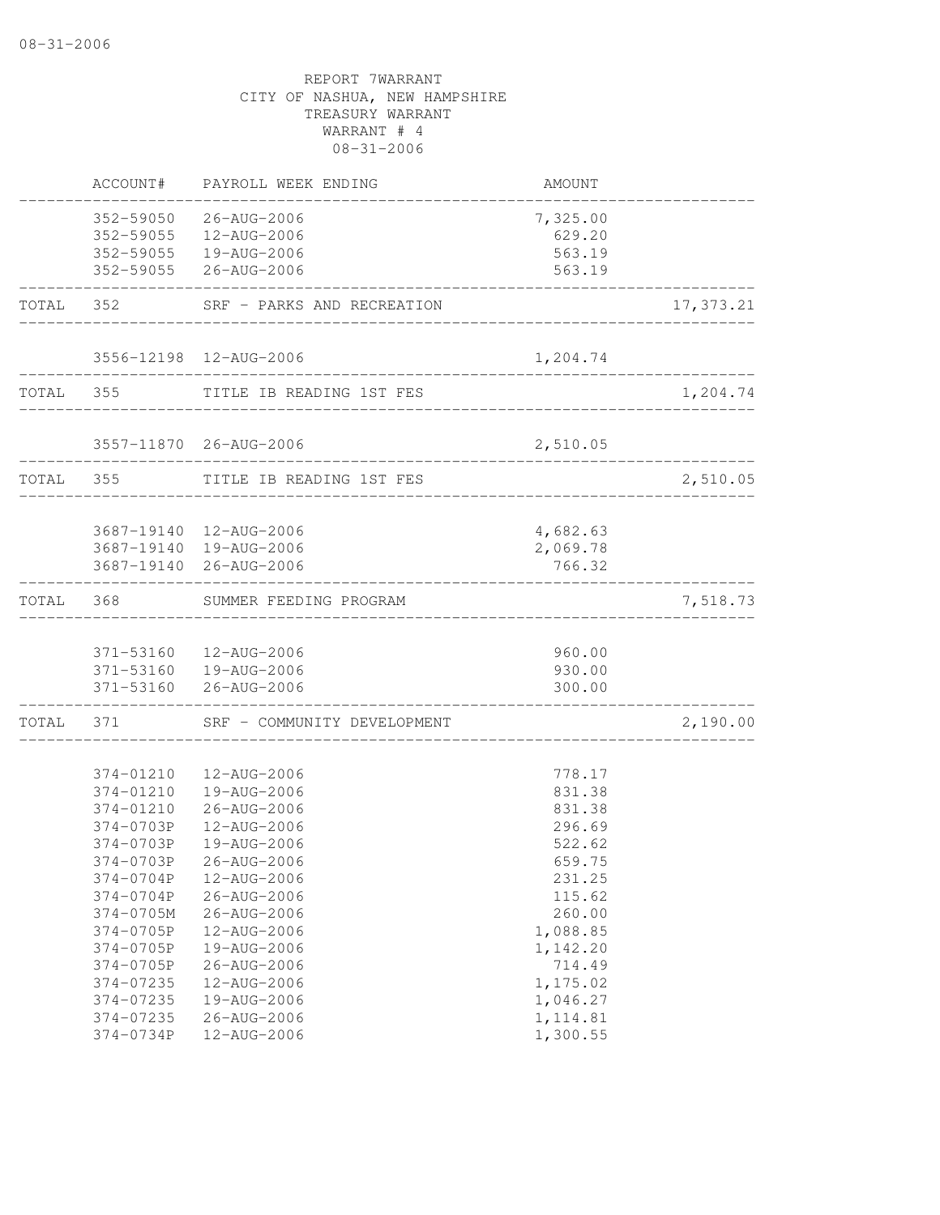REPORT 7WARRANT
CITY OF NASHUA, NEW HAMPSHIRE
TREASURY WARRANT
WARRANT # 4
08-31-2006

| | ACCOUNT# | PAYROLL WEEK ENDING | AMOUNT | |
|---|---|---|---|---|
| | 352-59050 | 26-AUG-2006 | 7,325.00 | |
| | 352-59055 | 12-AUG-2006 | 629.20 | |
| | 352-59055 | 19-AUG-2006 | 563.19 | |
| | 352-59055 | 26-AUG-2006 | 563.19 | |
| TOTAL | 352 | SRF - PARKS AND RECREATION | | 17,373.21 |
| | 3556-12198 | 12-AUG-2006 | 1,204.74 | |
| TOTAL | 355 | TITLE IB READING 1ST FES | | 1,204.74 |
| | 3557-11870 | 26-AUG-2006 | 2,510.05 | |
| TOTAL | 355 | TITLE IB READING 1ST FES | | 2,510.05 |
| | 3687-19140 | 12-AUG-2006 | 4,682.63 | |
| | 3687-19140 | 19-AUG-2006 | 2,069.78 | |
| | 3687-19140 | 26-AUG-2006 | 766.32 | |
| TOTAL | 368 | SUMMER FEEDING PROGRAM | | 7,518.73 |
| | 371-53160 | 12-AUG-2006 | 960.00 | |
| | 371-53160 | 19-AUG-2006 | 930.00 | |
| | 371-53160 | 26-AUG-2006 | 300.00 | |
| TOTAL | 371 | SRF - COMMUNITY DEVELOPMENT | | 2,190.00 |
| | 374-01210 | 12-AUG-2006 | 778.17 | |
| | 374-01210 | 19-AUG-2006 | 831.38 | |
| | 374-01210 | 26-AUG-2006 | 831.38 | |
| | 374-0703P | 12-AUG-2006 | 296.69 | |
| | 374-0703P | 19-AUG-2006 | 522.62 | |
| | 374-0703P | 26-AUG-2006 | 659.75 | |
| | 374-0704P | 12-AUG-2006 | 231.25 | |
| | 374-0704P | 26-AUG-2006 | 115.62 | |
| | 374-0705M | 26-AUG-2006 | 260.00 | |
| | 374-0705P | 12-AUG-2006 | 1,088.85 | |
| | 374-0705P | 19-AUG-2006 | 1,142.20 | |
| | 374-0705P | 26-AUG-2006 | 714.49 | |
| | 374-07235 | 12-AUG-2006 | 1,175.02 | |
| | 374-07235 | 19-AUG-2006 | 1,046.27 | |
| | 374-07235 | 26-AUG-2006 | 1,114.81 | |
| | 374-0734P | 12-AUG-2006 | 1,300.55 | |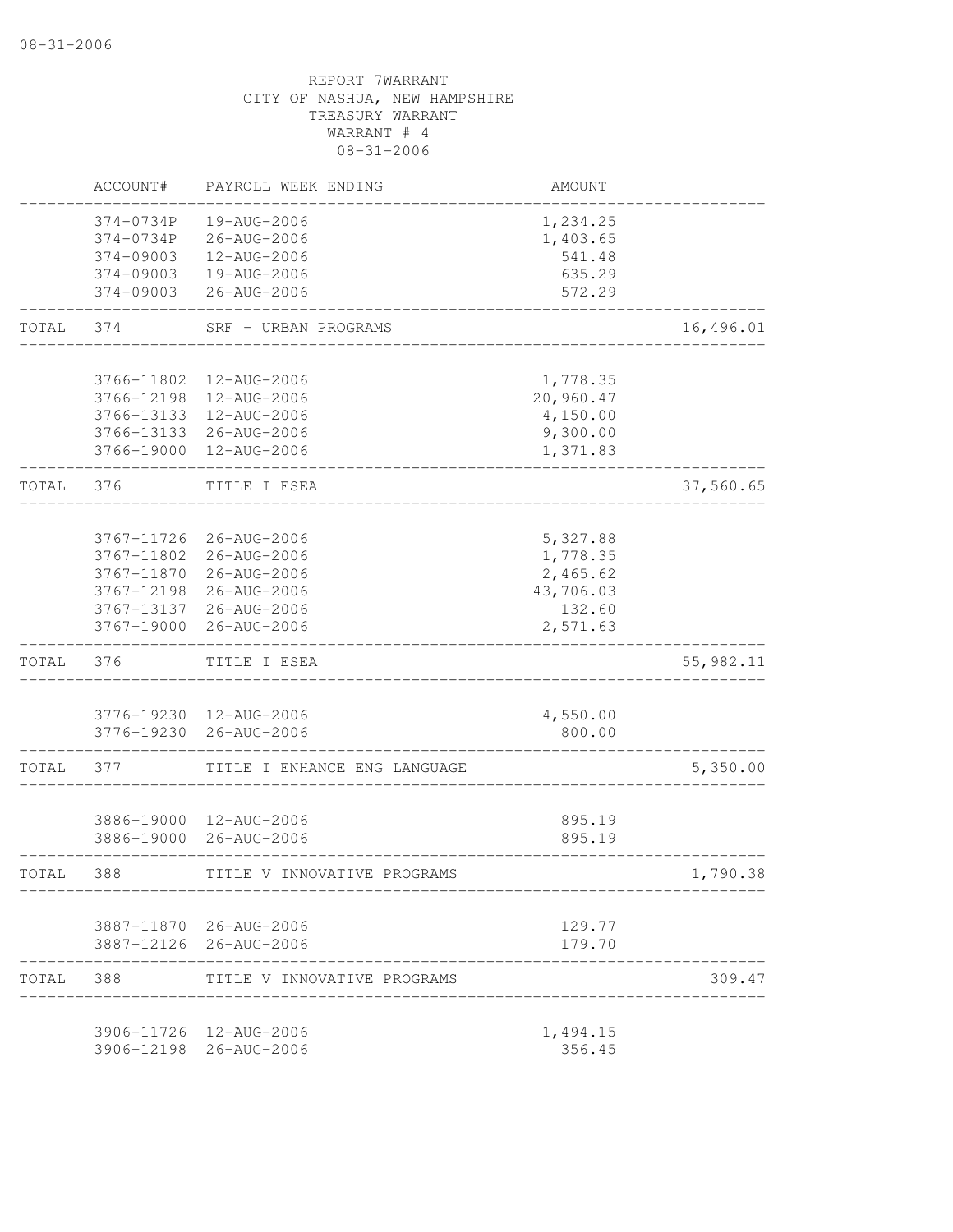08-31-2006

REPORT 7WARRANT
CITY OF NASHUA, NEW HAMPSHIRE
TREASURY WARRANT
WARRANT # 4
08-31-2006

| | ACCOUNT# | PAYROLL WEEK ENDING | AMOUNT | |
|---|---|---|---|---|
| | 374-0734P | 19-AUG-2006 | 1,234.25 | |
| | 374-0734P | 26-AUG-2006 | 1,403.65 | |
| | 374-09003 | 12-AUG-2006 | 541.48 | |
| | 374-09003 | 19-AUG-2006 | 635.29 | |
| | 374-09003 | 26-AUG-2006 | 572.29 | |
| TOTAL | 374 | SRF - URBAN PROGRAMS | | 16,496.01 |
| | 3766-11802 | 12-AUG-2006 | 1,778.35 | |
| | 3766-12198 | 12-AUG-2006 | 20,960.47 | |
| | 3766-13133 | 12-AUG-2006 | 4,150.00 | |
| | 3766-13133 | 26-AUG-2006 | 9,300.00 | |
| | 3766-19000 | 12-AUG-2006 | 1,371.83 | |
| TOTAL | 376 | TITLE I ESEA | | 37,560.65 |
| | 3767-11726 | 26-AUG-2006 | 5,327.88 | |
| | 3767-11802 | 26-AUG-2006 | 1,778.35 | |
| | 3767-11870 | 26-AUG-2006 | 2,465.62 | |
| | 3767-12198 | 26-AUG-2006 | 43,706.03 | |
| | 3767-13137 | 26-AUG-2006 | 132.60 | |
| | 3767-19000 | 26-AUG-2006 | 2,571.63 | |
| TOTAL | 376 | TITLE I ESEA | | 55,982.11 |
| | 3776-19230 | 12-AUG-2006 | 4,550.00 | |
| | 3776-19230 | 26-AUG-2006 | 800.00 | |
| TOTAL | 377 | TITLE I ENHANCE ENG LANGUAGE | | 5,350.00 |
| | 3886-19000 | 12-AUG-2006 | 895.19 | |
| | 3886-19000 | 26-AUG-2006 | 895.19 | |
| TOTAL | 388 | TITLE V INNOVATIVE PROGRAMS | | 1,790.38 |
| | 3887-11870 | 26-AUG-2006 | 129.77 | |
| | 3887-12126 | 26-AUG-2006 | 179.70 | |
| TOTAL | 388 | TITLE V INNOVATIVE PROGRAMS | | 309.47 |
| | 3906-11726 | 12-AUG-2006 | 1,494.15 | |
| | 3906-12198 | 26-AUG-2006 | 356.45 | |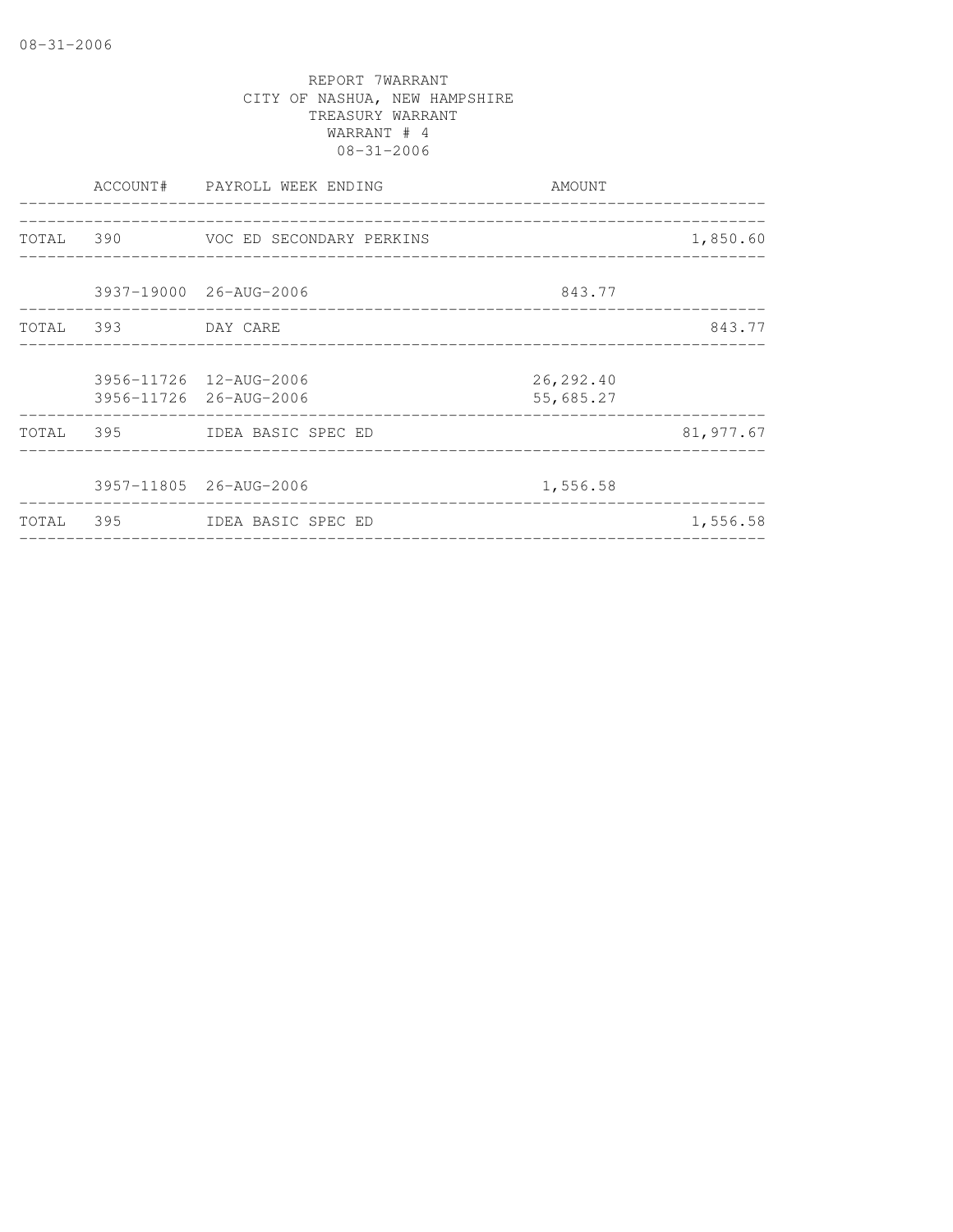REPORT 7WARRANT
CITY OF NASHUA, NEW HAMPSHIRE
TREASURY WARRANT
WARRANT # 4
08-31-2006

| | ACCOUNT# | PAYROLL WEEK ENDING | AMOUNT | |
|---|---|---|---|---|
| TOTAL | 390 | VOC ED SECONDARY PERKINS | | 1,850.60 |
| | 3937-19000 | 26-AUG-2006 | 843.77 | |
| TOTAL | 393 | DAY CARE | | 843.77 |
| | 3956-11726 | 12-AUG-2006 | 26,292.40 | |
| | 3956-11726 | 26-AUG-2006 | 55,685.27 | |
| TOTAL | 395 | IDEA BASIC SPEC ED | | 81,977.67 |
| | 3957-11805 | 26-AUG-2006 | 1,556.58 | |
| TOTAL | 395 | IDEA BASIC SPEC ED | | 1,556.58 |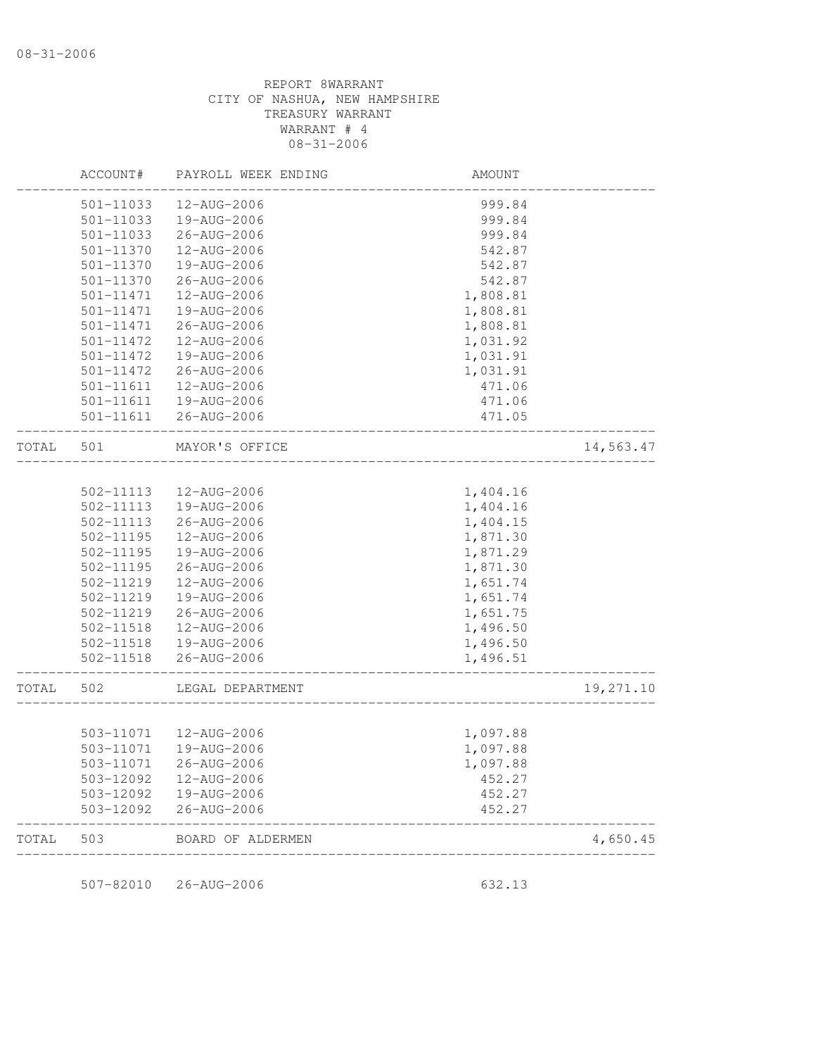REPORT 8WARRANT
CITY OF NASHUA, NEW HAMPSHIRE
TREASURY WARRANT
WARRANT # 4
08-31-2006

| | ACCOUNT# | PAYROLL WEEK ENDING | AMOUNT | |
|---|---|---|---|---|
| | 501-11033 | 12-AUG-2006 | 999.84 | |
| | 501-11033 | 19-AUG-2006 | 999.84 | |
| | 501-11033 | 26-AUG-2006 | 999.84 | |
| | 501-11370 | 12-AUG-2006 | 542.87 | |
| | 501-11370 | 19-AUG-2006 | 542.87 | |
| | 501-11370 | 26-AUG-2006 | 542.87 | |
| | 501-11471 | 12-AUG-2006 | 1,808.81 | |
| | 501-11471 | 19-AUG-2006 | 1,808.81 | |
| | 501-11471 | 26-AUG-2006 | 1,808.81 | |
| | 501-11472 | 12-AUG-2006 | 1,031.92 | |
| | 501-11472 | 19-AUG-2006 | 1,031.91 | |
| | 501-11472 | 26-AUG-2006 | 1,031.91 | |
| | 501-11611 | 12-AUG-2006 | 471.06 | |
| | 501-11611 | 19-AUG-2006 | 471.06 | |
| | 501-11611 | 26-AUG-2006 | 471.05 | |
| TOTAL | 501 | MAYOR'S OFFICE | | 14,563.47 |
| | 502-11113 | 12-AUG-2006 | 1,404.16 | |
| | 502-11113 | 19-AUG-2006 | 1,404.16 | |
| | 502-11113 | 26-AUG-2006 | 1,404.15 | |
| | 502-11195 | 12-AUG-2006 | 1,871.30 | |
| | 502-11195 | 19-AUG-2006 | 1,871.29 | |
| | 502-11195 | 26-AUG-2006 | 1,871.30 | |
| | 502-11219 | 12-AUG-2006 | 1,651.74 | |
| | 502-11219 | 19-AUG-2006 | 1,651.74 | |
| | 502-11219 | 26-AUG-2006 | 1,651.75 | |
| | 502-11518 | 12-AUG-2006 | 1,496.50 | |
| | 502-11518 | 19-AUG-2006 | 1,496.50 | |
| | 502-11518 | 26-AUG-2006 | 1,496.51 | |
| TOTAL | 502 | LEGAL DEPARTMENT | | 19,271.10 |
| | 503-11071 | 12-AUG-2006 | 1,097.88 | |
| | 503-11071 | 19-AUG-2006 | 1,097.88 | |
| | 503-11071 | 26-AUG-2006 | 1,097.88 | |
| | 503-12092 | 12-AUG-2006 | 452.27 | |
| | 503-12092 | 19-AUG-2006 | 452.27 | |
| | 503-12092 | 26-AUG-2006 | 452.27 | |
| TOTAL | 503 | BOARD OF ALDERMEN | | 4,650.45 |
| | 507-82010 | 26-AUG-2006 | 632.13 | |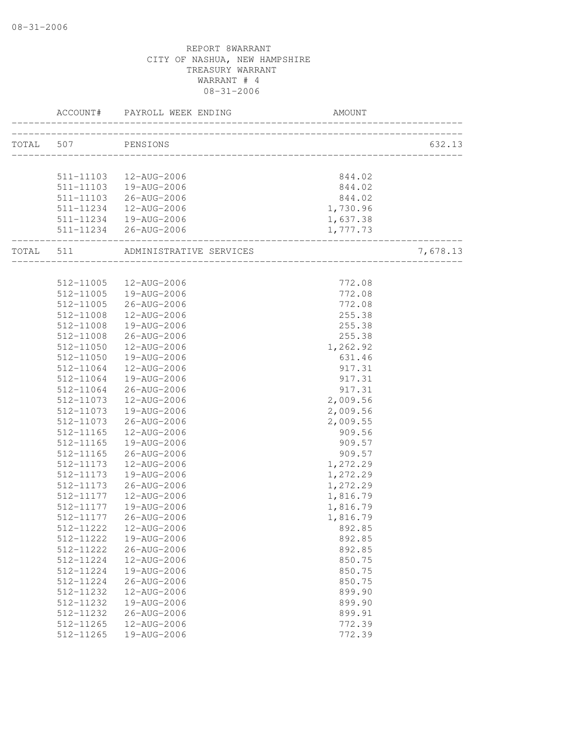REPORT 8WARRANT
CITY OF NASHUA, NEW HAMPSHIRE
TREASURY WARRANT
WARRANT # 4
08-31-2006

| ACCOUNT# | PAYROLL WEEK ENDING | AMOUNT | |
|---|---|---|---|
| TOTAL 507 | PENSIONS | | 632.13 |
| 511-11103 | 12-AUG-2006 | 844.02 | |
| 511-11103 | 19-AUG-2006 | 844.02 | |
| 511-11103 | 26-AUG-2006 | 844.02 | |
| 511-11234 | 12-AUG-2006 | 1,730.96 | |
| 511-11234 | 19-AUG-2006 | 1,637.38 | |
| 511-11234 | 26-AUG-2006 | 1,777.73 | |
| TOTAL 511 | ADMINISTRATIVE SERVICES | | 7,678.13 |
| 512-11005 | 12-AUG-2006 | 772.08 | |
| 512-11005 | 19-AUG-2006 | 772.08 | |
| 512-11005 | 26-AUG-2006 | 772.08 | |
| 512-11008 | 12-AUG-2006 | 255.38 | |
| 512-11008 | 19-AUG-2006 | 255.38 | |
| 512-11008 | 26-AUG-2006 | 255.38 | |
| 512-11050 | 12-AUG-2006 | 1,262.92 | |
| 512-11050 | 19-AUG-2006 | 631.46 | |
| 512-11064 | 12-AUG-2006 | 917.31 | |
| 512-11064 | 19-AUG-2006 | 917.31 | |
| 512-11064 | 26-AUG-2006 | 917.31 | |
| 512-11073 | 12-AUG-2006 | 2,009.56 | |
| 512-11073 | 19-AUG-2006 | 2,009.56 | |
| 512-11073 | 26-AUG-2006 | 2,009.55 | |
| 512-11165 | 12-AUG-2006 | 909.56 | |
| 512-11165 | 19-AUG-2006 | 909.57 | |
| 512-11165 | 26-AUG-2006 | 909.57 | |
| 512-11173 | 12-AUG-2006 | 1,272.29 | |
| 512-11173 | 19-AUG-2006 | 1,272.29 | |
| 512-11173 | 26-AUG-2006 | 1,272.29 | |
| 512-11177 | 12-AUG-2006 | 1,816.79 | |
| 512-11177 | 19-AUG-2006 | 1,816.79 | |
| 512-11177 | 26-AUG-2006 | 1,816.79 | |
| 512-11222 | 12-AUG-2006 | 892.85 | |
| 512-11222 | 19-AUG-2006 | 892.85 | |
| 512-11222 | 26-AUG-2006 | 892.85 | |
| 512-11224 | 12-AUG-2006 | 850.75 | |
| 512-11224 | 19-AUG-2006 | 850.75 | |
| 512-11224 | 26-AUG-2006 | 850.75 | |
| 512-11232 | 12-AUG-2006 | 899.90 | |
| 512-11232 | 19-AUG-2006 | 899.90 | |
| 512-11232 | 26-AUG-2006 | 899.91 | |
| 512-11265 | 12-AUG-2006 | 772.39 | |
| 512-11265 | 19-AUG-2006 | 772.39 | |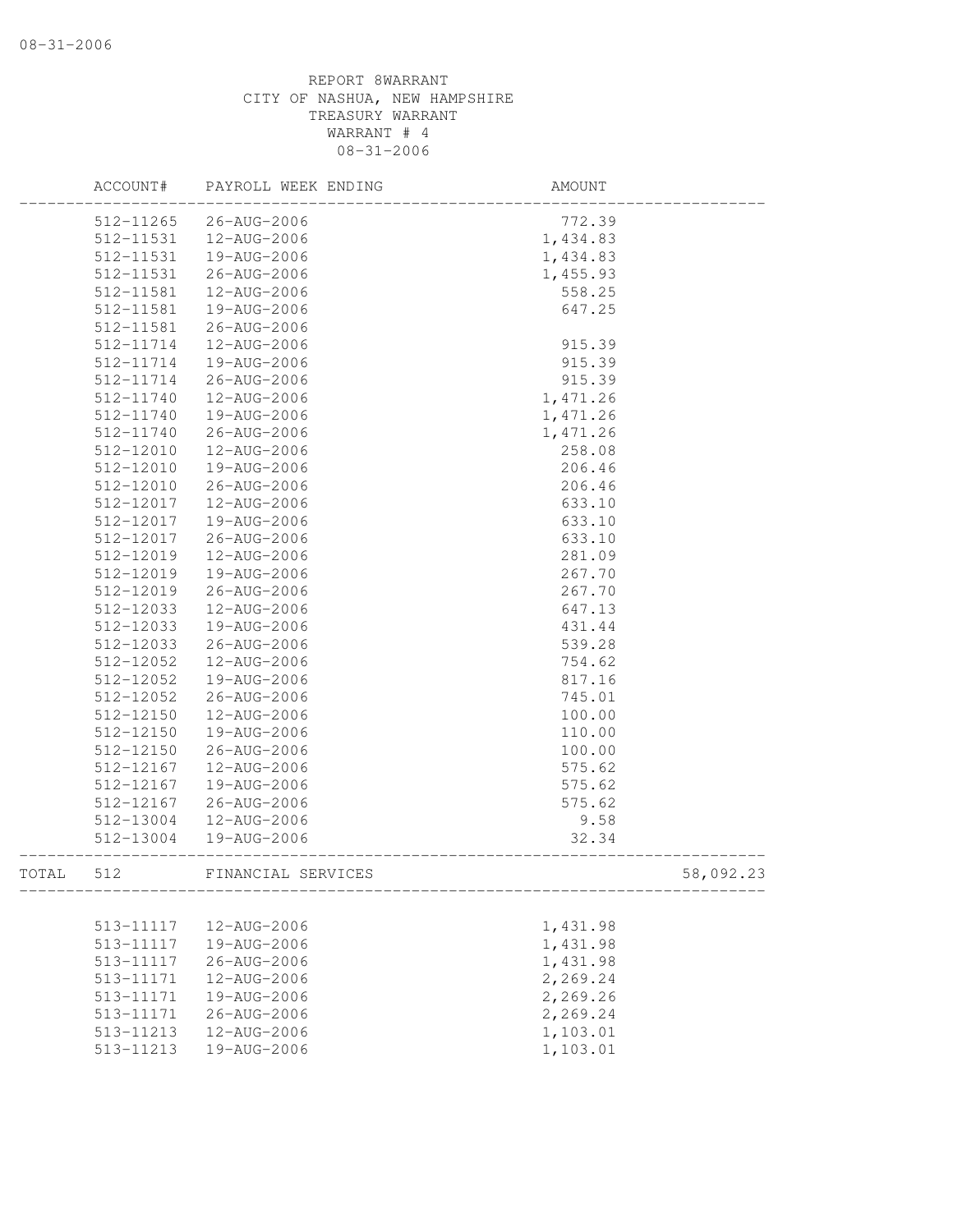REPORT 8WARRANT
CITY OF NASHUA, NEW HAMPSHIRE
TREASURY WARRANT
WARRANT # 4
08-31-2006

| | ACCOUNT# | PAYROLL WEEK ENDING | AMOUNT | |
|---|---|---|---|---|
| | 512-11265 | 26-AUG-2006 | 772.39 | |
| | 512-11531 | 12-AUG-2006 | 1,434.83 | |
| | 512-11531 | 19-AUG-2006 | 1,434.83 | |
| | 512-11531 | 26-AUG-2006 | 1,455.93 | |
| | 512-11581 | 12-AUG-2006 | 558.25 | |
| | 512-11581 | 19-AUG-2006 | 647.25 | |
| | 512-11581 | 26-AUG-2006 | | |
| | 512-11714 | 12-AUG-2006 | 915.39 | |
| | 512-11714 | 19-AUG-2006 | 915.39 | |
| | 512-11714 | 26-AUG-2006 | 915.39 | |
| | 512-11740 | 12-AUG-2006 | 1,471.26 | |
| | 512-11740 | 19-AUG-2006 | 1,471.26 | |
| | 512-11740 | 26-AUG-2006 | 1,471.26 | |
| | 512-12010 | 12-AUG-2006 | 258.08 | |
| | 512-12010 | 19-AUG-2006 | 206.46 | |
| | 512-12010 | 26-AUG-2006 | 206.46 | |
| | 512-12017 | 12-AUG-2006 | 633.10 | |
| | 512-12017 | 19-AUG-2006 | 633.10 | |
| | 512-12017 | 26-AUG-2006 | 633.10 | |
| | 512-12019 | 12-AUG-2006 | 281.09 | |
| | 512-12019 | 19-AUG-2006 | 267.70 | |
| | 512-12019 | 26-AUG-2006 | 267.70 | |
| | 512-12033 | 12-AUG-2006 | 647.13 | |
| | 512-12033 | 19-AUG-2006 | 431.44 | |
| | 512-12033 | 26-AUG-2006 | 539.28 | |
| | 512-12052 | 12-AUG-2006 | 754.62 | |
| | 512-12052 | 19-AUG-2006 | 817.16 | |
| | 512-12052 | 26-AUG-2006 | 745.01 | |
| | 512-12150 | 12-AUG-2006 | 100.00 | |
| | 512-12150 | 19-AUG-2006 | 110.00 | |
| | 512-12150 | 26-AUG-2006 | 100.00 | |
| | 512-12167 | 12-AUG-2006 | 575.62 | |
| | 512-12167 | 19-AUG-2006 | 575.62 | |
| | 512-12167 | 26-AUG-2006 | 575.62 | |
| | 512-13004 | 12-AUG-2006 | 9.58 | |
| | 512-13004 | 19-AUG-2006 | 32.34 | |
| TOTAL | 512 | FINANCIAL SERVICES | | 58,092.23 |
| | 513-11117 | 12-AUG-2006 | 1,431.98 | |
| | 513-11117 | 19-AUG-2006 | 1,431.98 | |
| | 513-11117 | 26-AUG-2006 | 1,431.98 | |
| | 513-11171 | 12-AUG-2006 | 2,269.24 | |
| | 513-11171 | 19-AUG-2006 | 2,269.26 | |
| | 513-11171 | 26-AUG-2006 | 2,269.24 | |
| | 513-11213 | 12-AUG-2006 | 1,103.01 | |
| | 513-11213 | 19-AUG-2006 | 1,103.01 | |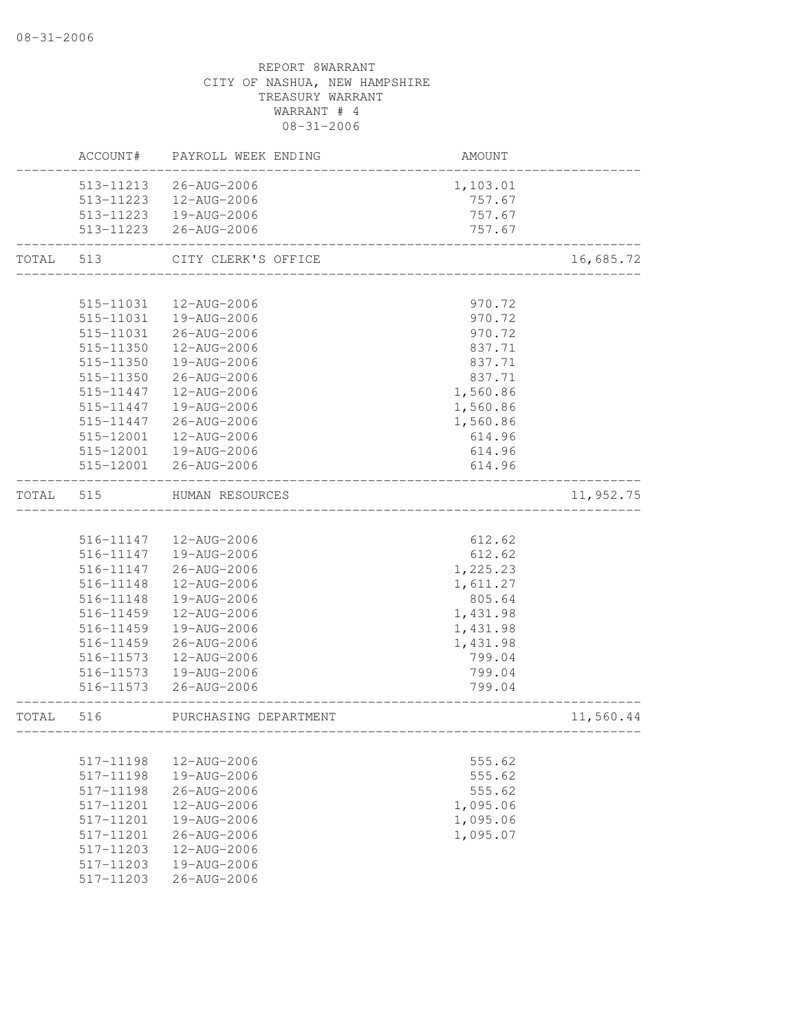REPORT 8WARRANT
CITY OF NASHUA, NEW HAMPSHIRE
TREASURY WARRANT
WARRANT # 4
08-31-2006

| | ACCOUNT# | PAYROLL WEEK ENDING | AMOUNT | |
|---|---|---|---|---|
| | 513-11213 | 26-AUG-2006 | 1,103.01 | |
| | 513-11223 | 12-AUG-2006 | 757.67 | |
| | 513-11223 | 19-AUG-2006 | 757.67 | |
| | 513-11223 | 26-AUG-2006 | 757.67 | |
| TOTAL | 513 | CITY CLERK'S OFFICE | | 16,685.72 |
| | 515-11031 | 12-AUG-2006 | 970.72 | |
| | 515-11031 | 19-AUG-2006 | 970.72 | |
| | 515-11031 | 26-AUG-2006 | 970.72 | |
| | 515-11350 | 12-AUG-2006 | 837.71 | |
| | 515-11350 | 19-AUG-2006 | 837.71 | |
| | 515-11350 | 26-AUG-2006 | 837.71 | |
| | 515-11447 | 12-AUG-2006 | 1,560.86 | |
| | 515-11447 | 19-AUG-2006 | 1,560.86 | |
| | 515-11447 | 26-AUG-2006 | 1,560.86 | |
| | 515-12001 | 12-AUG-2006 | 614.96 | |
| | 515-12001 | 19-AUG-2006 | 614.96 | |
| | 515-12001 | 26-AUG-2006 | 614.96 | |
| TOTAL | 515 | HUMAN RESOURCES | | 11,952.75 |
| | 516-11147 | 12-AUG-2006 | 612.62 | |
| | 516-11147 | 19-AUG-2006 | 612.62 | |
| | 516-11147 | 26-AUG-2006 | 1,225.23 | |
| | 516-11148 | 12-AUG-2006 | 1,611.27 | |
| | 516-11148 | 19-AUG-2006 | 805.64 | |
| | 516-11459 | 12-AUG-2006 | 1,431.98 | |
| | 516-11459 | 19-AUG-2006 | 1,431.98 | |
| | 516-11459 | 26-AUG-2006 | 1,431.98 | |
| | 516-11573 | 12-AUG-2006 | 799.04 | |
| | 516-11573 | 19-AUG-2006 | 799.04 | |
| | 516-11573 | 26-AUG-2006 | 799.04 | |
| TOTAL | 516 | PURCHASING DEPARTMENT | | 11,560.44 |
| | 517-11198 | 12-AUG-2006 | 555.62 | |
| | 517-11198 | 19-AUG-2006 | 555.62 | |
| | 517-11198 | 26-AUG-2006 | 555.62 | |
| | 517-11201 | 12-AUG-2006 | 1,095.06 | |
| | 517-11201 | 19-AUG-2006 | 1,095.06 | |
| | 517-11201 | 26-AUG-2006 | 1,095.07 | |
| | 517-11203 | 12-AUG-2006 | | |
| | 517-11203 | 19-AUG-2006 | | |
| | 517-11203 | 26-AUG-2006 | | |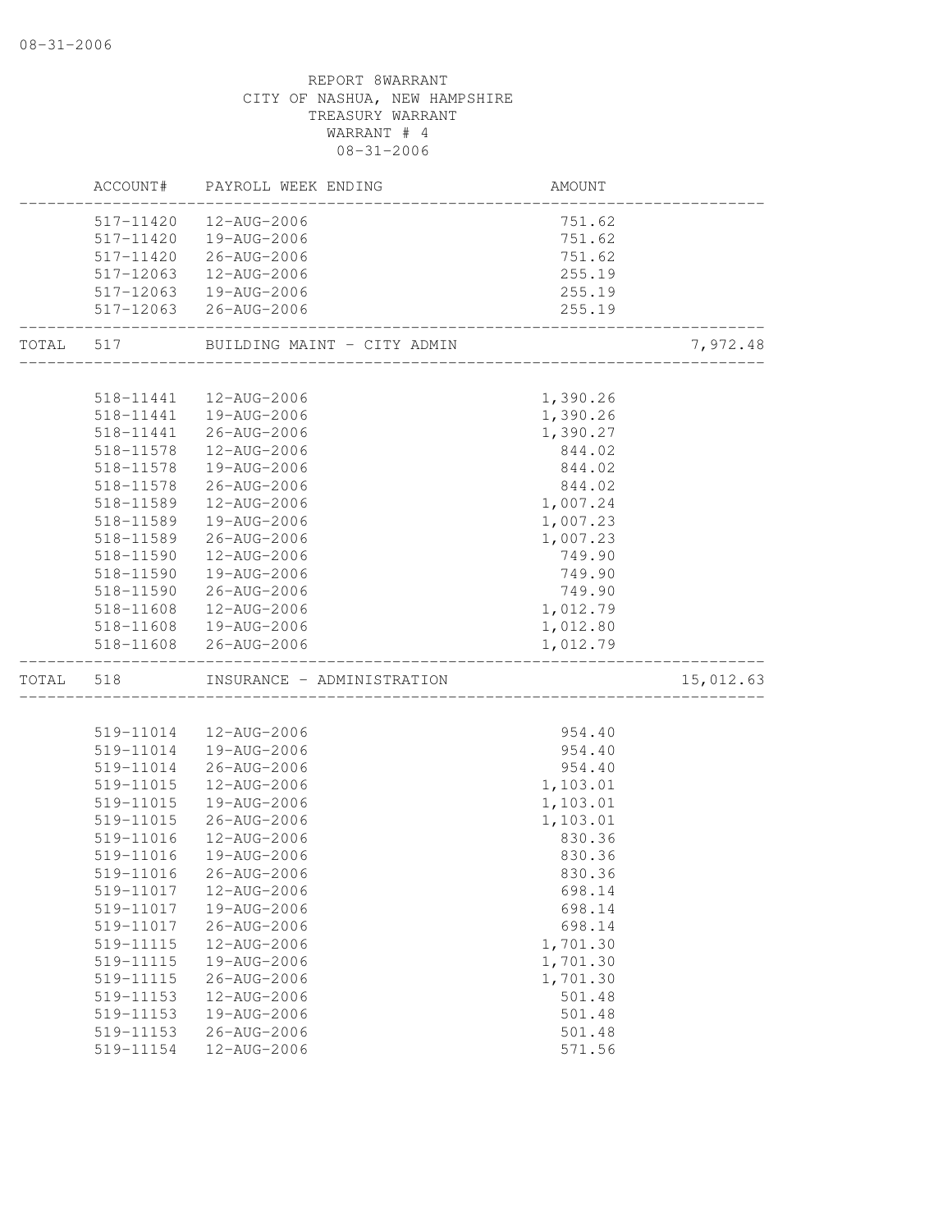REPORT 8WARRANT
CITY OF NASHUA, NEW HAMPSHIRE
TREASURY WARRANT
WARRANT # 4
08-31-2006

| | ACCOUNT# | PAYROLL WEEK ENDING | AMOUNT | |
|---|---|---|---|---|
| | 517-11420 | 12-AUG-2006 | 751.62 | |
| | 517-11420 | 19-AUG-2006 | 751.62 | |
| | 517-11420 | 26-AUG-2006 | 751.62 | |
| | 517-12063 | 12-AUG-2006 | 255.19 | |
| | 517-12063 | 19-AUG-2006 | 255.19 | |
| | 517-12063 | 26-AUG-2006 | 255.19 | |
| TOTAL | 517 | BUILDING MAINT - CITY ADMIN | | 7,972.48 |
| | 518-11441 | 12-AUG-2006 | 1,390.26 | |
| | 518-11441 | 19-AUG-2006 | 1,390.26 | |
| | 518-11441 | 26-AUG-2006 | 1,390.27 | |
| | 518-11578 | 12-AUG-2006 | 844.02 | |
| | 518-11578 | 19-AUG-2006 | 844.02 | |
| | 518-11578 | 26-AUG-2006 | 844.02 | |
| | 518-11589 | 12-AUG-2006 | 1,007.24 | |
| | 518-11589 | 19-AUG-2006 | 1,007.23 | |
| | 518-11589 | 26-AUG-2006 | 1,007.23 | |
| | 518-11590 | 12-AUG-2006 | 749.90 | |
| | 518-11590 | 19-AUG-2006 | 749.90 | |
| | 518-11590 | 26-AUG-2006 | 749.90 | |
| | 518-11608 | 12-AUG-2006 | 1,012.79 | |
| | 518-11608 | 19-AUG-2006 | 1,012.80 | |
| | 518-11608 | 26-AUG-2006 | 1,012.79 | |
| TOTAL | 518 | INSURANCE - ADMINISTRATION | | 15,012.63 |
| | 519-11014 | 12-AUG-2006 | 954.40 | |
| | 519-11014 | 19-AUG-2006 | 954.40 | |
| | 519-11014 | 26-AUG-2006 | 954.40 | |
| | 519-11015 | 12-AUG-2006 | 1,103.01 | |
| | 519-11015 | 19-AUG-2006 | 1,103.01 | |
| | 519-11015 | 26-AUG-2006 | 1,103.01 | |
| | 519-11016 | 12-AUG-2006 | 830.36 | |
| | 519-11016 | 19-AUG-2006 | 830.36 | |
| | 519-11016 | 26-AUG-2006 | 830.36 | |
| | 519-11017 | 12-AUG-2006 | 698.14 | |
| | 519-11017 | 19-AUG-2006 | 698.14 | |
| | 519-11017 | 26-AUG-2006 | 698.14 | |
| | 519-11115 | 12-AUG-2006 | 1,701.30 | |
| | 519-11115 | 19-AUG-2006 | 1,701.30 | |
| | 519-11115 | 26-AUG-2006 | 1,701.30 | |
| | 519-11153 | 12-AUG-2006 | 501.48 | |
| | 519-11153 | 19-AUG-2006 | 501.48 | |
| | 519-11153 | 26-AUG-2006 | 501.48 | |
| | 519-11154 | 12-AUG-2006 | 571.56 | |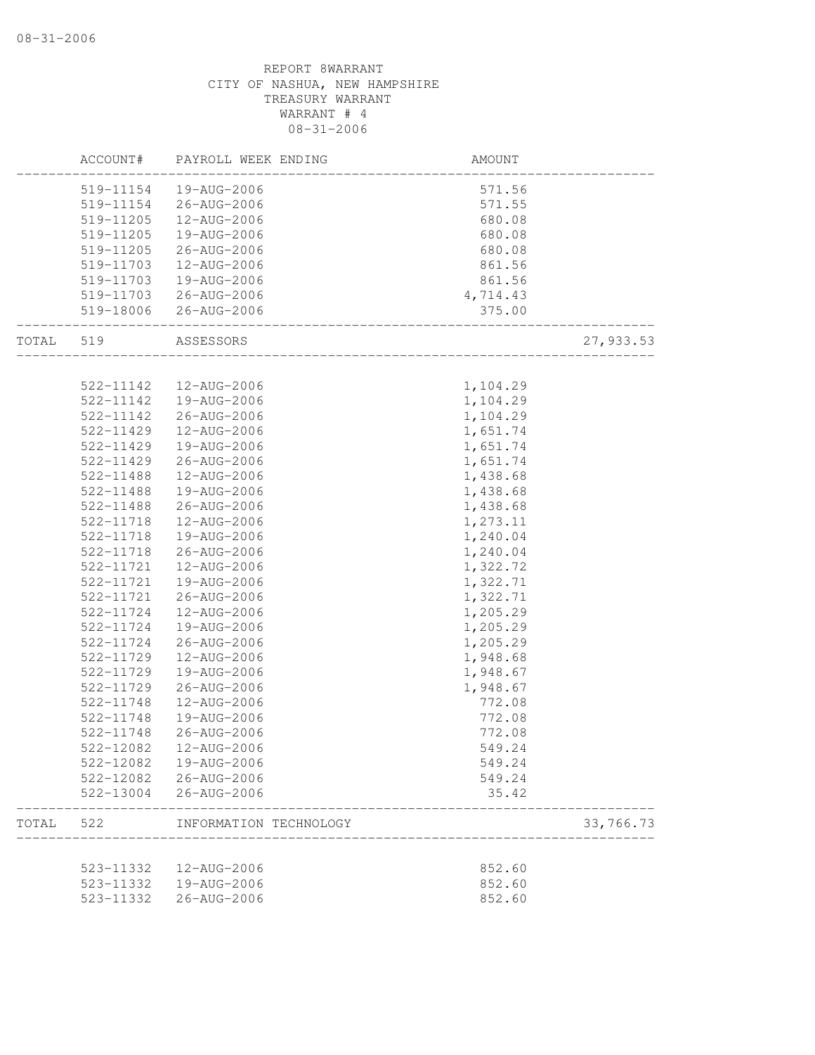REPORT 8WARRANT
CITY OF NASHUA, NEW HAMPSHIRE
TREASURY WARRANT
WARRANT # 4
08-31-2006

| | ACCOUNT# | PAYROLL WEEK ENDING | AMOUNT | |
|---|---|---|---|---|
| | 519-11154 | 19-AUG-2006 | 571.56 | |
| | 519-11154 | 26-AUG-2006 | 571.55 | |
| | 519-11205 | 12-AUG-2006 | 680.08 | |
| | 519-11205 | 19-AUG-2006 | 680.08 | |
| | 519-11205 | 26-AUG-2006 | 680.08 | |
| | 519-11703 | 12-AUG-2006 | 861.56 | |
| | 519-11703 | 19-AUG-2006 | 861.56 | |
| | 519-11703 | 26-AUG-2006 | 4,714.43 | |
| | 519-18006 | 26-AUG-2006 | 375.00 | |
| TOTAL | 519 | ASSESSORS | | 27,933.53 |
| | 522-11142 | 12-AUG-2006 | 1,104.29 | |
| | 522-11142 | 19-AUG-2006 | 1,104.29 | |
| | 522-11142 | 26-AUG-2006 | 1,104.29 | |
| | 522-11429 | 12-AUG-2006 | 1,651.74 | |
| | 522-11429 | 19-AUG-2006 | 1,651.74 | |
| | 522-11429 | 26-AUG-2006 | 1,651.74 | |
| | 522-11488 | 12-AUG-2006 | 1,438.68 | |
| | 522-11488 | 19-AUG-2006 | 1,438.68 | |
| | 522-11488 | 26-AUG-2006 | 1,438.68 | |
| | 522-11718 | 12-AUG-2006 | 1,273.11 | |
| | 522-11718 | 19-AUG-2006 | 1,240.04 | |
| | 522-11718 | 26-AUG-2006 | 1,240.04 | |
| | 522-11721 | 12-AUG-2006 | 1,322.72 | |
| | 522-11721 | 19-AUG-2006 | 1,322.71 | |
| | 522-11721 | 26-AUG-2006 | 1,322.71 | |
| | 522-11724 | 12-AUG-2006 | 1,205.29 | |
| | 522-11724 | 19-AUG-2006 | 1,205.29 | |
| | 522-11724 | 26-AUG-2006 | 1,205.29 | |
| | 522-11729 | 12-AUG-2006 | 1,948.68 | |
| | 522-11729 | 19-AUG-2006 | 1,948.67 | |
| | 522-11729 | 26-AUG-2006 | 1,948.67 | |
| | 522-11748 | 12-AUG-2006 | 772.08 | |
| | 522-11748 | 19-AUG-2006 | 772.08 | |
| | 522-11748 | 26-AUG-2006 | 772.08 | |
| | 522-12082 | 12-AUG-2006 | 549.24 | |
| | 522-12082 | 19-AUG-2006 | 549.24 | |
| | 522-12082 | 26-AUG-2006 | 549.24 | |
| | 522-13004 | 26-AUG-2006 | 35.42 | |
| TOTAL | 522 | INFORMATION TECHNOLOGY | | 33,766.73 |
| | 523-11332 | 12-AUG-2006 | 852.60 | |
| | 523-11332 | 19-AUG-2006 | 852.60 | |
| | 523-11332 | 26-AUG-2006 | 852.60 | |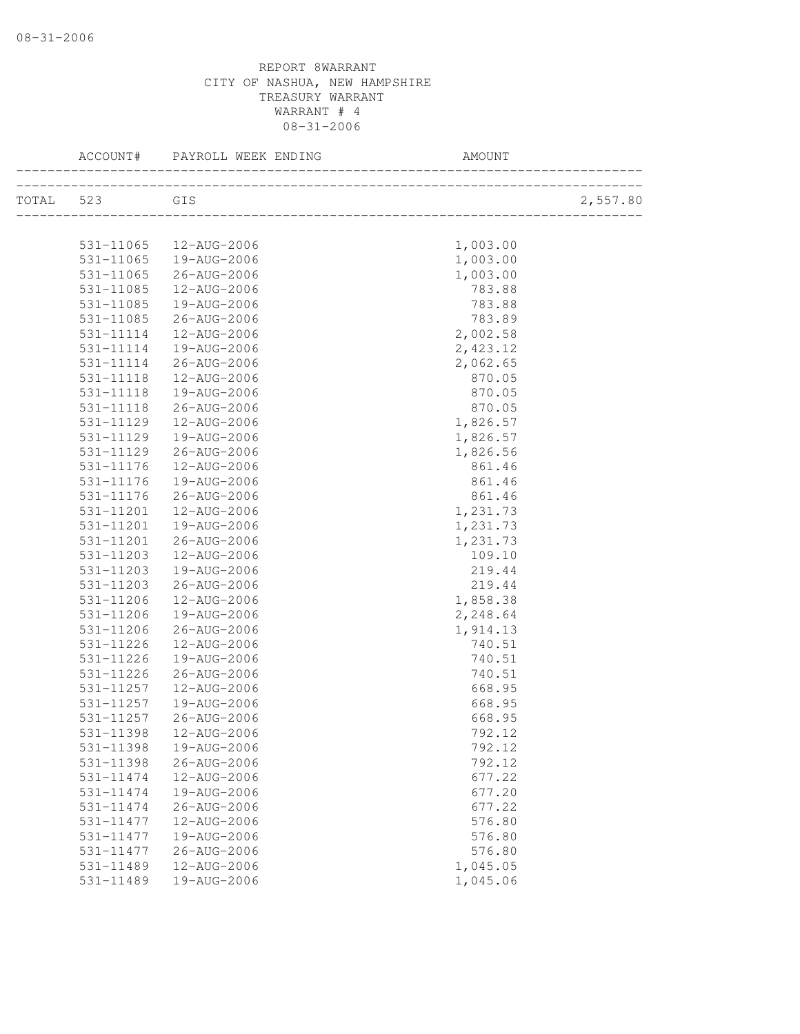REPORT 8WARRANT
CITY OF NASHUA, NEW HAMPSHIRE
TREASURY WARRANT
WARRANT # 4
08-31-2006

| ACCOUNT# | PAYROLL WEEK ENDING | AMOUNT | |
|---|---|---|---|
| TOTAL 523 | GIS | | 2,557.80 |
| 531-11065 | 12-AUG-2006 | 1,003.00 | |
| 531-11065 | 19-AUG-2006 | 1,003.00 | |
| 531-11065 | 26-AUG-2006 | 1,003.00 | |
| 531-11085 | 12-AUG-2006 | 783.88 | |
| 531-11085 | 19-AUG-2006 | 783.88 | |
| 531-11085 | 26-AUG-2006 | 783.89 | |
| 531-11114 | 12-AUG-2006 | 2,002.58 | |
| 531-11114 | 19-AUG-2006 | 2,423.12 | |
| 531-11114 | 26-AUG-2006 | 2,062.65 | |
| 531-11118 | 12-AUG-2006 | 870.05 | |
| 531-11118 | 19-AUG-2006 | 870.05 | |
| 531-11118 | 26-AUG-2006 | 870.05 | |
| 531-11129 | 12-AUG-2006 | 1,826.57 | |
| 531-11129 | 19-AUG-2006 | 1,826.57 | |
| 531-11129 | 26-AUG-2006 | 1,826.56 | |
| 531-11176 | 12-AUG-2006 | 861.46 | |
| 531-11176 | 19-AUG-2006 | 861.46 | |
| 531-11176 | 26-AUG-2006 | 861.46 | |
| 531-11201 | 12-AUG-2006 | 1,231.73 | |
| 531-11201 | 19-AUG-2006 | 1,231.73 | |
| 531-11201 | 26-AUG-2006 | 1,231.73 | |
| 531-11203 | 12-AUG-2006 | 109.10 | |
| 531-11203 | 19-AUG-2006 | 219.44 | |
| 531-11203 | 26-AUG-2006 | 219.44 | |
| 531-11206 | 12-AUG-2006 | 1,858.38 | |
| 531-11206 | 19-AUG-2006 | 2,248.64 | |
| 531-11206 | 26-AUG-2006 | 1,914.13 | |
| 531-11226 | 12-AUG-2006 | 740.51 | |
| 531-11226 | 19-AUG-2006 | 740.51 | |
| 531-11226 | 26-AUG-2006 | 740.51 | |
| 531-11257 | 12-AUG-2006 | 668.95 | |
| 531-11257 | 19-AUG-2006 | 668.95 | |
| 531-11257 | 26-AUG-2006 | 668.95 | |
| 531-11398 | 12-AUG-2006 | 792.12 | |
| 531-11398 | 19-AUG-2006 | 792.12 | |
| 531-11398 | 26-AUG-2006 | 792.12 | |
| 531-11474 | 12-AUG-2006 | 677.22 | |
| 531-11474 | 19-AUG-2006 | 677.20 | |
| 531-11474 | 26-AUG-2006 | 677.22 | |
| 531-11477 | 12-AUG-2006 | 576.80 | |
| 531-11477 | 19-AUG-2006 | 576.80 | |
| 531-11477 | 26-AUG-2006 | 576.80 | |
| 531-11489 | 12-AUG-2006 | 1,045.05 | |
| 531-11489 | 19-AUG-2006 | 1,045.06 | |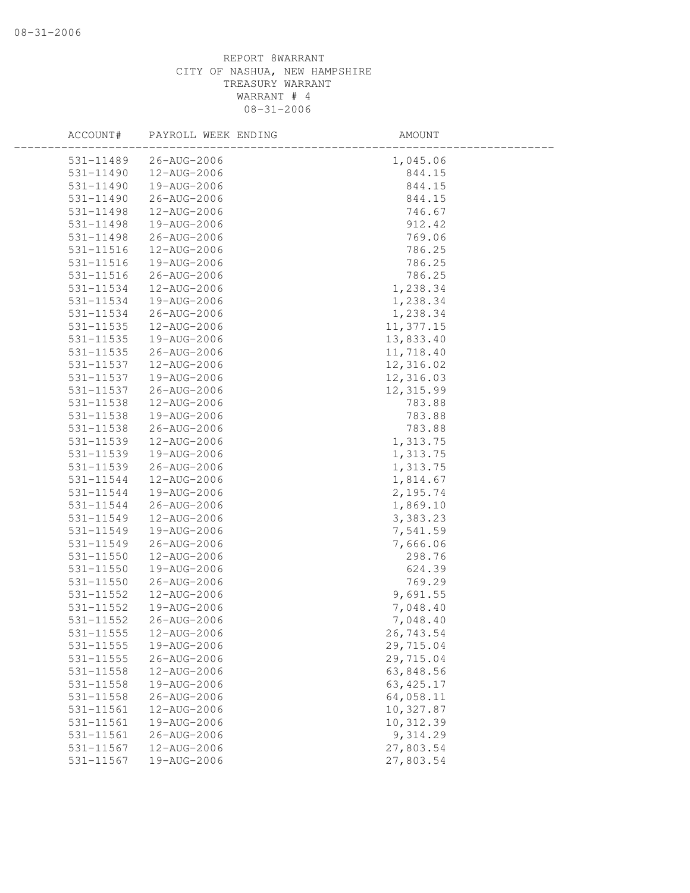REPORT 8WARRANT
CITY OF NASHUA, NEW HAMPSHIRE
TREASURY WARRANT
WARRANT # 4
08-31-2006

| ACCOUNT# | PAYROLL WEEK ENDING | AMOUNT |
|---|---|---|
| 531-11489 | 26-AUG-2006 | 1,045.06 |
| 531-11490 | 12-AUG-2006 | 844.15 |
| 531-11490 | 19-AUG-2006 | 844.15 |
| 531-11490 | 26-AUG-2006 | 844.15 |
| 531-11498 | 12-AUG-2006 | 746.67 |
| 531-11498 | 19-AUG-2006 | 912.42 |
| 531-11498 | 26-AUG-2006 | 769.06 |
| 531-11516 | 12-AUG-2006 | 786.25 |
| 531-11516 | 19-AUG-2006 | 786.25 |
| 531-11516 | 26-AUG-2006 | 786.25 |
| 531-11534 | 12-AUG-2006 | 1,238.34 |
| 531-11534 | 19-AUG-2006 | 1,238.34 |
| 531-11534 | 26-AUG-2006 | 1,238.34 |
| 531-11535 | 12-AUG-2006 | 11,377.15 |
| 531-11535 | 19-AUG-2006 | 13,833.40 |
| 531-11535 | 26-AUG-2006 | 11,718.40 |
| 531-11537 | 12-AUG-2006 | 12,316.02 |
| 531-11537 | 19-AUG-2006 | 12,316.03 |
| 531-11537 | 26-AUG-2006 | 12,315.99 |
| 531-11538 | 12-AUG-2006 | 783.88 |
| 531-11538 | 19-AUG-2006 | 783.88 |
| 531-11538 | 26-AUG-2006 | 783.88 |
| 531-11539 | 12-AUG-2006 | 1,313.75 |
| 531-11539 | 19-AUG-2006 | 1,313.75 |
| 531-11539 | 26-AUG-2006 | 1,313.75 |
| 531-11544 | 12-AUG-2006 | 1,814.67 |
| 531-11544 | 19-AUG-2006 | 2,195.74 |
| 531-11544 | 26-AUG-2006 | 1,869.10 |
| 531-11549 | 12-AUG-2006 | 3,383.23 |
| 531-11549 | 19-AUG-2006 | 7,541.59 |
| 531-11549 | 26-AUG-2006 | 7,666.06 |
| 531-11550 | 12-AUG-2006 | 298.76 |
| 531-11550 | 19-AUG-2006 | 624.39 |
| 531-11550 | 26-AUG-2006 | 769.29 |
| 531-11552 | 12-AUG-2006 | 9,691.55 |
| 531-11552 | 19-AUG-2006 | 7,048.40 |
| 531-11552 | 26-AUG-2006 | 7,048.40 |
| 531-11555 | 12-AUG-2006 | 26,743.54 |
| 531-11555 | 19-AUG-2006 | 29,715.04 |
| 531-11555 | 26-AUG-2006 | 29,715.04 |
| 531-11558 | 12-AUG-2006 | 63,848.56 |
| 531-11558 | 19-AUG-2006 | 63,425.17 |
| 531-11558 | 26-AUG-2006 | 64,058.11 |
| 531-11561 | 12-AUG-2006 | 10,327.87 |
| 531-11561 | 19-AUG-2006 | 10,312.39 |
| 531-11561 | 26-AUG-2006 | 9,314.29 |
| 531-11567 | 12-AUG-2006 | 27,803.54 |
| 531-11567 | 19-AUG-2006 | 27,803.54 |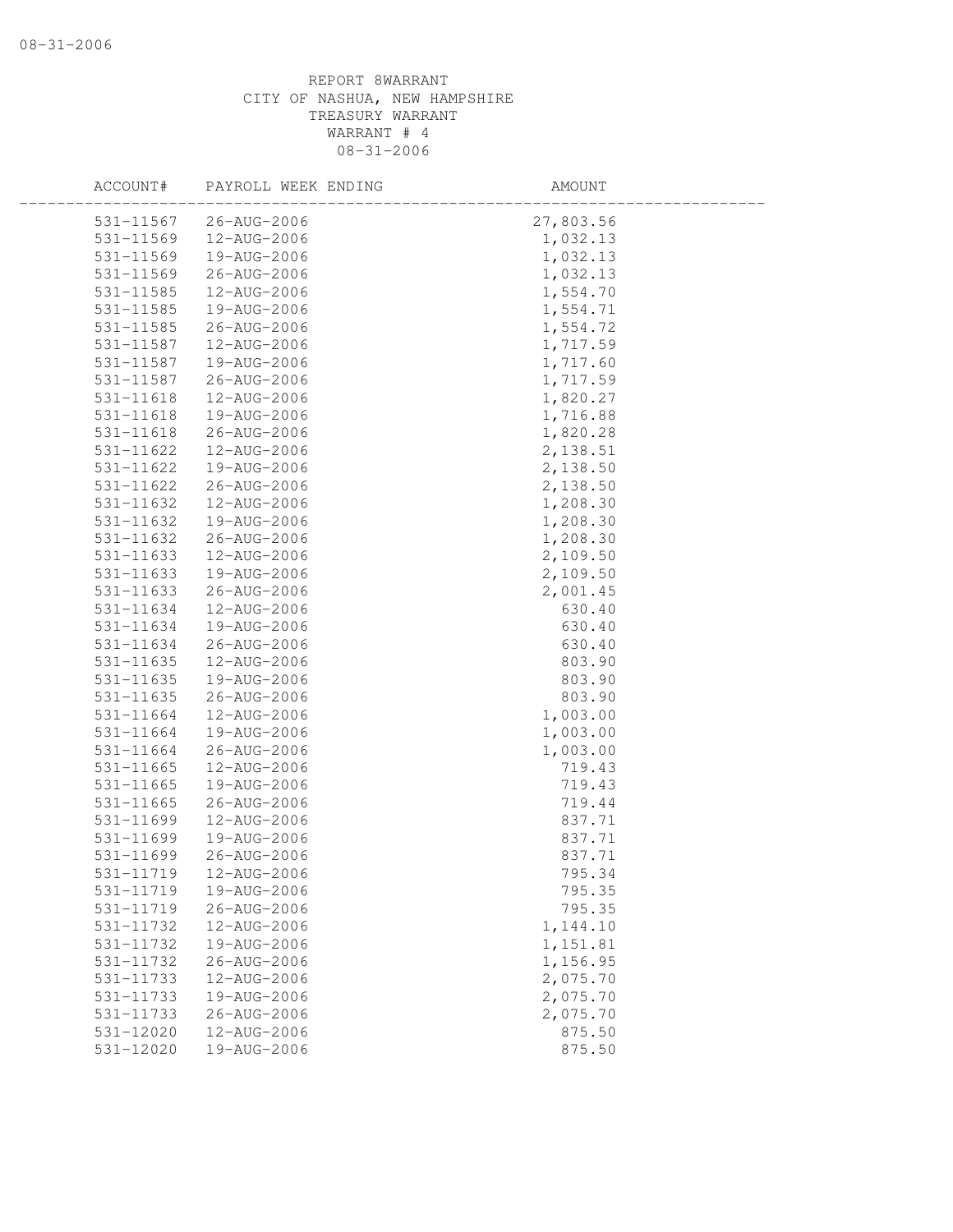REPORT 8WARRANT
CITY OF NASHUA, NEW HAMPSHIRE
TREASURY WARRANT
WARRANT # 4
08-31-2006

| ACCOUNT# | PAYROLL WEEK ENDING | AMOUNT |
|---|---|---|
| 531-11567 | 26-AUG-2006 | 27,803.56 |
| 531-11569 | 12-AUG-2006 | 1,032.13 |
| 531-11569 | 19-AUG-2006 | 1,032.13 |
| 531-11569 | 26-AUG-2006 | 1,032.13 |
| 531-11585 | 12-AUG-2006 | 1,554.70 |
| 531-11585 | 19-AUG-2006 | 1,554.71 |
| 531-11585 | 26-AUG-2006 | 1,554.72 |
| 531-11587 | 12-AUG-2006 | 1,717.59 |
| 531-11587 | 19-AUG-2006 | 1,717.60 |
| 531-11587 | 26-AUG-2006 | 1,717.59 |
| 531-11618 | 12-AUG-2006 | 1,820.27 |
| 531-11618 | 19-AUG-2006 | 1,716.88 |
| 531-11618 | 26-AUG-2006 | 1,820.28 |
| 531-11622 | 12-AUG-2006 | 2,138.51 |
| 531-11622 | 19-AUG-2006 | 2,138.50 |
| 531-11622 | 26-AUG-2006 | 2,138.50 |
| 531-11632 | 12-AUG-2006 | 1,208.30 |
| 531-11632 | 19-AUG-2006 | 1,208.30 |
| 531-11632 | 26-AUG-2006 | 1,208.30 |
| 531-11633 | 12-AUG-2006 | 2,109.50 |
| 531-11633 | 19-AUG-2006 | 2,109.50 |
| 531-11633 | 26-AUG-2006 | 2,001.45 |
| 531-11634 | 12-AUG-2006 | 630.40 |
| 531-11634 | 19-AUG-2006 | 630.40 |
| 531-11634 | 26-AUG-2006 | 630.40 |
| 531-11635 | 12-AUG-2006 | 803.90 |
| 531-11635 | 19-AUG-2006 | 803.90 |
| 531-11635 | 26-AUG-2006 | 803.90 |
| 531-11664 | 12-AUG-2006 | 1,003.00 |
| 531-11664 | 19-AUG-2006 | 1,003.00 |
| 531-11664 | 26-AUG-2006 | 1,003.00 |
| 531-11665 | 12-AUG-2006 | 719.43 |
| 531-11665 | 19-AUG-2006 | 719.43 |
| 531-11665 | 26-AUG-2006 | 719.44 |
| 531-11699 | 12-AUG-2006 | 837.71 |
| 531-11699 | 19-AUG-2006 | 837.71 |
| 531-11699 | 26-AUG-2006 | 837.71 |
| 531-11719 | 12-AUG-2006 | 795.34 |
| 531-11719 | 19-AUG-2006 | 795.35 |
| 531-11719 | 26-AUG-2006 | 795.35 |
| 531-11732 | 12-AUG-2006 | 1,144.10 |
| 531-11732 | 19-AUG-2006 | 1,151.81 |
| 531-11732 | 26-AUG-2006 | 1,156.95 |
| 531-11733 | 12-AUG-2006 | 2,075.70 |
| 531-11733 | 19-AUG-2006 | 2,075.70 |
| 531-11733 | 26-AUG-2006 | 2,075.70 |
| 531-12020 | 12-AUG-2006 | 875.50 |
| 531-12020 | 19-AUG-2006 | 875.50 |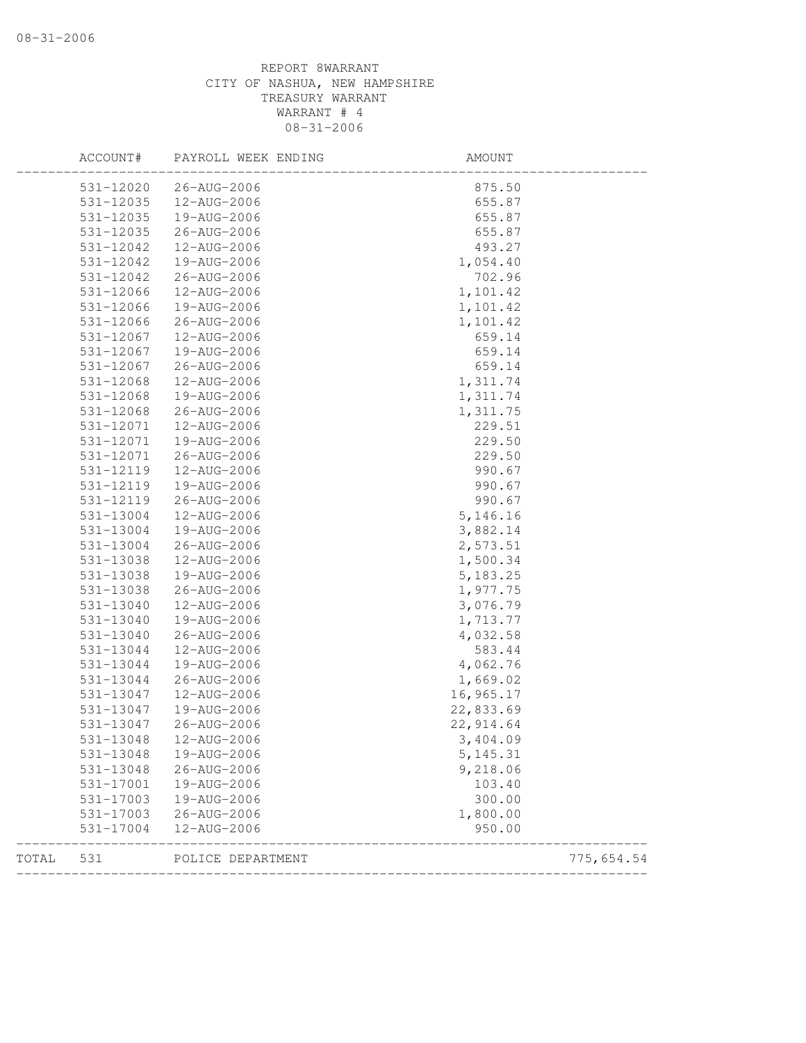REPORT 8WARRANT
CITY OF NASHUA, NEW HAMPSHIRE
TREASURY WARRANT
WARRANT # 4
08-31-2006

| ACCOUNT# | PAYROLL WEEK ENDING | AMOUNT | |
|---|---|---|---|
| 531-12020 | 26-AUG-2006 | 875.50 | |
| 531-12035 | 12-AUG-2006 | 655.87 | |
| 531-12035 | 19-AUG-2006 | 655.87 | |
| 531-12035 | 26-AUG-2006 | 655.87 | |
| 531-12042 | 12-AUG-2006 | 493.27 | |
| 531-12042 | 19-AUG-2006 | 1,054.40 | |
| 531-12042 | 26-AUG-2006 | 702.96 | |
| 531-12066 | 12-AUG-2006 | 1,101.42 | |
| 531-12066 | 19-AUG-2006 | 1,101.42 | |
| 531-12066 | 26-AUG-2006 | 1,101.42 | |
| 531-12067 | 12-AUG-2006 | 659.14 | |
| 531-12067 | 19-AUG-2006 | 659.14 | |
| 531-12067 | 26-AUG-2006 | 659.14 | |
| 531-12068 | 12-AUG-2006 | 1,311.74 | |
| 531-12068 | 19-AUG-2006 | 1,311.74 | |
| 531-12068 | 26-AUG-2006 | 1,311.75 | |
| 531-12071 | 12-AUG-2006 | 229.51 | |
| 531-12071 | 19-AUG-2006 | 229.50 | |
| 531-12071 | 26-AUG-2006 | 229.50 | |
| 531-12119 | 12-AUG-2006 | 990.67 | |
| 531-12119 | 19-AUG-2006 | 990.67 | |
| 531-12119 | 26-AUG-2006 | 990.67 | |
| 531-13004 | 12-AUG-2006 | 5,146.16 | |
| 531-13004 | 19-AUG-2006 | 3,882.14 | |
| 531-13004 | 26-AUG-2006 | 2,573.51 | |
| 531-13038 | 12-AUG-2006 | 1,500.34 | |
| 531-13038 | 19-AUG-2006 | 5,183.25 | |
| 531-13038 | 26-AUG-2006 | 1,977.75 | |
| 531-13040 | 12-AUG-2006 | 3,076.79 | |
| 531-13040 | 19-AUG-2006 | 1,713.77 | |
| 531-13040 | 26-AUG-2006 | 4,032.58 | |
| 531-13044 | 12-AUG-2006 | 583.44 | |
| 531-13044 | 19-AUG-2006 | 4,062.76 | |
| 531-13044 | 26-AUG-2006 | 1,669.02 | |
| 531-13047 | 12-AUG-2006 | 16,965.17 | |
| 531-13047 | 19-AUG-2006 | 22,833.69 | |
| 531-13047 | 26-AUG-2006 | 22,914.64 | |
| 531-13048 | 12-AUG-2006 | 3,404.09 | |
| 531-13048 | 19-AUG-2006 | 5,145.31 | |
| 531-13048 | 26-AUG-2006 | 9,218.06 | |
| 531-17001 | 19-AUG-2006 | 103.40 | |
| 531-17003 | 19-AUG-2006 | 300.00 | |
| 531-17003 | 26-AUG-2006 | 1,800.00 | |
| 531-17004 | 12-AUG-2006 | 950.00 | |
| TOTAL 531 | POLICE DEPARTMENT | | 775,654.54 |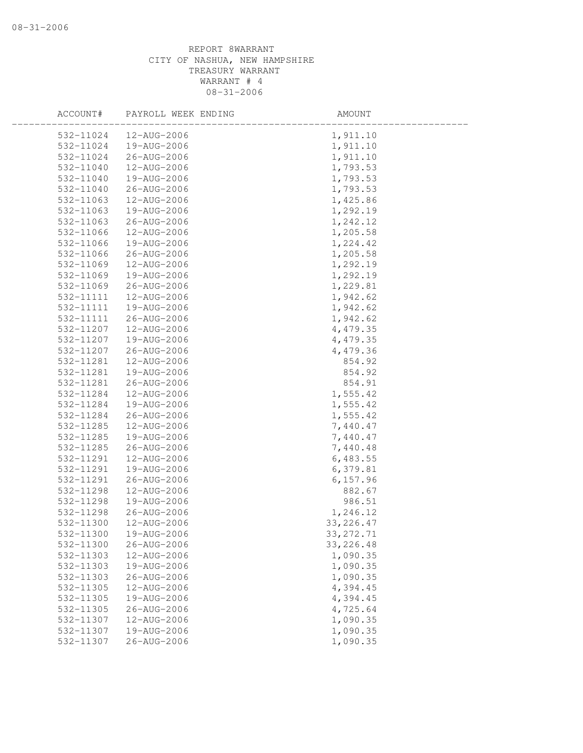REPORT 8WARRANT
CITY OF NASHUA, NEW HAMPSHIRE
TREASURY WARRANT
WARRANT # 4
08-31-2006

| ACCOUNT# | PAYROLL WEEK ENDING | AMOUNT |
|---|---|---|
| 532-11024 | 12-AUG-2006 | 1,911.10 |
| 532-11024 | 19-AUG-2006 | 1,911.10 |
| 532-11024 | 26-AUG-2006 | 1,911.10 |
| 532-11040 | 12-AUG-2006 | 1,793.53 |
| 532-11040 | 19-AUG-2006 | 1,793.53 |
| 532-11040 | 26-AUG-2006 | 1,793.53 |
| 532-11063 | 12-AUG-2006 | 1,425.86 |
| 532-11063 | 19-AUG-2006 | 1,292.19 |
| 532-11063 | 26-AUG-2006 | 1,242.12 |
| 532-11066 | 12-AUG-2006 | 1,205.58 |
| 532-11066 | 19-AUG-2006 | 1,224.42 |
| 532-11066 | 26-AUG-2006 | 1,205.58 |
| 532-11069 | 12-AUG-2006 | 1,292.19 |
| 532-11069 | 19-AUG-2006 | 1,292.19 |
| 532-11069 | 26-AUG-2006 | 1,229.81 |
| 532-11111 | 12-AUG-2006 | 1,942.62 |
| 532-11111 | 19-AUG-2006 | 1,942.62 |
| 532-11111 | 26-AUG-2006 | 1,942.62 |
| 532-11207 | 12-AUG-2006 | 4,479.35 |
| 532-11207 | 19-AUG-2006 | 4,479.35 |
| 532-11207 | 26-AUG-2006 | 4,479.36 |
| 532-11281 | 12-AUG-2006 | 854.92 |
| 532-11281 | 19-AUG-2006 | 854.92 |
| 532-11281 | 26-AUG-2006 | 854.91 |
| 532-11284 | 12-AUG-2006 | 1,555.42 |
| 532-11284 | 19-AUG-2006 | 1,555.42 |
| 532-11284 | 26-AUG-2006 | 1,555.42 |
| 532-11285 | 12-AUG-2006 | 7,440.47 |
| 532-11285 | 19-AUG-2006 | 7,440.47 |
| 532-11285 | 26-AUG-2006 | 7,440.48 |
| 532-11291 | 12-AUG-2006 | 6,483.55 |
| 532-11291 | 19-AUG-2006 | 6,379.81 |
| 532-11291 | 26-AUG-2006 | 6,157.96 |
| 532-11298 | 12-AUG-2006 | 882.67 |
| 532-11298 | 19-AUG-2006 | 986.51 |
| 532-11298 | 26-AUG-2006 | 1,246.12 |
| 532-11300 | 12-AUG-2006 | 33,226.47 |
| 532-11300 | 19-AUG-2006 | 33,272.71 |
| 532-11300 | 26-AUG-2006 | 33,226.48 |
| 532-11303 | 12-AUG-2006 | 1,090.35 |
| 532-11303 | 19-AUG-2006 | 1,090.35 |
| 532-11303 | 26-AUG-2006 | 1,090.35 |
| 532-11305 | 12-AUG-2006 | 4,394.45 |
| 532-11305 | 19-AUG-2006 | 4,394.45 |
| 532-11305 | 26-AUG-2006 | 4,725.64 |
| 532-11307 | 12-AUG-2006 | 1,090.35 |
| 532-11307 | 19-AUG-2006 | 1,090.35 |
| 532-11307 | 26-AUG-2006 | 1,090.35 |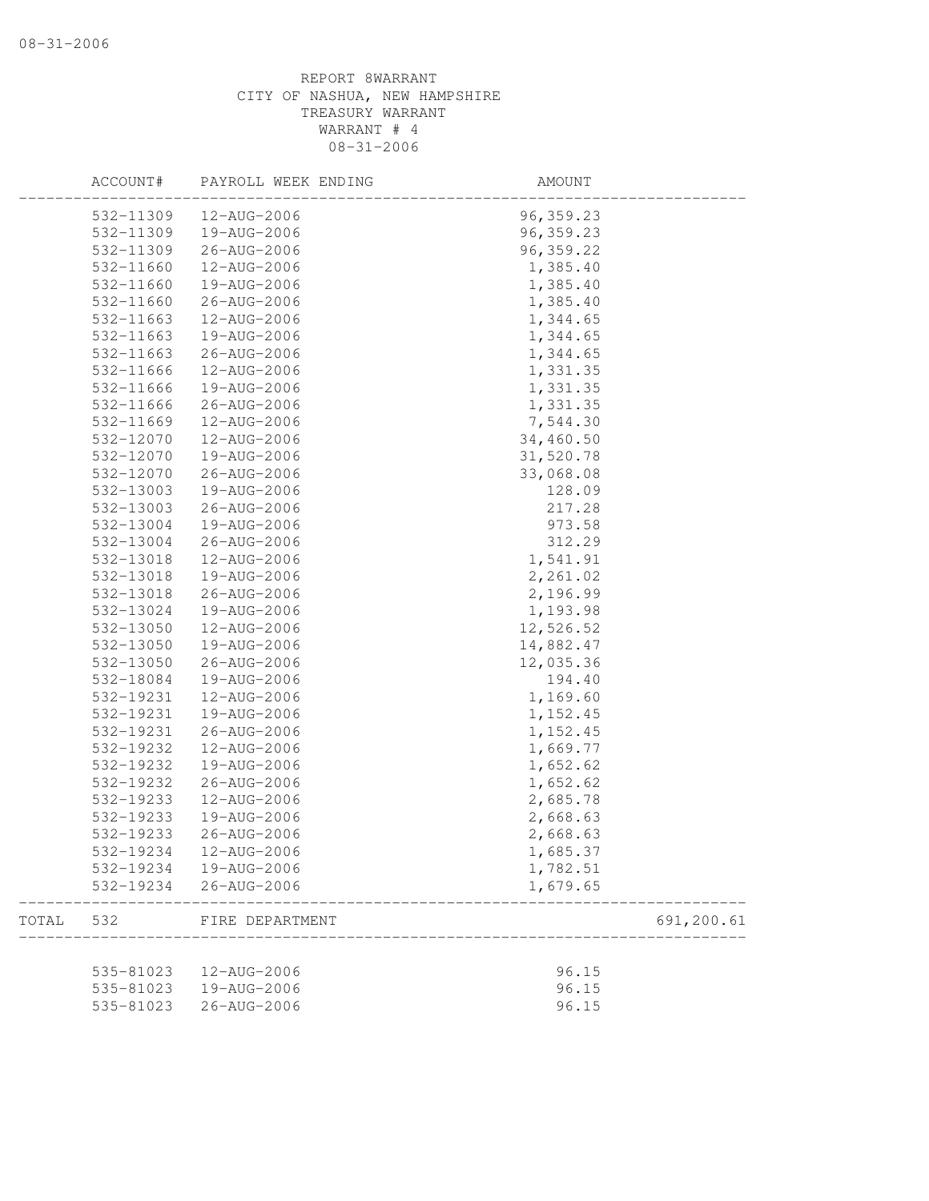REPORT 8WARRANT
CITY OF NASHUA, NEW HAMPSHIRE
TREASURY WARRANT
WARRANT # 4
08-31-2006

| | ACCOUNT# | PAYROLL WEEK ENDING | AMOUNT | |
|---|---|---|---|---|
| | 532-11309 | 12-AUG-2006 | 96,359.23 | |
| | 532-11309 | 19-AUG-2006 | 96,359.23 | |
| | 532-11309 | 26-AUG-2006 | 96,359.22 | |
| | 532-11660 | 12-AUG-2006 | 1,385.40 | |
| | 532-11660 | 19-AUG-2006 | 1,385.40 | |
| | 532-11660 | 26-AUG-2006 | 1,385.40 | |
| | 532-11663 | 12-AUG-2006 | 1,344.65 | |
| | 532-11663 | 19-AUG-2006 | 1,344.65 | |
| | 532-11663 | 26-AUG-2006 | 1,344.65 | |
| | 532-11666 | 12-AUG-2006 | 1,331.35 | |
| | 532-11666 | 19-AUG-2006 | 1,331.35 | |
| | 532-11666 | 26-AUG-2006 | 1,331.35 | |
| | 532-11669 | 12-AUG-2006 | 7,544.30 | |
| | 532-12070 | 12-AUG-2006 | 34,460.50 | |
| | 532-12070 | 19-AUG-2006 | 31,520.78 | |
| | 532-12070 | 26-AUG-2006 | 33,068.08 | |
| | 532-13003 | 19-AUG-2006 | 128.09 | |
| | 532-13003 | 26-AUG-2006 | 217.28 | |
| | 532-13004 | 19-AUG-2006 | 973.58 | |
| | 532-13004 | 26-AUG-2006 | 312.29 | |
| | 532-13018 | 12-AUG-2006 | 1,541.91 | |
| | 532-13018 | 19-AUG-2006 | 2,261.02 | |
| | 532-13018 | 26-AUG-2006 | 2,196.99 | |
| | 532-13024 | 19-AUG-2006 | 1,193.98 | |
| | 532-13050 | 12-AUG-2006 | 12,526.52 | |
| | 532-13050 | 19-AUG-2006 | 14,882.47 | |
| | 532-13050 | 26-AUG-2006 | 12,035.36 | |
| | 532-18084 | 19-AUG-2006 | 194.40 | |
| | 532-19231 | 12-AUG-2006 | 1,169.60 | |
| | 532-19231 | 19-AUG-2006 | 1,152.45 | |
| | 532-19231 | 26-AUG-2006 | 1,152.45 | |
| | 532-19232 | 12-AUG-2006 | 1,669.77 | |
| | 532-19232 | 19-AUG-2006 | 1,652.62 | |
| | 532-19232 | 26-AUG-2006 | 1,652.62 | |
| | 532-19233 | 12-AUG-2006 | 2,685.78 | |
| | 532-19233 | 19-AUG-2006 | 2,668.63 | |
| | 532-19233 | 26-AUG-2006 | 2,668.63 | |
| | 532-19234 | 12-AUG-2006 | 1,685.37 | |
| | 532-19234 | 19-AUG-2006 | 1,782.51 | |
| | 532-19234 | 26-AUG-2006 | 1,679.65 | |
| TOTAL | 532 | FIRE DEPARTMENT | | 691,200.61 |
| | 535-81023 | 12-AUG-2006 | 96.15 | |
| | 535-81023 | 19-AUG-2006 | 96.15 | |
| | 535-81023 | 26-AUG-2006 | 96.15 | |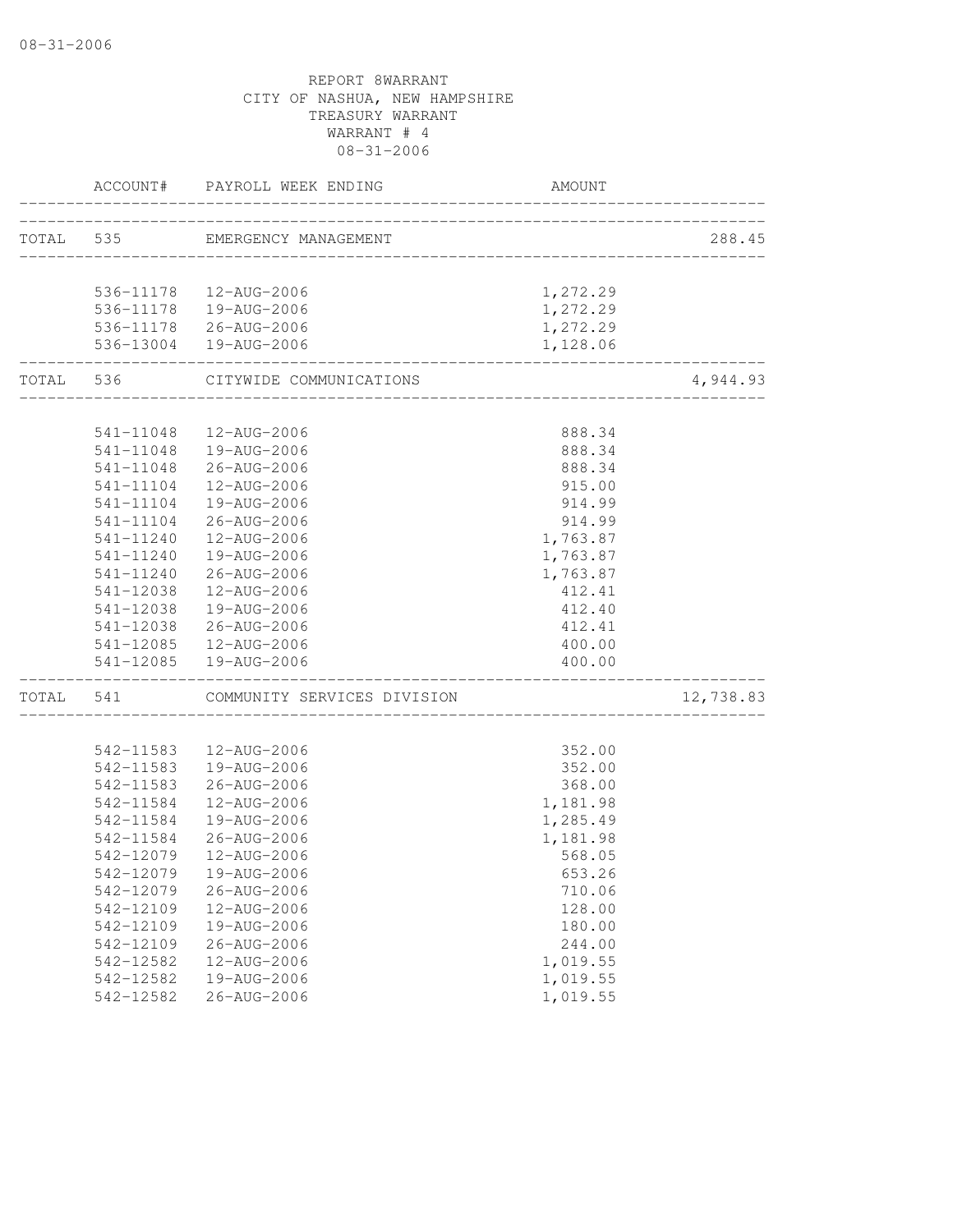REPORT 8WARRANT
CITY OF NASHUA, NEW HAMPSHIRE
TREASURY WARRANT
WARRANT # 4
08-31-2006

| | ACCOUNT# | PAYROLL WEEK ENDING | AMOUNT | |
|---|---|---|---|---|
| TOTAL | 535 | EMERGENCY MANAGEMENT | | 288.45 |
| | 536-11178 | 12-AUG-2006 | 1,272.29 | |
| | 536-11178 | 19-AUG-2006 | 1,272.29 | |
| | 536-11178 | 26-AUG-2006 | 1,272.29 | |
| | 536-13004 | 19-AUG-2006 | 1,128.06 | |
| TOTAL | 536 | CITYWIDE COMMUNICATIONS | | 4,944.93 |
| | 541-11048 | 12-AUG-2006 | 888.34 | |
| | 541-11048 | 19-AUG-2006 | 888.34 | |
| | 541-11048 | 26-AUG-2006 | 888.34 | |
| | 541-11104 | 12-AUG-2006 | 915.00 | |
| | 541-11104 | 19-AUG-2006 | 914.99 | |
| | 541-11104 | 26-AUG-2006 | 914.99 | |
| | 541-11240 | 12-AUG-2006 | 1,763.87 | |
| | 541-11240 | 19-AUG-2006 | 1,763.87 | |
| | 541-11240 | 26-AUG-2006 | 1,763.87 | |
| | 541-12038 | 12-AUG-2006 | 412.41 | |
| | 541-12038 | 19-AUG-2006 | 412.40 | |
| | 541-12038 | 26-AUG-2006 | 412.41 | |
| | 541-12085 | 12-AUG-2006 | 400.00 | |
| | 541-12085 | 19-AUG-2006 | 400.00 | |
| TOTAL | 541 | COMMUNITY SERVICES DIVISION | | 12,738.83 |
| | 542-11583 | 12-AUG-2006 | 352.00 | |
| | 542-11583 | 19-AUG-2006 | 352.00 | |
| | 542-11583 | 26-AUG-2006 | 368.00 | |
| | 542-11584 | 12-AUG-2006 | 1,181.98 | |
| | 542-11584 | 19-AUG-2006 | 1,285.49 | |
| | 542-11584 | 26-AUG-2006 | 1,181.98 | |
| | 542-12079 | 12-AUG-2006 | 568.05 | |
| | 542-12079 | 19-AUG-2006 | 653.26 | |
| | 542-12079 | 26-AUG-2006 | 710.06 | |
| | 542-12109 | 12-AUG-2006 | 128.00 | |
| | 542-12109 | 19-AUG-2006 | 180.00 | |
| | 542-12109 | 26-AUG-2006 | 244.00 | |
| | 542-12582 | 12-AUG-2006 | 1,019.55 | |
| | 542-12582 | 19-AUG-2006 | 1,019.55 | |
| | 542-12582 | 26-AUG-2006 | 1,019.55 | |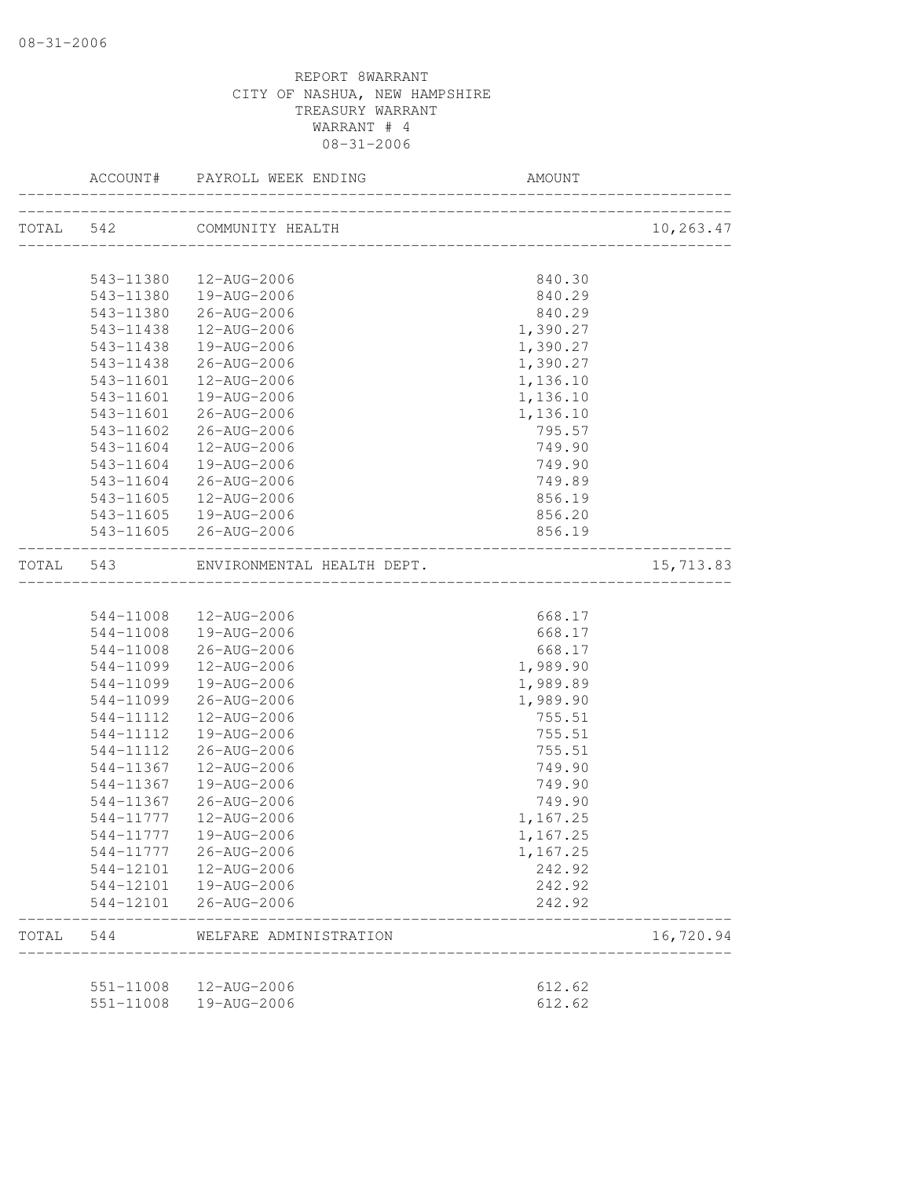08-31-2006

REPORT 8WARRANT
CITY OF NASHUA, NEW HAMPSHIRE
TREASURY WARRANT
WARRANT # 4
08-31-2006

| | ACCOUNT# | PAYROLL WEEK ENDING | AMOUNT | |
|---|---|---|---|---|
| TOTAL | 542 | COMMUNITY HEALTH | | 10,263.47 |
| | 543-11380 | 12-AUG-2006 | 840.30 | |
| | 543-11380 | 19-AUG-2006 | 840.29 | |
| | 543-11380 | 26-AUG-2006 | 840.29 | |
| | 543-11438 | 12-AUG-2006 | 1,390.27 | |
| | 543-11438 | 19-AUG-2006 | 1,390.27 | |
| | 543-11438 | 26-AUG-2006 | 1,390.27 | |
| | 543-11601 | 12-AUG-2006 | 1,136.10 | |
| | 543-11601 | 19-AUG-2006 | 1,136.10 | |
| | 543-11601 | 26-AUG-2006 | 1,136.10 | |
| | 543-11602 | 26-AUG-2006 | 795.57 | |
| | 543-11604 | 12-AUG-2006 | 749.90 | |
| | 543-11604 | 19-AUG-2006 | 749.90 | |
| | 543-11604 | 26-AUG-2006 | 749.89 | |
| | 543-11605 | 12-AUG-2006 | 856.19 | |
| | 543-11605 | 19-AUG-2006 | 856.20 | |
| | 543-11605 | 26-AUG-2006 | 856.19 | |
| TOTAL | 543 | ENVIRONMENTAL HEALTH DEPT. | | 15,713.83 |
| | 544-11008 | 12-AUG-2006 | 668.17 | |
| | 544-11008 | 19-AUG-2006 | 668.17 | |
| | 544-11008 | 26-AUG-2006 | 668.17 | |
| | 544-11099 | 12-AUG-2006 | 1,989.90 | |
| | 544-11099 | 19-AUG-2006 | 1,989.89 | |
| | 544-11099 | 26-AUG-2006 | 1,989.90 | |
| | 544-11112 | 12-AUG-2006 | 755.51 | |
| | 544-11112 | 19-AUG-2006 | 755.51 | |
| | 544-11112 | 26-AUG-2006 | 755.51 | |
| | 544-11367 | 12-AUG-2006 | 749.90 | |
| | 544-11367 | 19-AUG-2006 | 749.90 | |
| | 544-11367 | 26-AUG-2006 | 749.90 | |
| | 544-11777 | 12-AUG-2006 | 1,167.25 | |
| | 544-11777 | 19-AUG-2006 | 1,167.25 | |
| | 544-11777 | 26-AUG-2006 | 1,167.25 | |
| | 544-12101 | 12-AUG-2006 | 242.92 | |
| | 544-12101 | 19-AUG-2006 | 242.92 | |
| | 544-12101 | 26-AUG-2006 | 242.92 | |
| TOTAL | 544 | WELFARE ADMINISTRATION | | 16,720.94 |
| | 551-11008 | 12-AUG-2006 | 612.62 | |
| | 551-11008 | 19-AUG-2006 | 612.62 | |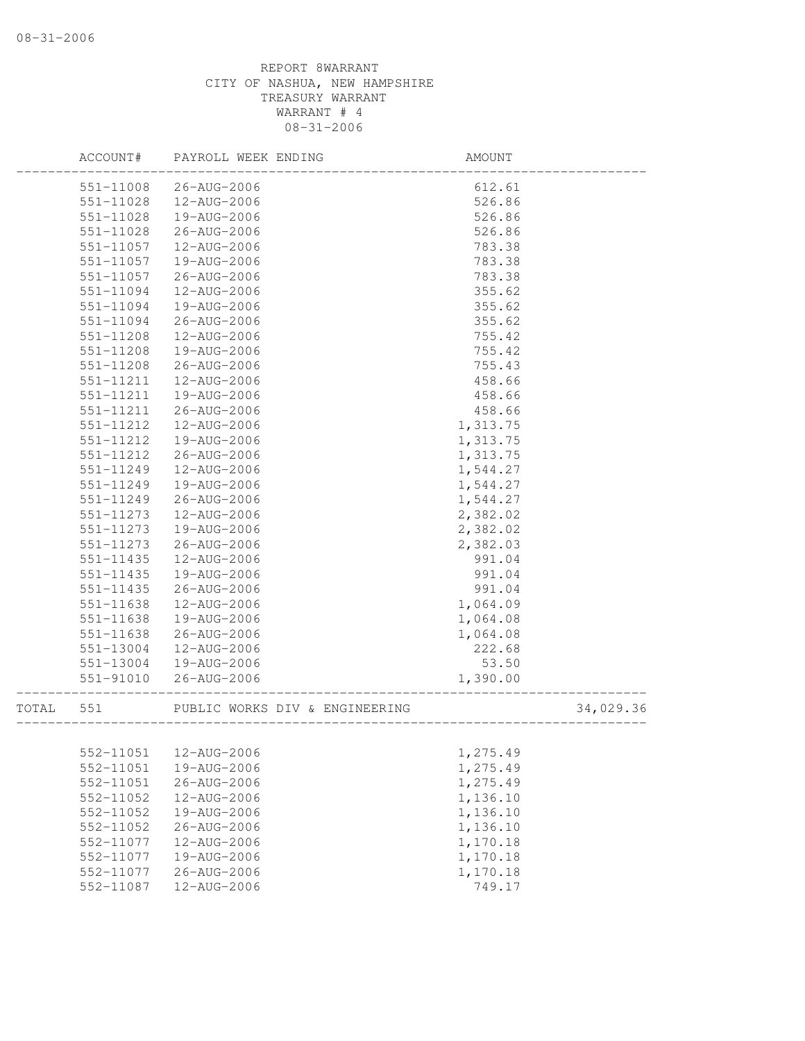REPORT 8WARRANT
CITY OF NASHUA, NEW HAMPSHIRE
TREASURY WARRANT
WARRANT # 4
08-31-2006

| ACCOUNT# | PAYROLL WEEK ENDING | AMOUNT | |
|---|---|---|---|
| 551-11008 | 26-AUG-2006 | 612.61 | |
| 551-11028 | 12-AUG-2006 | 526.86 | |
| 551-11028 | 19-AUG-2006 | 526.86 | |
| 551-11028 | 26-AUG-2006 | 526.86 | |
| 551-11057 | 12-AUG-2006 | 783.38 | |
| 551-11057 | 19-AUG-2006 | 783.38 | |
| 551-11057 | 26-AUG-2006 | 783.38 | |
| 551-11094 | 12-AUG-2006 | 355.62 | |
| 551-11094 | 19-AUG-2006 | 355.62 | |
| 551-11094 | 26-AUG-2006 | 355.62 | |
| 551-11208 | 12-AUG-2006 | 755.42 | |
| 551-11208 | 19-AUG-2006 | 755.42 | |
| 551-11208 | 26-AUG-2006 | 755.43 | |
| 551-11211 | 12-AUG-2006 | 458.66 | |
| 551-11211 | 19-AUG-2006 | 458.66 | |
| 551-11211 | 26-AUG-2006 | 458.66 | |
| 551-11212 | 12-AUG-2006 | 1,313.75 | |
| 551-11212 | 19-AUG-2006 | 1,313.75 | |
| 551-11212 | 26-AUG-2006 | 1,313.75 | |
| 551-11249 | 12-AUG-2006 | 1,544.27 | |
| 551-11249 | 19-AUG-2006 | 1,544.27 | |
| 551-11249 | 26-AUG-2006 | 1,544.27 | |
| 551-11273 | 12-AUG-2006 | 2,382.02 | |
| 551-11273 | 19-AUG-2006 | 2,382.02 | |
| 551-11273 | 26-AUG-2006 | 2,382.03 | |
| 551-11435 | 12-AUG-2006 | 991.04 | |
| 551-11435 | 19-AUG-2006 | 991.04 | |
| 551-11435 | 26-AUG-2006 | 991.04 | |
| 551-11638 | 12-AUG-2006 | 1,064.09 | |
| 551-11638 | 19-AUG-2006 | 1,064.08 | |
| 551-11638 | 26-AUG-2006 | 1,064.08 | |
| 551-13004 | 12-AUG-2006 | 222.68 | |
| 551-13004 | 19-AUG-2006 | 53.50 | |
| 551-91010 | 26-AUG-2006 | 1,390.00 | |
| TOTAL 551 | PUBLIC WORKS DIV & ENGINEERING | | 34,029.36 |
| 552-11051 | 12-AUG-2006 | 1,275.49 | |
| 552-11051 | 19-AUG-2006 | 1,275.49 | |
| 552-11051 | 26-AUG-2006 | 1,275.49 | |
| 552-11052 | 12-AUG-2006 | 1,136.10 | |
| 552-11052 | 19-AUG-2006 | 1,136.10 | |
| 552-11052 | 26-AUG-2006 | 1,136.10 | |
| 552-11077 | 12-AUG-2006 | 1,170.18 | |
| 552-11077 | 19-AUG-2006 | 1,170.18 | |
| 552-11077 | 26-AUG-2006 | 1,170.18 | |
| 552-11087 | 12-AUG-2006 | 749.17 | |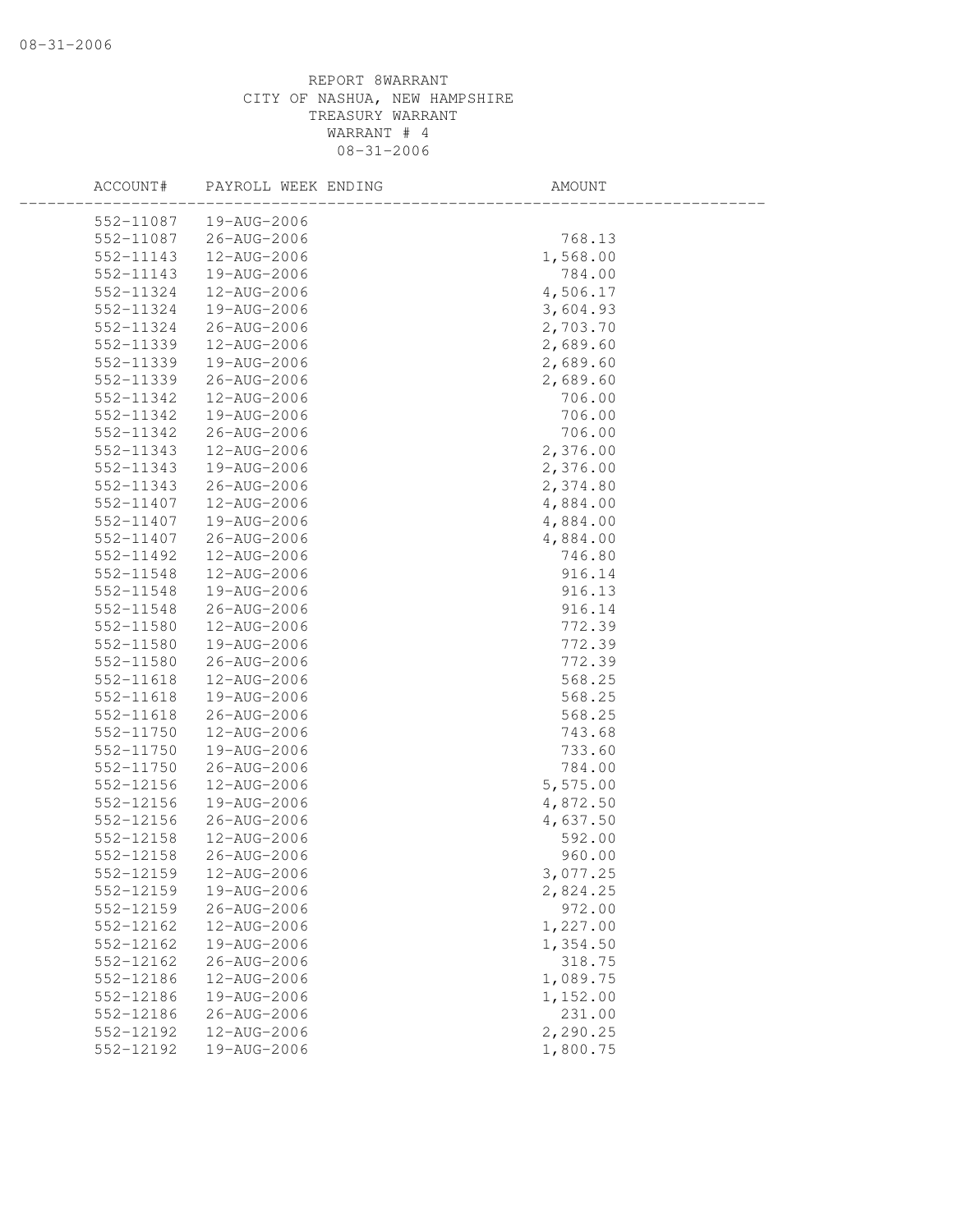REPORT 8WARRANT
CITY OF NASHUA, NEW HAMPSHIRE
TREASURY WARRANT
WARRANT # 4
08-31-2006

| ACCOUNT# | PAYROLL WEEK ENDING | AMOUNT |
|---|---|---|
| 552-11087 | 19-AUG-2006 | |
| 552-11087 | 26-AUG-2006 | 768.13 |
| 552-11143 | 12-AUG-2006 | 1,568.00 |
| 552-11143 | 19-AUG-2006 | 784.00 |
| 552-11324 | 12-AUG-2006 | 4,506.17 |
| 552-11324 | 19-AUG-2006 | 3,604.93 |
| 552-11324 | 26-AUG-2006 | 2,703.70 |
| 552-11339 | 12-AUG-2006 | 2,689.60 |
| 552-11339 | 19-AUG-2006 | 2,689.60 |
| 552-11339 | 26-AUG-2006 | 2,689.60 |
| 552-11342 | 12-AUG-2006 | 706.00 |
| 552-11342 | 19-AUG-2006 | 706.00 |
| 552-11342 | 26-AUG-2006 | 706.00 |
| 552-11343 | 12-AUG-2006 | 2,376.00 |
| 552-11343 | 19-AUG-2006 | 2,376.00 |
| 552-11343 | 26-AUG-2006 | 2,374.80 |
| 552-11407 | 12-AUG-2006 | 4,884.00 |
| 552-11407 | 19-AUG-2006 | 4,884.00 |
| 552-11407 | 26-AUG-2006 | 4,884.00 |
| 552-11492 | 12-AUG-2006 | 746.80 |
| 552-11548 | 12-AUG-2006 | 916.14 |
| 552-11548 | 19-AUG-2006 | 916.13 |
| 552-11548 | 26-AUG-2006 | 916.14 |
| 552-11580 | 12-AUG-2006 | 772.39 |
| 552-11580 | 19-AUG-2006 | 772.39 |
| 552-11580 | 26-AUG-2006 | 772.39 |
| 552-11618 | 12-AUG-2006 | 568.25 |
| 552-11618 | 19-AUG-2006 | 568.25 |
| 552-11618 | 26-AUG-2006 | 568.25 |
| 552-11750 | 12-AUG-2006 | 743.68 |
| 552-11750 | 19-AUG-2006 | 733.60 |
| 552-11750 | 26-AUG-2006 | 784.00 |
| 552-12156 | 12-AUG-2006 | 5,575.00 |
| 552-12156 | 19-AUG-2006 | 4,872.50 |
| 552-12156 | 26-AUG-2006 | 4,637.50 |
| 552-12158 | 12-AUG-2006 | 592.00 |
| 552-12158 | 26-AUG-2006 | 960.00 |
| 552-12159 | 12-AUG-2006 | 3,077.25 |
| 552-12159 | 19-AUG-2006 | 2,824.25 |
| 552-12159 | 26-AUG-2006 | 972.00 |
| 552-12162 | 12-AUG-2006 | 1,227.00 |
| 552-12162 | 19-AUG-2006 | 1,354.50 |
| 552-12162 | 26-AUG-2006 | 318.75 |
| 552-12186 | 12-AUG-2006 | 1,089.75 |
| 552-12186 | 19-AUG-2006 | 1,152.00 |
| 552-12186 | 26-AUG-2006 | 231.00 |
| 552-12192 | 12-AUG-2006 | 2,290.25 |
| 552-12192 | 19-AUG-2006 | 1,800.75 |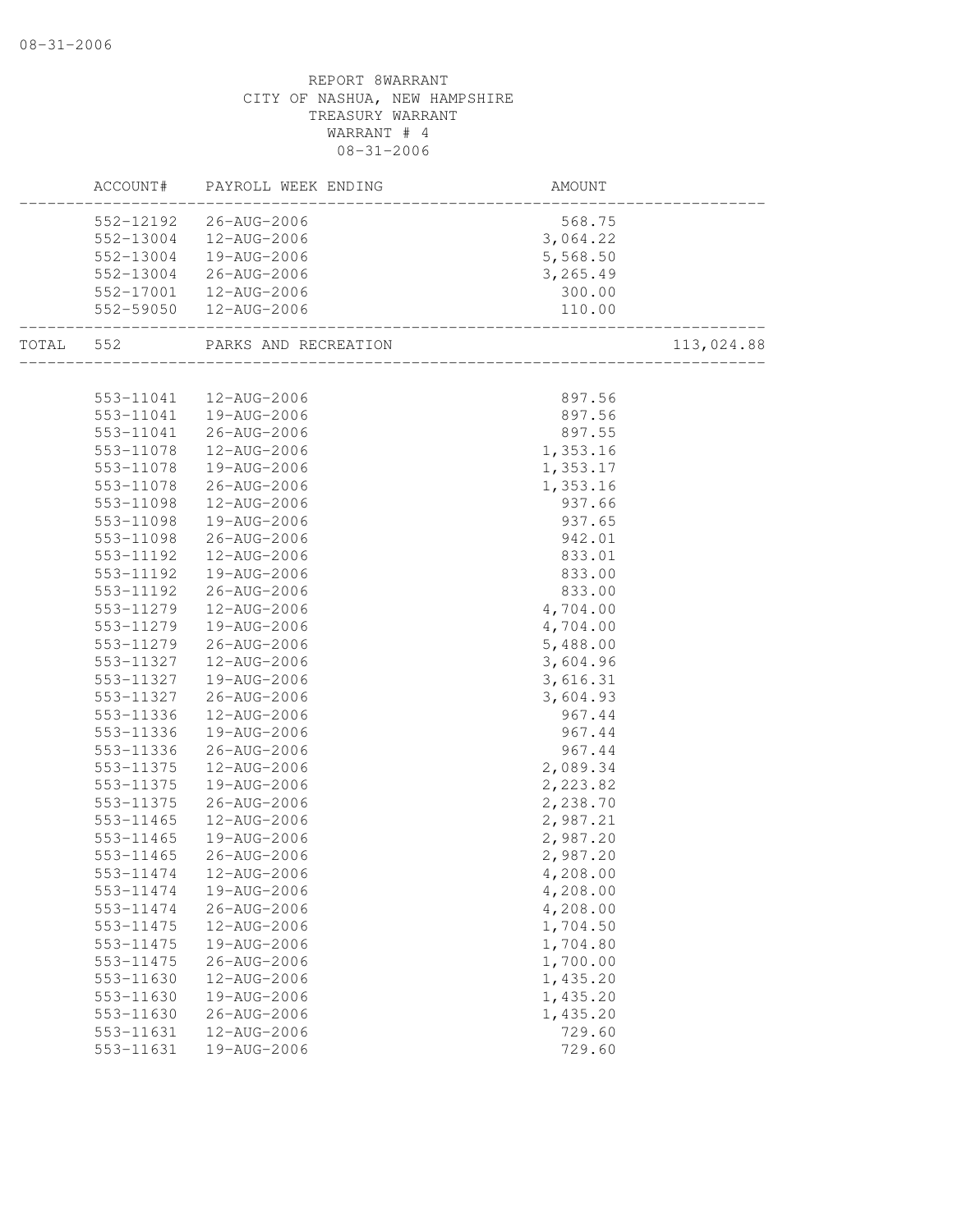REPORT 8WARRANT
CITY OF NASHUA, NEW HAMPSHIRE
TREASURY WARRANT
WARRANT # 4
08-31-2006

| | ACCOUNT# | PAYROLL WEEK ENDING | AMOUNT | |
|---|---|---|---|---|
| | 552-12192 | 26-AUG-2006 | 568.75 | |
| | 552-13004 | 12-AUG-2006 | 3,064.22 | |
| | 552-13004 | 19-AUG-2006 | 5,568.50 | |
| | 552-13004 | 26-AUG-2006 | 3,265.49 | |
| | 552-17001 | 12-AUG-2006 | 300.00 | |
| | 552-59050 | 12-AUG-2006 | 110.00 | |
| TOTAL | 552 | PARKS AND RECREATION | | 113,024.88 |
| | 553-11041 | 12-AUG-2006 | 897.56 | |
| | 553-11041 | 19-AUG-2006 | 897.56 | |
| | 553-11041 | 26-AUG-2006 | 897.55 | |
| | 553-11078 | 12-AUG-2006 | 1,353.16 | |
| | 553-11078 | 19-AUG-2006 | 1,353.17 | |
| | 553-11078 | 26-AUG-2006 | 1,353.16 | |
| | 553-11098 | 12-AUG-2006 | 937.66 | |
| | 553-11098 | 19-AUG-2006 | 937.65 | |
| | 553-11098 | 26-AUG-2006 | 942.01 | |
| | 553-11192 | 12-AUG-2006 | 833.01 | |
| | 553-11192 | 19-AUG-2006 | 833.00 | |
| | 553-11192 | 26-AUG-2006 | 833.00 | |
| | 553-11279 | 12-AUG-2006 | 4,704.00 | |
| | 553-11279 | 19-AUG-2006 | 4,704.00 | |
| | 553-11279 | 26-AUG-2006 | 5,488.00 | |
| | 553-11327 | 12-AUG-2006 | 3,604.96 | |
| | 553-11327 | 19-AUG-2006 | 3,616.31 | |
| | 553-11327 | 26-AUG-2006 | 3,604.93 | |
| | 553-11336 | 12-AUG-2006 | 967.44 | |
| | 553-11336 | 19-AUG-2006 | 967.44 | |
| | 553-11336 | 26-AUG-2006 | 967.44 | |
| | 553-11375 | 12-AUG-2006 | 2,089.34 | |
| | 553-11375 | 19-AUG-2006 | 2,223.82 | |
| | 553-11375 | 26-AUG-2006 | 2,238.70 | |
| | 553-11465 | 12-AUG-2006 | 2,987.21 | |
| | 553-11465 | 19-AUG-2006 | 2,987.20 | |
| | 553-11465 | 26-AUG-2006 | 2,987.20 | |
| | 553-11474 | 12-AUG-2006 | 4,208.00 | |
| | 553-11474 | 19-AUG-2006 | 4,208.00 | |
| | 553-11474 | 26-AUG-2006 | 4,208.00 | |
| | 553-11475 | 12-AUG-2006 | 1,704.50 | |
| | 553-11475 | 19-AUG-2006 | 1,704.80 | |
| | 553-11475 | 26-AUG-2006 | 1,700.00 | |
| | 553-11630 | 12-AUG-2006 | 1,435.20 | |
| | 553-11630 | 19-AUG-2006 | 1,435.20 | |
| | 553-11630 | 26-AUG-2006 | 1,435.20 | |
| | 553-11631 | 12-AUG-2006 | 729.60 | |
| | 553-11631 | 19-AUG-2006 | 729.60 | |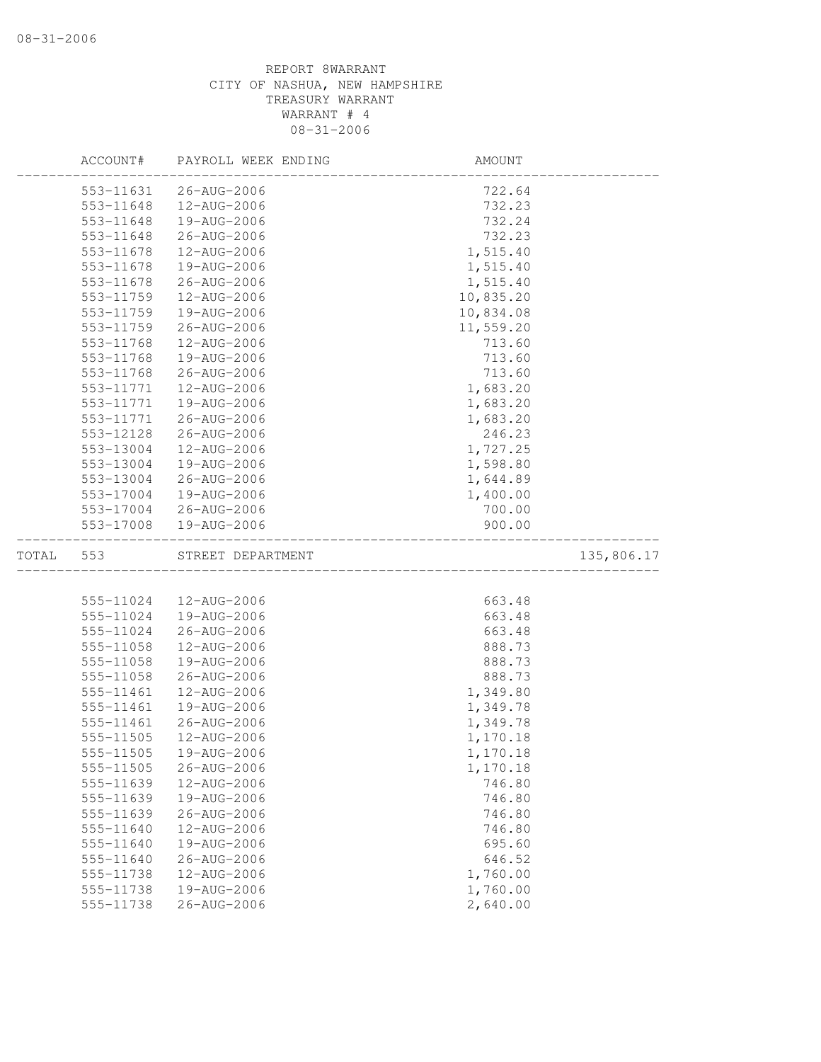REPORT 8WARRANT
CITY OF NASHUA, NEW HAMPSHIRE
TREASURY WARRANT
WARRANT # 4
08-31-2006

| | ACCOUNT# | PAYROLL WEEK ENDING | AMOUNT | |
|---|---|---|---|---|
| | 553-11631 | 26-AUG-2006 | 722.64 | |
| | 553-11648 | 12-AUG-2006 | 732.23 | |
| | 553-11648 | 19-AUG-2006 | 732.24 | |
| | 553-11648 | 26-AUG-2006 | 732.23 | |
| | 553-11678 | 12-AUG-2006 | 1,515.40 | |
| | 553-11678 | 19-AUG-2006 | 1,515.40 | |
| | 553-11678 | 26-AUG-2006 | 1,515.40 | |
| | 553-11759 | 12-AUG-2006 | 10,835.20 | |
| | 553-11759 | 19-AUG-2006 | 10,834.08 | |
| | 553-11759 | 26-AUG-2006 | 11,559.20 | |
| | 553-11768 | 12-AUG-2006 | 713.60 | |
| | 553-11768 | 19-AUG-2006 | 713.60 | |
| | 553-11768 | 26-AUG-2006 | 713.60 | |
| | 553-11771 | 12-AUG-2006 | 1,683.20 | |
| | 553-11771 | 19-AUG-2006 | 1,683.20 | |
| | 553-11771 | 26-AUG-2006 | 1,683.20 | |
| | 553-12128 | 26-AUG-2006 | 246.23 | |
| | 553-13004 | 12-AUG-2006 | 1,727.25 | |
| | 553-13004 | 19-AUG-2006 | 1,598.80 | |
| | 553-13004 | 26-AUG-2006 | 1,644.89 | |
| | 553-17004 | 19-AUG-2006 | 1,400.00 | |
| | 553-17004 | 26-AUG-2006 | 700.00 | |
| | 553-17008 | 19-AUG-2006 | 900.00 | |
| TOTAL | 553 | STREET DEPARTMENT | | 135,806.17 |
| | 555-11024 | 12-AUG-2006 | 663.48 | |
| | 555-11024 | 19-AUG-2006 | 663.48 | |
| | 555-11024 | 26-AUG-2006 | 663.48 | |
| | 555-11058 | 12-AUG-2006 | 888.73 | |
| | 555-11058 | 19-AUG-2006 | 888.73 | |
| | 555-11058 | 26-AUG-2006 | 888.73 | |
| | 555-11461 | 12-AUG-2006 | 1,349.80 | |
| | 555-11461 | 19-AUG-2006 | 1,349.78 | |
| | 555-11461 | 26-AUG-2006 | 1,349.78 | |
| | 555-11505 | 12-AUG-2006 | 1,170.18 | |
| | 555-11505 | 19-AUG-2006 | 1,170.18 | |
| | 555-11505 | 26-AUG-2006 | 1,170.18 | |
| | 555-11639 | 12-AUG-2006 | 746.80 | |
| | 555-11639 | 19-AUG-2006 | 746.80 | |
| | 555-11639 | 26-AUG-2006 | 746.80 | |
| | 555-11640 | 12-AUG-2006 | 746.80 | |
| | 555-11640 | 19-AUG-2006 | 695.60 | |
| | 555-11640 | 26-AUG-2006 | 646.52 | |
| | 555-11738 | 12-AUG-2006 | 1,760.00 | |
| | 555-11738 | 19-AUG-2006 | 1,760.00 | |
| | 555-11738 | 26-AUG-2006 | 2,640.00 | |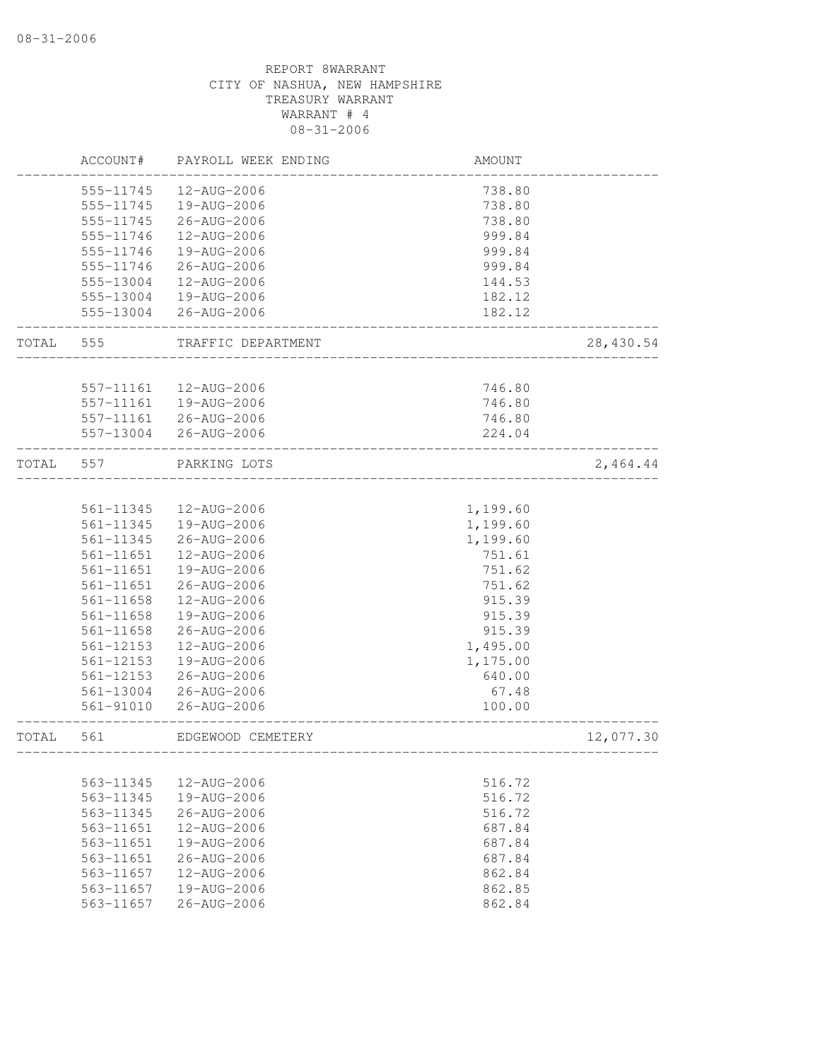REPORT 8WARRANT
CITY OF NASHUA, NEW HAMPSHIRE
TREASURY WARRANT
WARRANT # 4
08-31-2006

| | ACCOUNT# | PAYROLL WEEK ENDING | AMOUNT | |
|---|---|---|---|---|
| | 555-11745 | 12-AUG-2006 | 738.80 | |
| | 555-11745 | 19-AUG-2006 | 738.80 | |
| | 555-11745 | 26-AUG-2006 | 738.80 | |
| | 555-11746 | 12-AUG-2006 | 999.84 | |
| | 555-11746 | 19-AUG-2006 | 999.84 | |
| | 555-11746 | 26-AUG-2006 | 999.84 | |
| | 555-13004 | 12-AUG-2006 | 144.53 | |
| | 555-13004 | 19-AUG-2006 | 182.12 | |
| | 555-13004 | 26-AUG-2006 | 182.12 | |
| TOTAL | 555 | TRAFFIC DEPARTMENT | | 28,430.54 |
| | 557-11161 | 12-AUG-2006 | 746.80 | |
| | 557-11161 | 19-AUG-2006 | 746.80 | |
| | 557-11161 | 26-AUG-2006 | 746.80 | |
| | 557-13004 | 26-AUG-2006 | 224.04 | |
| TOTAL | 557 | PARKING LOTS | | 2,464.44 |
| | 561-11345 | 12-AUG-2006 | 1,199.60 | |
| | 561-11345 | 19-AUG-2006 | 1,199.60 | |
| | 561-11345 | 26-AUG-2006 | 1,199.60 | |
| | 561-11651 | 12-AUG-2006 | 751.61 | |
| | 561-11651 | 19-AUG-2006 | 751.62 | |
| | 561-11651 | 26-AUG-2006 | 751.62 | |
| | 561-11658 | 12-AUG-2006 | 915.39 | |
| | 561-11658 | 19-AUG-2006 | 915.39 | |
| | 561-11658 | 26-AUG-2006 | 915.39 | |
| | 561-12153 | 12-AUG-2006 | 1,495.00 | |
| | 561-12153 | 19-AUG-2006 | 1,175.00 | |
| | 561-12153 | 26-AUG-2006 | 640.00 | |
| | 561-13004 | 26-AUG-2006 | 67.48 | |
| | 561-91010 | 26-AUG-2006 | 100.00 | |
| TOTAL | 561 | EDGEWOOD CEMETERY | | 12,077.30 |
| | 563-11345 | 12-AUG-2006 | 516.72 | |
| | 563-11345 | 19-AUG-2006 | 516.72 | |
| | 563-11345 | 26-AUG-2006 | 516.72 | |
| | 563-11651 | 12-AUG-2006 | 687.84 | |
| | 563-11651 | 19-AUG-2006 | 687.84 | |
| | 563-11651 | 26-AUG-2006 | 687.84 | |
| | 563-11657 | 12-AUG-2006 | 862.84 | |
| | 563-11657 | 19-AUG-2006 | 862.85 | |
| | 563-11657 | 26-AUG-2006 | 862.84 | |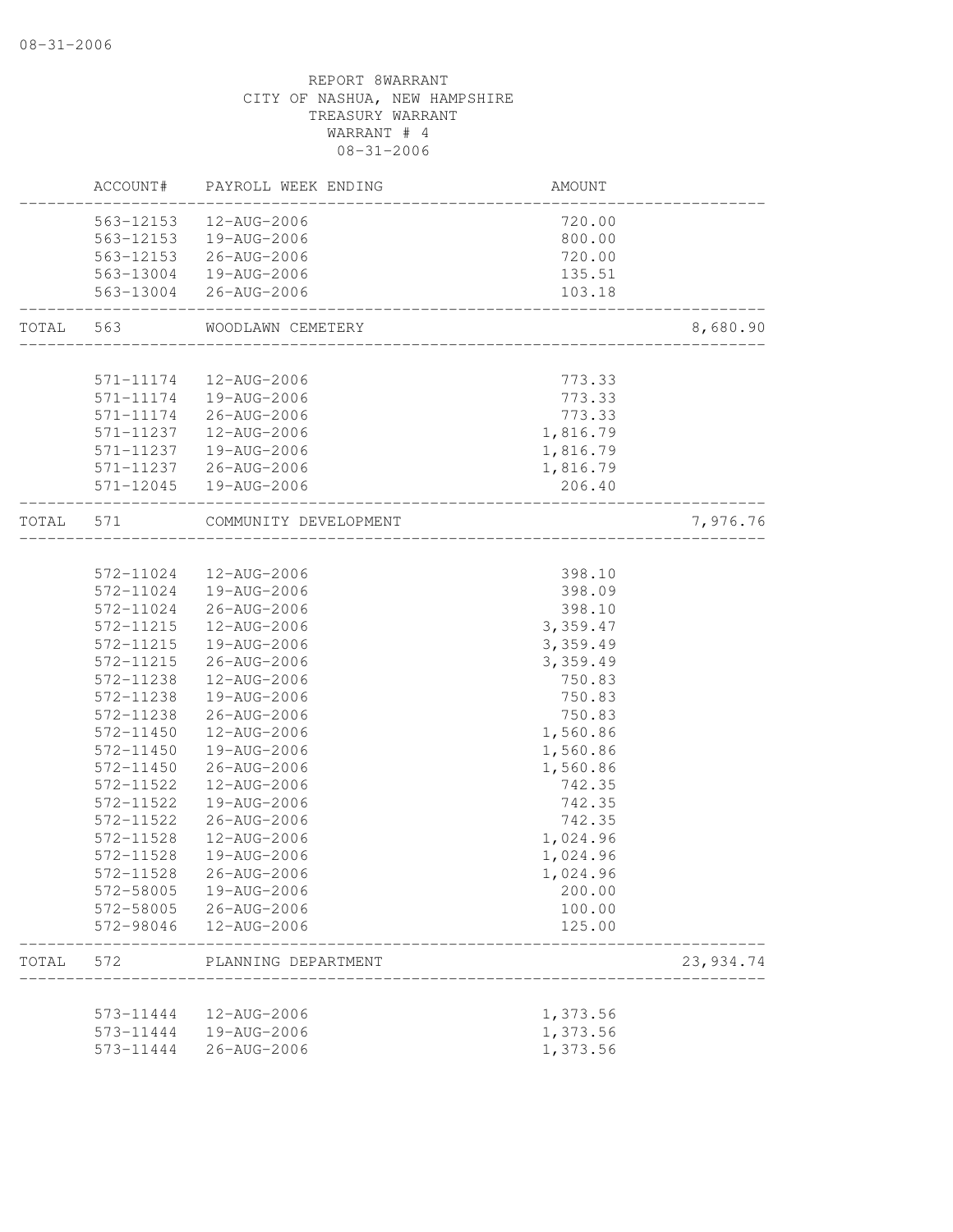REPORT 8WARRANT
CITY OF NASHUA, NEW HAMPSHIRE
TREASURY WARRANT
WARRANT # 4
08-31-2006

| ACCOUNT# | PAYROLL WEEK ENDING | AMOUNT | |
|---|---|---|---|
| 563-12153 | 12-AUG-2006 | 720.00 | |
| 563-12153 | 19-AUG-2006 | 800.00 | |
| 563-12153 | 26-AUG-2006 | 720.00 | |
| 563-13004 | 19-AUG-2006 | 135.51 | |
| 563-13004 | 26-AUG-2006 | 103.18 | |
| TOTAL 563 | WOODLAWN CEMETERY | | 8,680.90 |
| 571-11174 | 12-AUG-2006 | 773.33 | |
| 571-11174 | 19-AUG-2006 | 773.33 | |
| 571-11174 | 26-AUG-2006 | 773.33 | |
| 571-11237 | 12-AUG-2006 | 1,816.79 | |
| 571-11237 | 19-AUG-2006 | 1,816.79 | |
| 571-11237 | 26-AUG-2006 | 1,816.79 | |
| 571-12045 | 19-AUG-2006 | 206.40 | |
| TOTAL 571 | COMMUNITY DEVELOPMENT | | 7,976.76 |
| 572-11024 | 12-AUG-2006 | 398.10 | |
| 572-11024 | 19-AUG-2006 | 398.09 | |
| 572-11024 | 26-AUG-2006 | 398.10 | |
| 572-11215 | 12-AUG-2006 | 3,359.47 | |
| 572-11215 | 19-AUG-2006 | 3,359.49 | |
| 572-11215 | 26-AUG-2006 | 3,359.49 | |
| 572-11238 | 12-AUG-2006 | 750.83 | |
| 572-11238 | 19-AUG-2006 | 750.83 | |
| 572-11238 | 26-AUG-2006 | 750.83 | |
| 572-11450 | 12-AUG-2006 | 1,560.86 | |
| 572-11450 | 19-AUG-2006 | 1,560.86 | |
| 572-11450 | 26-AUG-2006 | 1,560.86 | |
| 572-11522 | 12-AUG-2006 | 742.35 | |
| 572-11522 | 19-AUG-2006 | 742.35 | |
| 572-11522 | 26-AUG-2006 | 742.35 | |
| 572-11528 | 12-AUG-2006 | 1,024.96 | |
| 572-11528 | 19-AUG-2006 | 1,024.96 | |
| 572-11528 | 26-AUG-2006 | 1,024.96 | |
| 572-58005 | 19-AUG-2006 | 200.00 | |
| 572-58005 | 26-AUG-2006 | 100.00 | |
| 572-98046 | 12-AUG-2006 | 125.00 | |
| TOTAL 572 | PLANNING DEPARTMENT | | 23,934.74 |
| 573-11444 | 12-AUG-2006 | 1,373.56 | |
| 573-11444 | 19-AUG-2006 | 1,373.56 | |
| 573-11444 | 26-AUG-2006 | 1,373.56 | |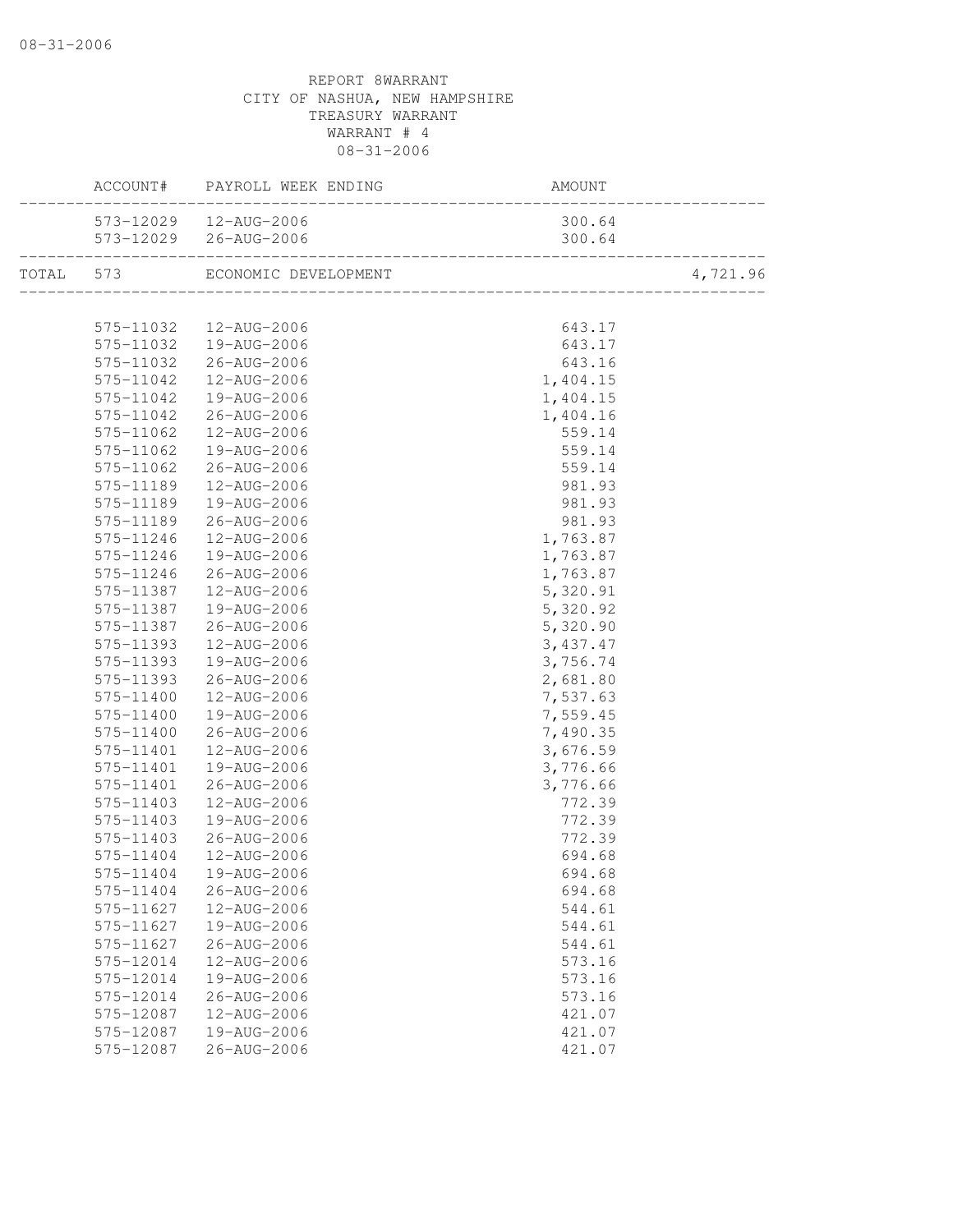REPORT 8WARRANT
CITY OF NASHUA, NEW HAMPSHIRE
TREASURY WARRANT
WARRANT # 4
08-31-2006

| | ACCOUNT# | PAYROLL WEEK ENDING | AMOUNT | |
|---|---|---|---|---|
| | 573-12029 | 12-AUG-2006 | 300.64 | |
| | 573-12029 | 26-AUG-2006 | 300.64 | |
| TOTAL | 573 | ECONOMIC DEVELOPMENT | | 4,721.96 |
| | 575-11032 | 12-AUG-2006 | 643.17 | |
| | 575-11032 | 19-AUG-2006 | 643.17 | |
| | 575-11032 | 26-AUG-2006 | 643.16 | |
| | 575-11042 | 12-AUG-2006 | 1,404.15 | |
| | 575-11042 | 19-AUG-2006 | 1,404.15 | |
| | 575-11042 | 26-AUG-2006 | 1,404.16 | |
| | 575-11062 | 12-AUG-2006 | 559.14 | |
| | 575-11062 | 19-AUG-2006 | 559.14 | |
| | 575-11062 | 26-AUG-2006 | 559.14 | |
| | 575-11189 | 12-AUG-2006 | 981.93 | |
| | 575-11189 | 19-AUG-2006 | 981.93 | |
| | 575-11189 | 26-AUG-2006 | 981.93 | |
| | 575-11246 | 12-AUG-2006 | 1,763.87 | |
| | 575-11246 | 19-AUG-2006 | 1,763.87 | |
| | 575-11246 | 26-AUG-2006 | 1,763.87 | |
| | 575-11387 | 12-AUG-2006 | 5,320.91 | |
| | 575-11387 | 19-AUG-2006 | 5,320.92 | |
| | 575-11387 | 26-AUG-2006 | 5,320.90 | |
| | 575-11393 | 12-AUG-2006 | 3,437.47 | |
| | 575-11393 | 19-AUG-2006 | 3,756.74 | |
| | 575-11393 | 26-AUG-2006 | 2,681.80 | |
| | 575-11400 | 12-AUG-2006 | 7,537.63 | |
| | 575-11400 | 19-AUG-2006 | 7,559.45 | |
| | 575-11400 | 26-AUG-2006 | 7,490.35 | |
| | 575-11401 | 12-AUG-2006 | 3,676.59 | |
| | 575-11401 | 19-AUG-2006 | 3,776.66 | |
| | 575-11401 | 26-AUG-2006 | 3,776.66 | |
| | 575-11403 | 12-AUG-2006 | 772.39 | |
| | 575-11403 | 19-AUG-2006 | 772.39 | |
| | 575-11403 | 26-AUG-2006 | 772.39 | |
| | 575-11404 | 12-AUG-2006 | 694.68 | |
| | 575-11404 | 19-AUG-2006 | 694.68 | |
| | 575-11404 | 26-AUG-2006 | 694.68 | |
| | 575-11627 | 12-AUG-2006 | 544.61 | |
| | 575-11627 | 19-AUG-2006 | 544.61 | |
| | 575-11627 | 26-AUG-2006 | 544.61 | |
| | 575-12014 | 12-AUG-2006 | 573.16 | |
| | 575-12014 | 19-AUG-2006 | 573.16 | |
| | 575-12014 | 26-AUG-2006 | 573.16 | |
| | 575-12087 | 12-AUG-2006 | 421.07 | |
| | 575-12087 | 19-AUG-2006 | 421.07 | |
| | 575-12087 | 26-AUG-2006 | 421.07 | |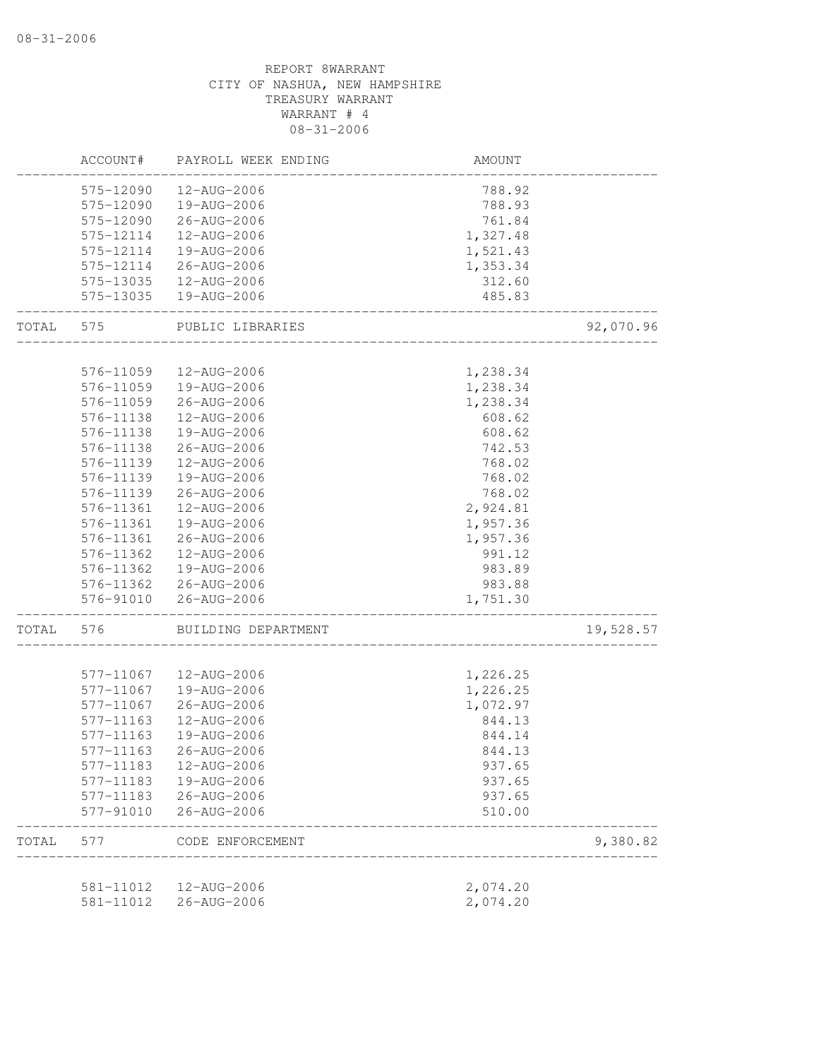REPORT 8WARRANT
CITY OF NASHUA, NEW HAMPSHIRE
TREASURY WARRANT
WARRANT # 4
08-31-2006

| | ACCOUNT# | PAYROLL WEEK ENDING | AMOUNT | |
|---|---|---|---|---|
| | 575-12090 | 12-AUG-2006 | 788.92 | |
| | 575-12090 | 19-AUG-2006 | 788.93 | |
| | 575-12090 | 26-AUG-2006 | 761.84 | |
| | 575-12114 | 12-AUG-2006 | 1,327.48 | |
| | 575-12114 | 19-AUG-2006 | 1,521.43 | |
| | 575-12114 | 26-AUG-2006 | 1,353.34 | |
| | 575-13035 | 12-AUG-2006 | 312.60 | |
| | 575-13035 | 19-AUG-2006 | 485.83 | |
| TOTAL | 575 | PUBLIC LIBRARIES | | 92,070.96 |
| | 576-11059 | 12-AUG-2006 | 1,238.34 | |
| | 576-11059 | 19-AUG-2006 | 1,238.34 | |
| | 576-11059 | 26-AUG-2006 | 1,238.34 | |
| | 576-11138 | 12-AUG-2006 | 608.62 | |
| | 576-11138 | 19-AUG-2006 | 608.62 | |
| | 576-11138 | 26-AUG-2006 | 742.53 | |
| | 576-11139 | 12-AUG-2006 | 768.02 | |
| | 576-11139 | 19-AUG-2006 | 768.02 | |
| | 576-11139 | 26-AUG-2006 | 768.02 | |
| | 576-11361 | 12-AUG-2006 | 2,924.81 | |
| | 576-11361 | 19-AUG-2006 | 1,957.36 | |
| | 576-11361 | 26-AUG-2006 | 1,957.36 | |
| | 576-11362 | 12-AUG-2006 | 991.12 | |
| | 576-11362 | 19-AUG-2006 | 983.89 | |
| | 576-11362 | 26-AUG-2006 | 983.88 | |
| | 576-91010 | 26-AUG-2006 | 1,751.30 | |
| TOTAL | 576 | BUILDING DEPARTMENT | | 19,528.57 |
| | 577-11067 | 12-AUG-2006 | 1,226.25 | |
| | 577-11067 | 19-AUG-2006 | 1,226.25 | |
| | 577-11067 | 26-AUG-2006 | 1,072.97 | |
| | 577-11163 | 12-AUG-2006 | 844.13 | |
| | 577-11163 | 19-AUG-2006 | 844.14 | |
| | 577-11163 | 26-AUG-2006 | 844.13 | |
| | 577-11183 | 12-AUG-2006 | 937.65 | |
| | 577-11183 | 19-AUG-2006 | 937.65 | |
| | 577-11183 | 26-AUG-2006 | 937.65 | |
| | 577-91010 | 26-AUG-2006 | 510.00 | |
| TOTAL | 577 | CODE ENFORCEMENT | | 9,380.82 |
| | 581-11012 | 12-AUG-2006 | 2,074.20 | |
| | 581-11012 | 26-AUG-2006 | 2,074.20 | |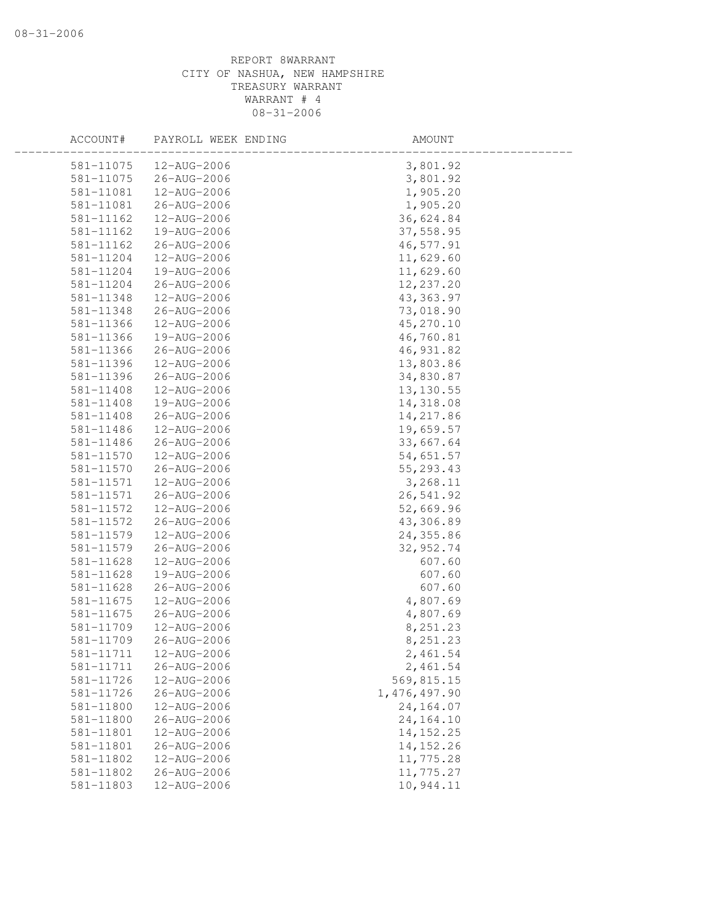REPORT 8WARRANT
CITY OF NASHUA, NEW HAMPSHIRE
TREASURY WARRANT
WARRANT # 4
08-31-2006

| ACCOUNT# | PAYROLL WEEK ENDING | AMOUNT |
|---|---|---|
| 581-11075 | 12-AUG-2006 | 3,801.92 |
| 581-11075 | 26-AUG-2006 | 3,801.92 |
| 581-11081 | 12-AUG-2006 | 1,905.20 |
| 581-11081 | 26-AUG-2006 | 1,905.20 |
| 581-11162 | 12-AUG-2006 | 36,624.84 |
| 581-11162 | 19-AUG-2006 | 37,558.95 |
| 581-11162 | 26-AUG-2006 | 46,577.91 |
| 581-11204 | 12-AUG-2006 | 11,629.60 |
| 581-11204 | 19-AUG-2006 | 11,629.60 |
| 581-11204 | 26-AUG-2006 | 12,237.20 |
| 581-11348 | 12-AUG-2006 | 43,363.97 |
| 581-11348 | 26-AUG-2006 | 73,018.90 |
| 581-11366 | 12-AUG-2006 | 45,270.10 |
| 581-11366 | 19-AUG-2006 | 46,760.81 |
| 581-11366 | 26-AUG-2006 | 46,931.82 |
| 581-11396 | 12-AUG-2006 | 13,803.86 |
| 581-11396 | 26-AUG-2006 | 34,830.87 |
| 581-11408 | 12-AUG-2006 | 13,130.55 |
| 581-11408 | 19-AUG-2006 | 14,318.08 |
| 581-11408 | 26-AUG-2006 | 14,217.86 |
| 581-11486 | 12-AUG-2006 | 19,659.57 |
| 581-11486 | 26-AUG-2006 | 33,667.64 |
| 581-11570 | 12-AUG-2006 | 54,651.57 |
| 581-11570 | 26-AUG-2006 | 55,293.43 |
| 581-11571 | 12-AUG-2006 | 3,268.11 |
| 581-11571 | 26-AUG-2006 | 26,541.92 |
| 581-11572 | 12-AUG-2006 | 52,669.96 |
| 581-11572 | 26-AUG-2006 | 43,306.89 |
| 581-11579 | 12-AUG-2006 | 24,355.86 |
| 581-11579 | 26-AUG-2006 | 32,952.74 |
| 581-11628 | 12-AUG-2006 | 607.60 |
| 581-11628 | 19-AUG-2006 | 607.60 |
| 581-11628 | 26-AUG-2006 | 607.60 |
| 581-11675 | 12-AUG-2006 | 4,807.69 |
| 581-11675 | 26-AUG-2006 | 4,807.69 |
| 581-11709 | 12-AUG-2006 | 8,251.23 |
| 581-11709 | 26-AUG-2006 | 8,251.23 |
| 581-11711 | 12-AUG-2006 | 2,461.54 |
| 581-11711 | 26-AUG-2006 | 2,461.54 |
| 581-11726 | 12-AUG-2006 | 569,815.15 |
| 581-11726 | 26-AUG-2006 | 1,476,497.90 |
| 581-11800 | 12-AUG-2006 | 24,164.07 |
| 581-11800 | 26-AUG-2006 | 24,164.10 |
| 581-11801 | 12-AUG-2006 | 14,152.25 |
| 581-11801 | 26-AUG-2006 | 14,152.26 |
| 581-11802 | 12-AUG-2006 | 11,775.28 |
| 581-11802 | 26-AUG-2006 | 11,775.27 |
| 581-11803 | 12-AUG-2006 | 10,944.11 |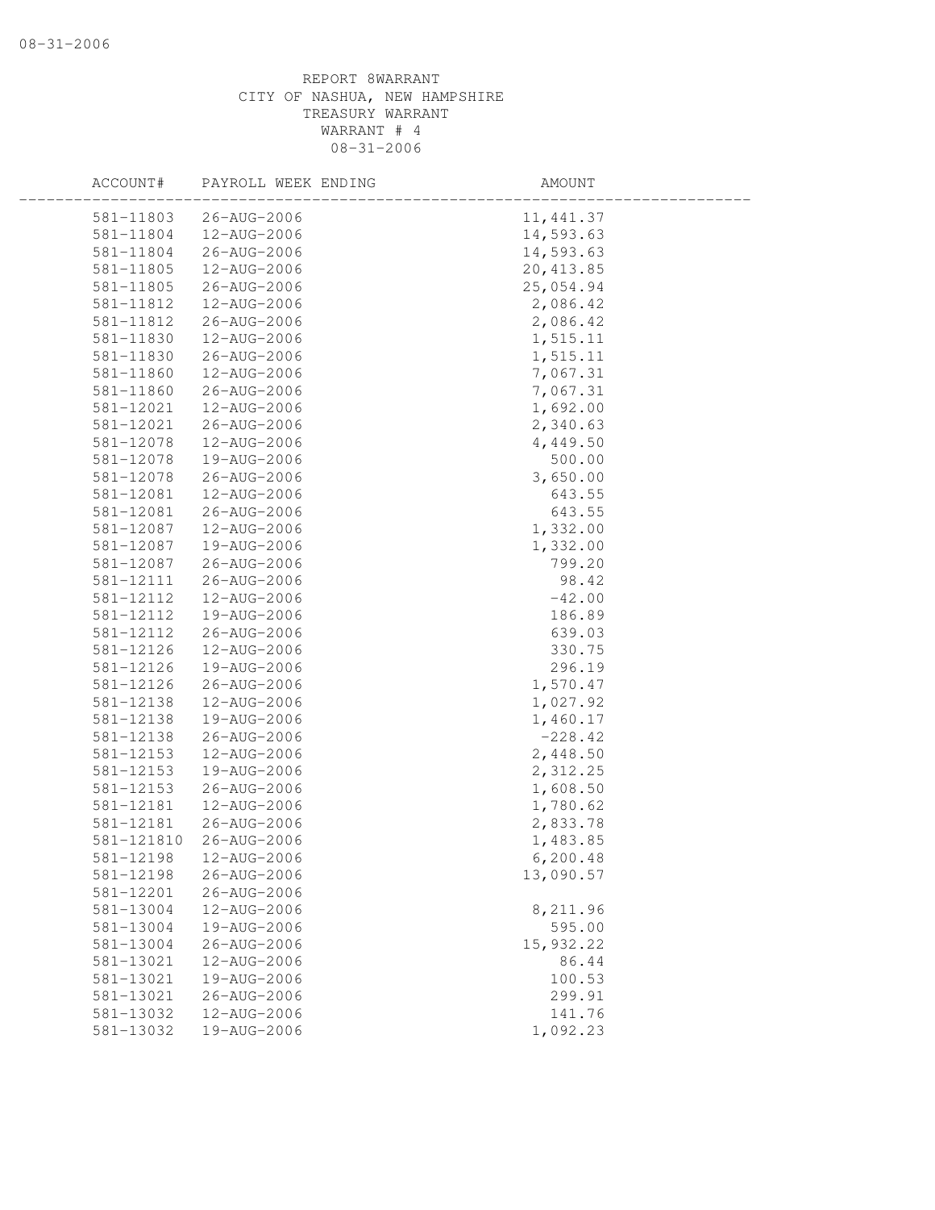REPORT 8WARRANT
CITY OF NASHUA, NEW HAMPSHIRE
TREASURY WARRANT
WARRANT # 4
08-31-2006

| ACCOUNT# | PAYROLL WEEK ENDING | AMOUNT |
|---|---|---|
| 581-11803 | 26-AUG-2006 | 11,441.37 |
| 581-11804 | 12-AUG-2006 | 14,593.63 |
| 581-11804 | 26-AUG-2006 | 14,593.63 |
| 581-11805 | 12-AUG-2006 | 20,413.85 |
| 581-11805 | 26-AUG-2006 | 25,054.94 |
| 581-11812 | 12-AUG-2006 | 2,086.42 |
| 581-11812 | 26-AUG-2006 | 2,086.42 |
| 581-11830 | 12-AUG-2006 | 1,515.11 |
| 581-11830 | 26-AUG-2006 | 1,515.11 |
| 581-11860 | 12-AUG-2006 | 7,067.31 |
| 581-11860 | 26-AUG-2006 | 7,067.31 |
| 581-12021 | 12-AUG-2006 | 1,692.00 |
| 581-12021 | 26-AUG-2006 | 2,340.63 |
| 581-12078 | 12-AUG-2006 | 4,449.50 |
| 581-12078 | 19-AUG-2006 | 500.00 |
| 581-12078 | 26-AUG-2006 | 3,650.00 |
| 581-12081 | 12-AUG-2006 | 643.55 |
| 581-12081 | 26-AUG-2006 | 643.55 |
| 581-12087 | 12-AUG-2006 | 1,332.00 |
| 581-12087 | 19-AUG-2006 | 1,332.00 |
| 581-12087 | 26-AUG-2006 | 799.20 |
| 581-12111 | 26-AUG-2006 | 98.42 |
| 581-12112 | 12-AUG-2006 | -42.00 |
| 581-12112 | 19-AUG-2006 | 186.89 |
| 581-12112 | 26-AUG-2006 | 639.03 |
| 581-12126 | 12-AUG-2006 | 330.75 |
| 581-12126 | 19-AUG-2006 | 296.19 |
| 581-12126 | 26-AUG-2006 | 1,570.47 |
| 581-12138 | 12-AUG-2006 | 1,027.92 |
| 581-12138 | 19-AUG-2006 | 1,460.17 |
| 581-12138 | 26-AUG-2006 | -228.42 |
| 581-12153 | 12-AUG-2006 | 2,448.50 |
| 581-12153 | 19-AUG-2006 | 2,312.25 |
| 581-12153 | 26-AUG-2006 | 1,608.50 |
| 581-12181 | 12-AUG-2006 | 1,780.62 |
| 581-12181 | 26-AUG-2006 | 2,833.78 |
| 581-121810 | 26-AUG-2006 | 1,483.85 |
| 581-12198 | 12-AUG-2006 | 6,200.48 |
| 581-12198 | 26-AUG-2006 | 13,090.57 |
| 581-12201 | 26-AUG-2006 | |
| 581-13004 | 12-AUG-2006 | 8,211.96 |
| 581-13004 | 19-AUG-2006 | 595.00 |
| 581-13004 | 26-AUG-2006 | 15,932.22 |
| 581-13021 | 12-AUG-2006 | 86.44 |
| 581-13021 | 19-AUG-2006 | 100.53 |
| 581-13021 | 26-AUG-2006 | 299.91 |
| 581-13032 | 12-AUG-2006 | 141.76 |
| 581-13032 | 19-AUG-2006 | 1,092.23 |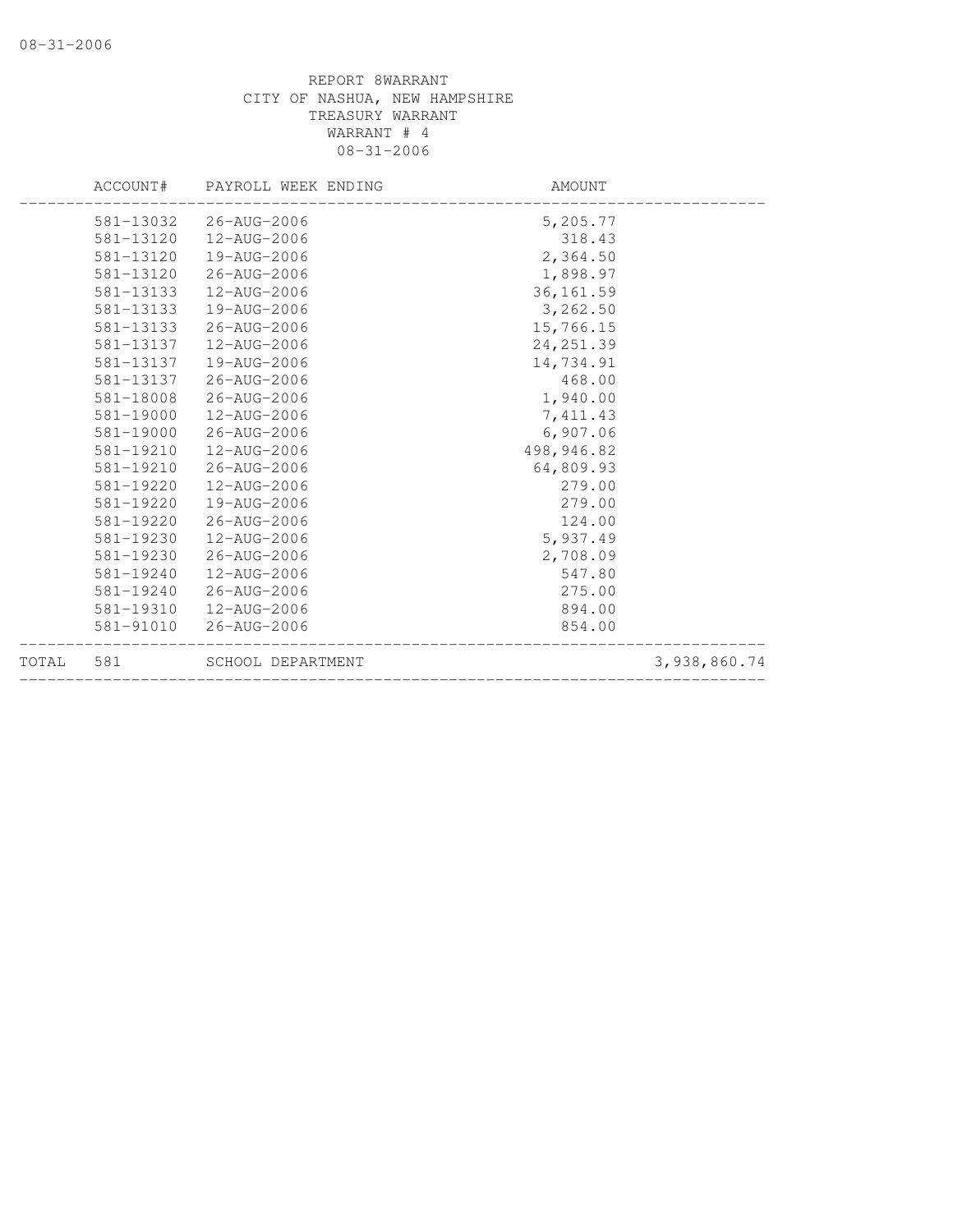REPORT 8WARRANT
CITY OF NASHUA, NEW HAMPSHIRE
TREASURY WARRANT
WARRANT # 4
08-31-2006

| | ACCOUNT# | PAYROLL WEEK ENDING | AMOUNT | |
|---|---|---|---|---|
| | 581-13032 | 26-AUG-2006 | 5,205.77 | |
| | 581-13120 | 12-AUG-2006 | 318.43 | |
| | 581-13120 | 19-AUG-2006 | 2,364.50 | |
| | 581-13120 | 26-AUG-2006 | 1,898.97 | |
| | 581-13133 | 12-AUG-2006 | 36,161.59 | |
| | 581-13133 | 19-AUG-2006 | 3,262.50 | |
| | 581-13133 | 26-AUG-2006 | 15,766.15 | |
| | 581-13137 | 12-AUG-2006 | 24,251.39 | |
| | 581-13137 | 19-AUG-2006 | 14,734.91 | |
| | 581-13137 | 26-AUG-2006 | 468.00 | |
| | 581-18008 | 26-AUG-2006 | 1,940.00 | |
| | 581-19000 | 12-AUG-2006 | 7,411.43 | |
| | 581-19000 | 26-AUG-2006 | 6,907.06 | |
| | 581-19210 | 12-AUG-2006 | 498,946.82 | |
| | 581-19210 | 26-AUG-2006 | 64,809.93 | |
| | 581-19220 | 12-AUG-2006 | 279.00 | |
| | 581-19220 | 19-AUG-2006 | 279.00 | |
| | 581-19220 | 26-AUG-2006 | 124.00 | |
| | 581-19230 | 12-AUG-2006 | 5,937.49 | |
| | 581-19230 | 26-AUG-2006 | 2,708.09 | |
| | 581-19240 | 12-AUG-2006 | 547.80 | |
| | 581-19240 | 26-AUG-2006 | 275.00 | |
| | 581-19310 | 12-AUG-2006 | 894.00 | |
| | 581-91010 | 26-AUG-2006 | 854.00 | |
| TOTAL | 581 | SCHOOL DEPARTMENT | | 3,938,860.74 |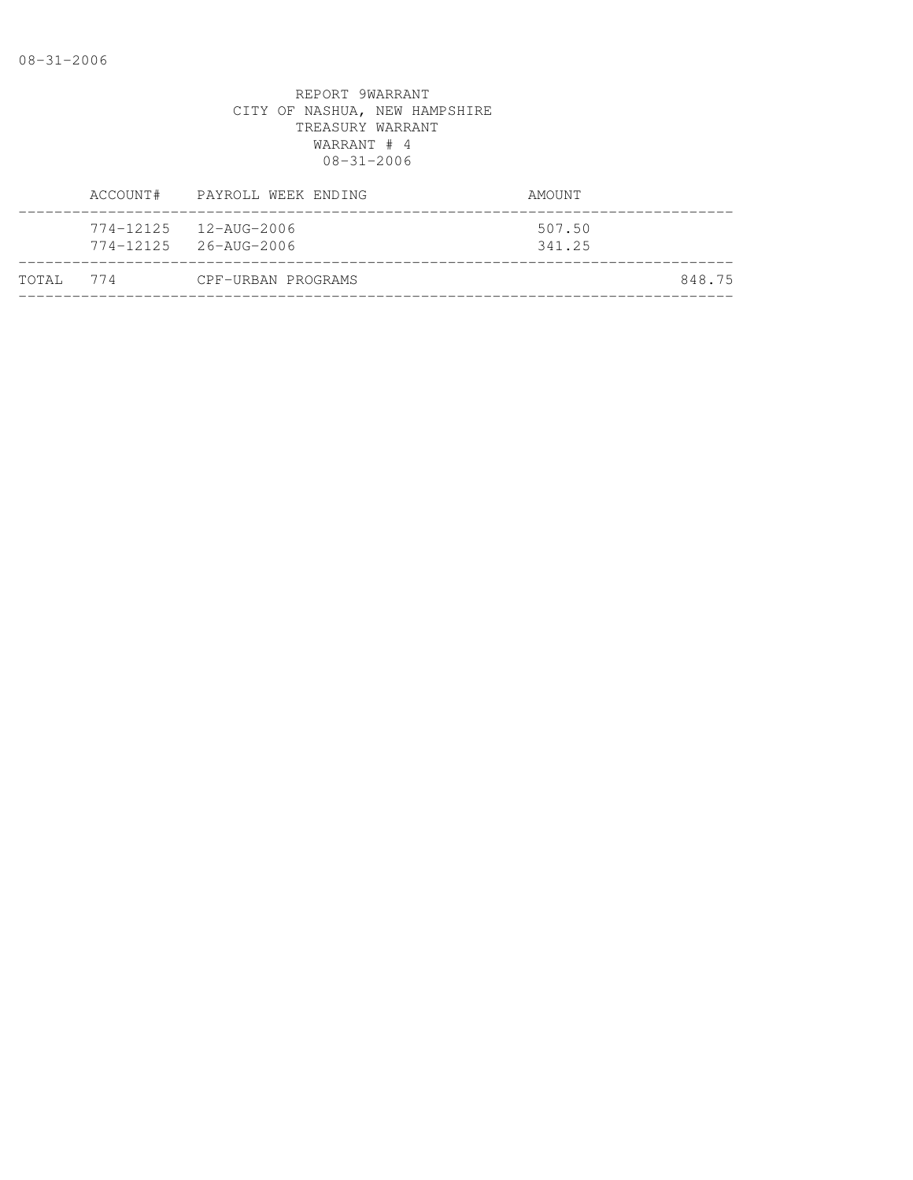REPORT 9WARRANT
CITY OF NASHUA, NEW HAMPSHIRE
TREASURY WARRANT
WARRANT # 4
08-31-2006

| | ACCOUNT# | PAYROLL WEEK ENDING | AMOUNT | |
|---|---|---|---|---|
| | 774-12125 | 12-AUG-2006 | 507.50 | |
| | 774-12125 | 26-AUG-2006 | 341.25 | |
| TOTAL | 774 | CPF-URBAN PROGRAMS | | 848.75 |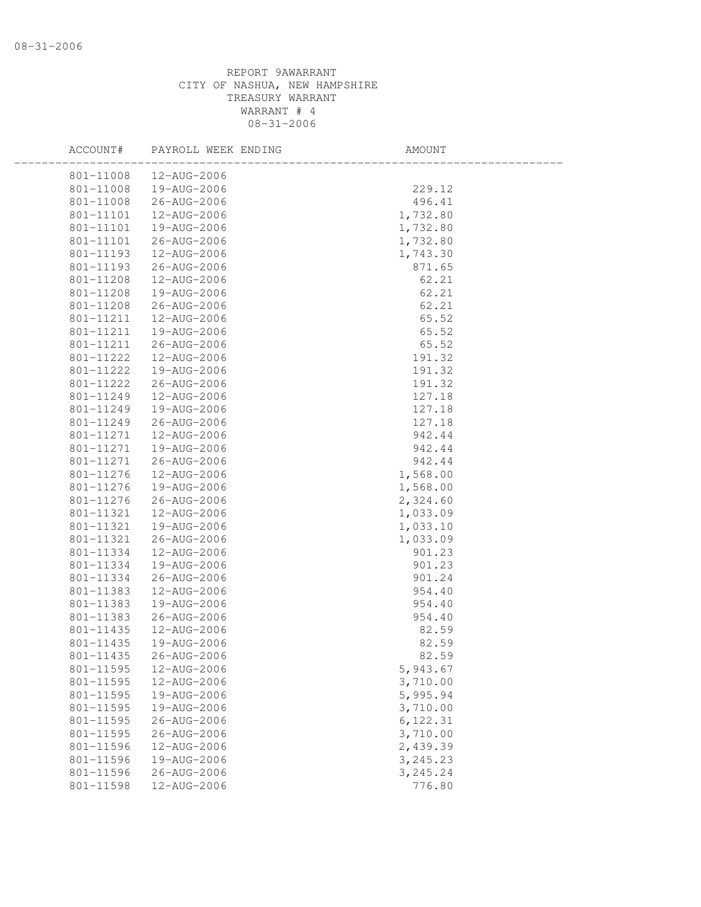REPORT 9AWARRANT
CITY OF NASHUA, NEW HAMPSHIRE
TREASURY WARRANT
WARRANT # 4
08-31-2006

| ACCOUNT# | PAYROLL WEEK ENDING | AMOUNT |
|---|---|---|
| 801-11008 | 12-AUG-2006 | |
| 801-11008 | 19-AUG-2006 | 229.12 |
| 801-11008 | 26-AUG-2006 | 496.41 |
| 801-11101 | 12-AUG-2006 | 1,732.80 |
| 801-11101 | 19-AUG-2006 | 1,732.80 |
| 801-11101 | 26-AUG-2006 | 1,732.80 |
| 801-11193 | 12-AUG-2006 | 1,743.30 |
| 801-11193 | 26-AUG-2006 | 871.65 |
| 801-11208 | 12-AUG-2006 | 62.21 |
| 801-11208 | 19-AUG-2006 | 62.21 |
| 801-11208 | 26-AUG-2006 | 62.21 |
| 801-11211 | 12-AUG-2006 | 65.52 |
| 801-11211 | 19-AUG-2006 | 65.52 |
| 801-11211 | 26-AUG-2006 | 65.52 |
| 801-11222 | 12-AUG-2006 | 191.32 |
| 801-11222 | 19-AUG-2006 | 191.32 |
| 801-11222 | 26-AUG-2006 | 191.32 |
| 801-11249 | 12-AUG-2006 | 127.18 |
| 801-11249 | 19-AUG-2006 | 127.18 |
| 801-11249 | 26-AUG-2006 | 127.18 |
| 801-11271 | 12-AUG-2006 | 942.44 |
| 801-11271 | 19-AUG-2006 | 942.44 |
| 801-11271 | 26-AUG-2006 | 942.44 |
| 801-11276 | 12-AUG-2006 | 1,568.00 |
| 801-11276 | 19-AUG-2006 | 1,568.00 |
| 801-11276 | 26-AUG-2006 | 2,324.60 |
| 801-11321 | 12-AUG-2006 | 1,033.09 |
| 801-11321 | 19-AUG-2006 | 1,033.10 |
| 801-11321 | 26-AUG-2006 | 1,033.09 |
| 801-11334 | 12-AUG-2006 | 901.23 |
| 801-11334 | 19-AUG-2006 | 901.23 |
| 801-11334 | 26-AUG-2006 | 901.24 |
| 801-11383 | 12-AUG-2006 | 954.40 |
| 801-11383 | 19-AUG-2006 | 954.40 |
| 801-11383 | 26-AUG-2006 | 954.40 |
| 801-11435 | 12-AUG-2006 | 82.59 |
| 801-11435 | 19-AUG-2006 | 82.59 |
| 801-11435 | 26-AUG-2006 | 82.59 |
| 801-11595 | 12-AUG-2006 | 5,943.67 |
| 801-11595 | 12-AUG-2006 | 3,710.00 |
| 801-11595 | 19-AUG-2006 | 5,995.94 |
| 801-11595 | 19-AUG-2006 | 3,710.00 |
| 801-11595 | 26-AUG-2006 | 6,122.31 |
| 801-11595 | 26-AUG-2006 | 3,710.00 |
| 801-11596 | 12-AUG-2006 | 2,439.39 |
| 801-11596 | 19-AUG-2006 | 3,245.23 |
| 801-11596 | 26-AUG-2006 | 3,245.24 |
| 801-11598 | 12-AUG-2006 | 776.80 |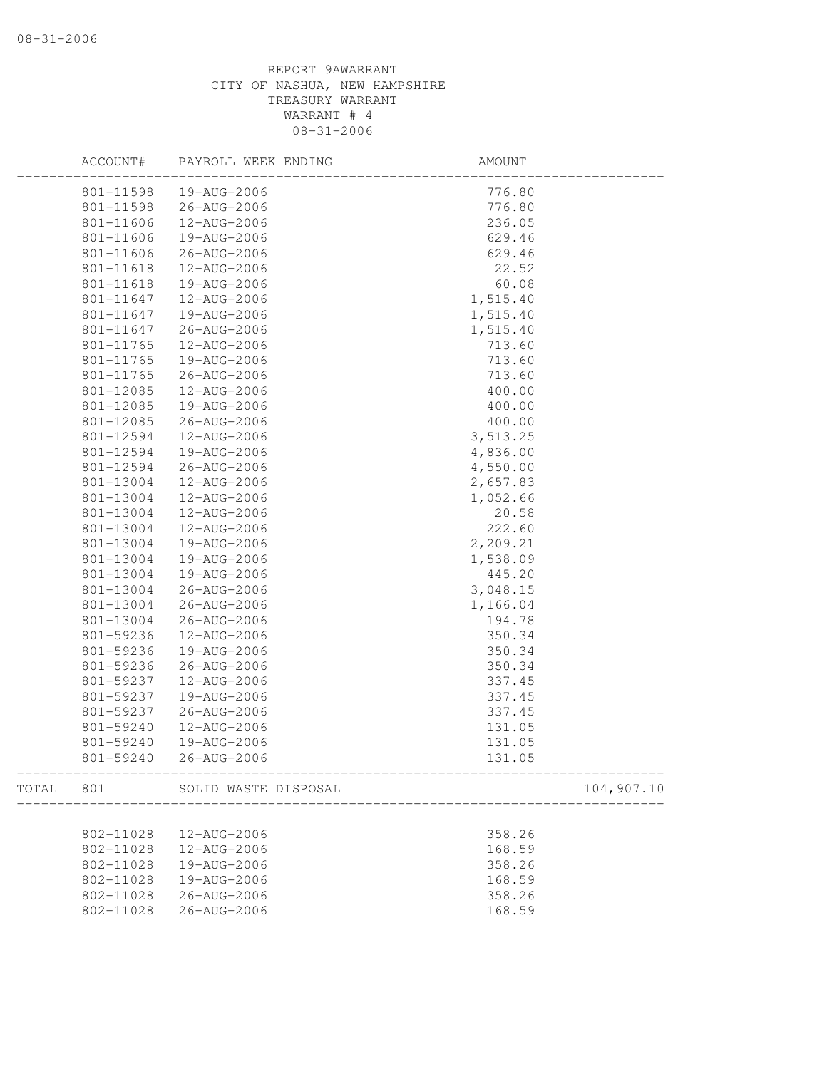REPORT 9AWARRANT
CITY OF NASHUA, NEW HAMPSHIRE
TREASURY WARRANT
WARRANT # 4
08-31-2006

| | ACCOUNT# | PAYROLL WEEK ENDING | AMOUNT | |
|---|---|---|---|---|
| | 801-11598 | 19-AUG-2006 | 776.80 | |
| | 801-11598 | 26-AUG-2006 | 776.80 | |
| | 801-11606 | 12-AUG-2006 | 236.05 | |
| | 801-11606 | 19-AUG-2006 | 629.46 | |
| | 801-11606 | 26-AUG-2006 | 629.46 | |
| | 801-11618 | 12-AUG-2006 | 22.52 | |
| | 801-11618 | 19-AUG-2006 | 60.08 | |
| | 801-11647 | 12-AUG-2006 | 1,515.40 | |
| | 801-11647 | 19-AUG-2006 | 1,515.40 | |
| | 801-11647 | 26-AUG-2006 | 1,515.40 | |
| | 801-11765 | 12-AUG-2006 | 713.60 | |
| | 801-11765 | 19-AUG-2006 | 713.60 | |
| | 801-11765 | 26-AUG-2006 | 713.60 | |
| | 801-12085 | 12-AUG-2006 | 400.00 | |
| | 801-12085 | 19-AUG-2006 | 400.00 | |
| | 801-12085 | 26-AUG-2006 | 400.00 | |
| | 801-12594 | 12-AUG-2006 | 3,513.25 | |
| | 801-12594 | 19-AUG-2006 | 4,836.00 | |
| | 801-12594 | 26-AUG-2006 | 4,550.00 | |
| | 801-13004 | 12-AUG-2006 | 2,657.83 | |
| | 801-13004 | 12-AUG-2006 | 1,052.66 | |
| | 801-13004 | 12-AUG-2006 | 20.58 | |
| | 801-13004 | 12-AUG-2006 | 222.60 | |
| | 801-13004 | 19-AUG-2006 | 2,209.21 | |
| | 801-13004 | 19-AUG-2006 | 1,538.09 | |
| | 801-13004 | 19-AUG-2006 | 445.20 | |
| | 801-13004 | 26-AUG-2006 | 3,048.15 | |
| | 801-13004 | 26-AUG-2006 | 1,166.04 | |
| | 801-13004 | 26-AUG-2006 | 194.78 | |
| | 801-59236 | 12-AUG-2006 | 350.34 | |
| | 801-59236 | 19-AUG-2006 | 350.34 | |
| | 801-59236 | 26-AUG-2006 | 350.34 | |
| | 801-59237 | 12-AUG-2006 | 337.45 | |
| | 801-59237 | 19-AUG-2006 | 337.45 | |
| | 801-59237 | 26-AUG-2006 | 337.45 | |
| | 801-59240 | 12-AUG-2006 | 131.05 | |
| | 801-59240 | 19-AUG-2006 | 131.05 | |
| | 801-59240 | 26-AUG-2006 | 131.05 | |
| TOTAL | 801 | SOLID WASTE DISPOSAL | | 104,907.10 |
| | 802-11028 | 12-AUG-2006 | 358.26 | |
| | 802-11028 | 12-AUG-2006 | 168.59 | |
| | 802-11028 | 19-AUG-2006 | 358.26 | |
| | 802-11028 | 19-AUG-2006 | 168.59 | |
| | 802-11028 | 26-AUG-2006 | 358.26 | |
| | 802-11028 | 26-AUG-2006 | 168.59 | |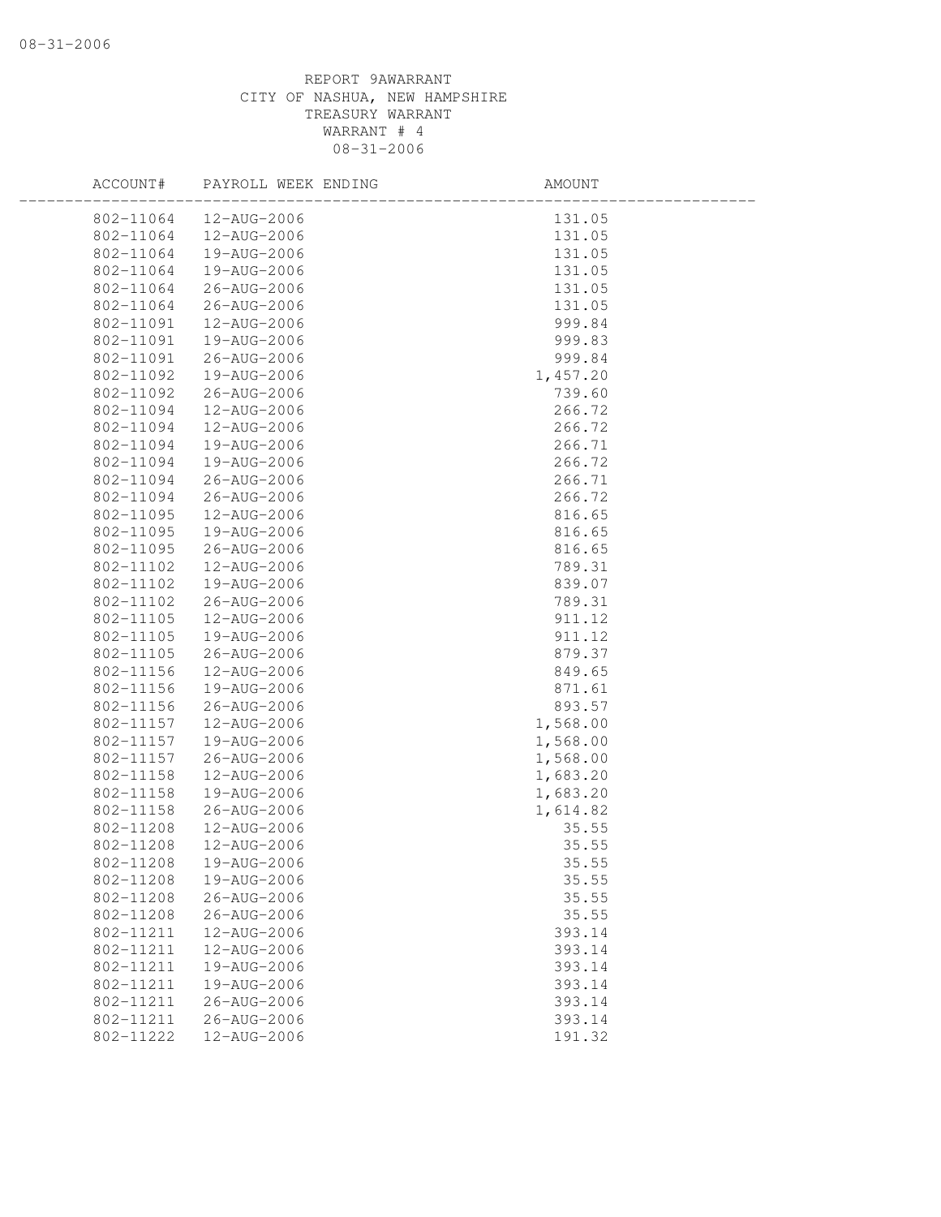REPORT 9AWARRANT
CITY OF NASHUA, NEW HAMPSHIRE
TREASURY WARRANT
WARRANT # 4
08-31-2006

| ACCOUNT# | PAYROLL WEEK ENDING | AMOUNT |
|---|---|---|
| 802-11064 | 12-AUG-2006 | 131.05 |
| 802-11064 | 12-AUG-2006 | 131.05 |
| 802-11064 | 19-AUG-2006 | 131.05 |
| 802-11064 | 19-AUG-2006 | 131.05 |
| 802-11064 | 26-AUG-2006 | 131.05 |
| 802-11064 | 26-AUG-2006 | 131.05 |
| 802-11091 | 12-AUG-2006 | 999.84 |
| 802-11091 | 19-AUG-2006 | 999.83 |
| 802-11091 | 26-AUG-2006 | 999.84 |
| 802-11092 | 19-AUG-2006 | 1,457.20 |
| 802-11092 | 26-AUG-2006 | 739.60 |
| 802-11094 | 12-AUG-2006 | 266.72 |
| 802-11094 | 12-AUG-2006 | 266.72 |
| 802-11094 | 19-AUG-2006 | 266.71 |
| 802-11094 | 19-AUG-2006 | 266.72 |
| 802-11094 | 26-AUG-2006 | 266.71 |
| 802-11094 | 26-AUG-2006 | 266.72 |
| 802-11095 | 12-AUG-2006 | 816.65 |
| 802-11095 | 19-AUG-2006 | 816.65 |
| 802-11095 | 26-AUG-2006 | 816.65 |
| 802-11102 | 12-AUG-2006 | 789.31 |
| 802-11102 | 19-AUG-2006 | 839.07 |
| 802-11102 | 26-AUG-2006 | 789.31 |
| 802-11105 | 12-AUG-2006 | 911.12 |
| 802-11105 | 19-AUG-2006 | 911.12 |
| 802-11105 | 26-AUG-2006 | 879.37 |
| 802-11156 | 12-AUG-2006 | 849.65 |
| 802-11156 | 19-AUG-2006 | 871.61 |
| 802-11156 | 26-AUG-2006 | 893.57 |
| 802-11157 | 12-AUG-2006 | 1,568.00 |
| 802-11157 | 19-AUG-2006 | 1,568.00 |
| 802-11157 | 26-AUG-2006 | 1,568.00 |
| 802-11158 | 12-AUG-2006 | 1,683.20 |
| 802-11158 | 19-AUG-2006 | 1,683.20 |
| 802-11158 | 26-AUG-2006 | 1,614.82 |
| 802-11208 | 12-AUG-2006 | 35.55 |
| 802-11208 | 12-AUG-2006 | 35.55 |
| 802-11208 | 19-AUG-2006 | 35.55 |
| 802-11208 | 19-AUG-2006 | 35.55 |
| 802-11208 | 26-AUG-2006 | 35.55 |
| 802-11208 | 26-AUG-2006 | 35.55 |
| 802-11211 | 12-AUG-2006 | 393.14 |
| 802-11211 | 12-AUG-2006 | 393.14 |
| 802-11211 | 19-AUG-2006 | 393.14 |
| 802-11211 | 19-AUG-2006 | 393.14 |
| 802-11211 | 26-AUG-2006 | 393.14 |
| 802-11211 | 26-AUG-2006 | 393.14 |
| 802-11222 | 12-AUG-2006 | 191.32 |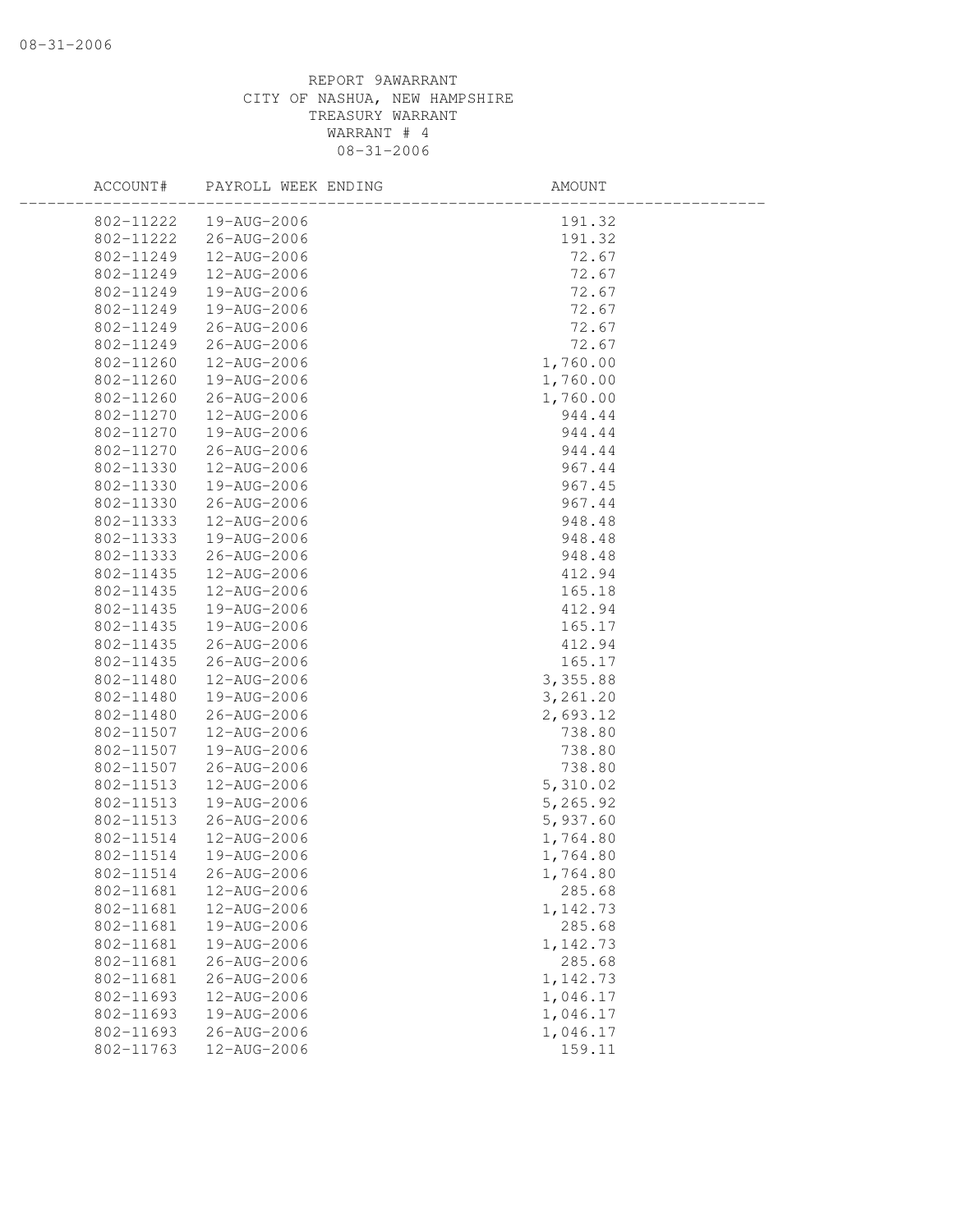REPORT 9AWARRANT
CITY OF NASHUA, NEW HAMPSHIRE
TREASURY WARRANT
WARRANT # 4
08-31-2006

| ACCOUNT# | PAYROLL WEEK ENDING | AMOUNT |
|---|---|---|
| 802-11222 | 19-AUG-2006 | 191.32 |
| 802-11222 | 26-AUG-2006 | 191.32 |
| 802-11249 | 12-AUG-2006 | 72.67 |
| 802-11249 | 12-AUG-2006 | 72.67 |
| 802-11249 | 19-AUG-2006 | 72.67 |
| 802-11249 | 19-AUG-2006 | 72.67 |
| 802-11249 | 26-AUG-2006 | 72.67 |
| 802-11249 | 26-AUG-2006 | 72.67 |
| 802-11260 | 12-AUG-2006 | 1,760.00 |
| 802-11260 | 19-AUG-2006 | 1,760.00 |
| 802-11260 | 26-AUG-2006 | 1,760.00 |
| 802-11270 | 12-AUG-2006 | 944.44 |
| 802-11270 | 19-AUG-2006 | 944.44 |
| 802-11270 | 26-AUG-2006 | 944.44 |
| 802-11330 | 12-AUG-2006 | 967.44 |
| 802-11330 | 19-AUG-2006 | 967.45 |
| 802-11330 | 26-AUG-2006 | 967.44 |
| 802-11333 | 12-AUG-2006 | 948.48 |
| 802-11333 | 19-AUG-2006 | 948.48 |
| 802-11333 | 26-AUG-2006 | 948.48 |
| 802-11435 | 12-AUG-2006 | 412.94 |
| 802-11435 | 12-AUG-2006 | 165.18 |
| 802-11435 | 19-AUG-2006 | 412.94 |
| 802-11435 | 19-AUG-2006 | 165.17 |
| 802-11435 | 26-AUG-2006 | 412.94 |
| 802-11435 | 26-AUG-2006 | 165.17 |
| 802-11480 | 12-AUG-2006 | 3,355.88 |
| 802-11480 | 19-AUG-2006 | 3,261.20 |
| 802-11480 | 26-AUG-2006 | 2,693.12 |
| 802-11507 | 12-AUG-2006 | 738.80 |
| 802-11507 | 19-AUG-2006 | 738.80 |
| 802-11507 | 26-AUG-2006 | 738.80 |
| 802-11513 | 12-AUG-2006 | 5,310.02 |
| 802-11513 | 19-AUG-2006 | 5,265.92 |
| 802-11513 | 26-AUG-2006 | 5,937.60 |
| 802-11514 | 12-AUG-2006 | 1,764.80 |
| 802-11514 | 19-AUG-2006 | 1,764.80 |
| 802-11514 | 26-AUG-2006 | 1,764.80 |
| 802-11681 | 12-AUG-2006 | 285.68 |
| 802-11681 | 12-AUG-2006 | 1,142.73 |
| 802-11681 | 19-AUG-2006 | 285.68 |
| 802-11681 | 19-AUG-2006 | 1,142.73 |
| 802-11681 | 26-AUG-2006 | 285.68 |
| 802-11681 | 26-AUG-2006 | 1,142.73 |
| 802-11693 | 12-AUG-2006 | 1,046.17 |
| 802-11693 | 19-AUG-2006 | 1,046.17 |
| 802-11693 | 26-AUG-2006 | 1,046.17 |
| 802-11763 | 12-AUG-2006 | 159.11 |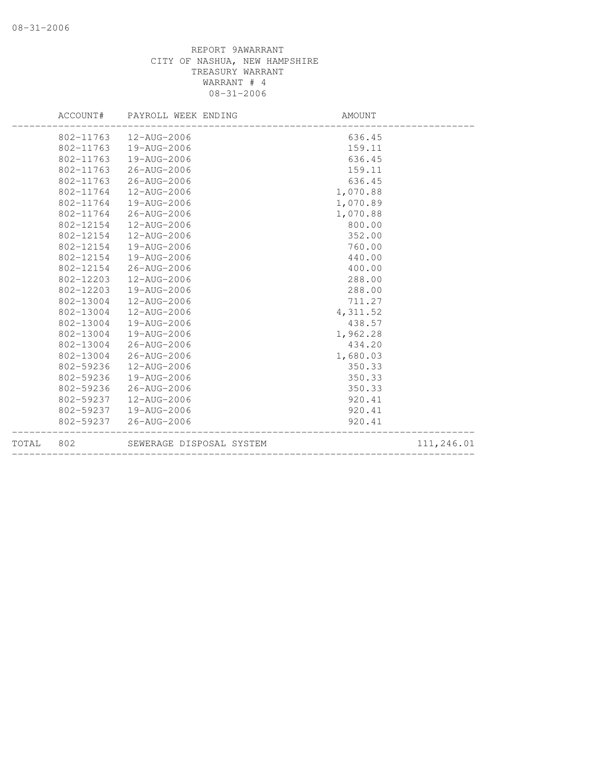REPORT 9AWARRANT
CITY OF NASHUA, NEW HAMPSHIRE
TREASURY WARRANT
WARRANT # 4
08-31-2006

| | ACCOUNT# | PAYROLL WEEK ENDING | AMOUNT | |
|---|---|---|---|---|
| | 802-11763 | 12-AUG-2006 | 636.45 | |
| | 802-11763 | 19-AUG-2006 | 159.11 | |
| | 802-11763 | 19-AUG-2006 | 636.45 | |
| | 802-11763 | 26-AUG-2006 | 159.11 | |
| | 802-11763 | 26-AUG-2006 | 636.45 | |
| | 802-11764 | 12-AUG-2006 | 1,070.88 | |
| | 802-11764 | 19-AUG-2006 | 1,070.89 | |
| | 802-11764 | 26-AUG-2006 | 1,070.88 | |
| | 802-12154 | 12-AUG-2006 | 800.00 | |
| | 802-12154 | 12-AUG-2006 | 352.00 | |
| | 802-12154 | 19-AUG-2006 | 760.00 | |
| | 802-12154 | 19-AUG-2006 | 440.00 | |
| | 802-12154 | 26-AUG-2006 | 400.00 | |
| | 802-12203 | 12-AUG-2006 | 288.00 | |
| | 802-12203 | 19-AUG-2006 | 288.00 | |
| | 802-13004 | 12-AUG-2006 | 711.27 | |
| | 802-13004 | 12-AUG-2006 | 4,311.52 | |
| | 802-13004 | 19-AUG-2006 | 438.57 | |
| | 802-13004 | 19-AUG-2006 | 1,962.28 | |
| | 802-13004 | 26-AUG-2006 | 434.20 | |
| | 802-13004 | 26-AUG-2006 | 1,680.03 | |
| | 802-59236 | 12-AUG-2006 | 350.33 | |
| | 802-59236 | 19-AUG-2006 | 350.33 | |
| | 802-59236 | 26-AUG-2006 | 350.33 | |
| | 802-59237 | 12-AUG-2006 | 920.41 | |
| | 802-59237 | 19-AUG-2006 | 920.41 | |
| | 802-59237 | 26-AUG-2006 | 920.41 | |
| TOTAL | 802 | SEWERAGE DISPOSAL SYSTEM | | 111,246.01 |